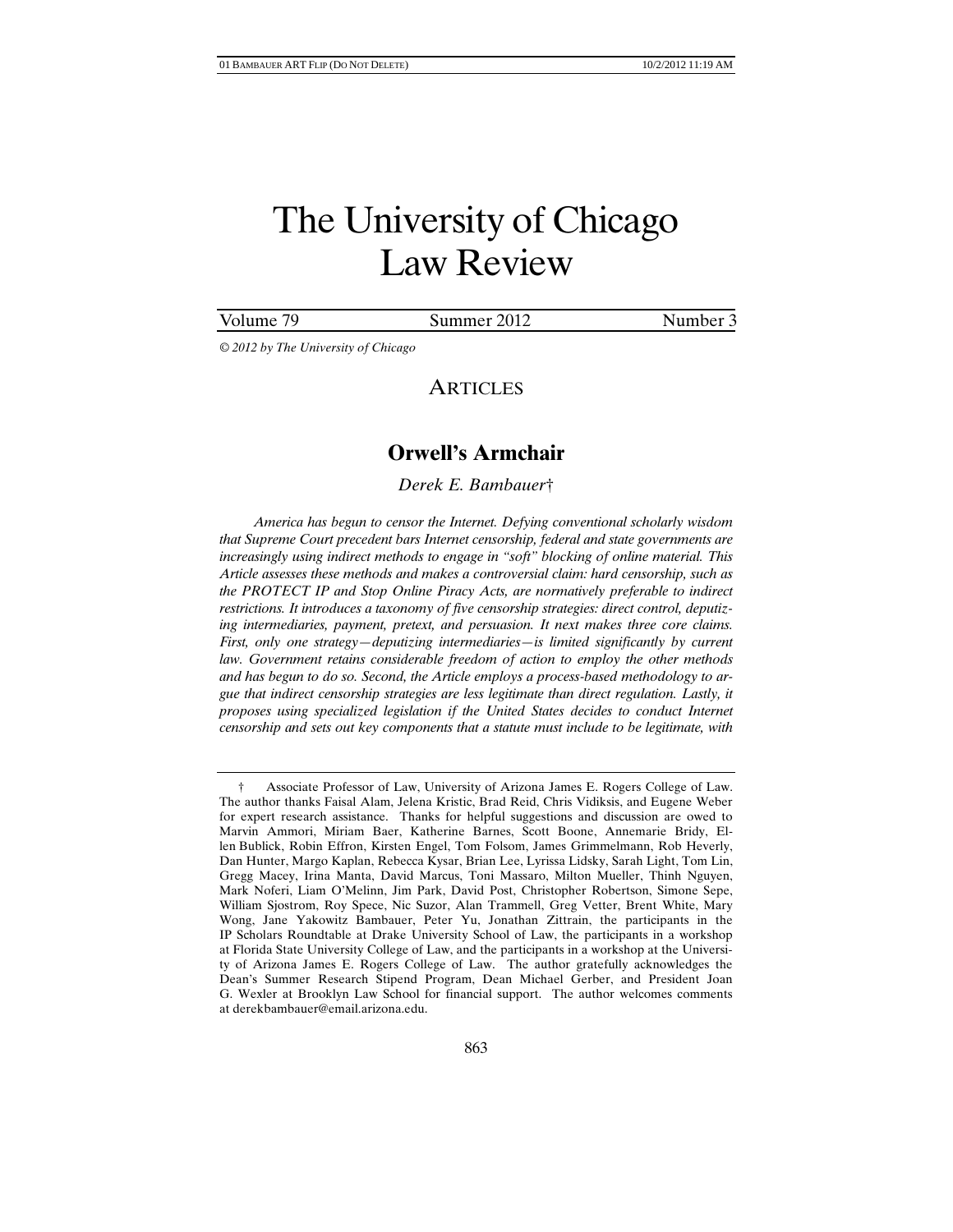# The University of Chicago Law Review

Volume 79 Summer 2012 Number 3

*© 2012 by The University of Chicago*

## ARTICLES

## Orwell's Armchair

*Derek E. Bambauer*†

*America has begun to censor the Internet. Defying conventional scholarly wisdom that Supreme Court precedent bars Internet censorship, federal and state governments are increasingly using indirect methods to engage in "soft" blocking of online material. This Article assesses these methods and makes a controversial claim: hard censorship, such as the PROTECT IP and Stop Online Piracy Acts, are normatively preferable to indirect restrictions. It introduces a taxonomy of five censorship strategies: direct control, deputizing intermediaries, payment, pretext, and persuasion. It next makes three core claims. First, only one strategy—deputizing intermediaries—is limited significantly by current law. Government retains considerable freedom of action to employ the other methods and has begun to do so. Second, the Article employs a process-based methodology to argue that indirect censorship strategies are less legitimate than direct regulation. Lastly, it proposes using specialized legislation if the United States decides to conduct Internet censorship and sets out key components that a statute must include to be legitimate, with*

† Associate Professor of Law, University of Arizona James E. Rogers College of Law. The author thanks Faisal Alam, Jelena Kristic, Brad Reid, Chris Vidiksis, and Eugene Weber for expert research assistance. Thanks for helpful suggestions and discussion are owed to Marvin Ammori, Miriam Baer, Katherine Barnes, Scott Boone, Annemarie Bridy, Ellen Bublick, Robin Effron, Kirsten Engel, Tom Folsom, James Grimmelmann, Rob Heverly, Dan Hunter, Margo Kaplan, Rebecca Kysar, Brian Lee, Lyrissa Lidsky, Sarah Light, Tom Lin, Gregg Macey, Irina Manta, David Marcus, Toni Massaro, Milton Mueller, Thinh Nguyen, Mark Noferi, Liam O'Melinn, Jim Park, David Post, Christopher Robertson, Simone Sepe, William Sjostrom, Roy Spece, Nic Suzor, Alan Trammell, Greg Vetter, Brent White, Mary Wong, Jane Yakowitz Bambauer, Peter Yu, Jonathan Zittrain, the participants in the IP Scholars Roundtable at Drake University School of Law, the participants in a workshop at Florida State University College of Law, and the participants in a workshop at the University of Arizona James E. Rogers College of Law. The author gratefully acknowledges the Dean's Summer Research Stipend Program, Dean Michael Gerber, and President Joan G. Wexler at Brooklyn Law School for financial support. The author welcomes comments at derekbambauer@email.arizona.edu.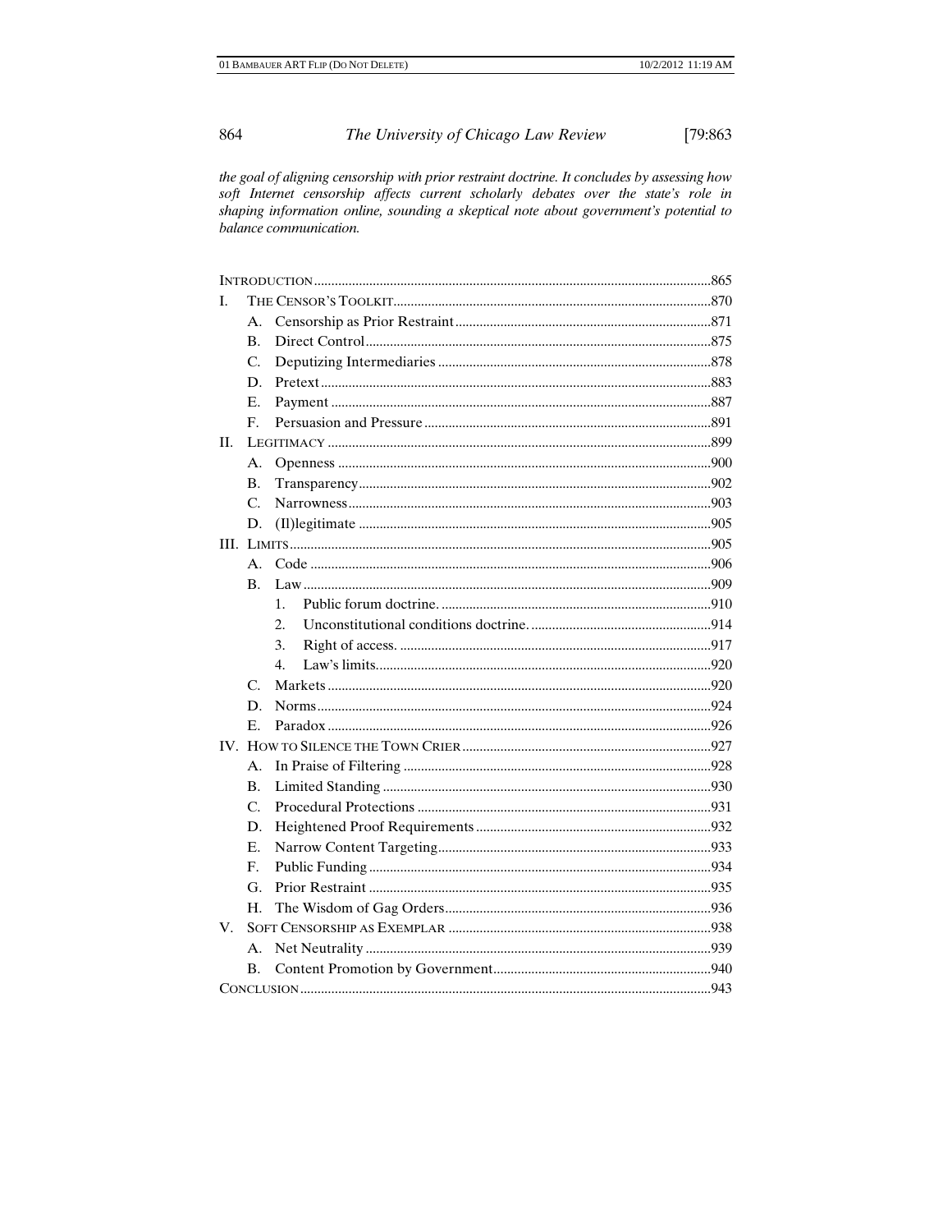*the goal of aligning censorship with prior restraint doctrine. It concludes by assessing how soft Internet censorship affects current scholarly debates over the state's role in shaping information online, sounding a skeptical note about government's potential to balance communication.*

INTRODUCTION .....865

I. THE CENSOR'S TOOLKIT .....870
   - A. Censorship as Prior Restraint .....871
   - B. Direct Control .....875
   - C. Deputizing Intermediaries .....878
   - D. Pretext .....883
   - E. Payment .....887
   - F. Persuasion and Pressure .....891

II. LEGITIMACY .....899
   - A. Openness .....900
   - B. Transparency .....902
   - C. Narrowness .....903
   - D. (Il)legitimate .....905

III. LIMITS .....905
   - A. Code .....906
   - B. Law .....909
     1. Public forum doctrine. .....910
     2. Unconstitutional conditions doctrine. .....914
     3. Right of access. .....917
     4. Law's limits. .....920
   - C. Markets .....920
   - D. Norms .....924
   - E. Paradox .....926

IV. HOW TO SILENCE THE TOWN CRIER .....927
   - A. In Praise of Filtering .....928
   - B. Limited Standing .....930
   - C. Procedural Protections .....931
   - D. Heightened Proof Requirements .....932
   - E. Narrow Content Targeting .....933
   - F. Public Funding .....934
   - G. Prior Restraint .....935
   - H. The Wisdom of Gag Orders .....936

V. SOFT CENSORSHIP AS EXEMPLAR .....938
   - A. Net Neutrality .....939
   - B. Content Promotion by Government .....940

CONCLUSION .....943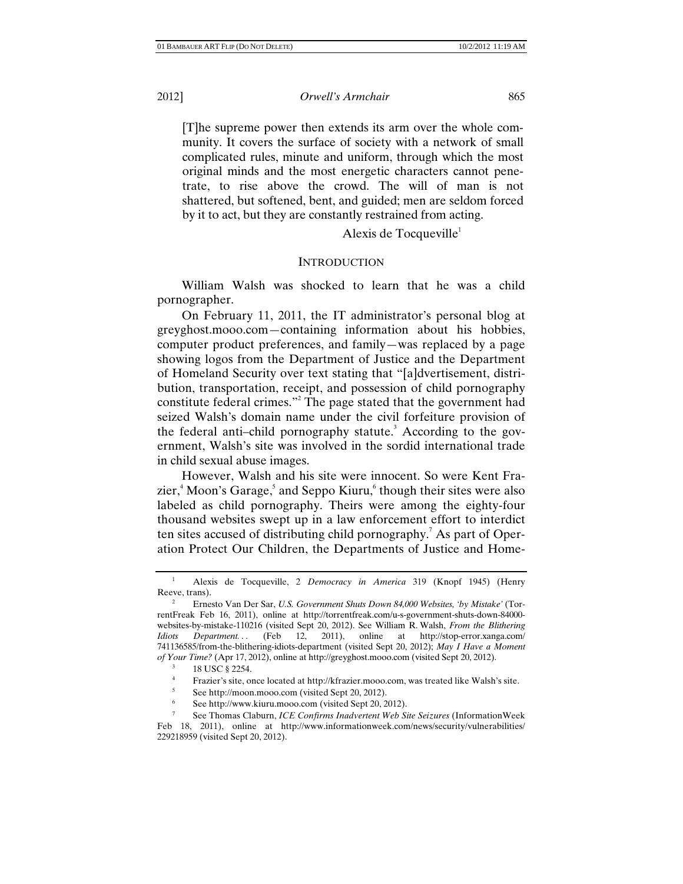> [T]he supreme power then extends its arm over the whole community. It covers the surface of society with a network of small complicated rules, minute and uniform, through which the most original minds and the most energetic characters cannot penetrate, to rise above the crowd. The will of man is not shattered, but softened, bent, and guided; men are seldom forced by it to act, but they are constantly restrained from acting.
>
> Alexis de Tocqueville[1]

## INTRODUCTION

William Walsh was shocked to learn that he was a child pornographer.

On February 11, 2011, the IT administrator's personal blog at greyghost.mooo.com—containing information about his hobbies, computer product preferences, and family—was replaced by a page showing logos from the Department of Justice and the Department of Homeland Security over text stating that "[a]dvertisement, distribution, transportation, receipt, and possession of child pornography constitute federal crimes."[2] The page stated that the government had seized Walsh's domain name under the civil forfeiture provision of the federal anti–child pornography statute.[3] According to the government, Walsh's site was involved in the sordid international trade in child sexual abuse images.

However, Walsh and his site were innocent. So were Kent Frazier,[4] Moon's Garage,[5] and Seppo Kiuru,[6] though their sites were also labeled as child pornography. Theirs were among the eighty-four thousand websites swept up in a law enforcement effort to interdict ten sites accused of distributing child pornography.[7] As part of Operation Protect Our Children, the Departments of Justice and Home-

---

[1] Alexis de Tocqueville, 2 *Democracy in America* 319 (Knopf 1945) (Henry Reeve, trans).

[2] Ernesto Van Der Sar, *U.S. Government Shuts Down 84,000 Websites, 'by Mistake'* (TorrentFreak Feb 16, 2011), online at http://torrentfreak.com/u-s-government-shuts-down-84000-websites-by-mistake-110216 (visited Sept 20, 2012). See William R. Walsh, *From the Blithering Idiots Department. . .* (Feb 12, 2011), online at http://stop-error.xanga.com/741136585/from-the-blithering-idiots-department (visited Sept 20, 2012); *May I Have a Moment of Your Time?* (Apr 17, 2012), online at http://greyghost.mooo.com (visited Sept 20, 2012).

[3] 18 USC § 2254.

[4] Frazier's site, once located at http://kfrazier.mooo.com, was treated like Walsh's site.

[5] See http://moon.mooo.com (visited Sept 20, 2012).

[6] See http://www.kiuru.mooo.com (visited Sept 20, 2012).

[7] See Thomas Claburn, *ICE Confirms Inadvertent Web Site Seizures* (InformationWeek Feb 18, 2011), online at http://www.informationweek.com/news/security/vulnerabilities/229218959 (visited Sept 20, 2012).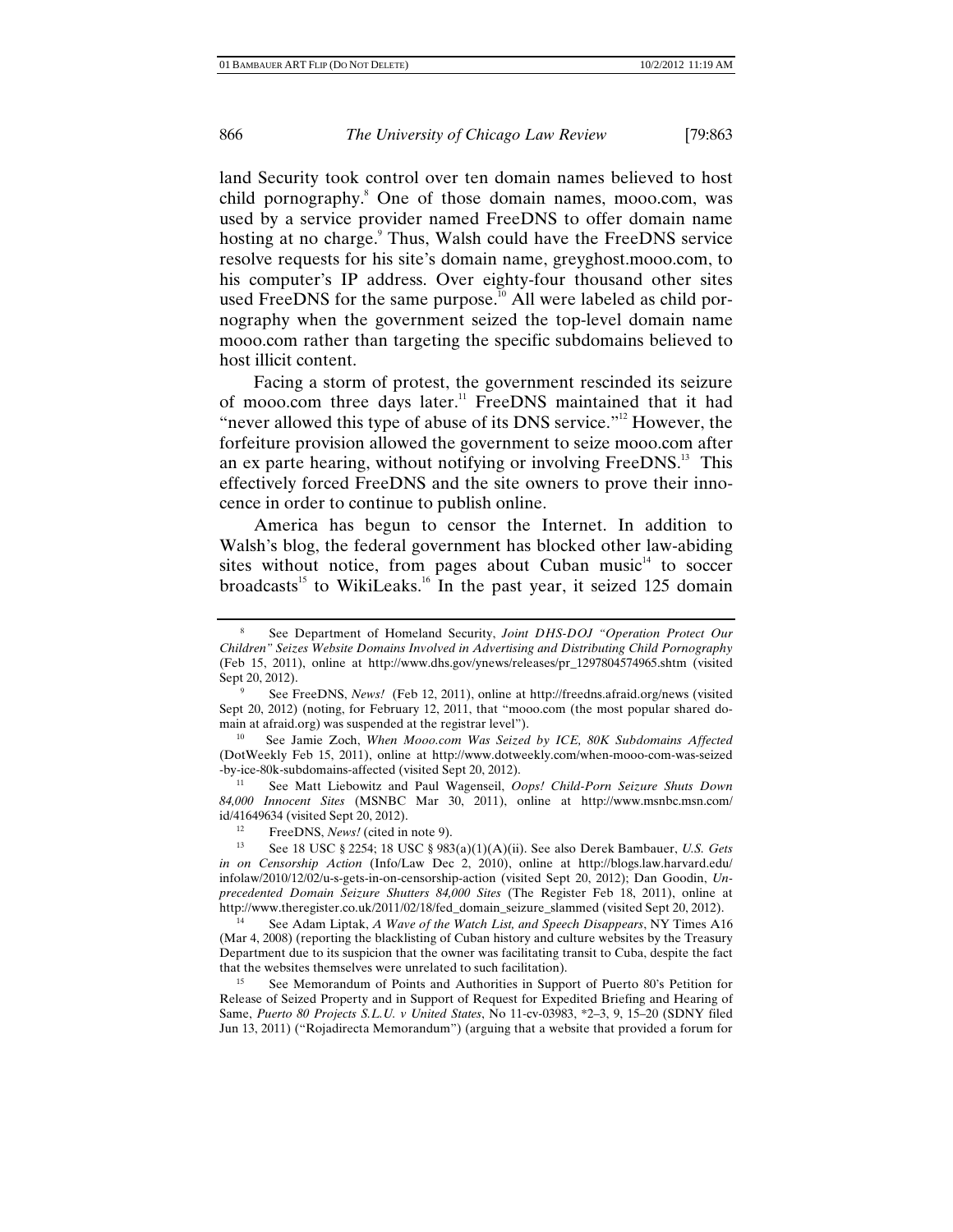land Security took control over ten domain names believed to host child pornography.[8] One of those domain names, mooo.com, was used by a service provider named FreeDNS to offer domain name hosting at no charge.[9] Thus, Walsh could have the FreeDNS service resolve requests for his site's domain name, greyghost.mooo.com, to his computer's IP address. Over eighty-four thousand other sites used FreeDNS for the same purpose.[10] All were labeled as child pornography when the government seized the top-level domain name mooo.com rather than targeting the specific subdomains believed to host illicit content.

Facing a storm of protest, the government rescinded its seizure of mooo.com three days later.[11] FreeDNS maintained that it had "never allowed this type of abuse of its DNS service."[12] However, the forfeiture provision allowed the government to seize mooo.com after an ex parte hearing, without notifying or involving FreeDNS.[13] This effectively forced FreeDNS and the site owners to prove their innocence in order to continue to publish online.

America has begun to censor the Internet. In addition to Walsh's blog, the federal government has blocked other law-abiding sites without notice, from pages about Cuban music[14] to soccer broadcasts[15] to WikiLeaks.[16] In the past year, it seized 125 domain

---

[8] See Department of Homeland Security, *Joint DHS-DOJ "Operation Protect Our Children" Seizes Website Domains Involved in Advertising and Distributing Child Pornography* (Feb 15, 2011), online at http://www.dhs.gov/ynews/releases/pr_1297804574965.shtm (visited Sept 20, 2012).

[9] See FreeDNS, *News!* (Feb 12, 2011), online at http://freedns.afraid.org/news (visited Sept 20, 2012) (noting, for February 12, 2011, that "mooo.com (the most popular shared domain at afraid.org) was suspended at the registrar level").

[10] See Jamie Zoch, *When Mooo.com Was Seized by ICE, 80K Subdomains Affected* (DotWeekly Feb 15, 2011), online at http://www.dotweekly.com/when-mooo-com-was-seized-by-ice-80k-subdomains-affected (visited Sept 20, 2012).

[11] See Matt Liebowitz and Paul Wagenseil, *Oops! Child-Porn Seizure Shuts Down 84,000 Innocent Sites* (MSNBC Mar 30, 2011), online at http://www.msnbc.msn.com/id/41649634 (visited Sept 20, 2012).

[12] FreeDNS, *News!* (cited in note 9).

[13] See 18 USC § 2254; 18 USC § 983(a)(1)(A)(ii). See also Derek Bambauer, *U.S. Gets in on Censorship Action* (Info/Law Dec 2, 2010), online at http://blogs.law.harvard.edu/infolaw/2010/12/02/u-s-gets-in-on-censorship-action (visited Sept 20, 2012); Dan Goodin, *Unprecedented Domain Seizure Shutters 84,000 Sites* (The Register Feb 18, 2011), online at http://www.theregister.co.uk/2011/02/18/fed_domain_seizure_slammed (visited Sept 20, 2012).

[14] See Adam Liptak, *A Wave of the Watch List, and Speech Disappears*, NY Times A16 (Mar 4, 2008) (reporting the blacklisting of Cuban history and culture websites by the Treasury Department due to its suspicion that the owner was facilitating transit to Cuba, despite the fact that the websites themselves were unrelated to such facilitation).

[15] See Memorandum of Points and Authorities in Support of Puerto 80's Petition for Release of Seized Property and in Support of Request for Expedited Briefing and Hearing of Same, *Puerto 80 Projects S.L.U. v United States*, No 11-cv-03983, *2–3, 9, 15–20 (SDNY filed Jun 13, 2011) ("Rojadirecta Memorandum") (arguing that a website that provided a forum for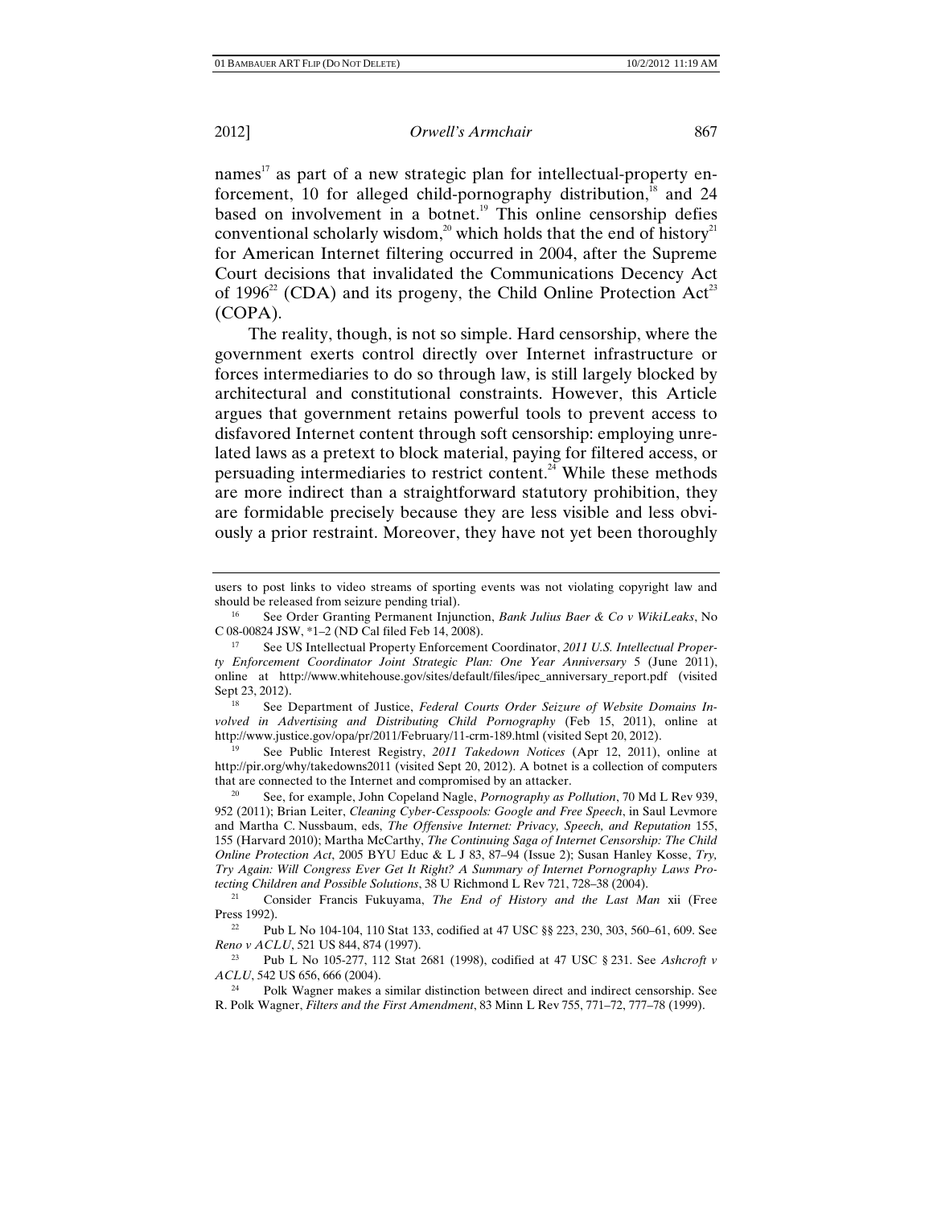names[17] as part of a new strategic plan for intellectual-property enforcement, 10 for alleged child-pornography distribution,[18] and 24 based on involvement in a botnet.[19] This online censorship defies conventional scholarly wisdom,[20] which holds that the end of history[21] for American Internet filtering occurred in 2004, after the Supreme Court decisions that invalidated the Communications Decency Act of 1996[22] (CDA) and its progeny, the Child Online Protection Act[23] (COPA).

The reality, though, is not so simple. Hard censorship, where the government exerts control directly over Internet infrastructure or forces intermediaries to do so through law, is still largely blocked by architectural and constitutional constraints. However, this Article argues that government retains powerful tools to prevent access to disfavored Internet content through soft censorship: employing unrelated laws as a pretext to block material, paying for filtered access, or persuading intermediaries to restrict content.[24] While these methods are more indirect than a straightforward statutory prohibition, they are formidable precisely because they are less visible and less obviously a prior restraint. Moreover, they have not yet been thoroughly

---

users to post links to video streams of sporting events was not violating copyright law and should be released from seizure pending trial).

[16] See Order Granting Permanent Injunction, *Bank Julius Baer & Co v WikiLeaks*, No C 08-00824 JSW, *1–2 (ND Cal filed Feb 14, 2008).

[17] See US Intellectual Property Enforcement Coordinator, *2011 U.S. Intellectual Property Enforcement Coordinator Joint Strategic Plan: One Year Anniversary* 5 (June 2011), online at http://www.whitehouse.gov/sites/default/files/ipec_anniversary_report.pdf (visited Sept 23, 2012).

[18] See Department of Justice, *Federal Courts Order Seizure of Website Domains Involved in Advertising and Distributing Child Pornography* (Feb 15, 2011), online at http://www.justice.gov/opa/pr/2011/February/11-crm-189.html (visited Sept 20, 2012).

[19] See Public Interest Registry, *2011 Takedown Notices* (Apr 12, 2011), online at http://pir.org/why/takedowns2011 (visited Sept 20, 2012). A botnet is a collection of computers that are connected to the Internet and compromised by an attacker.

[20] See, for example, John Copeland Nagle, *Pornography as Pollution*, 70 Md L Rev 939, 952 (2011); Brian Leiter, *Cleaning Cyber-Cesspools: Google and Free Speech*, in Saul Levmore and Martha C. Nussbaum, eds, *The Offensive Internet: Privacy, Speech, and Reputation* 155, 155 (Harvard 2010); Martha McCarthy, *The Continuing Saga of Internet Censorship: The Child Online Protection Act*, 2005 BYU Educ & L J 83, 87–94 (Issue 2); Susan Hanley Kosse, *Try, Try Again: Will Congress Ever Get It Right? A Summary of Internet Pornography Laws Protecting Children and Possible Solutions*, 38 U Richmond L Rev 721, 728–38 (2004).

[21] Consider Francis Fukuyama, *The End of History and the Last Man* xii (Free Press 1992).

[22] Pub L No 104-104, 110 Stat 133, codified at 47 USC §§ 223, 230, 303, 560–61, 609. See *Reno v ACLU*, 521 US 844, 874 (1997).

[23] Pub L No 105-277, 112 Stat 2681 (1998), codified at 47 USC § 231. See *Ashcroft v ACLU*, 542 US 656, 666 (2004).

[24] Polk Wagner makes a similar distinction between direct and indirect censorship. See R. Polk Wagner, *Filters and the First Amendment*, 83 Minn L Rev 755, 771–72, 777–78 (1999).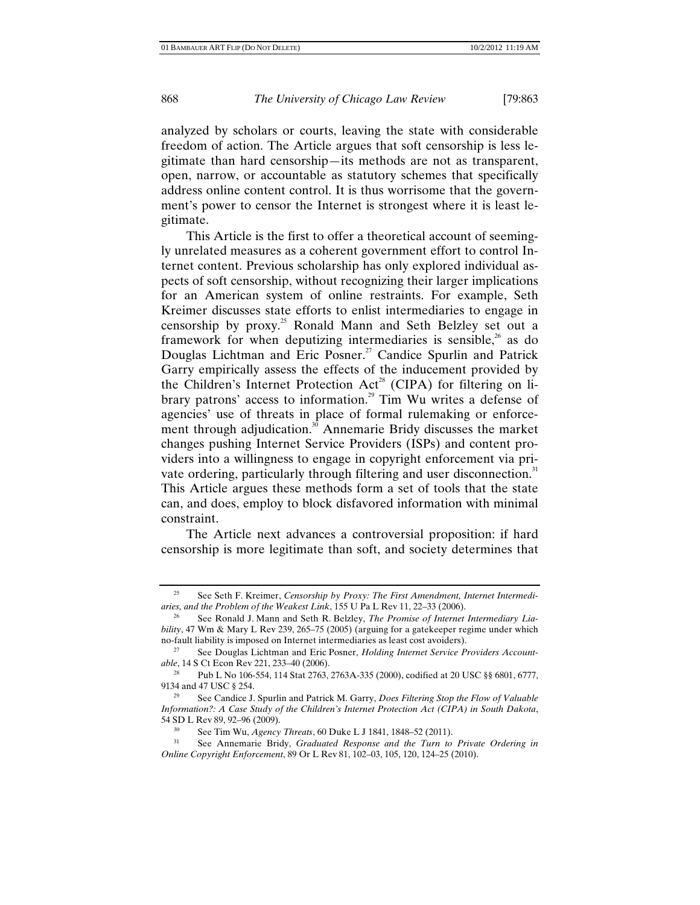analyzed by scholars or courts, leaving the state with considerable freedom of action. The Article argues that soft censorship is less legitimate than hard censorship—its methods are not as transparent, open, narrow, or accountable as statutory schemes that specifically address online content control. It is thus worrisome that the government's power to censor the Internet is strongest where it is least legitimate.

This Article is the first to offer a theoretical account of seemingly unrelated measures as a coherent government effort to control Internet content. Previous scholarship has only explored individual aspects of soft censorship, without recognizing their larger implications for an American system of online restraints. For example, Seth Kreimer discusses state efforts to enlist intermediaries to engage in censorship by proxy.[25] Ronald Mann and Seth Belzley set out a framework for when deputizing intermediaries is sensible,[26] as do Douglas Lichtman and Eric Posner.[27] Candice Spurlin and Patrick Garry empirically assess the effects of the inducement provided by the Children's Internet Protection Act[28] (CIPA) for filtering on library patrons' access to information.[29] Tim Wu writes a defense of agencies' use of threats in place of formal rulemaking or enforcement through adjudication.[30] Annemarie Bridy discusses the market changes pushing Internet Service Providers (ISPs) and content providers into a willingness to engage in copyright enforcement via private ordering, particularly through filtering and user disconnection.[31] This Article argues these methods form a set of tools that the state can, and does, employ to block disfavored information with minimal constraint.

The Article next advances a controversial proposition: if hard censorship is more legitimate than soft, and society determines that

---

[25] See Seth F. Kreimer, *Censorship by Proxy: The First Amendment, Internet Intermediaries, and the Problem of the Weakest Link*, 155 U Pa L Rev 11, 22–33 (2006).

[26] See Ronald J. Mann and Seth R. Belzley, *The Promise of Internet Intermediary Liability*, 47 Wm & Mary L Rev 239, 265–75 (2005) (arguing for a gatekeeper regime under which no-fault liability is imposed on Internet intermediaries as least cost avoiders).

[27] See Douglas Lichtman and Eric Posner, *Holding Internet Service Providers Accountable*, 14 S Ct Econ Rev 221, 233–40 (2006).

[28] Pub L No 106-554, 114 Stat 2763, 2763A-335 (2000), codified at 20 USC §§ 6801, 6777, 9134 and 47 USC § 254.

[29] See Candice J. Spurlin and Patrick M. Garry, *Does Filtering Stop the Flow of Valuable Information?: A Case Study of the Children's Internet Protection Act (CIPA) in South Dakota*, 54 SD L Rev 89, 92–96 (2009).

[30] See Tim Wu, *Agency Threats*, 60 Duke L J 1841, 1848–52 (2011).

[31] See Annemarie Bridy, *Graduated Response and the Turn to Private Ordering in Online Copyright Enforcement*, 89 Or L Rev 81, 102–03, 105, 120, 124–25 (2010).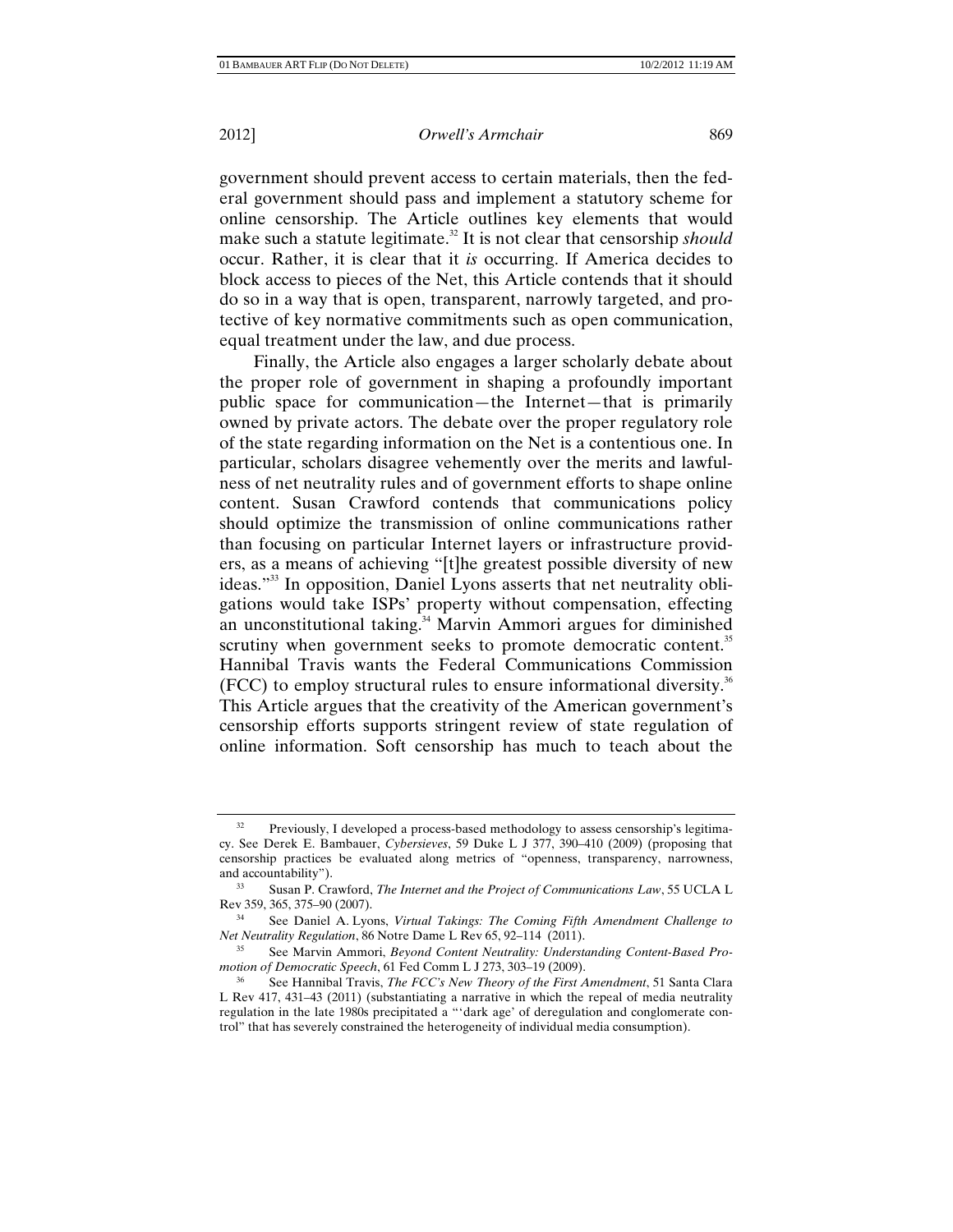government should prevent access to certain materials, then the federal government should pass and implement a statutory scheme for online censorship. The Article outlines key elements that would make such a statute legitimate.[32] It is not clear that censorship *should* occur. Rather, it is clear that it *is* occurring. If America decides to block access to pieces of the Net, this Article contends that it should do so in a way that is open, transparent, narrowly targeted, and protective of key normative commitments such as open communication, equal treatment under the law, and due process.

Finally, the Article also engages a larger scholarly debate about the proper role of government in shaping a profoundly important public space for communication—the Internet—that is primarily owned by private actors. The debate over the proper regulatory role of the state regarding information on the Net is a contentious one. In particular, scholars disagree vehemently over the merits and lawfulness of net neutrality rules and of government efforts to shape online content. Susan Crawford contends that communications policy should optimize the transmission of online communications rather than focusing on particular Internet layers or infrastructure providers, as a means of achieving "[t]he greatest possible diversity of new ideas."[33] In opposition, Daniel Lyons asserts that net neutrality obligations would take ISPs' property without compensation, effecting an unconstitutional taking.[34] Marvin Ammori argues for diminished scrutiny when government seeks to promote democratic content.[35] Hannibal Travis wants the Federal Communications Commission (FCC) to employ structural rules to ensure informational diversity.[36] This Article argues that the creativity of the American government's censorship efforts supports stringent review of state regulation of online information. Soft censorship has much to teach about the

---

[32] Previously, I developed a process-based methodology to assess censorship's legitimacy. See Derek E. Bambauer, *Cybersieves*, 59 Duke L J 377, 390–410 (2009) (proposing that censorship practices be evaluated along metrics of "openness, transparency, narrowness, and accountability").

[33] Susan P. Crawford, *The Internet and the Project of Communications Law*, 55 UCLA L Rev 359, 365, 375–90 (2007).

[34] See Daniel A. Lyons, *Virtual Takings: The Coming Fifth Amendment Challenge to Net Neutrality Regulation*, 86 Notre Dame L Rev 65, 92–114 (2011).

[35] See Marvin Ammori, *Beyond Content Neutrality: Understanding Content-Based Promotion of Democratic Speech*, 61 Fed Comm L J 273, 303–19 (2009).

[36] See Hannibal Travis, *The FCC's New Theory of the First Amendment*, 51 Santa Clara L Rev 417, 431–43 (2011) (substantiating a narrative in which the repeal of media neutrality regulation in the late 1980s precipitated a "'dark age' of deregulation and conglomerate control" that has severely constrained the heterogeneity of individual media consumption).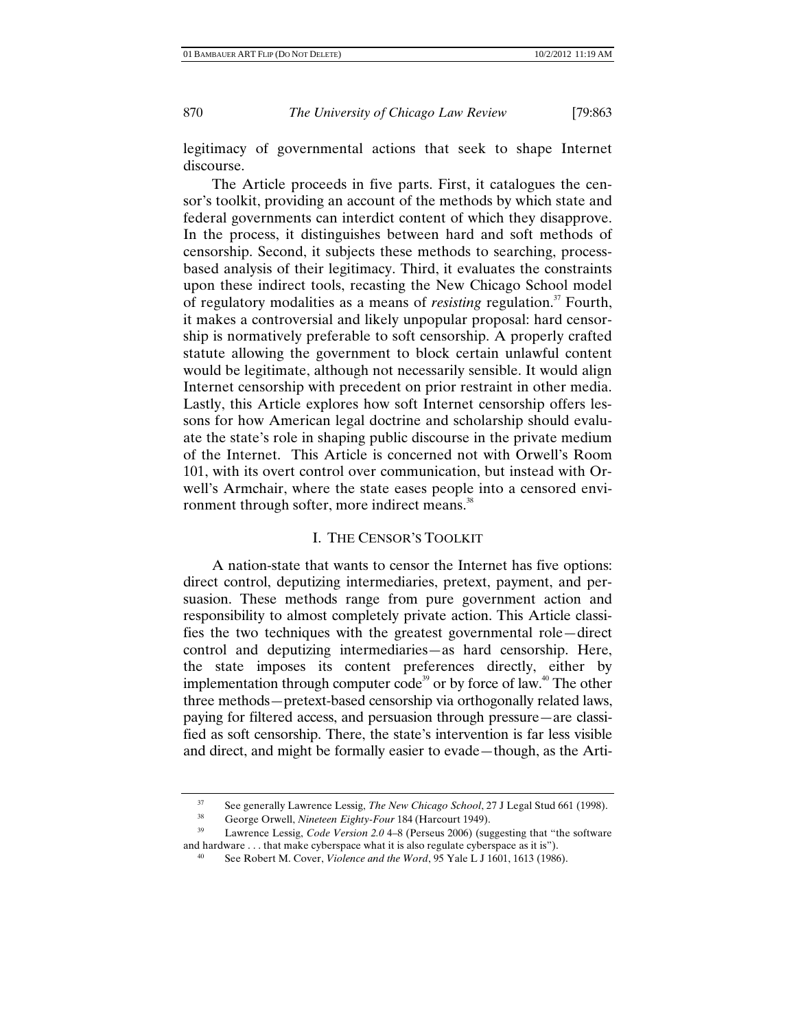legitimacy of governmental actions that seek to shape Internet discourse.

The Article proceeds in five parts. First, it catalogues the censor's toolkit, providing an account of the methods by which state and federal governments can interdict content of which they disapprove. In the process, it distinguishes between hard and soft methods of censorship. Second, it subjects these methods to searching, process-based analysis of their legitimacy. Third, it evaluates the constraints upon these indirect tools, recasting the New Chicago School model of regulatory modalities as a means of *resisting* regulation.[37] Fourth, it makes a controversial and likely unpopular proposal: hard censorship is normatively preferable to soft censorship. A properly crafted statute allowing the government to block certain unlawful content would be legitimate, although not necessarily sensible. It would align Internet censorship with precedent on prior restraint in other media. Lastly, this Article explores how soft Internet censorship offers lessons for how American legal doctrine and scholarship should evaluate the state's role in shaping public discourse in the private medium of the Internet. This Article is concerned not with Orwell's Room 101, with its overt control over communication, but instead with Orwell's Armchair, where the state eases people into a censored environment through softer, more indirect means.[38]

## I. THE CENSOR'S TOOLKIT

A nation-state that wants to censor the Internet has five options: direct control, deputizing intermediaries, pretext, payment, and persuasion. These methods range from pure government action and responsibility to almost completely private action. This Article classifies the two techniques with the greatest governmental role—direct control and deputizing intermediaries—as hard censorship. Here, the state imposes its content preferences directly, either by implementation through computer code[39] or by force of law.[40] The other three methods—pretext-based censorship via orthogonally related laws, paying for filtered access, and persuasion through pressure—are classified as soft censorship. There, the state's intervention is far less visible and direct, and might be formally easier to evade—though, as the Arti-

---

[37] See generally Lawrence Lessig, *The New Chicago School*, 27 J Legal Stud 661 (1998).

[38] George Orwell, *Nineteen Eighty-Four* 184 (Harcourt 1949).

[39] Lawrence Lessig, *Code Version 2.0* 4–8 (Perseus 2006) (suggesting that "the software and hardware . . . that make cyberspace what it is also regulate cyberspace as it is").

[40] See Robert M. Cover, *Violence and the Word*, 95 Yale L J 1601, 1613 (1986).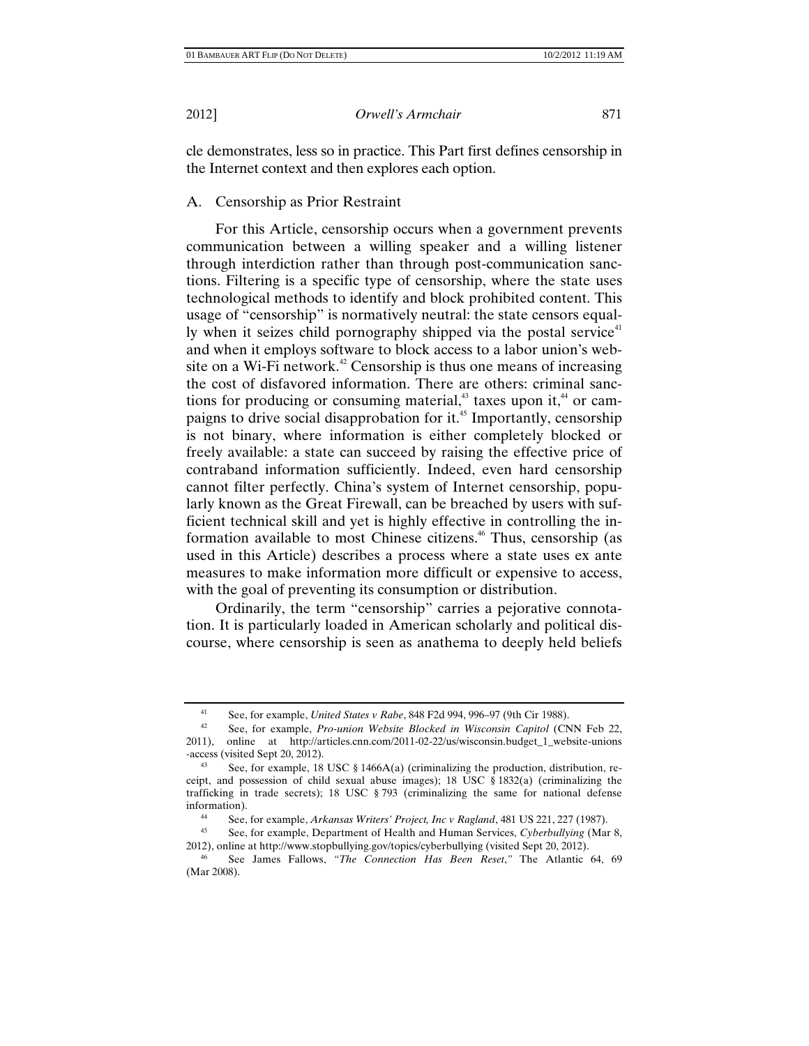cle demonstrates, less so in practice. This Part first defines censorship in the Internet context and then explores each option.

## A. Censorship as Prior Restraint

For this Article, censorship occurs when a government prevents communication between a willing speaker and a willing listener through interdiction rather than through post-communication sanctions. Filtering is a specific type of censorship, where the state uses technological methods to identify and block prohibited content. This usage of "censorship" is normatively neutral: the state censors equally when it seizes child pornography shipped via the postal service[41] and when it employs software to block access to a labor union's website on a Wi-Fi network.[42] Censorship is thus one means of increasing the cost of disfavored information. There are others: criminal sanctions for producing or consuming material,[43] taxes upon it,[44] or campaigns to drive social disapprobation for it.[45] Importantly, censorship is not binary, where information is either completely blocked or freely available: a state can succeed by raising the effective price of contraband information sufficiently. Indeed, even hard censorship cannot filter perfectly. China's system of Internet censorship, popularly known as the Great Firewall, can be breached by users with sufficient technical skill and yet is highly effective in controlling the information available to most Chinese citizens.[46] Thus, censorship (as used in this Article) describes a process where a state uses ex ante measures to make information more difficult or expensive to access, with the goal of preventing its consumption or distribution.

Ordinarily, the term "censorship" carries a pejorative connotation. It is particularly loaded in American scholarly and political discourse, where censorship is seen as anathema to deeply held beliefs

---

[41] See, for example, *United States v Rabe*, 848 F2d 994, 996–97 (9th Cir 1988).

[42] See, for example, *Pro-union Website Blocked in Wisconsin Capitol* (CNN Feb 22, 2011), online at http://articles.cnn.com/2011-02-22/us/wisconsin.budget_1_website-unions-access (visited Sept 20, 2012).

[43] See, for example, 18 USC § 1466A(a) (criminalizing the production, distribution, receipt, and possession of child sexual abuse images); 18 USC § 1832(a) (criminalizing the trafficking in trade secrets); 18 USC § 793 (criminalizing the same for national defense information).

[44] See, for example, *Arkansas Writers' Project, Inc v Ragland*, 481 US 221, 227 (1987).

[45] See, for example, Department of Health and Human Services, *Cyberbullying* (Mar 8, 2012), online at http://www.stopbullying.gov/topics/cyberbullying (visited Sept 20, 2012).

[46] See James Fallows, *"The Connection Has Been Reset*,*"* The Atlantic 64, 69 (Mar 2008).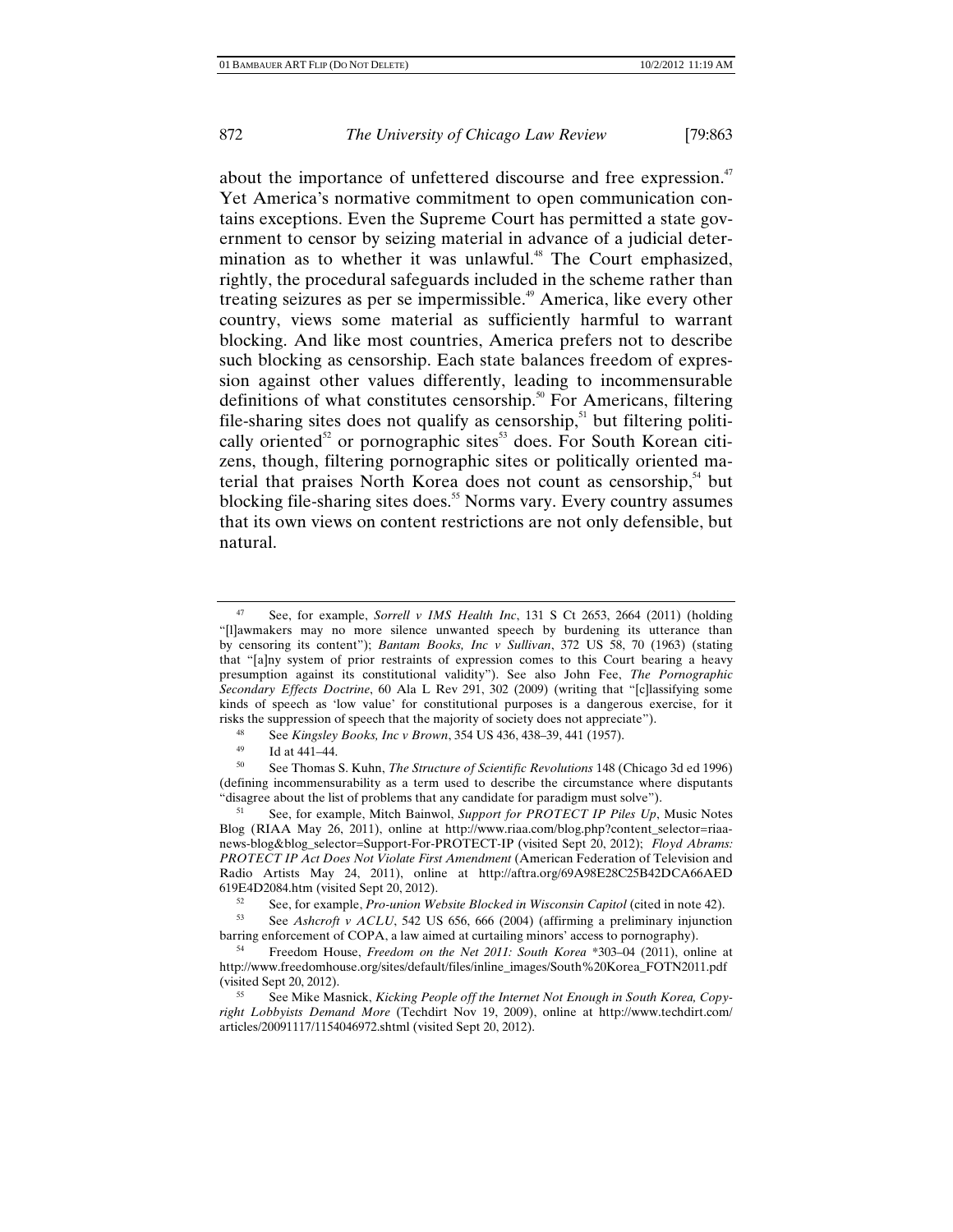about the importance of unfettered discourse and free expression.[47] Yet America's normative commitment to open communication contains exceptions. Even the Supreme Court has permitted a state government to censor by seizing material in advance of a judicial determination as to whether it was unlawful.[48] The Court emphasized, rightly, the procedural safeguards included in the scheme rather than treating seizures as per se impermissible.[49] America, like every other country, views some material as sufficiently harmful to warrant blocking. And like most countries, America prefers not to describe such blocking as censorship. Each state balances freedom of expression against other values differently, leading to incommensurable definitions of what constitutes censorship.[50] For Americans, filtering file-sharing sites does not qualify as censorship,[51] but filtering politically oriented[52] or pornographic sites[53] does. For South Korean citizens, though, filtering pornographic sites or politically oriented material that praises North Korea does not count as censorship,[54] but blocking file-sharing sites does.[55] Norms vary. Every country assumes that its own views on content restrictions are not only defensible, but natural.

---

[47] See, for example, *Sorrell v IMS Health Inc*, 131 S Ct 2653, 2664 (2011) (holding "[l]awmakers may no more silence unwanted speech by burdening its utterance than by censoring its content"); *Bantam Books, Inc v Sullivan*, 372 US 58, 70 (1963) (stating that "[a]ny system of prior restraints of expression comes to this Court bearing a heavy presumption against its constitutional validity"). See also John Fee, *The Pornographic Secondary Effects Doctrine*, 60 Ala L Rev 291, 302 (2009) (writing that "[c]lassifying some kinds of speech as 'low value' for constitutional purposes is a dangerous exercise, for it risks the suppression of speech that the majority of society does not appreciate").

[48] See *Kingsley Books, Inc v Brown*, 354 US 436, 438–39, 441 (1957).

[49] Id at 441–44.

[50] See Thomas S. Kuhn, *The Structure of Scientific Revolutions* 148 (Chicago 3d ed 1996) (defining incommensurability as a term used to describe the circumstance where disputants "disagree about the list of problems that any candidate for paradigm must solve").

[51] See, for example, Mitch Bainwol, *Support for PROTECT IP Piles Up*, Music Notes Blog (RIAA May 26, 2011), online at http://www.riaa.com/blog.php?content_selector=riaa-news-blog&blog_selector=Support-For-PROTECT-IP (visited Sept 20, 2012); *Floyd Abrams: PROTECT IP Act Does Not Violate First Amendment* (American Federation of Television and Radio Artists May 24, 2011), online at http://aftra.org/69A98E28C25B42DCA66AED619E4D2084.htm (visited Sept 20, 2012).

[52] See, for example, *Pro-union Website Blocked in Wisconsin Capitol* (cited in note 42).

[53] See *Ashcroft v ACLU*, 542 US 656, 666 (2004) (affirming a preliminary injunction barring enforcement of COPA, a law aimed at curtailing minors' access to pornography).

[54] Freedom House, *Freedom on the Net 2011: South Korea* *303–04 (2011), online at http://www.freedomhouse.org/sites/default/files/inline_images/South%20Korea_FOTN2011.pdf (visited Sept 20, 2012).

[55] See Mike Masnick, *Kicking People off the Internet Not Enough in South Korea, Copyright Lobbyists Demand More* (Techdirt Nov 19, 2009), online at http://www.techdirt.com/articles/20091117/1154046972.shtml (visited Sept 20, 2012).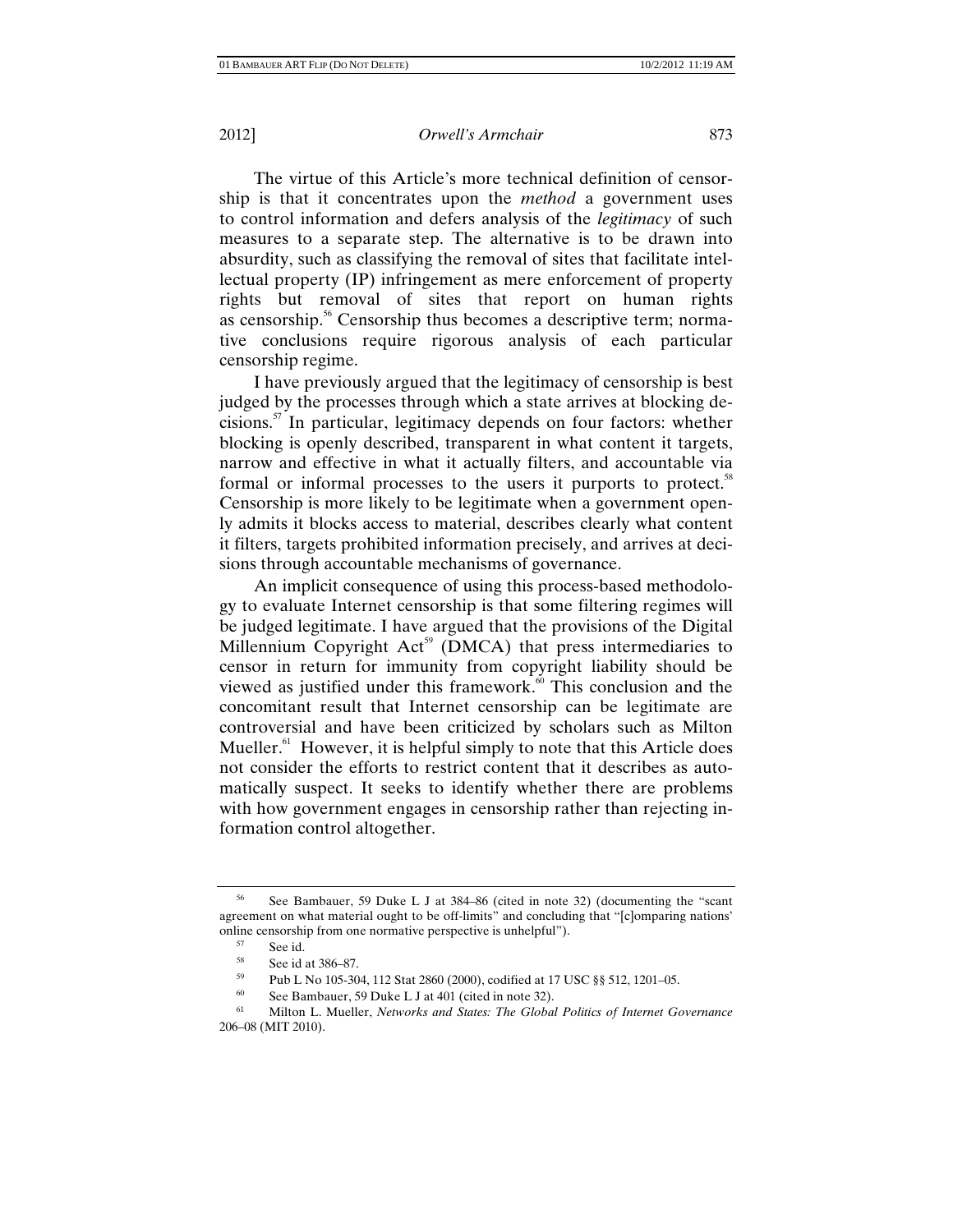The virtue of this Article's more technical definition of censorship is that it concentrates upon the *method* a government uses to control information and defers analysis of the *legitimacy* of such measures to a separate step. The alternative is to be drawn into absurdity, such as classifying the removal of sites that facilitate intellectual property (IP) infringement as mere enforcement of property rights but removal of sites that report on human rights as censorship.[56] Censorship thus becomes a descriptive term; normative conclusions require rigorous analysis of each particular censorship regime.

I have previously argued that the legitimacy of censorship is best judged by the processes through which a state arrives at blocking decisions.[57] In particular, legitimacy depends on four factors: whether blocking is openly described, transparent in what content it targets, narrow and effective in what it actually filters, and accountable via formal or informal processes to the users it purports to protect.[58] Censorship is more likely to be legitimate when a government openly admits it blocks access to material, describes clearly what content it filters, targets prohibited information precisely, and arrives at decisions through accountable mechanisms of governance.

An implicit consequence of using this process-based methodology to evaluate Internet censorship is that some filtering regimes will be judged legitimate. I have argued that the provisions of the Digital Millennium Copyright Act[59] (DMCA) that press intermediaries to censor in return for immunity from copyright liability should be viewed as justified under this framework.[60] This conclusion and the concomitant result that Internet censorship can be legitimate are controversial and have been criticized by scholars such as Milton Mueller.[61] However, it is helpful simply to note that this Article does not consider the efforts to restrict content that it describes as automatically suspect. It seeks to identify whether there are problems with how government engages in censorship rather than rejecting information control altogether.

---

[56] See Bambauer, 59 Duke L J at 384–86 (cited in note 32) (documenting the "scant agreement on what material ought to be off-limits" and concluding that "[c]omparing nations' online censorship from one normative perspective is unhelpful").

[57] See id.

[58] See id at 386–87.

[59] Pub L No 105-304, 112 Stat 2860 (2000), codified at 17 USC §§ 512, 1201–05.

[60] See Bambauer, 59 Duke L J at 401 (cited in note 32).

[61] Milton L. Mueller, *Networks and States: The Global Politics of Internet Governance* 206–08 (MIT 2010).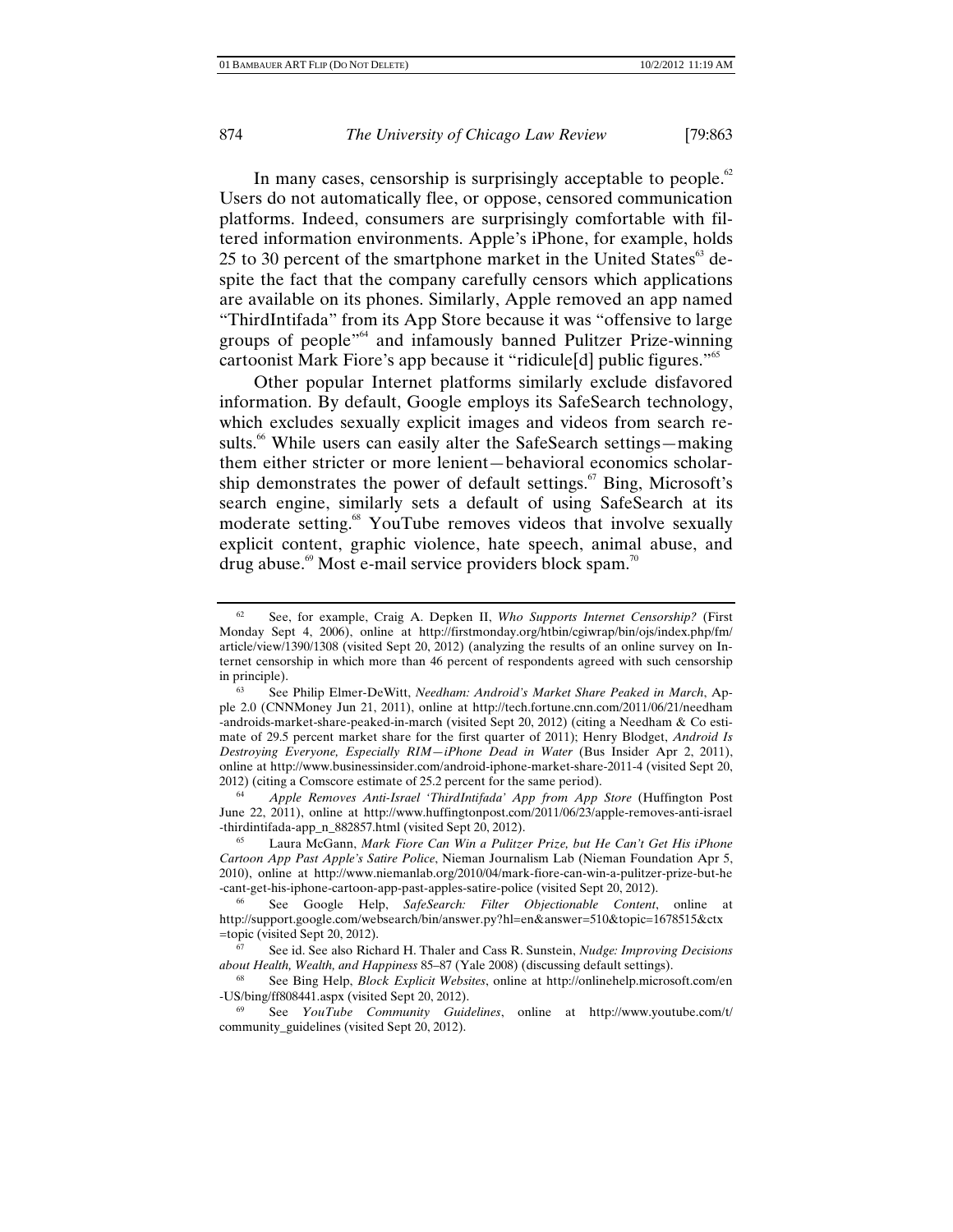In many cases, censorship is surprisingly acceptable to people.[62] Users do not automatically flee, or oppose, censored communication platforms. Indeed, consumers are surprisingly comfortable with filtered information environments. Apple's iPhone, for example, holds 25 to 30 percent of the smartphone market in the United States[63] despite the fact that the company carefully censors which applications are available on its phones. Similarly, Apple removed an app named "ThirdIntifada" from its App Store because it was "offensive to large groups of people"[64] and infamously banned Pulitzer Prize-winning cartoonist Mark Fiore's app because it "ridicule[d] public figures."[65]

Other popular Internet platforms similarly exclude disfavored information. By default, Google employs its SafeSearch technology, which excludes sexually explicit images and videos from search results.[66] While users can easily alter the SafeSearch settings—making them either stricter or more lenient—behavioral economics scholarship demonstrates the power of default settings.[67] Bing, Microsoft's search engine, similarly sets a default of using SafeSearch at its moderate setting.[68] YouTube removes videos that involve sexually explicit content, graphic violence, hate speech, animal abuse, and drug abuse.[69] Most e-mail service providers block spam.[70]

---

[62] See, for example, Craig A. Depken II, *Who Supports Internet Censorship?* (First Monday Sept 4, 2006), online at http://firstmonday.org/htbin/cgiwrap/bin/ojs/index.php/fm/article/view/1390/1308 (visited Sept 20, 2012) (analyzing the results of an online survey on Internet censorship in which more than 46 percent of respondents agreed with such censorship in principle).

[63] See Philip Elmer-DeWitt, *Needham: Android's Market Share Peaked in March*, Apple 2.0 (CNNMoney Jun 21, 2011), online at http://tech.fortune.cnn.com/2011/06/21/needham-androids-market-share-peaked-in-march (visited Sept 20, 2012) (citing a Needham & Co estimate of 29.5 percent market share for the first quarter of 2011); Henry Blodget, *Android Is Destroying Everyone, Especially RIM—iPhone Dead in Water* (Bus Insider Apr 2, 2011), online at http://www.businessinsider.com/android-iphone-market-share-2011-4 (visited Sept 20, 2012) (citing a Comscore estimate of 25.2 percent for the same period).

[64] *Apple Removes Anti-Israel 'ThirdIntifada' App from App Store* (Huffington Post June 22, 2011), online at http://www.huffingtonpost.com/2011/06/23/apple-removes-anti-israel-thirdintifada-app_n_882857.html (visited Sept 20, 2012).

[65] Laura McGann, *Mark Fiore Can Win a Pulitzer Prize, but He Can't Get His iPhone Cartoon App Past Apple's Satire Police*, Nieman Journalism Lab (Nieman Foundation Apr 5, 2010), online at http://www.niemanlab.org/2010/04/mark-fiore-can-win-a-pulitzer-prize-but-he-cant-get-his-iphone-cartoon-app-past-apples-satire-police (visited Sept 20, 2012).

[66] See Google Help, *SafeSearch: Filter Objectionable Content*, online at http://support.google.com/websearch/bin/answer.py?hl=en&answer=510&topic=1678515&ctx=topic (visited Sept 20, 2012).

[67] See id. See also Richard H. Thaler and Cass R. Sunstein, *Nudge: Improving Decisions about Health, Wealth, and Happiness* 85–87 (Yale 2008) (discussing default settings).

[68] See Bing Help, *Block Explicit Websites*, online at http://onlinehelp.microsoft.com/en-US/bing/ff808441.aspx (visited Sept 20, 2012).

[69] See *YouTube Community Guidelines*, online at http://www.youtube.com/t/community_guidelines (visited Sept 20, 2012).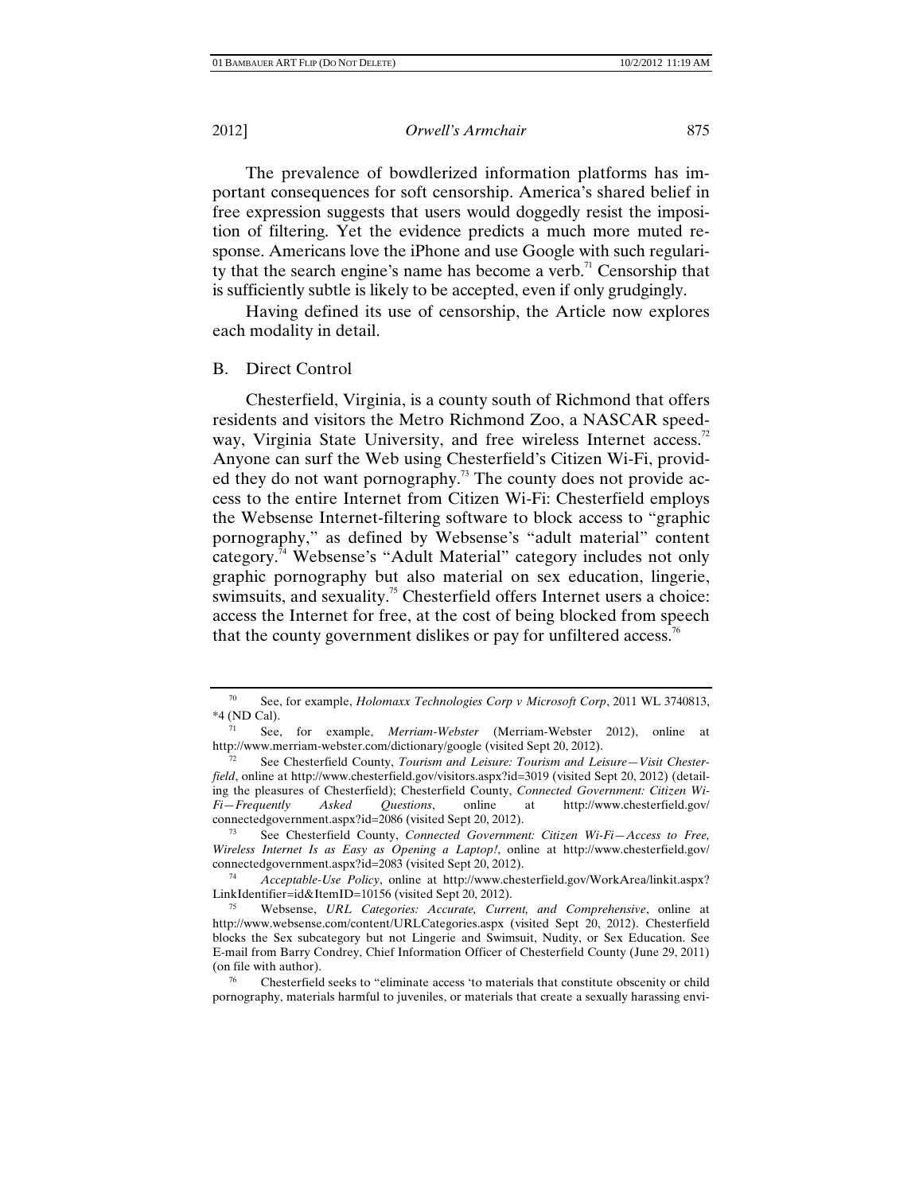The prevalence of bowdlerized information platforms has important consequences for soft censorship. America's shared belief in free expression suggests that users would doggedly resist the imposition of filtering. Yet the evidence predicts a much more muted response. Americans love the iPhone and use Google with such regularity that the search engine's name has become a verb.[71] Censorship that is sufficiently subtle is likely to be accepted, even if only grudgingly.

Having defined its use of censorship, the Article now explores each modality in detail.

## B. Direct Control

Chesterfield, Virginia, is a county south of Richmond that offers residents and visitors the Metro Richmond Zoo, a NASCAR speedway, Virginia State University, and free wireless Internet access.[72] Anyone can surf the Web using Chesterfield's Citizen Wi-Fi, provided they do not want pornography.[73] The county does not provide access to the entire Internet from Citizen Wi-Fi: Chesterfield employs the Websense Internet-filtering software to block access to "graphic pornography," as defined by Websense's "adult material" content category.[74] Websense's "Adult Material" category includes not only graphic pornography but also material on sex education, lingerie, swimsuits, and sexuality.[75] Chesterfield offers Internet users a choice: access the Internet for free, at the cost of being blocked from speech that the county government dislikes or pay for unfiltered access.[76]

---

[70] See, for example, *Holomaxx Technologies Corp v Microsoft Corp*, 2011 WL 3740813, *4 (ND Cal).

[71] See, for example, *Merriam-Webster* (Merriam-Webster 2012), online at http://www.merriam-webster.com/dictionary/google (visited Sept 20, 2012).

[72] See Chesterfield County, *Tourism and Leisure: Tourism and Leisure—Visit Chesterfield*, online at http://www.chesterfield.gov/visitors.aspx?id=3019 (visited Sept 20, 2012) (detailing the pleasures of Chesterfield); Chesterfield County, *Connected Government: Citizen Wi-Fi—Frequently Asked Questions*, online at http://www.chesterfield.gov/connectedgovernment.aspx?id=2086 (visited Sept 20, 2012).

[73] See Chesterfield County, *Connected Government: Citizen Wi-Fi—Access to Free, Wireless Internet Is as Easy as Opening a Laptop!*, online at http://www.chesterfield.gov/connectedgovernment.aspx?id=2083 (visited Sept 20, 2012).

[74] *Acceptable-Use Policy*, online at http://www.chesterfield.gov/WorkArea/linkit.aspx?LinkIdentifier=id&ItemID=10156 (visited Sept 20, 2012).

[75] Websense, *URL Categories: Accurate, Current, and Comprehensive*, online at http://www.websense.com/content/URLCategories.aspx (visited Sept 20, 2012). Chesterfield blocks the Sex subcategory but not Lingerie and Swimsuit, Nudity, or Sex Education. See E-mail from Barry Condrey, Chief Information Officer of Chesterfield County (June 29, 2011) (on file with author).

[76] Chesterfield seeks to "eliminate access 'to materials that constitute obscenity or child pornography, materials harmful to juveniles, or materials that create a sexually harassing envi-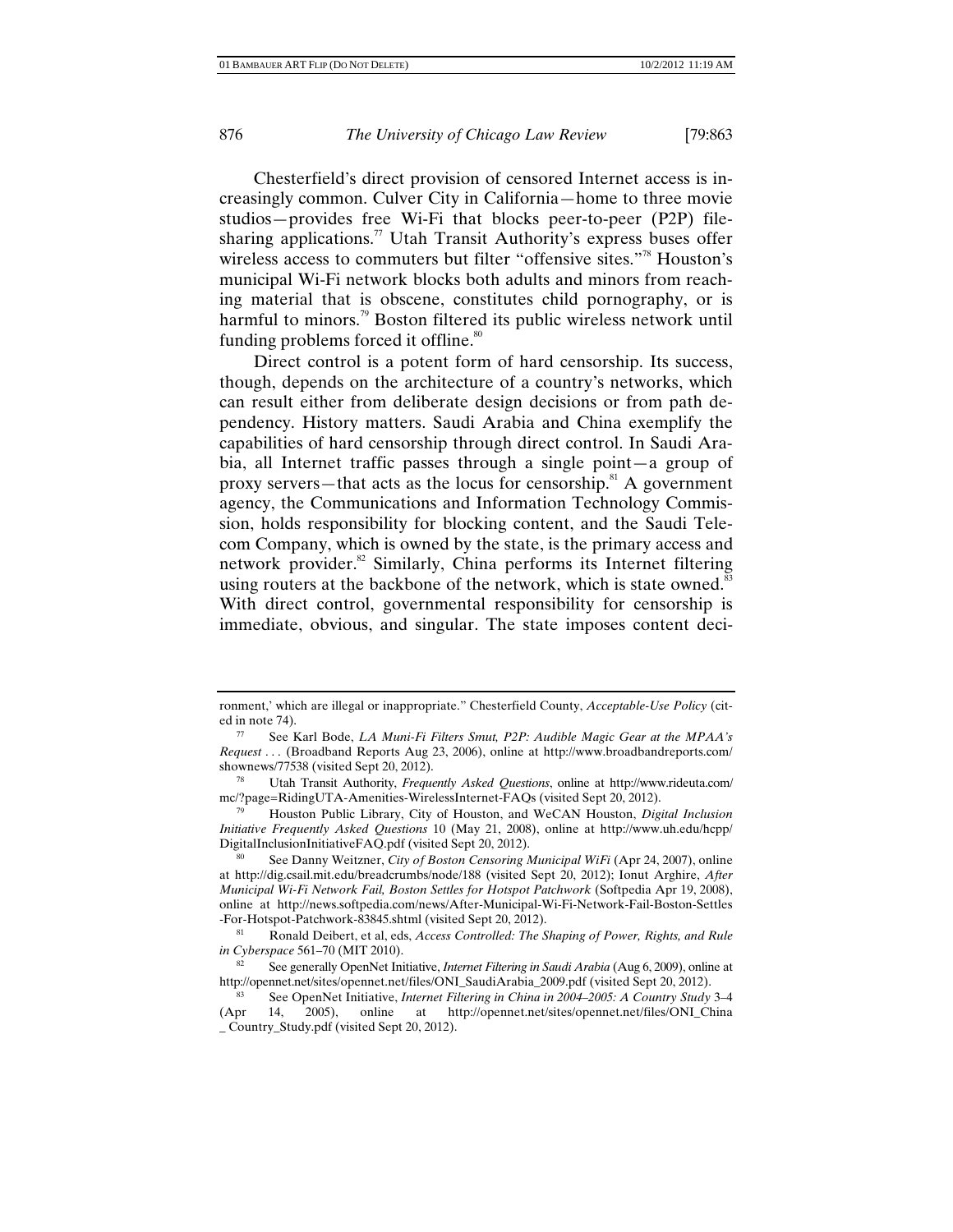Chesterfield's direct provision of censored Internet access is increasingly common. Culver City in California—home to three movie studios—provides free Wi-Fi that blocks peer-to-peer (P2P) file-sharing applications.[77] Utah Transit Authority's express buses offer wireless access to commuters but filter "offensive sites."[78] Houston's municipal Wi-Fi network blocks both adults and minors from reaching material that is obscene, constitutes child pornography, or is harmful to minors.[79] Boston filtered its public wireless network until funding problems forced it offline.[80]

Direct control is a potent form of hard censorship. Its success, though, depends on the architecture of a country's networks, which can result either from deliberate design decisions or from path dependency. History matters. Saudi Arabia and China exemplify the capabilities of hard censorship through direct control. In Saudi Arabia, all Internet traffic passes through a single point—a group of proxy servers—that acts as the locus for censorship.[81] A government agency, the Communications and Information Technology Commission, holds responsibility for blocking content, and the Saudi Telecom Company, which is owned by the state, is the primary access and network provider.[82] Similarly, China performs its Internet filtering using routers at the backbone of the network, which is state owned.[83] With direct control, governmental responsibility for censorship is immediate, obvious, and singular. The state imposes content deci-

---

ronment,' which are illegal or inappropriate." Chesterfield County, *Acceptable-Use Policy* (cited in note 74).

[77] See Karl Bode, *LA Muni-Fi Filters Smut, P2P: Audible Magic Gear at the MPAA's Request . . .* (Broadband Reports Aug 23, 2006), online at http://www.broadbandreports.com/shownews/77538 (visited Sept 20, 2012).

[78] Utah Transit Authority, *Frequently Asked Questions*, online at http://www.rideuta.com/mc/?page=RidingUTA-Amenities-WirelessInternet-FAQs (visited Sept 20, 2012).

[79] Houston Public Library, City of Houston, and WeCAN Houston, *Digital Inclusion Initiative Frequently Asked Questions* 10 (May 21, 2008), online at http://www.uh.edu/hcpp/DigitalInclusionInitiativeFAQ.pdf (visited Sept 20, 2012).

[80] See Danny Weitzner, *City of Boston Censoring Municipal WiFi* (Apr 24, 2007), online at http://dig.csail.mit.edu/breadcrumbs/node/188 (visited Sept 20, 2012); Ionut Arghire, *After Municipal Wi-Fi Network Fail, Boston Settles for Hotspot Patchwork* (Softpedia Apr 19, 2008), online at http://news.softpedia.com/news/After-Municipal-Wi-Fi-Network-Fail-Boston-Settles-For-Hotspot-Patchwork-83845.shtml (visited Sept 20, 2012).

[81] Ronald Deibert, et al, eds, *Access Controlled: The Shaping of Power, Rights, and Rule in Cyberspace* 561–70 (MIT 2010).

[82] See generally OpenNet Initiative, *Internet Filtering in Saudi Arabia* (Aug 6, 2009), online at http://opennet.net/sites/opennet.net/files/ONI_SaudiArabia_2009.pdf (visited Sept 20, 2012).

[83] See OpenNet Initiative, *Internet Filtering in China in 2004–2005: A Country Study* 3–4 (Apr 14, 2005), online at http://opennet.net/sites/opennet.net/files/ONI_China_Country_Study.pdf (visited Sept 20, 2012).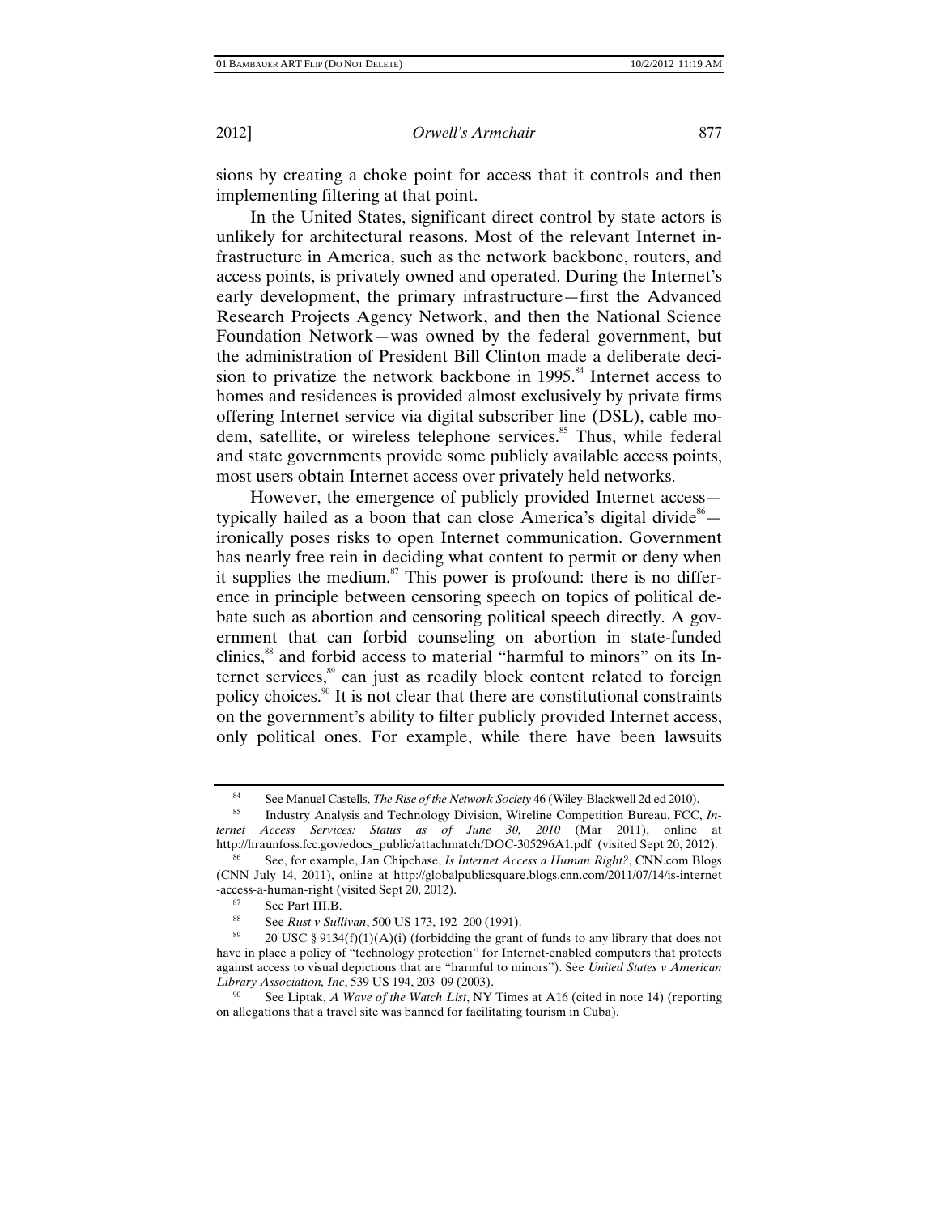sions by creating a choke point for access that it controls and then implementing filtering at that point.

In the United States, significant direct control by state actors is unlikely for architectural reasons. Most of the relevant Internet infrastructure in America, such as the network backbone, routers, and access points, is privately owned and operated. During the Internet's early development, the primary infrastructure—first the Advanced Research Projects Agency Network, and then the National Science Foundation Network—was owned by the federal government, but the administration of President Bill Clinton made a deliberate decision to privatize the network backbone in 1995.[84] Internet access to homes and residences is provided almost exclusively by private firms offering Internet service via digital subscriber line (DSL), cable modem, satellite, or wireless telephone services.[85] Thus, while federal and state governments provide some publicly available access points, most users obtain Internet access over privately held networks.

However, the emergence of publicly provided Internet access—typically hailed as a boon that can close America's digital divide[86]—ironically poses risks to open Internet communication. Government has nearly free rein in deciding what content to permit or deny when it supplies the medium.[87] This power is profound: there is no difference in principle between censoring speech on topics of political debate such as abortion and censoring political speech directly. A government that can forbid counseling on abortion in state-funded clinics,[88] and forbid access to material "harmful to minors" on its Internet services,[89] can just as readily block content related to foreign policy choices.[90] It is not clear that there are constitutional constraints on the government's ability to filter publicly provided Internet access, only political ones. For example, while there have been lawsuits

---

[84] See Manuel Castells, *The Rise of the Network Society* 46 (Wiley-Blackwell 2d ed 2010).

[85] Industry Analysis and Technology Division, Wireline Competition Bureau, FCC, *Internet Access Services: Status as of June 30, 2010* (Mar 2011), online at http://hraunfoss.fcc.gov/edocs_public/attachmatch/DOC-305296A1.pdf (visited Sept 20, 2012).

[86] See, for example, Jan Chipchase, *Is Internet Access a Human Right?*, CNN.com Blogs (CNN July 14, 2011), online at http://globalpublicsquare.blogs.cnn.com/2011/07/14/is-internet-access-a-human-right (visited Sept 20, 2012).

[87] See Part III.B.

[88] See *Rust v Sullivan*, 500 US 173, 192–200 (1991).

[89] 20 USC § 9134(f)(1)(A)(i) (forbidding the grant of funds to any library that does not have in place a policy of "technology protection" for Internet-enabled computers that protects against access to visual depictions that are "harmful to minors"). See *United States v American Library Association, Inc*, 539 US 194, 203–09 (2003).

[90] See Liptak, *A Wave of the Watch List*, NY Times at A16 (cited in note 14) (reporting on allegations that a travel site was banned for facilitating tourism in Cuba).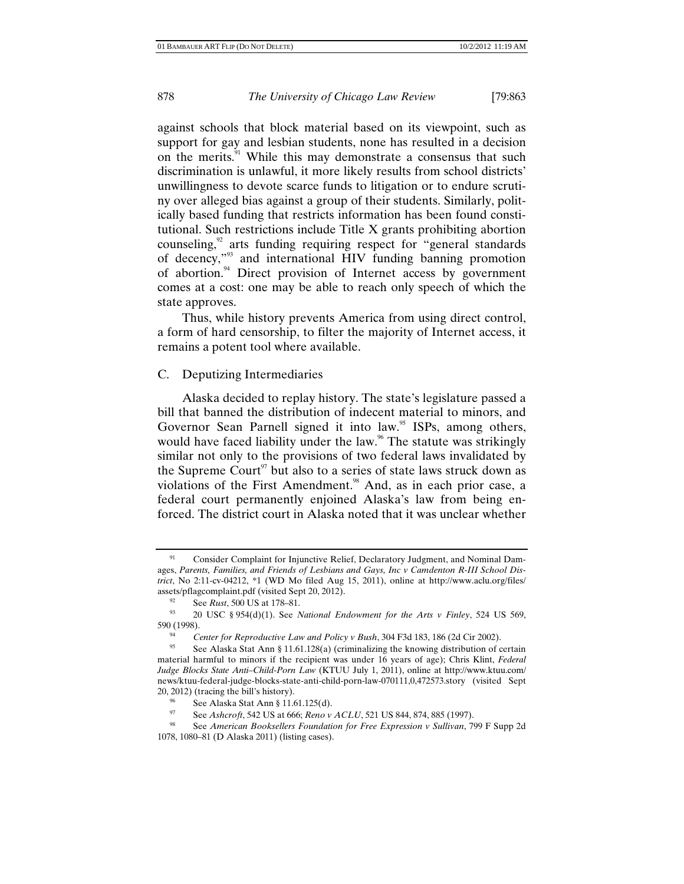against schools that block material based on its viewpoint, such as support for gay and lesbian students, none has resulted in a decision on the merits.[91] While this may demonstrate a consensus that such discrimination is unlawful, it more likely results from school districts' unwillingness to devote scarce funds to litigation or to endure scrutiny over alleged bias against a group of their students. Similarly, politically based funding that restricts information has been found constitutional. Such restrictions include Title X grants prohibiting abortion counseling,[92] arts funding requiring respect for "general standards of decency,"[93] and international HIV funding banning promotion of abortion.[94] Direct provision of Internet access by government comes at a cost: one may be able to reach only speech of which the state approves.

Thus, while history prevents America from using direct control, a form of hard censorship, to filter the majority of Internet access, it remains a potent tool where available.

## C. Deputizing Intermediaries

Alaska decided to replay history. The state's legislature passed a bill that banned the distribution of indecent material to minors, and Governor Sean Parnell signed it into law.[95] ISPs, among others, would have faced liability under the law.[96] The statute was strikingly similar not only to the provisions of two federal laws invalidated by the Supreme Court[97] but also to a series of state laws struck down as violations of the First Amendment.[98] And, as in each prior case, a federal court permanently enjoined Alaska's law from being enforced. The district court in Alaska noted that it was unclear whether

---

[91] Consider Complaint for Injunctive Relief, Declaratory Judgment, and Nominal Damages, *Parents, Families, and Friends of Lesbians and Gays, Inc v Camdenton R-III School District*, No 2:11-cv-04212, *1 (WD Mo filed Aug 15, 2011), online at http://www.aclu.org/files/assets/pflagcomplaint.pdf (visited Sept 20, 2012).

[92] See *Rust*, 500 US at 178–81.

[93] 20 USC § 954(d)(1). See *National Endowment for the Arts v Finley*, 524 US 569, 590 (1998).

[94] *Center for Reproductive Law and Policy v Bush*, 304 F3d 183, 186 (2d Cir 2002).

[95] See Alaska Stat Ann § 11.61.128(a) (criminalizing the knowing distribution of certain material harmful to minors if the recipient was under 16 years of age); Chris Klint, *Federal Judge Blocks State Anti–Child-Porn Law* (KTUU July 1, 2011), online at http://www.ktuu.com/news/ktuu-federal-judge-blocks-state-anti-child-porn-law-070111,0,472573.story (visited Sept 20, 2012) (tracing the bill's history).

[96] See Alaska Stat Ann § 11.61.125(d).

[97] See *Ashcroft*, 542 US at 666; *Reno v ACLU*, 521 US 844, 874, 885 (1997).

[98] See *American Booksellers Foundation for Free Expression v Sullivan*, 799 F Supp 2d 1078, 1080–81 (D Alaska 2011) (listing cases).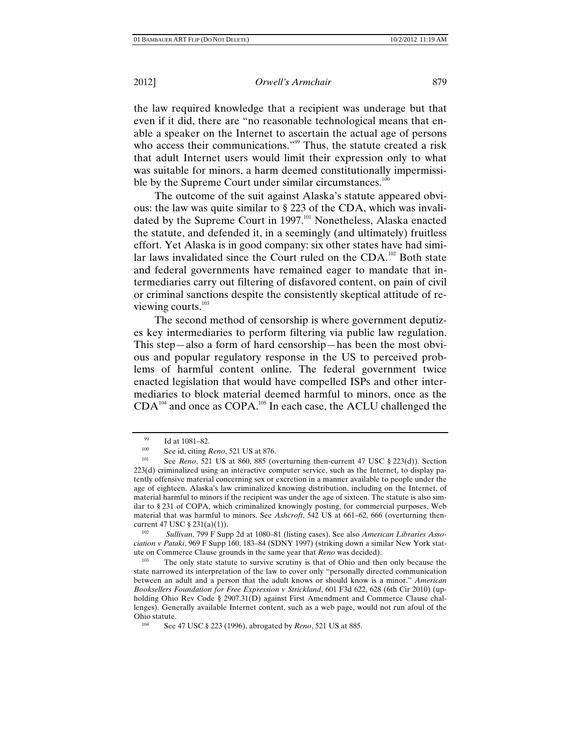the law required knowledge that a recipient was underage but that even if it did, there are "no reasonable technological means that enable a speaker on the Internet to ascertain the actual age of persons who access their communications."[99] Thus, the statute created a risk that adult Internet users would limit their expression only to what was suitable for minors, a harm deemed constitutionally impermissible by the Supreme Court under similar circumstances.[100]

The outcome of the suit against Alaska's statute appeared obvious: the law was quite similar to § 223 of the CDA, which was invalidated by the Supreme Court in 1997.[101] Nonetheless, Alaska enacted the statute, and defended it, in a seemingly (and ultimately) fruitless effort. Yet Alaska is in good company: six other states have had similar laws invalidated since the Court ruled on the CDA.[102] Both state and federal governments have remained eager to mandate that intermediaries carry out filtering of disfavored content, on pain of civil or criminal sanctions despite the consistently skeptical attitude of reviewing courts.[103]

The second method of censorship is where government deputizes key intermediaries to perform filtering via public law regulation. This step—also a form of hard censorship—has been the most obvious and popular regulatory response in the US to perceived problems of harmful content online. The federal government twice enacted legislation that would have compelled ISPs and other intermediaries to block material deemed harmful to minors, once as the CDA[104] and once as COPA.[105] In each case, the ACLU challenged the

---

[99] Id at 1081–82.

[100] See id, citing *Reno*, 521 US at 876.

[101] See *Reno*, 521 US at 860, 885 (overturning then-current 47 USC § 223(d)). Section 223(d) criminalized using an interactive computer service, such as the Internet, to display patently offensive material concerning sex or excretion in a manner available to people under the age of eighteen. Alaska's law criminalized knowing distribution, including on the Internet, of material harmful to minors if the recipient was under the age of sixteen. The statute is also similar to § 231 of COPA, which criminalized knowingly posting, for commercial purposes, Web material that was harmful to minors. See *Ashcroft*, 542 US at 661–62, 666 (overturning then-current 47 USC § 231(a)(1)).

[102] *Sullivan*, 799 F Supp 2d at 1080–81 (listing cases). See also *American Libraries Association v Pataki*, 969 F Supp 160, 183–84 (SDNY 1997) (striking down a similar New York statute on Commerce Clause grounds in the same year that *Reno* was decided).

[103] The only state statute to survive scrutiny is that of Ohio and then only because the state narrowed its interpretation of the law to cover only "personally directed communication between an adult and a person that the adult knows or should know is a minor." *American Booksellers Foundation for Free Expression v Strickland*, 601 F3d 622, 628 (6th Cir 2010) (upholding Ohio Rev Code § 2907.31(D) against First Amendment and Commerce Clause challenges). Generally available Internet content, such as a web page, would not run afoul of the Ohio statute.

[104] See 47 USC § 223 (1996), abrogated by *Reno*, 521 US at 885.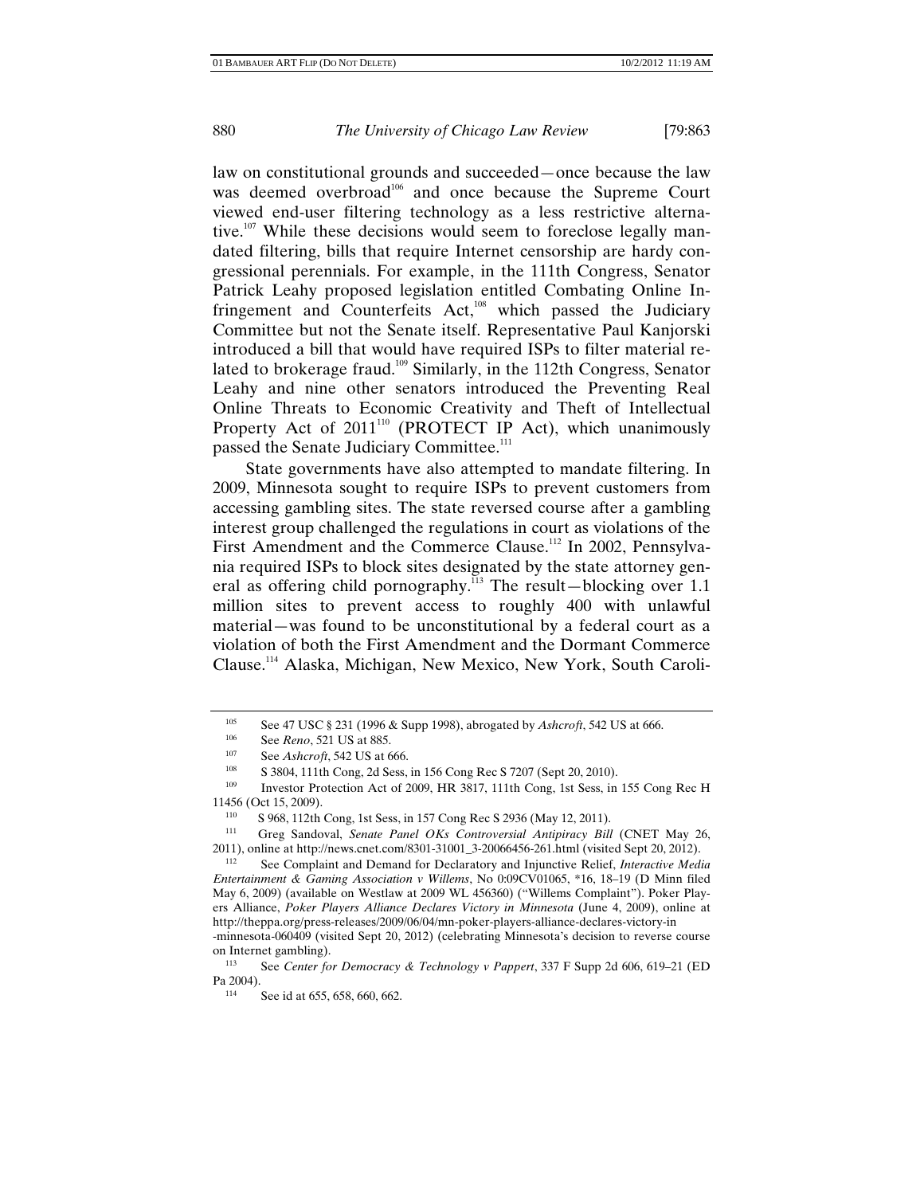law on constitutional grounds and succeeded—once because the law was deemed overbroad[106] and once because the Supreme Court viewed end-user filtering technology as a less restrictive alternative.[107] While these decisions would seem to foreclose legally mandated filtering, bills that require Internet censorship are hardy congressional perennials. For example, in the 111th Congress, Senator Patrick Leahy proposed legislation entitled Combating Online Infringement and Counterfeits Act,[108] which passed the Judiciary Committee but not the Senate itself. Representative Paul Kanjorski introduced a bill that would have required ISPs to filter material related to brokerage fraud.[109] Similarly, in the 112th Congress, Senator Leahy and nine other senators introduced the Preventing Real Online Threats to Economic Creativity and Theft of Intellectual Property Act of 2011[110] (PROTECT IP Act), which unanimously passed the Senate Judiciary Committee.[111]

State governments have also attempted to mandate filtering. In 2009, Minnesota sought to require ISPs to prevent customers from accessing gambling sites. The state reversed course after a gambling interest group challenged the regulations in court as violations of the First Amendment and the Commerce Clause.[112] In 2002, Pennsylvania required ISPs to block sites designated by the state attorney general as offering child pornography.[113] The result—blocking over 1.1 million sites to prevent access to roughly 400 with unlawful material—was found to be unconstitutional by a federal court as a violation of both the First Amendment and the Dormant Commerce Clause.[114] Alaska, Michigan, New Mexico, New York, South Caroli-

---

[105] See 47 USC § 231 (1996 & Supp 1998), abrogated by *Ashcroft*, 542 US at 666.

[106] See *Reno*, 521 US at 885.

[107] See *Ashcroft*, 542 US at 666.

[108] S 3804, 111th Cong, 2d Sess, in 156 Cong Rec S 7207 (Sept 20, 2010).

[109] Investor Protection Act of 2009, HR 3817, 111th Cong, 1st Sess, in 155 Cong Rec H 11456 (Oct 15, 2009).

[110] S 968, 112th Cong, 1st Sess, in 157 Cong Rec S 2936 (May 12, 2011).

[111] Greg Sandoval, *Senate Panel OKs Controversial Antipiracy Bill* (CNET May 26, 2011), online at http://news.cnet.com/8301-31001_3-20066456-261.html (visited Sept 20, 2012).

[112] See Complaint and Demand for Declaratory and Injunctive Relief, *Interactive Media Entertainment & Gaming Association v Willems*, No 0:09CV01065, *16, 18–19 (D Minn filed May 6, 2009) (available on Westlaw at 2009 WL 456360) ("Willems Complaint"). Poker Players Alliance, *Poker Players Alliance Declares Victory in Minnesota* (June 4, 2009), online at http://theppa.org/press-releases/2009/06/04/mn-poker-players-alliance-declares-victory-in-minnesota-060409 (visited Sept 20, 2012) (celebrating Minnesota's decision to reverse course on Internet gambling).

[113] See *Center for Democracy & Technology v Pappert*, 337 F Supp 2d 606, 619–21 (ED Pa 2004).

[114] See id at 655, 658, 660, 662.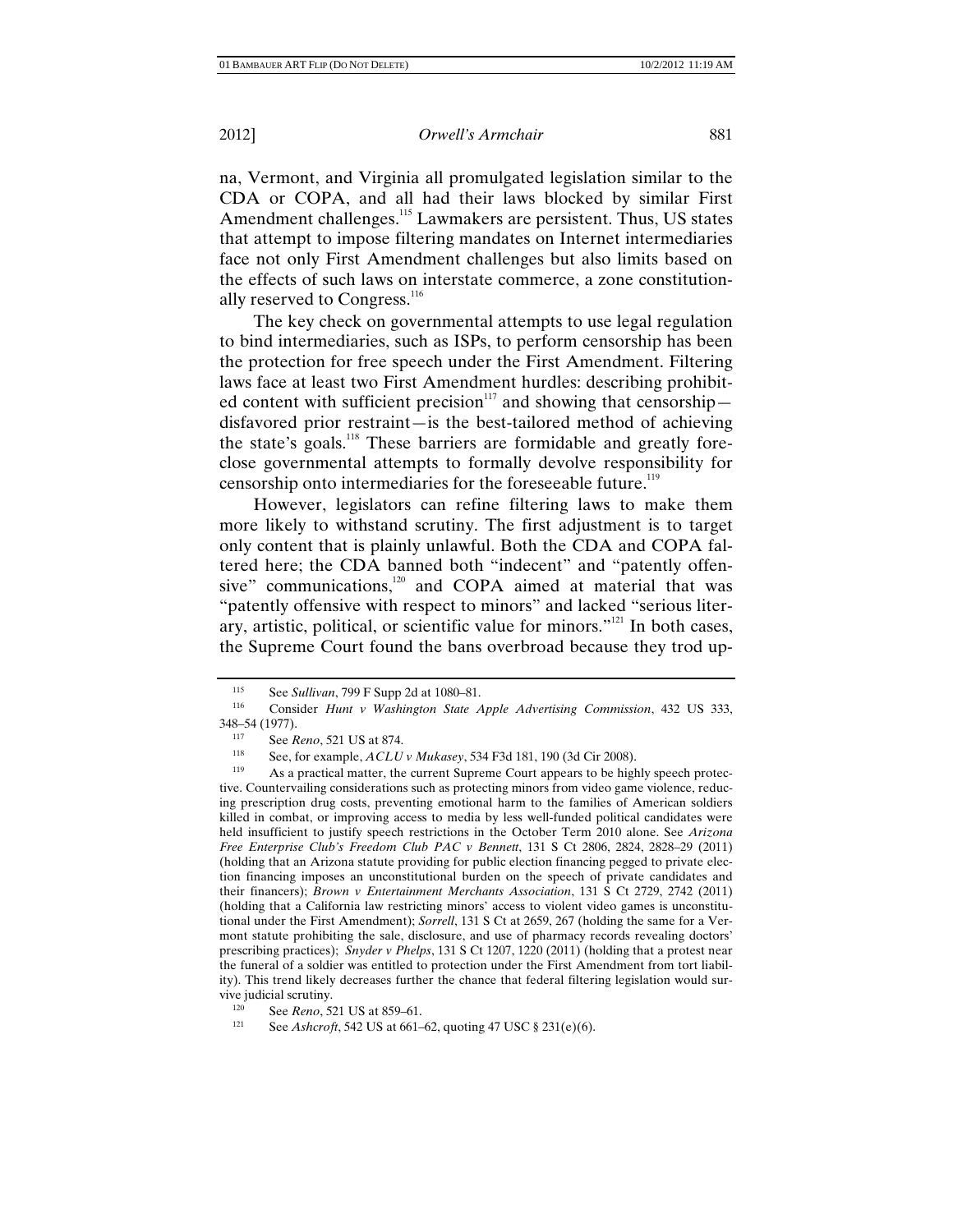na, Vermont, and Virginia all promulgated legislation similar to the CDA or COPA, and all had their laws blocked by similar First Amendment challenges.[115] Lawmakers are persistent. Thus, US states that attempt to impose filtering mandates on Internet intermediaries face not only First Amendment challenges but also limits based on the effects of such laws on interstate commerce, a zone constitutionally reserved to Congress.[116]

The key check on governmental attempts to use legal regulation to bind intermediaries, such as ISPs, to perform censorship has been the protection for free speech under the First Amendment. Filtering laws face at least two First Amendment hurdles: describing prohibited content with sufficient precision[117] and showing that censorship—disfavored prior restraint—is the best-tailored method of achieving the state's goals.[118] These barriers are formidable and greatly foreclose governmental attempts to formally devolve responsibility for censorship onto intermediaries for the foreseeable future.[119]

However, legislators can refine filtering laws to make them more likely to withstand scrutiny. The first adjustment is to target only content that is plainly unlawful. Both the CDA and COPA faltered here; the CDA banned both "indecent" and "patently offensive" communications,[120] and COPA aimed at material that was "patently offensive with respect to minors" and lacked "serious literary, artistic, political, or scientific value for minors."[121] In both cases, the Supreme Court found the bans overbroad because they trod up-

---

[115] See *Sullivan*, 799 F Supp 2d at 1080–81.

[116] Consider *Hunt v Washington State Apple Advertising Commission*, 432 US 333, 348–54 (1977).

[117] See *Reno*, 521 US at 874.

[118] See, for example, *ACLU v Mukasey*, 534 F3d 181, 190 (3d Cir 2008).

[119] As a practical matter, the current Supreme Court appears to be highly speech protective. Countervailing considerations such as protecting minors from video game violence, reducing prescription drug costs, preventing emotional harm to the families of American soldiers killed in combat, or improving access to media by less well-funded political candidates were held insufficient to justify speech restrictions in the October Term 2010 alone. See *Arizona Free Enterprise Club's Freedom Club PAC v Bennett*, 131 S Ct 2806, 2824, 2828–29 (2011) (holding that an Arizona statute providing for public election financing pegged to private election financing imposes an unconstitutional burden on the speech of private candidates and their financers); *Brown v Entertainment Merchants Association*, 131 S Ct 2729, 2742 (2011) (holding that a California law restricting minors' access to violent video games is unconstitutional under the First Amendment); *Sorrell*, 131 S Ct at 2659, 267 (holding the same for a Vermont statute prohibiting the sale, disclosure, and use of pharmacy records revealing doctors' prescribing practices); *Snyder v Phelps*, 131 S Ct 1207, 1220 (2011) (holding that a protest near the funeral of a soldier was entitled to protection under the First Amendment from tort liability). This trend likely decreases further the chance that federal filtering legislation would survive judicial scrutiny.

[120] See *Reno*, 521 US at 859–61.

[121] See *Ashcroft*, 542 US at 661–62, quoting 47 USC § 231(e)(6).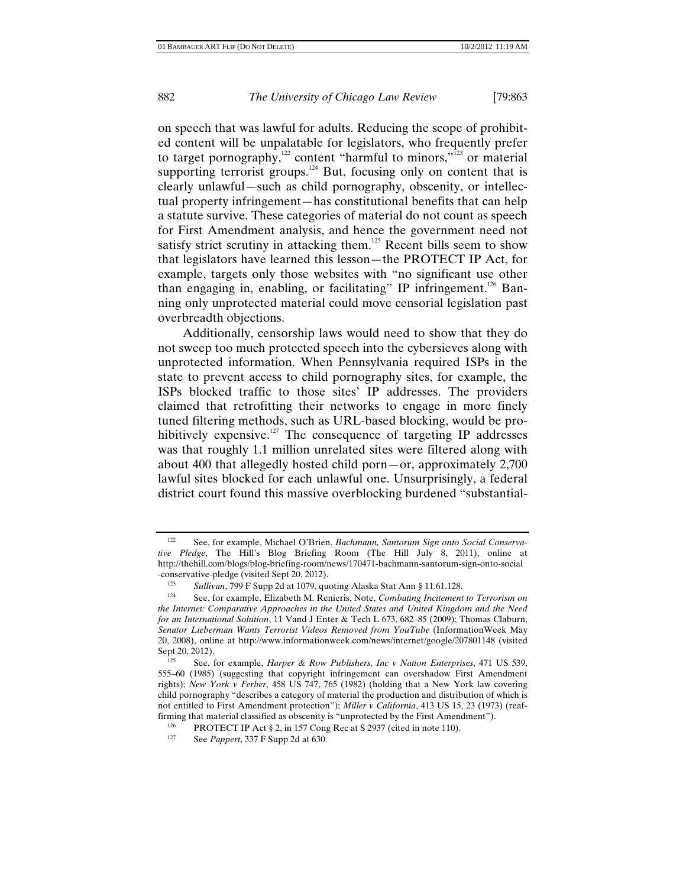on speech that was lawful for adults. Reducing the scope of prohibited content will be unpalatable for legislators, who frequently prefer to target pornography,[122] content "harmful to minors,"[123] or material supporting terrorist groups.[124] But, focusing only on content that is clearly unlawful—such as child pornography, obscenity, or intellectual property infringement—has constitutional benefits that can help a statute survive. These categories of material do not count as speech for First Amendment analysis, and hence the government need not satisfy strict scrutiny in attacking them.[125] Recent bills seem to show that legislators have learned this lesson—the PROTECT IP Act, for example, targets only those websites with "no significant use other than engaging in, enabling, or facilitating" IP infringement.[126] Banning only unprotected material could move censorial legislation past overbreadth objections.

Additionally, censorship laws would need to show that they do not sweep too much protected speech into the cybersieves along with unprotected information. When Pennsylvania required ISPs in the state to prevent access to child pornography sites, for example, the ISPs blocked traffic to those sites' IP addresses. The providers claimed that retrofitting their networks to engage in more finely tuned filtering methods, such as URL-based blocking, would be prohibitively expensive.[127] The consequence of targeting IP addresses was that roughly 1.1 million unrelated sites were filtered along with about 400 that allegedly hosted child porn—or, approximately 2,700 lawful sites blocked for each unlawful one. Unsurprisingly, a federal district court found this massive overblocking burdened "substantial-

---

[122] See, for example, Michael O'Brien, *Bachmann, Santorum Sign onto Social Conservative Pledge*, The Hill's Blog Briefing Room (The Hill July 8, 2011), online at http://thehill.com/blogs/blog-briefing-room/news/170471-bachmann-santorum-sign-onto-social-conservative-pledge (visited Sept 20, 2012).

[123] *Sullivan*, 799 F Supp 2d at 1079, quoting Alaska Stat Ann § 11.61.128.

[124] See, for example, Elizabeth M. Renieris, Note, *Combating Incitement to Terrorism on the Internet: Comparative Approaches in the United States and United Kingdom and the Need for an International Solution*, 11 Vand J Enter & Tech L 673, 682–85 (2009); Thomas Claburn, *Senator Lieberman Wants Terrorist Videos Removed from YouTube* (InformationWeek May 20, 2008), online at http://www.informationweek.com/news/internet/google/207801148 (visited Sept 20, 2012).

[125] See, for example, *Harper & Row Publishers, Inc v Nation Enterprises*, 471 US 539, 555–60 (1985) (suggesting that copyright infringement can overshadow First Amendment rights); *New York v Ferber*, 458 US 747, 765 (1982) (holding that a New York law covering child pornography "describes a category of material the production and distribution of which is not entitled to First Amendment protection"); *Miller v California*, 413 US 15, 23 (1973) (reaffirming that material classified as obscenity is "unprotected by the First Amendment").

[126] PROTECT IP Act § 2, in 157 Cong Rec at S 2937 (cited in note 110).

[127] See *Pappert*, 337 F Supp 2d at 630.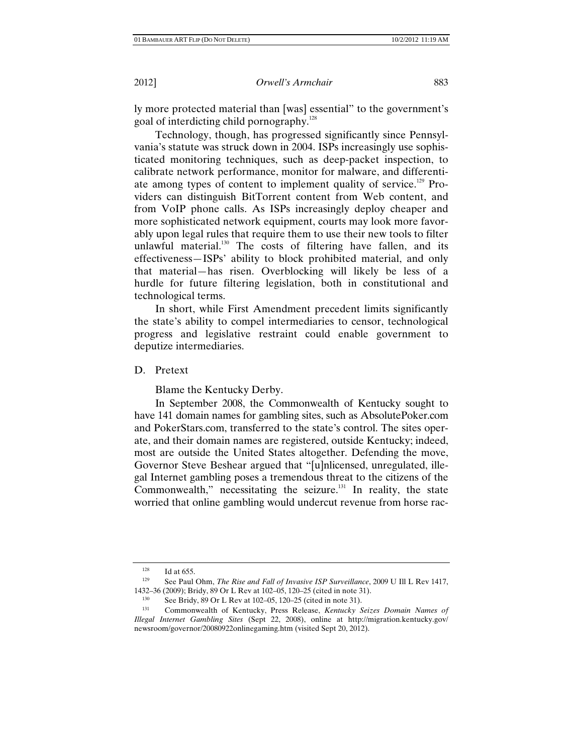ly more protected material than [was] essential" to the government's goal of interdicting child pornography.[128]

Technology, though, has progressed significantly since Pennsylvania's statute was struck down in 2004. ISPs increasingly use sophisticated monitoring techniques, such as deep-packet inspection, to calibrate network performance, monitor for malware, and differentiate among types of content to implement quality of service.[129] Providers can distinguish BitTorrent content from Web content, and from VoIP phone calls. As ISPs increasingly deploy cheaper and more sophisticated network equipment, courts may look more favorably upon legal rules that require them to use their new tools to filter unlawful material.[130] The costs of filtering have fallen, and its effectiveness—ISPs' ability to block prohibited material, and only that material—has risen. Overblocking will likely be less of a hurdle for future filtering legislation, both in constitutional and technological terms.

In short, while First Amendment precedent limits significantly the state's ability to compel intermediaries to censor, technological progress and legislative restraint could enable government to deputize intermediaries.

## D. Pretext

Blame the Kentucky Derby.

In September 2008, the Commonwealth of Kentucky sought to have 141 domain names for gambling sites, such as AbsolutePoker.com and PokerStars.com, transferred to the state's control. The sites operate, and their domain names are registered, outside Kentucky; indeed, most are outside the United States altogether. Defending the move, Governor Steve Beshear argued that "[u]nlicensed, unregulated, illegal Internet gambling poses a tremendous threat to the citizens of the Commonwealth," necessitating the seizure.[131] In reality, the state worried that online gambling would undercut revenue from horse rac-

---

[128] Id at 655.

[129] See Paul Ohm, *The Rise and Fall of Invasive ISP Surveillance*, 2009 U Ill L Rev 1417, 1432–36 (2009); Bridy, 89 Or L Rev at 102–05, 120–25 (cited in note 31).

[130] See Bridy, 89 Or L Rev at 102–05, 120–25 (cited in note 31).

[131] Commonwealth of Kentucky, Press Release, *Kentucky Seizes Domain Names of Illegal Internet Gambling Sites* (Sept 22, 2008), online at http://migration.kentucky.gov/newsroom/governor/20080922onlinegaming.htm (visited Sept 20, 2012).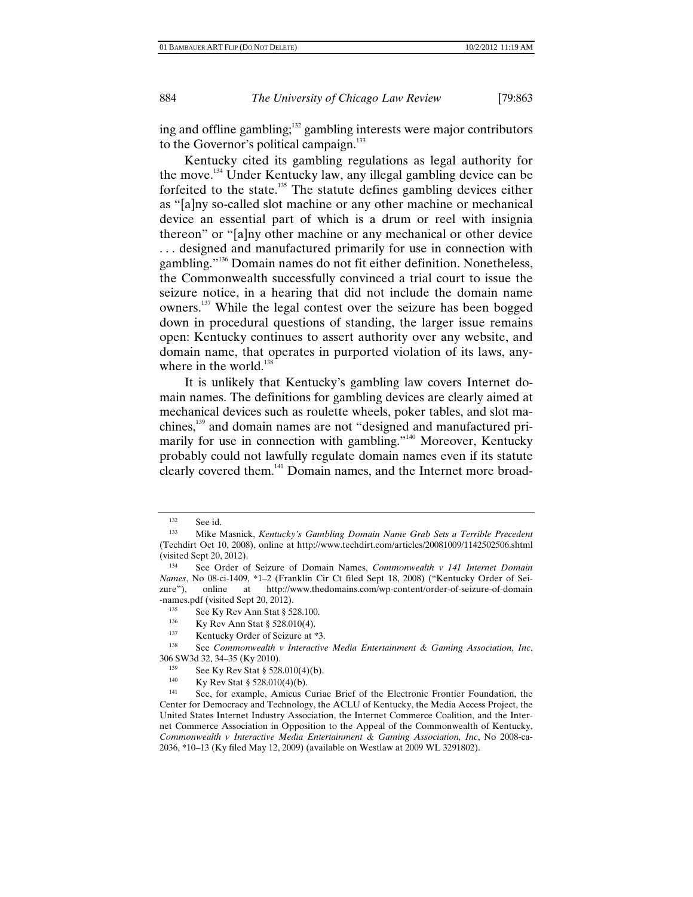ing and offline gambling;[132] gambling interests were major contributors to the Governor's political campaign.[133]

Kentucky cited its gambling regulations as legal authority for the move.[134] Under Kentucky law, any illegal gambling device can be forfeited to the state.[135] The statute defines gambling devices either as "[a]ny so-called slot machine or any other machine or mechanical device an essential part of which is a drum or reel with insignia thereon" or "[a]ny other machine or any mechanical or other device . . . designed and manufactured primarily for use in connection with gambling."[136] Domain names do not fit either definition. Nonetheless, the Commonwealth successfully convinced a trial court to issue the seizure notice, in a hearing that did not include the domain name owners.[137] While the legal contest over the seizure has been bogged down in procedural questions of standing, the larger issue remains open: Kentucky continues to assert authority over any website, and domain name, that operates in purported violation of its laws, anywhere in the world.[138]

It is unlikely that Kentucky's gambling law covers Internet domain names. The definitions for gambling devices are clearly aimed at mechanical devices such as roulette wheels, poker tables, and slot machines,[139] and domain names are not "designed and manufactured primarily for use in connection with gambling."[140] Moreover, Kentucky probably could not lawfully regulate domain names even if its statute clearly covered them.[141] Domain names, and the Internet more broad-

---

[132] See id.

[133] Mike Masnick, *Kentucky's Gambling Domain Name Grab Sets a Terrible Precedent* (Techdirt Oct 10, 2008), online at http://www.techdirt.com/articles/20081009/1142502506.shtml (visited Sept 20, 2012).

[134] See Order of Seizure of Domain Names, *Commonwealth v 141 Internet Domain Names*, No 08-ci-1409, *1–2 (Franklin Cir Ct filed Sept 18, 2008) ("Kentucky Order of Seizure"), online at http://www.thedomains.com/wp-content/order-of-seizure-of-domain-names.pdf (visited Sept 20, 2012).

[135] See Ky Rev Ann Stat § 528.100.

[136] Ky Rev Ann Stat § 528.010(4).

[137] Kentucky Order of Seizure at *3.

[138] See *Commonwealth v Interactive Media Entertainment & Gaming Association, Inc*, 306 SW3d 32, 34–35 (Ky 2010).

[139] See Ky Rev Stat § 528.010(4)(b).

[140] Ky Rev Stat § 528.010(4)(b).

[141] See, for example, Amicus Curiae Brief of the Electronic Frontier Foundation, the Center for Democracy and Technology, the ACLU of Kentucky, the Media Access Project, the United States Internet Industry Association, the Internet Commerce Coalition, and the Internet Commerce Association in Opposition to the Appeal of the Commonwealth of Kentucky, *Commonwealth v Interactive Media Entertainment & Gaming Association, Inc*, No 2008-ca-2036, *10–13 (Ky filed May 12, 2009) (available on Westlaw at 2009 WL 3291802).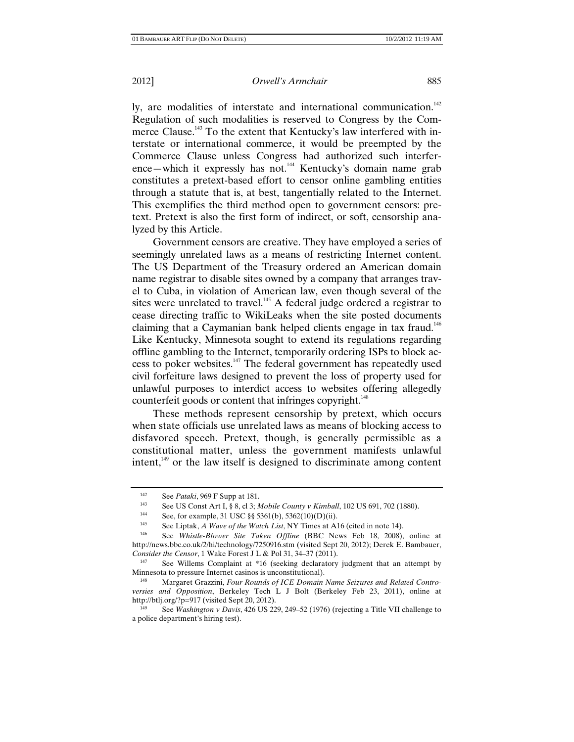ly, are modalities of interstate and international communication.[142] Regulation of such modalities is reserved to Congress by the Commerce Clause.[143] To the extent that Kentucky's law interfered with interstate or international commerce, it would be preempted by the Commerce Clause unless Congress had authorized such interference—which it expressly has not.[144] Kentucky's domain name grab constitutes a pretext-based effort to censor online gambling entities through a statute that is, at best, tangentially related to the Internet. This exemplifies the third method open to government censors: pretext. Pretext is also the first form of indirect, or soft, censorship analyzed by this Article.

Government censors are creative. They have employed a series of seemingly unrelated laws as a means of restricting Internet content. The US Department of the Treasury ordered an American domain name registrar to disable sites owned by a company that arranges travel to Cuba, in violation of American law, even though several of the sites were unrelated to travel.[145] A federal judge ordered a registrar to cease directing traffic to WikiLeaks when the site posted documents claiming that a Caymanian bank helped clients engage in tax fraud.[146] Like Kentucky, Minnesota sought to extend its regulations regarding offline gambling to the Internet, temporarily ordering ISPs to block access to poker websites.[147] The federal government has repeatedly used civil forfeiture laws designed to prevent the loss of property used for unlawful purposes to interdict access to websites offering allegedly counterfeit goods or content that infringes copyright.[148]

These methods represent censorship by pretext, which occurs when state officials use unrelated laws as means of blocking access to disfavored speech. Pretext, though, is generally permissible as a constitutional matter, unless the government manifests unlawful intent,[149] or the law itself is designed to discriminate among content

---

[142] See *Pataki*, 969 F Supp at 181.

[143] See US Const Art I, § 8, cl 3; *Mobile County v Kimball*, 102 US 691, 702 (1880).

[144] See, for example, 31 USC §§ 5361(b), 5362(10)(D)(ii).

[145] See Liptak, *A Wave of the Watch List*, NY Times at A16 (cited in note 14).

[146] See *Whistle-Blower Site Taken Offline* (BBC News Feb 18, 2008), online at http://news.bbc.co.uk/2/hi/technology/7250916.stm (visited Sept 20, 2012); Derek E. Bambauer, *Consider the Censor*, 1 Wake Forest J L & Pol 31, 34–37 (2011).

[147] See Willems Complaint at *16 (seeking declaratory judgment that an attempt by Minnesota to pressure Internet casinos is unconstitutional).

[148] Margaret Grazzini, *Four Rounds of ICE Domain Name Seizures and Related Controversies and Opposition*, Berkeley Tech L J Bolt (Berkeley Feb 23, 2011), online at http://btlj.org/?p=917 (visited Sept 20, 2012).

[149] See *Washington v Davis*, 426 US 229, 249–52 (1976) (rejecting a Title VII challenge to a police department's hiring test).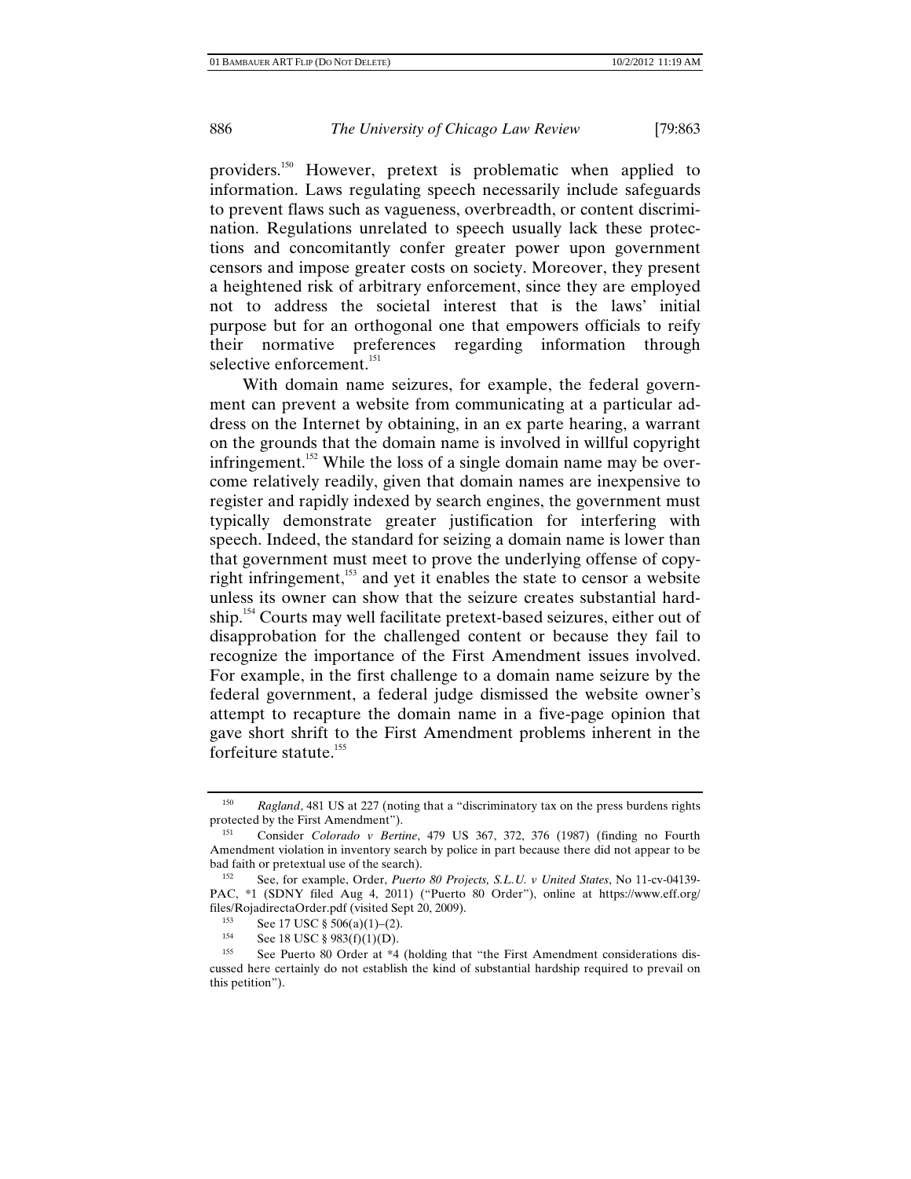providers.[150] However, pretext is problematic when applied to information. Laws regulating speech necessarily include safeguards to prevent flaws such as vagueness, overbreadth, or content discrimination. Regulations unrelated to speech usually lack these protections and concomitantly confer greater power upon government censors and impose greater costs on society. Moreover, they present a heightened risk of arbitrary enforcement, since they are employed not to address the societal interest that is the laws' initial purpose but for an orthogonal one that empowers officials to reify their normative preferences regarding information through selective enforcement.[151]

With domain name seizures, for example, the federal government can prevent a website from communicating at a particular address on the Internet by obtaining, in an ex parte hearing, a warrant on the grounds that the domain name is involved in willful copyright infringement.[152] While the loss of a single domain name may be overcome relatively readily, given that domain names are inexpensive to register and rapidly indexed by search engines, the government must typically demonstrate greater justification for interfering with speech. Indeed, the standard for seizing a domain name is lower than that government must meet to prove the underlying offense of copyright infringement,[153] and yet it enables the state to censor a website unless its owner can show that the seizure creates substantial hardship.[154] Courts may well facilitate pretext-based seizures, either out of disapprobation for the challenged content or because they fail to recognize the importance of the First Amendment issues involved. For example, in the first challenge to a domain name seizure by the federal government, a federal judge dismissed the website owner's attempt to recapture the domain name in a five-page opinion that gave short shrift to the First Amendment problems inherent in the forfeiture statute.[155]

---

[150] *Ragland*, 481 US at 227 (noting that a "discriminatory tax on the press burdens rights protected by the First Amendment").

[151] Consider *Colorado v Bertine*, 479 US 367, 372, 376 (1987) (finding no Fourth Amendment violation in inventory search by police in part because there did not appear to be bad faith or pretextual use of the search).

[152] See, for example, Order, *Puerto 80 Projects, S.L.U. v United States*, No 11-cv-04139-PAC, *1 (SDNY filed Aug 4, 2011) ("Puerto 80 Order"), online at https://www.eff.org/files/RojadirectaOrder.pdf (visited Sept 20, 2009).

[153] See 17 USC § 506(a)(1)–(2).

[154] See 18 USC § 983(f)(1)(D).

[155] See Puerto 80 Order at *4 (holding that "the First Amendment considerations discussed here certainly do not establish the kind of substantial hardship required to prevail on this petition").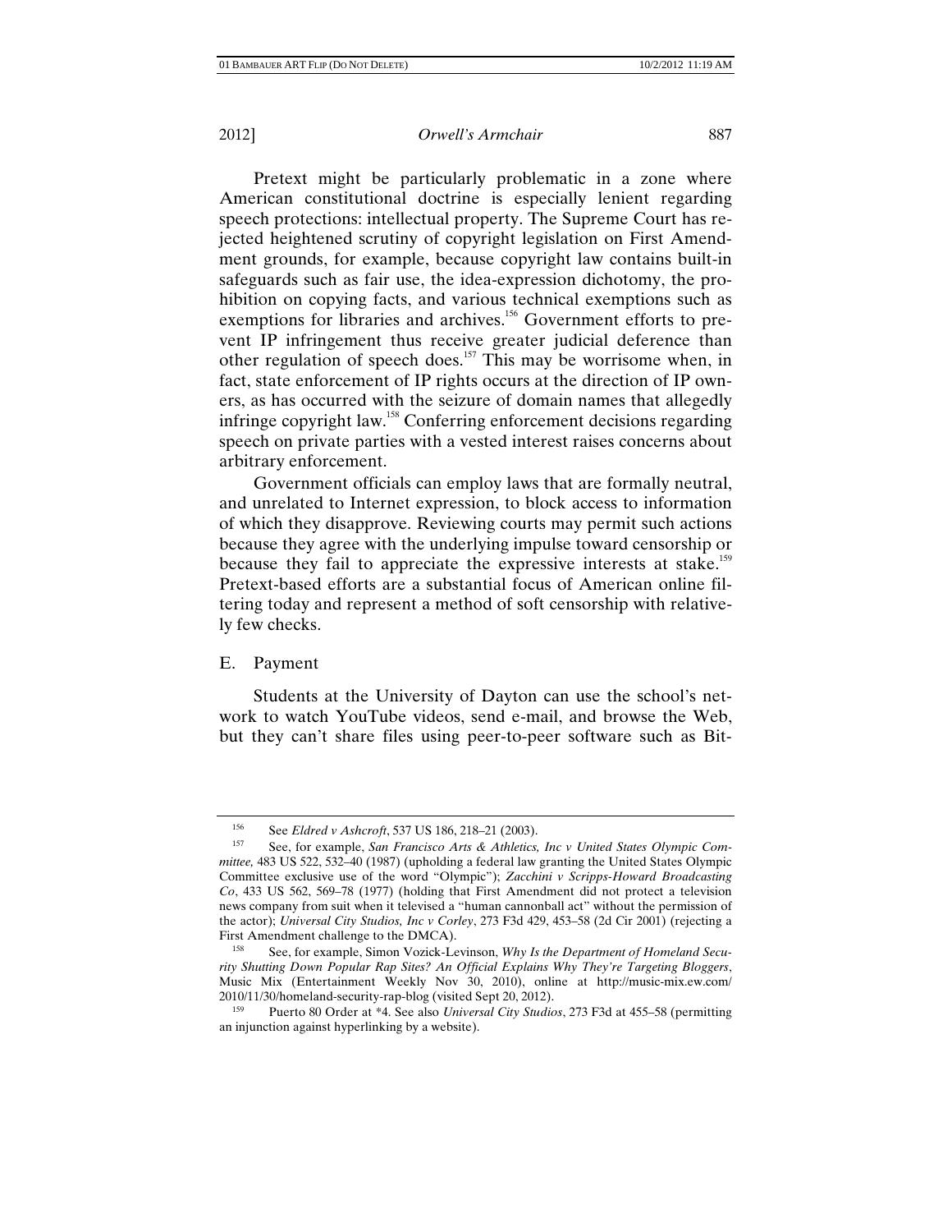Pretext might be particularly problematic in a zone where American constitutional doctrine is especially lenient regarding speech protections: intellectual property. The Supreme Court has rejected heightened scrutiny of copyright legislation on First Amendment grounds, for example, because copyright law contains built-in safeguards such as fair use, the idea-expression dichotomy, the prohibition on copying facts, and various technical exemptions such as exemptions for libraries and archives.[156] Government efforts to prevent IP infringement thus receive greater judicial deference than other regulation of speech does.[157] This may be worrisome when, in fact, state enforcement of IP rights occurs at the direction of IP owners, as has occurred with the seizure of domain names that allegedly infringe copyright law.[158] Conferring enforcement decisions regarding speech on private parties with a vested interest raises concerns about arbitrary enforcement.

Government officials can employ laws that are formally neutral, and unrelated to Internet expression, to block access to information of which they disapprove. Reviewing courts may permit such actions because they agree with the underlying impulse toward censorship or because they fail to appreciate the expressive interests at stake.[159] Pretext-based efforts are a substantial focus of American online filtering today and represent a method of soft censorship with relatively few checks.

### E. Payment

Students at the University of Dayton can use the school's network to watch YouTube videos, send e-mail, and browse the Web, but they can't share files using peer-to-peer software such as Bit-

---

[156] See *Eldred v Ashcroft*, 537 US 186, 218–21 (2003).

[157] See, for example, *San Francisco Arts & Athletics, Inc v United States Olympic Committee,* 483 US 522, 532–40 (1987) (upholding a federal law granting the United States Olympic Committee exclusive use of the word "Olympic"); *Zacchini v Scripps-Howard Broadcasting Co*, 433 US 562, 569–78 (1977) (holding that First Amendment did not protect a television news company from suit when it televised a "human cannonball act" without the permission of the actor); *Universal City Studios, Inc v Corley*, 273 F3d 429, 453–58 (2d Cir 2001) (rejecting a First Amendment challenge to the DMCA).

[158] See, for example, Simon Vozick-Levinson, *Why Is the Department of Homeland Security Shutting Down Popular Rap Sites? An Official Explains Why They're Targeting Bloggers*, Music Mix (Entertainment Weekly Nov 30, 2010), online at http://music-mix.ew.com/2010/11/30/homeland-security-rap-blog (visited Sept 20, 2012).

[159] Puerto 80 Order at *4. See also *Universal City Studios*, 273 F3d at 455–58 (permitting an injunction against hyperlinking by a website).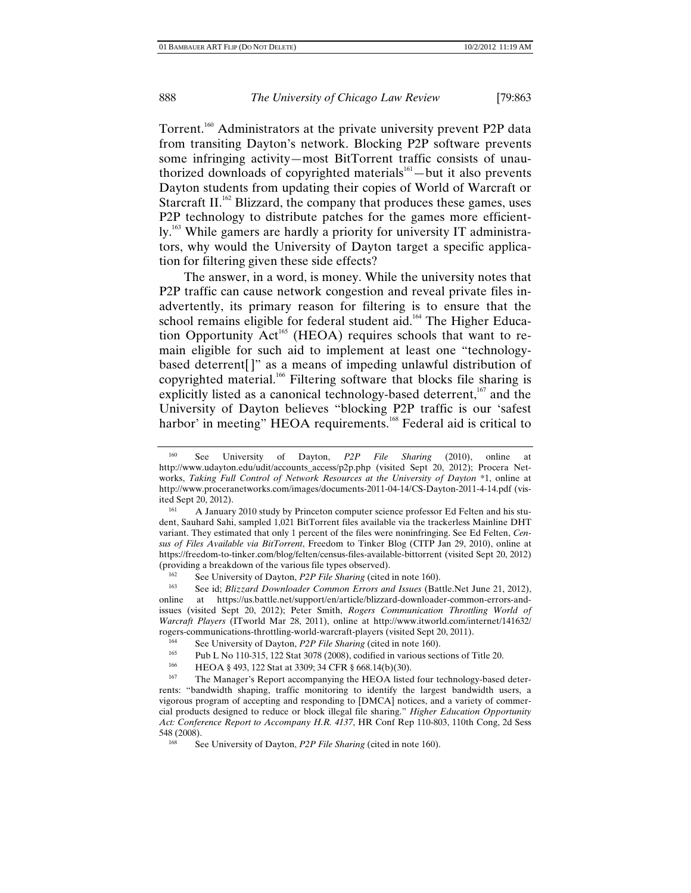Torrent.[160] Administrators at the private university prevent P2P data from transiting Dayton's network. Blocking P2P software prevents some infringing activity—most BitTorrent traffic consists of unauthorized downloads of copyrighted materials[161]—but it also prevents Dayton students from updating their copies of World of Warcraft or Starcraft II.[162] Blizzard, the company that produces these games, uses P2P technology to distribute patches for the games more efficiently.[163] While gamers are hardly a priority for university IT administrators, why would the University of Dayton target a specific application for filtering given these side effects?

The answer, in a word, is money. While the university notes that P2P traffic can cause network congestion and reveal private files inadvertently, its primary reason for filtering is to ensure that the school remains eligible for federal student aid.[164] The Higher Education Opportunity Act[165] (HEOA) requires schools that want to remain eligible for such aid to implement at least one "technology-based deterrent[]" as a means of impeding unlawful distribution of copyrighted material.[166] Filtering software that blocks file sharing is explicitly listed as a canonical technology-based deterrent,[167] and the University of Dayton believes "blocking P2P traffic is our 'safest harbor' in meeting" HEOA requirements.[168] Federal aid is critical to

---

[160] See University of Dayton, *P2P File Sharing* (2010), online at http://www.udayton.edu/udit/accounts_access/p2p.php (visited Sept 20, 2012); Procera Networks, *Taking Full Control of Network Resources at the University of Dayton* *1, online at http://www.proceranetworks.com/images/documents-2011-04-14/CS-Dayton-2011-4-14.pdf (visited Sept 20, 2012).

[161] A January 2010 study by Princeton computer science professor Ed Felten and his student, Sauhard Sahi, sampled 1,021 BitTorrent files available via the trackerless Mainline DHT variant. They estimated that only 1 percent of the files were noninfringing. See Ed Felten, *Census of Files Available via BitTorrent*, Freedom to Tinker Blog (CITP Jan 29, 2010), online at https://freedom-to-tinker.com/blog/felten/census-files-available-bittorrent (visited Sept 20, 2012) (providing a breakdown of the various file types observed).

[162] See University of Dayton, *P2P File Sharing* (cited in note 160).

[163] See id; *Blizzard Downloader Common Errors and Issues* (Battle.Net June 21, 2012), online at https://us.battle.net/support/en/article/blizzard-downloader-common-errors-and-issues (visited Sept 20, 2012); Peter Smith, *Rogers Communication Throttling World of Warcraft Players* (ITworld Mar 28, 2011), online at http://www.itworld.com/internet/141632/rogers-communications-throttling-world-warcraft-players (visited Sept 20, 2011).

[164] See University of Dayton, *P2P File Sharing* (cited in note 160).

[165] Pub L No 110-315, 122 Stat 3078 (2008), codified in various sections of Title 20.

[166] HEOA § 493, 122 Stat at 3309; 34 CFR § 668.14(b)(30).

[167] The Manager's Report accompanying the HEOA listed four technology-based deterrents: "bandwidth shaping, traffic monitoring to identify the largest bandwidth users, a vigorous program of accepting and responding to [DMCA] notices, and a variety of commercial products designed to reduce or block illegal file sharing." *Higher Education Opportunity Act: Conference Report to Accompany H.R. 4137*, HR Conf Rep 110-803, 110th Cong, 2d Sess 548 (2008).

[168] See University of Dayton, *P2P File Sharing* (cited in note 160).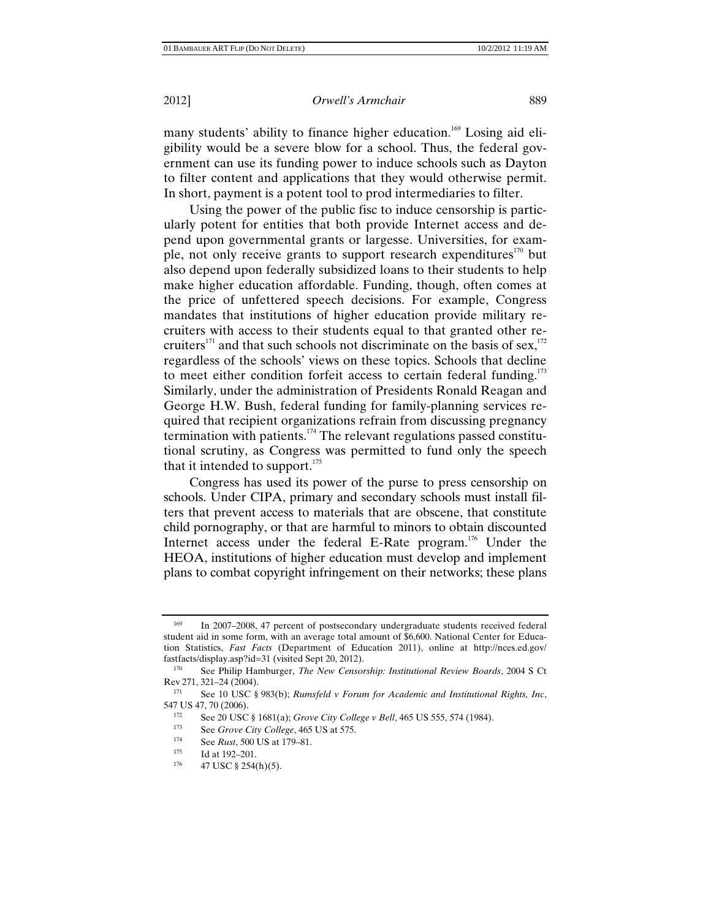many students' ability to finance higher education.[169] Losing aid eligibility would be a severe blow for a school. Thus, the federal government can use its funding power to induce schools such as Dayton to filter content and applications that they would otherwise permit. In short, payment is a potent tool to prod intermediaries to filter.

Using the power of the public fisc to induce censorship is particularly potent for entities that both provide Internet access and depend upon governmental grants or largesse. Universities, for example, not only receive grants to support research expenditures[170] but also depend upon federally subsidized loans to their students to help make higher education affordable. Funding, though, often comes at the price of unfettered speech decisions. For example, Congress mandates that institutions of higher education provide military recruiters with access to their students equal to that granted other recruiters[171] and that such schools not discriminate on the basis of sex,[172] regardless of the schools' views on these topics. Schools that decline to meet either condition forfeit access to certain federal funding.[173] Similarly, under the administration of Presidents Ronald Reagan and George H.W. Bush, federal funding for family-planning services required that recipient organizations refrain from discussing pregnancy termination with patients.[174] The relevant regulations passed constitutional scrutiny, as Congress was permitted to fund only the speech that it intended to support.[175]

Congress has used its power of the purse to press censorship on schools. Under CIPA, primary and secondary schools must install filters that prevent access to materials that are obscene, that constitute child pornography, or that are harmful to minors to obtain discounted Internet access under the federal E-Rate program.[176] Under the HEOA, institutions of higher education must develop and implement plans to combat copyright infringement on their networks; these plans

---

[169] In 2007–2008, 47 percent of postsecondary undergraduate students received federal student aid in some form, with an average total amount of $6,600. National Center for Education Statistics, *Fast Facts* (Department of Education 2011), online at http://nces.ed.gov/fastfacts/display.asp?id=31 (visited Sept 20, 2012).

[170] See Philip Hamburger, *The New Censorship: Institutional Review Boards*, 2004 S Ct Rev 271, 321–24 (2004).

[171] See 10 USC § 983(b); *Rumsfeld v Forum for Academic and Institutional Rights, Inc*, 547 US 47, 70 (2006).

[172] See 20 USC § 1681(a); *Grove City College v Bell*, 465 US 555, 574 (1984).

[173] See *Grove City College*, 465 US at 575.

[174] See *Rust*, 500 US at 179–81.

[175] Id at 192–201.

[176] 47 USC § 254(h)(5).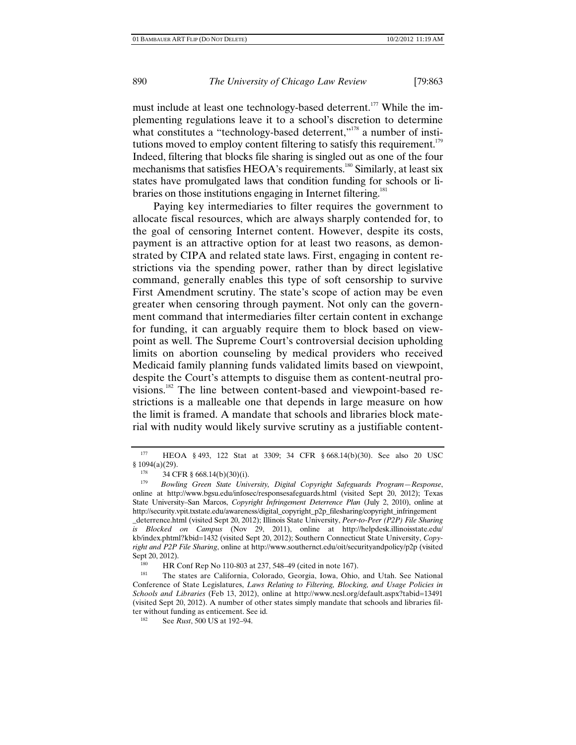must include at least one technology-based deterrent.[177] While the implementing regulations leave it to a school's discretion to determine what constitutes a "technology-based deterrent,"[178] a number of institutions moved to employ content filtering to satisfy this requirement.[179] Indeed, filtering that blocks file sharing is singled out as one of the four mechanisms that satisfies HEOA's requirements.[180] Similarly, at least six states have promulgated laws that condition funding for schools or libraries on those institutions engaging in Internet filtering.[181]

Paying key intermediaries to filter requires the government to allocate fiscal resources, which are always sharply contended for, to the goal of censoring Internet content. However, despite its costs, payment is an attractive option for at least two reasons, as demonstrated by CIPA and related state laws. First, engaging in content restrictions via the spending power, rather than by direct legislative command, generally enables this type of soft censorship to survive First Amendment scrutiny. The state's scope of action may be even greater when censoring through payment. Not only can the government command that intermediaries filter certain content in exchange for funding, it can arguably require them to block based on viewpoint as well. The Supreme Court's controversial decision upholding limits on abortion counseling by medical providers who received Medicaid family planning funds validated limits based on viewpoint, despite the Court's attempts to disguise them as content-neutral provisions.[182] The line between content-based and viewpoint-based restrictions is a malleable one that depends in large measure on how the limit is framed. A mandate that schools and libraries block material with nudity would likely survive scrutiny as a justifiable content-

---

[177] HEOA § 493, 122 Stat at 3309; 34 CFR § 668.14(b)(30). See also 20 USC § 1094(a)(29).

[178] 34 CFR § 668.14(b)(30)(i).

[179] *Bowling Green State University, Digital Copyright Safeguards Program—Response*, online at http://www.bgsu.edu/infosec/responsesafeguards.html (visited Sept 20, 2012); Texas State University–San Marcos, *Copyright Infringement Deterrence Plan* (July 2, 2010), online at http://security.vpit.txstate.edu/awareness/digital_copyright_p2p_filesharing/copyright_infringement_deterrence.html (visited Sept 20, 2012); Illinois State University, *Peer-to-Peer (P2P) File Sharing is Blocked on Campus* (Nov 29, 2011), online at http://helpdesk.illinoisstate.edu/kb/index.phtml?kbid=1432 (visited Sept 20, 2012); Southern Connecticut State University, *Copyright and P2P File Sharing*, online at http://www.southernct.edu/oit/securityandpolicy/p2p (visited Sept 20, 2012).

[180] HR Conf Rep No 110-803 at 237, 548–49 (cited in note 167).

[181] The states are California, Colorado, Georgia, Iowa, Ohio, and Utah. See National Conference of State Legislatures, *Laws Relating to Filtering, Blocking, and Usage Policies in Schools and Libraries* (Feb 13, 2012), online at http://www.ncsl.org/default.aspx?tabid=13491 (visited Sept 20, 2012). A number of other states simply mandate that schools and libraries filter without funding as enticement. See id.

[182] See *Rust*, 500 US at 192–94.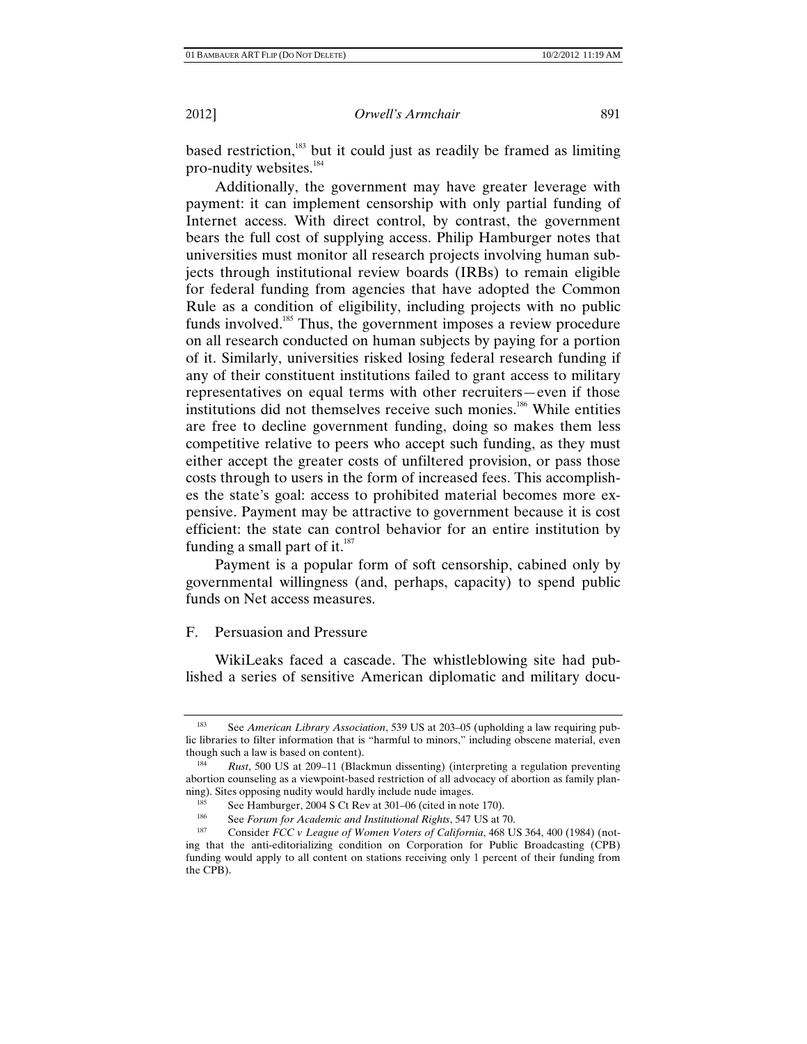based restriction,[183] but it could just as readily be framed as limiting pro-nudity websites.[184]

Additionally, the government may have greater leverage with payment: it can implement censorship with only partial funding of Internet access. With direct control, by contrast, the government bears the full cost of supplying access. Philip Hamburger notes that universities must monitor all research projects involving human subjects through institutional review boards (IRBs) to remain eligible for federal funding from agencies that have adopted the Common Rule as a condition of eligibility, including projects with no public funds involved.[185] Thus, the government imposes a review procedure on all research conducted on human subjects by paying for a portion of it. Similarly, universities risked losing federal research funding if any of their constituent institutions failed to grant access to military representatives on equal terms with other recruiters—even if those institutions did not themselves receive such monies.[186] While entities are free to decline government funding, doing so makes them less competitive relative to peers who accept such funding, as they must either accept the greater costs of unfiltered provision, or pass those costs through to users in the form of increased fees. This accomplishes the state's goal: access to prohibited material becomes more expensive. Payment may be attractive to government because it is cost efficient: the state can control behavior for an entire institution by funding a small part of it.[187]

Payment is a popular form of soft censorship, cabined only by governmental willingness (and, perhaps, capacity) to spend public funds on Net access measures.

## F. Persuasion and Pressure

WikiLeaks faced a cascade. The whistleblowing site had published a series of sensitive American diplomatic and military docu-

---

[183] See *American Library Association*, 539 US at 203–05 (upholding a law requiring public libraries to filter information that is "harmful to minors," including obscene material, even though such a law is based on content).

[184] *Rust*, 500 US at 209–11 (Blackmun dissenting) (interpreting a regulation preventing abortion counseling as a viewpoint-based restriction of all advocacy of abortion as family planning). Sites opposing nudity would hardly include nude images.

[185] See Hamburger, 2004 S Ct Rev at 301–06 (cited in note 170).

[186] See *Forum for Academic and Institutional Rights*, 547 US at 70.

[187] Consider *FCC v League of Women Voters of California*, 468 US 364, 400 (1984) (noting that the anti-editorializing condition on Corporation for Public Broadcasting (CPB) funding would apply to all content on stations receiving only 1 percent of their funding from the CPB).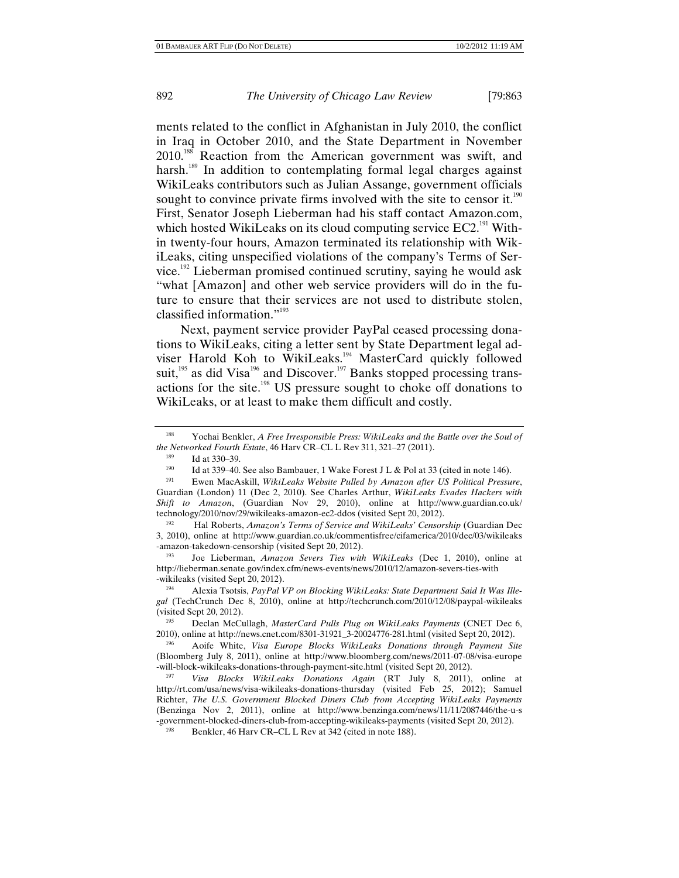ments related to the conflict in Afghanistan in July 2010, the conflict in Iraq in October 2010, and the State Department in November 2010.[188] Reaction from the American government was swift, and harsh.[189] In addition to contemplating formal legal charges against WikiLeaks contributors such as Julian Assange, government officials sought to convince private firms involved with the site to censor it.[190] First, Senator Joseph Lieberman had his staff contact Amazon.com, which hosted WikiLeaks on its cloud computing service EC2.[191] Within twenty-four hours, Amazon terminated its relationship with WikiLeaks, citing unspecified violations of the company's Terms of Service.[192] Lieberman promised continued scrutiny, saying he would ask "what [Amazon] and other web service providers will do in the future to ensure that their services are not used to distribute stolen, classified information."[193]

Next, payment service provider PayPal ceased processing donations to WikiLeaks, citing a letter sent by State Department legal adviser Harold Koh to WikiLeaks.[194] MasterCard quickly followed suit,[195] as did Visa[196] and Discover.[197] Banks stopped processing transactions for the site.[198] US pressure sought to choke off donations to WikiLeaks, or at least to make them difficult and costly.

---

[188] Yochai Benkler, *A Free Irresponsible Press: WikiLeaks and the Battle over the Soul of the Networked Fourth Estate*, 46 Harv CR–CL L Rev 311, 321–27 (2011).

[189] Id at 330–39.

[190] Id at 339–40. See also Bambauer, 1 Wake Forest J L & Pol at 33 (cited in note 146).

[191] Ewen MacAskill, *WikiLeaks Website Pulled by Amazon after US Political Pressure*, Guardian (London) 11 (Dec 2, 2010). See Charles Arthur, *WikiLeaks Evades Hackers with Shift to Amazon*, (Guardian Nov 29, 2010), online at http://www.guardian.co.uk/technology/2010/nov/29/wikileaks-amazon-ec2-ddos (visited Sept 20, 2012).

[192] Hal Roberts, *Amazon's Terms of Service and WikiLeaks' Censorship* (Guardian Dec 3, 2010), online at http://www.guardian.co.uk/commentisfree/cifamerica/2010/dec/03/wikileaks-amazon-takedown-censorship (visited Sept 20, 2012).

[193] Joe Lieberman, *Amazon Severs Ties with WikiLeaks* (Dec 1, 2010), online at http://lieberman.senate.gov/index.cfm/news-events/news/2010/12/amazon-severs-ties-with-wikileaks (visited Sept 20, 2012).

[194] Alexia Tsotsis, *PayPal VP on Blocking WikiLeaks: State Department Said It Was Illegal* (TechCrunch Dec 8, 2010), online at http://techcrunch.com/2010/12/08/paypal-wikileaks (visited Sept 20, 2012).

[195] Declan McCullagh, *MasterCard Pulls Plug on WikiLeaks Payments* (CNET Dec 6, 2010), online at http://news.cnet.com/8301-31921_3-20024776-281.html (visited Sept 20, 2012).

[196] Aoife White, *Visa Europe Blocks WikiLeaks Donations through Payment Site* (Bloomberg July 8, 2011), online at http://www.bloomberg.com/news/2011-07-08/visa-europe-will-block-wikileaks-donations-through-payment-site.html (visited Sept 20, 2012).

[197] *Visa Blocks WikiLeaks Donations Again* (RT July 8, 2011), online at http://rt.com/usa/news/visa-wikileaks-donations-thursday (visited Feb 25, 2012); Samuel Richter, *The U.S. Government Blocked Diners Club from Accepting WikiLeaks Payments* (Benzinga Nov 2, 2011), online at http://www.benzinga.com/news/11/11/2087446/the-u-s-government-blocked-diners-club-from-accepting-wikileaks-payments (visited Sept 20, 2012).

[198] Benkler, 46 Harv CR–CL L Rev at 342 (cited in note 188).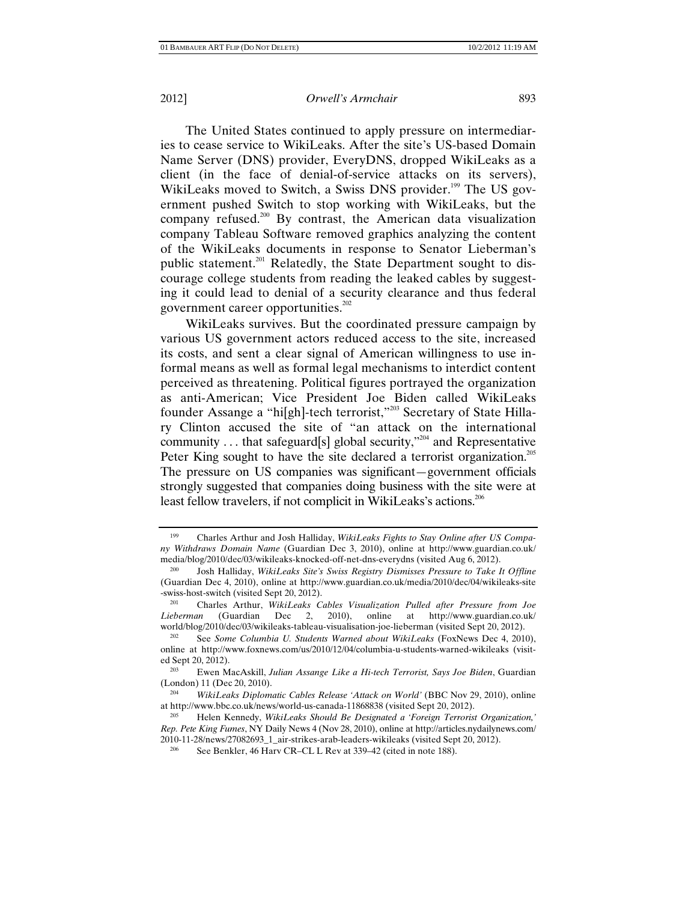The United States continued to apply pressure on intermediaries to cease service to WikiLeaks. After the site's US-based Domain Name Server (DNS) provider, EveryDNS, dropped WikiLeaks as a client (in the face of denial-of-service attacks on its servers), WikiLeaks moved to Switch, a Swiss DNS provider.[199] The US government pushed Switch to stop working with WikiLeaks, but the company refused.[200] By contrast, the American data visualization company Tableau Software removed graphics analyzing the content of the WikiLeaks documents in response to Senator Lieberman's public statement.[201] Relatedly, the State Department sought to discourage college students from reading the leaked cables by suggesting it could lead to denial of a security clearance and thus federal government career opportunities.[202]

WikiLeaks survives. But the coordinated pressure campaign by various US government actors reduced access to the site, increased its costs, and sent a clear signal of American willingness to use informal means as well as formal legal mechanisms to interdict content perceived as threatening. Political figures portrayed the organization as anti-American; Vice President Joe Biden called WikiLeaks founder Assange a "hi[gh]-tech terrorist,"[203] Secretary of State Hillary Clinton accused the site of "an attack on the international community . . . that safeguard[s] global security,"[204] and Representative Peter King sought to have the site declared a terrorist organization.[205] The pressure on US companies was significant—government officials strongly suggested that companies doing business with the site were at least fellow travelers, if not complicit in WikiLeaks's actions.[206]

---

[199] Charles Arthur and Josh Halliday, *WikiLeaks Fights to Stay Online after US Company Withdraws Domain Name* (Guardian Dec 3, 2010), online at http://www.guardian.co.uk/media/blog/2010/dec/03/wikileaks-knocked-off-net-dns-everydns (visited Aug 6, 2012).

[200] Josh Halliday, *WikiLeaks Site's Swiss Registry Dismisses Pressure to Take It Offline* (Guardian Dec 4, 2010), online at http://www.guardian.co.uk/media/2010/dec/04/wikileaks-site-swiss-host-switch (visited Sept 20, 2012).

[201] Charles Arthur, *WikiLeaks Cables Visualization Pulled after Pressure from Joe Lieberman* (Guardian Dec 2, 2010), online at http://www.guardian.co.uk/world/blog/2010/dec/03/wikileaks-tableau-visualisation-joe-lieberman (visited Sept 20, 2012).

[202] See *Some Columbia U. Students Warned about WikiLeaks* (FoxNews Dec 4, 2010), online at http://www.foxnews.com/us/2010/12/04/columbia-u-students-warned-wikileaks (visited Sept 20, 2012).

[203] Ewen MacAskill, *Julian Assange Like a Hi-tech Terrorist, Says Joe Biden*, Guardian (London) 11 (Dec 20, 2010).

[204] *WikiLeaks Diplomatic Cables Release 'Attack on World'* (BBC Nov 29, 2010), online at http://www.bbc.co.uk/news/world-us-canada-11868838 (visited Sept 20, 2012).

[205] Helen Kennedy, *WikiLeaks Should Be Designated a 'Foreign Terrorist Organization,' Rep. Pete King Fumes*, NY Daily News 4 (Nov 28, 2010), online at http://articles.nydailynews.com/2010-11-28/news/27082693_1_air-strikes-arab-leaders-wikileaks (visited Sept 20, 2012).

[206] See Benkler, 46 Harv CR–CL L Rev at 339–42 (cited in note 188).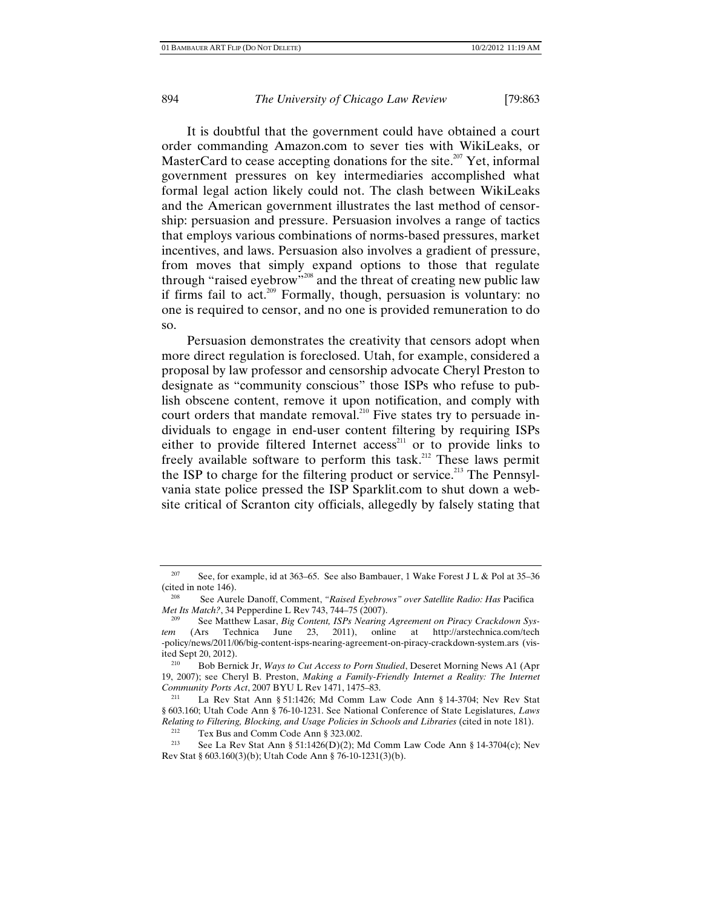It is doubtful that the government could have obtained a court order commanding Amazon.com to sever ties with WikiLeaks, or MasterCard to cease accepting donations for the site.[207] Yet, informal government pressures on key intermediaries accomplished what formal legal action likely could not. The clash between WikiLeaks and the American government illustrates the last method of censorship: persuasion and pressure. Persuasion involves a range of tactics that employs various combinations of norms-based pressures, market incentives, and laws. Persuasion also involves a gradient of pressure, from moves that simply expand options to those that regulate through "raised eyebrow"[208] and the threat of creating new public law if firms fail to act.[209] Formally, though, persuasion is voluntary: no one is required to censor, and no one is provided remuneration to do so.

Persuasion demonstrates the creativity that censors adopt when more direct regulation is foreclosed. Utah, for example, considered a proposal by law professor and censorship advocate Cheryl Preston to designate as "community conscious" those ISPs who refuse to publish obscene content, remove it upon notification, and comply with court orders that mandate removal.[210] Five states try to persuade individuals to engage in end-user content filtering by requiring ISPs either to provide filtered Internet access[211] or to provide links to freely available software to perform this task.[212] These laws permit the ISP to charge for the filtering product or service.[213] The Pennsylvania state police pressed the ISP Sparklit.com to shut down a website critical of Scranton city officials, allegedly by falsely stating that

---

[207] See, for example, id at 363–65. See also Bambauer, 1 Wake Forest J L & Pol at 35–36 (cited in note 146).

[208] See Aurele Danoff, Comment, *"Raised Eyebrows" over Satellite Radio: Has* Pacifica *Met Its Match?*, 34 Pepperdine L Rev 743, 744–75 (2007).

[209] See Matthew Lasar, *Big Content, ISPs Nearing Agreement on Piracy Crackdown System* (Ars Technica June 23, 2011), online at http://arstechnica.com/tech-policy/news/2011/06/big-content-isps-nearing-agreement-on-piracy-crackdown-system.ars (visited Sept 20, 2012).

[210] Bob Bernick Jr, *Ways to Cut Access to Porn Studied*, Deseret Morning News A1 (Apr 19, 2007); see Cheryl B. Preston, *Making a Family-Friendly Internet a Reality: The Internet Community Ports Act*, 2007 BYU L Rev 1471, 1475–83.

[211] La Rev Stat Ann § 51:1426; Md Comm Law Code Ann § 14-3704; Nev Rev Stat § 603.160; Utah Code Ann § 76-10-1231. See National Conference of State Legislatures, *Laws Relating to Filtering, Blocking, and Usage Policies in Schools and Libraries* (cited in note 181).

[212] Tex Bus and Comm Code Ann § 323.002.

[213] See La Rev Stat Ann § 51:1426(D)(2); Md Comm Law Code Ann § 14-3704(c); Nev Rev Stat § 603.160(3)(b); Utah Code Ann § 76-10-1231(3)(b).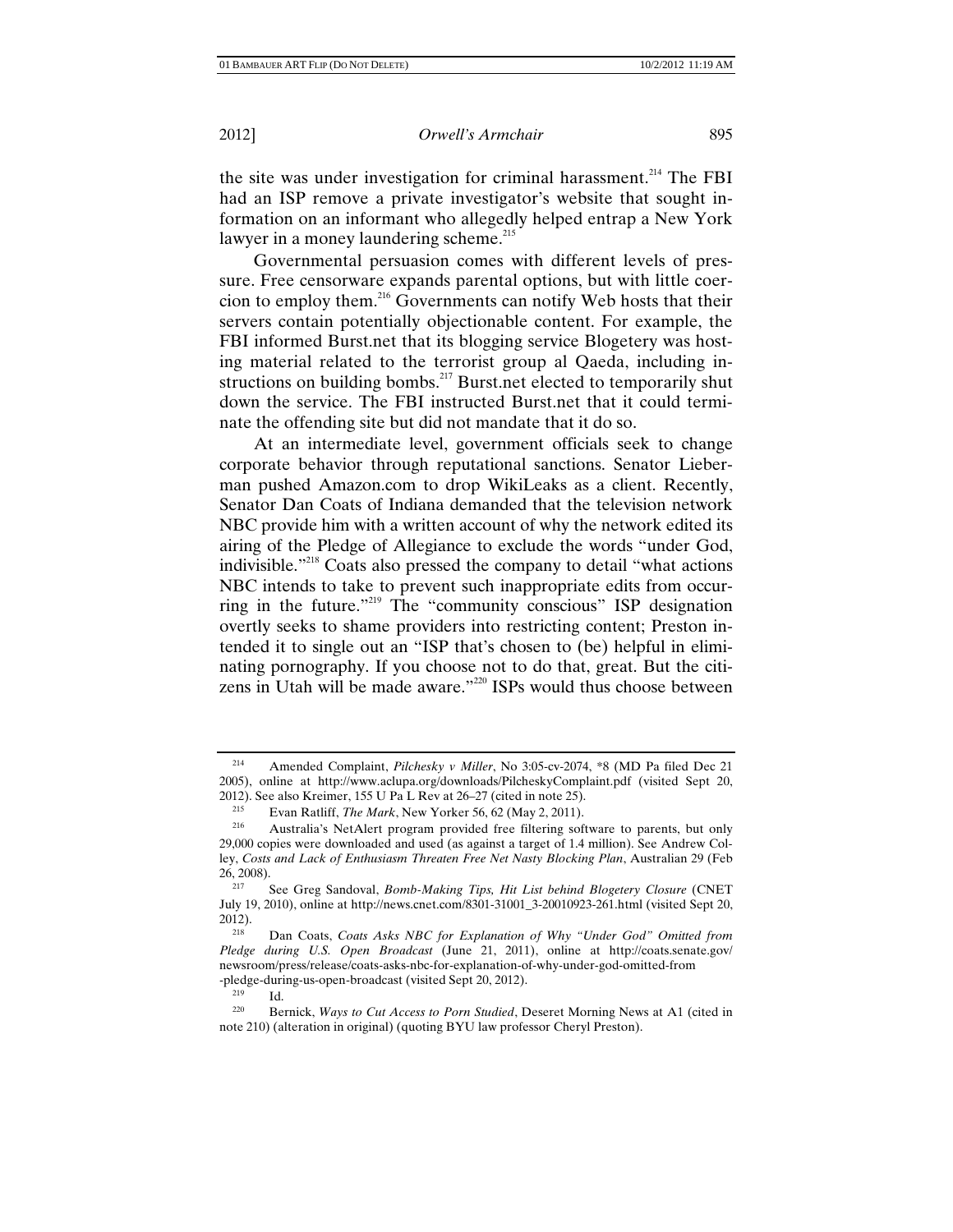the site was under investigation for criminal harassment.[214] The FBI had an ISP remove a private investigator's website that sought information on an informant who allegedly helped entrap a New York lawyer in a money laundering scheme.[215]

Governmental persuasion comes with different levels of pressure. Free censorware expands parental options, but with little coercion to employ them.[216] Governments can notify Web hosts that their servers contain potentially objectionable content. For example, the FBI informed Burst.net that its blogging service Blogetery was hosting material related to the terrorist group al Qaeda, including instructions on building bombs.[217] Burst.net elected to temporarily shut down the service. The FBI instructed Burst.net that it could terminate the offending site but did not mandate that it do so.

At an intermediate level, government officials seek to change corporate behavior through reputational sanctions. Senator Lieberman pushed Amazon.com to drop WikiLeaks as a client. Recently, Senator Dan Coats of Indiana demanded that the television network NBC provide him with a written account of why the network edited its airing of the Pledge of Allegiance to exclude the words "under God, indivisible."[218] Coats also pressed the company to detail "what actions NBC intends to take to prevent such inappropriate edits from occurring in the future."[219] The "community conscious" ISP designation overtly seeks to shame providers into restricting content; Preston intended it to single out an "ISP that's chosen to (be) helpful in eliminating pornography. If you choose not to do that, great. But the citizens in Utah will be made aware."[220] ISPs would thus choose between

---

[214] Amended Complaint, *Pilchesky v Miller*, No 3:05-cv-2074, *8 (MD Pa filed Dec 21 2005), online at http://www.aclupa.org/downloads/PilcheskyComplaint.pdf (visited Sept 20, 2012). See also Kreimer, 155 U Pa L Rev at 26–27 (cited in note 25).

[215] Evan Ratliff, *The Mark*, New Yorker 56, 62 (May 2, 2011).

[216] Australia's NetAlert program provided free filtering software to parents, but only 29,000 copies were downloaded and used (as against a target of 1.4 million). See Andrew Colley, *Costs and Lack of Enthusiasm Threaten Free Net Nasty Blocking Plan*, Australian 29 (Feb 26, 2008).

[217] See Greg Sandoval, *Bomb-Making Tips, Hit List behind Blogetery Closure* (CNET July 19, 2010), online at http://news.cnet.com/8301-31001_3-20010923-261.html (visited Sept 20, 2012).

[218] Dan Coats, *Coats Asks NBC for Explanation of Why "Under God" Omitted from Pledge during U.S. Open Broadcast* (June 21, 2011), online at http://coats.senate.gov/newsroom/press/release/coats-asks-nbc-for-explanation-of-why-under-god-omitted-from-pledge-during-us-open-broadcast (visited Sept 20, 2012).

[219] Id.

[220] Bernick, *Ways to Cut Access to Porn Studied*, Deseret Morning News at A1 (cited in note 210) (alteration in original) (quoting BYU law professor Cheryl Preston).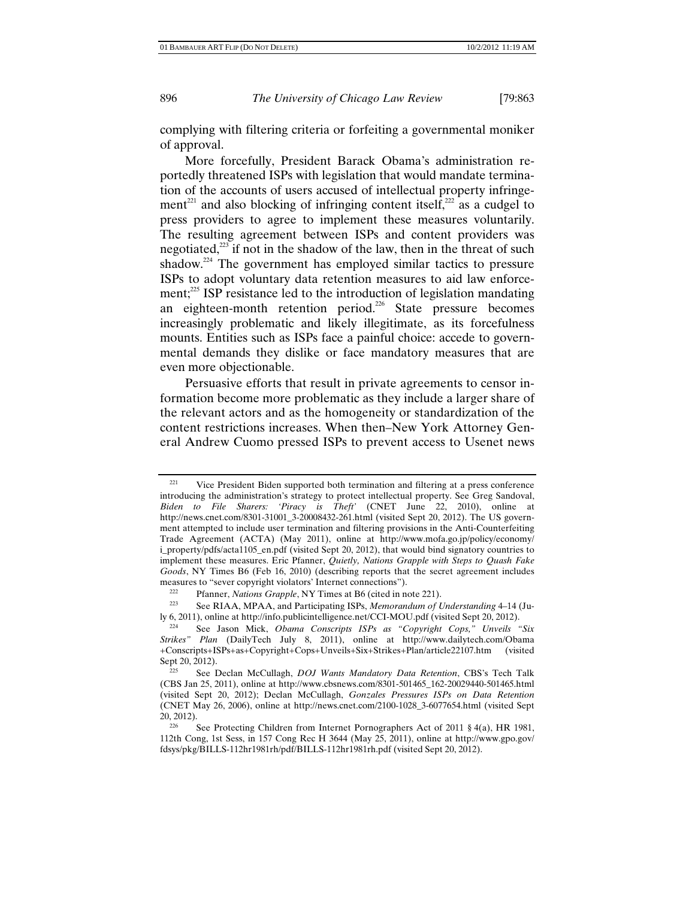complying with filtering criteria or forfeiting a governmental moniker of approval.

More forcefully, President Barack Obama's administration reportedly threatened ISPs with legislation that would mandate termination of the accounts of users accused of intellectual property infringement[221] and also blocking of infringing content itself,[222] as a cudgel to press providers to agree to implement these measures voluntarily. The resulting agreement between ISPs and content providers was negotiated,[223] if not in the shadow of the law, then in the threat of such shadow.[224] The government has employed similar tactics to pressure ISPs to adopt voluntary data retention measures to aid law enforcement;[225] ISP resistance led to the introduction of legislation mandating an eighteen-month retention period.[226] State pressure becomes increasingly problematic and likely illegitimate, as its forcefulness mounts. Entities such as ISPs face a painful choice: accede to governmental demands they dislike or face mandatory measures that are even more objectionable.

Persuasive efforts that result in private agreements to censor information become more problematic as they include a larger share of the relevant actors and as the homogeneity or standardization of the content restrictions increases. When then–New York Attorney General Andrew Cuomo pressed ISPs to prevent access to Usenet news

---

[221] Vice President Biden supported both termination and filtering at a press conference introducing the administration's strategy to protect intellectual property. See Greg Sandoval, *Biden to File Sharers: 'Piracy is Theft'* (CNET June 22, 2010), online at http://news.cnet.com/8301-31001_3-20008432-261.html (visited Sept 20, 2012). The US government attempted to include user termination and filtering provisions in the Anti-Counterfeiting Trade Agreement (ACTA) (May 2011), online at http://www.mofa.go.jp/policy/economy/i_property/pdfs/acta1105_en.pdf (visited Sept 20, 2012), that would bind signatory countries to implement these measures. Eric Pfanner, *Quietly, Nations Grapple with Steps to Quash Fake Goods*, NY Times B6 (Feb 16, 2010) (describing reports that the secret agreement includes measures to "sever copyright violators' Internet connections").

[222] Pfanner, *Nations Grapple*, NY Times at B6 (cited in note 221).

[223] See RIAA, MPAA, and Participating ISPs, *Memorandum of Understanding* 4–14 (July 6, 2011), online at http://info.publicintelligence.net/CCI-MOU.pdf (visited Sept 20, 2012).

[224] See Jason Mick, *Obama Conscripts ISPs as "Copyright Cops," Unveils "Six Strikes" Plan* (DailyTech July 8, 2011), online at http://www.dailytech.com/Obama+Conscripts+ISPs+as+Copyright+Cops+Unveils+Six+Strikes+Plan/article22107.htm (visited Sept 20, 2012).

[225] See Declan McCullagh, *DOJ Wants Mandatory Data Retention*, CBS's Tech Talk (CBS Jan 25, 2011), online at http://www.cbsnews.com/8301-501465_162-20029440-501465.html (visited Sept 20, 2012); Declan McCullagh, *Gonzales Pressures ISPs on Data Retention* (CNET May 26, 2006), online at http://news.cnet.com/2100-1028_3-6077654.html (visited Sept 20, 2012).

[226] See Protecting Children from Internet Pornographers Act of 2011 § 4(a), HR 1981, 112th Cong, 1st Sess, in 157 Cong Rec H 3644 (May 25, 2011), online at http://www.gpo.gov/fdsys/pkg/BILLS-112hr1981rh/pdf/BILLS-112hr1981rh.pdf (visited Sept 20, 2012).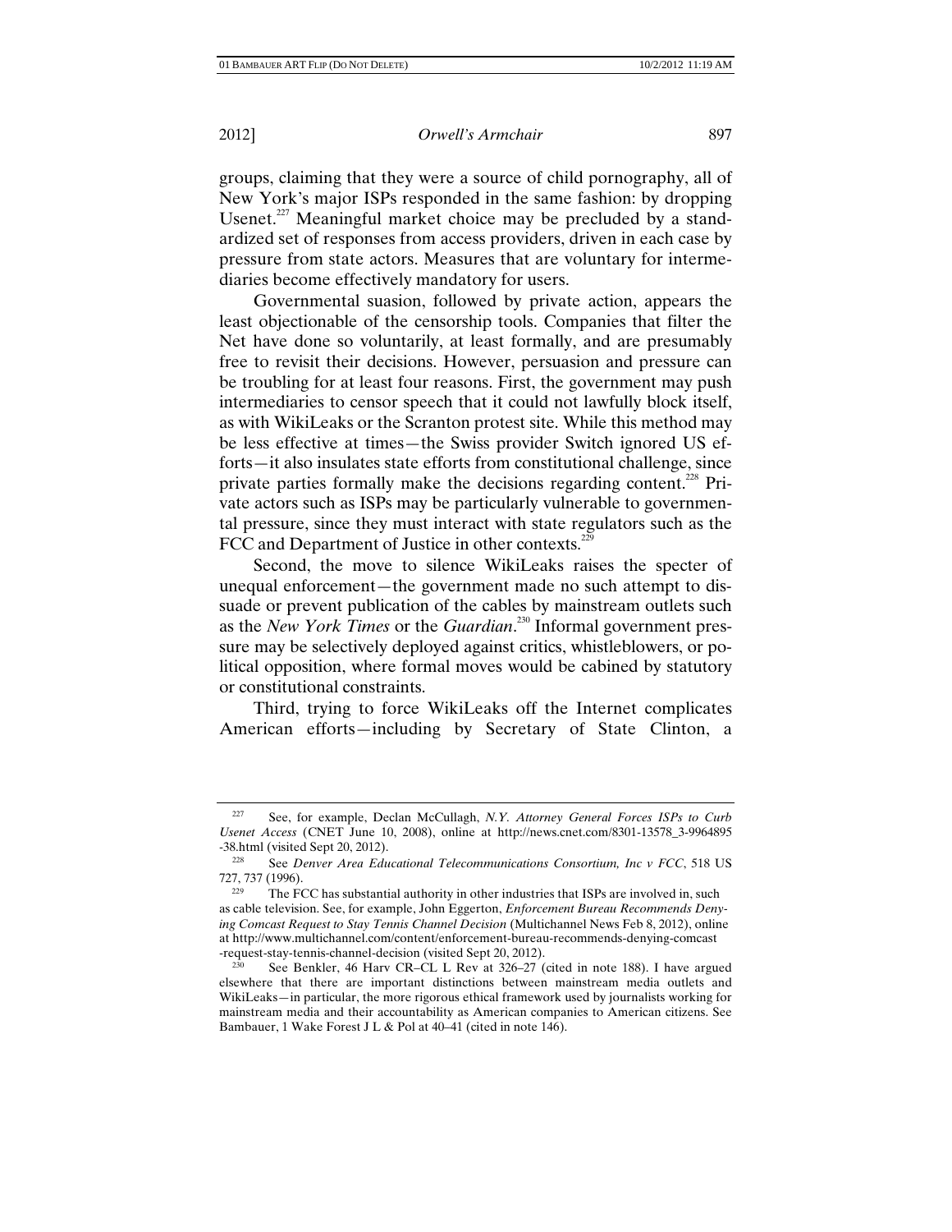groups, claiming that they were a source of child pornography, all of New York's major ISPs responded in the same fashion: by dropping Usenet.[227] Meaningful market choice may be precluded by a standardized set of responses from access providers, driven in each case by pressure from state actors. Measures that are voluntary for intermediaries become effectively mandatory for users.

Governmental suasion, followed by private action, appears the least objectionable of the censorship tools. Companies that filter the Net have done so voluntarily, at least formally, and are presumably free to revisit their decisions. However, persuasion and pressure can be troubling for at least four reasons. First, the government may push intermediaries to censor speech that it could not lawfully block itself, as with WikiLeaks or the Scranton protest site. While this method may be less effective at times—the Swiss provider Switch ignored US efforts—it also insulates state efforts from constitutional challenge, since private parties formally make the decisions regarding content.[228] Private actors such as ISPs may be particularly vulnerable to governmental pressure, since they must interact with state regulators such as the FCC and Department of Justice in other contexts.[229]

Second, the move to silence WikiLeaks raises the specter of unequal enforcement—the government made no such attempt to dissuade or prevent publication of the cables by mainstream outlets such as the *New York Times* or the *Guardian*.[230] Informal government pressure may be selectively deployed against critics, whistleblowers, or political opposition, where formal moves would be cabined by statutory or constitutional constraints.

Third, trying to force WikiLeaks off the Internet complicates American efforts—including by Secretary of State Clinton, a

---

[227] See, for example, Declan McCullagh, *N.Y. Attorney General Forces ISPs to Curb Usenet Access* (CNET June 10, 2008), online at http://news.cnet.com/8301-13578_3-9964895-38.html (visited Sept 20, 2012).

[228] See *Denver Area Educational Telecommunications Consortium, Inc v FCC*, 518 US 727, 737 (1996).

[229] The FCC has substantial authority in other industries that ISPs are involved in, such as cable television. See, for example, John Eggerton, *Enforcement Bureau Recommends Denying Comcast Request to Stay Tennis Channel Decision* (Multichannel News Feb 8, 2012), online at http://www.multichannel.com/content/enforcement-bureau-recommends-denying-comcast-request-stay-tennis-channel-decision (visited Sept 20, 2012).

[230] See Benkler, 46 Harv CR–CL L Rev at 326–27 (cited in note 188). I have argued elsewhere that there are important distinctions between mainstream media outlets and WikiLeaks—in particular, the more rigorous ethical framework used by journalists working for mainstream media and their accountability as American companies to American citizens. See Bambauer, 1 Wake Forest J L & Pol at 40–41 (cited in note 146).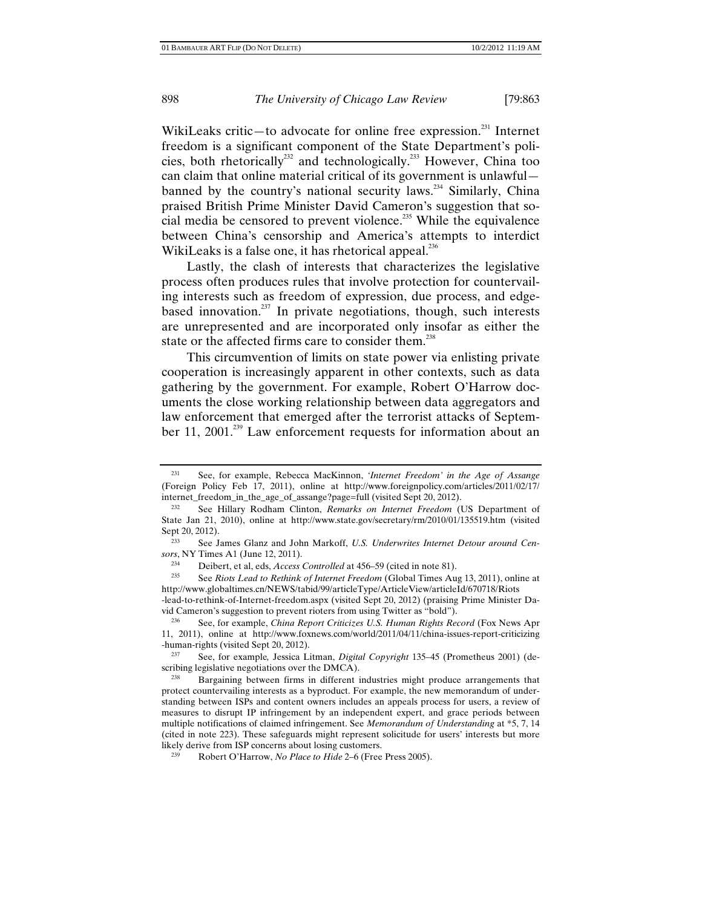WikiLeaks critic—to advocate for online free expression.[231] Internet freedom is a significant component of the State Department's policies, both rhetorically[232] and technologically.[233] However, China too can claim that online material critical of its government is unlawful—banned by the country's national security laws.[234] Similarly, China praised British Prime Minister David Cameron's suggestion that social media be censored to prevent violence.[235] While the equivalence between China's censorship and America's attempts to interdict WikiLeaks is a false one, it has rhetorical appeal.[236]

Lastly, the clash of interests that characterizes the legislative process often produces rules that involve protection for countervailing interests such as freedom of expression, due process, and edge-based innovation.[237] In private negotiations, though, such interests are unrepresented and are incorporated only insofar as either the state or the affected firms care to consider them.[238]

This circumvention of limits on state power via enlisting private cooperation is increasingly apparent in other contexts, such as data gathering by the government. For example, Robert O'Harrow documents the close working relationship between data aggregators and law enforcement that emerged after the terrorist attacks of September 11, 2001.[239] Law enforcement requests for information about an

---

[231] See, for example, Rebecca MacKinnon, *'Internet Freedom' in the Age of Assange* (Foreign Policy Feb 17, 2011), online at http://www.foreignpolicy.com/articles/2011/02/17/internet_freedom_in_the_age_of_assange?page=full (visited Sept 20, 2012).

[232] See Hillary Rodham Clinton, *Remarks on Internet Freedom* (US Department of State Jan 21, 2010), online at http://www.state.gov/secretary/rm/2010/01/135519.htm (visited Sept 20, 2012).

[233] See James Glanz and John Markoff, *U.S. Underwrites Internet Detour around Censors*, NY Times A1 (June 12, 2011).

[234] Deibert, et al, eds, *Access Controlled* at 456–59 (cited in note 81).

[235] See *Riots Lead to Rethink of Internet Freedom* (Global Times Aug 13, 2011), online at http://www.globaltimes.cn/NEWS/tabid/99/articleType/ArticleView/articleId/670718/Riots-lead-to-rethink-of-Internet-freedom.aspx (visited Sept 20, 2012) (praising Prime Minister David Cameron's suggestion to prevent rioters from using Twitter as "bold").

[236] See, for example, *China Report Criticizes U.S. Human Rights Record* (Fox News Apr 11, 2011), online at http://www.foxnews.com/world/2011/04/11/china-issues-report-criticizing-human-rights (visited Sept 20, 2012).

[237] See, for example, Jessica Litman, *Digital Copyright* 135–45 (Prometheus 2001) (describing legislative negotiations over the DMCA).

[238] Bargaining between firms in different industries might produce arrangements that protect countervailing interests as a byproduct. For example, the new memorandum of understanding between ISPs and content owners includes an appeals process for users, a review of measures to disrupt IP infringement by an independent expert, and grace periods between multiple notifications of claimed infringement. See *Memorandum of Understanding* at *5, 7, 14 (cited in note 223). These safeguards might represent solicitude for users' interests but more likely derive from ISP concerns about losing customers.

[239] Robert O'Harrow, *No Place to Hide* 2–6 (Free Press 2005).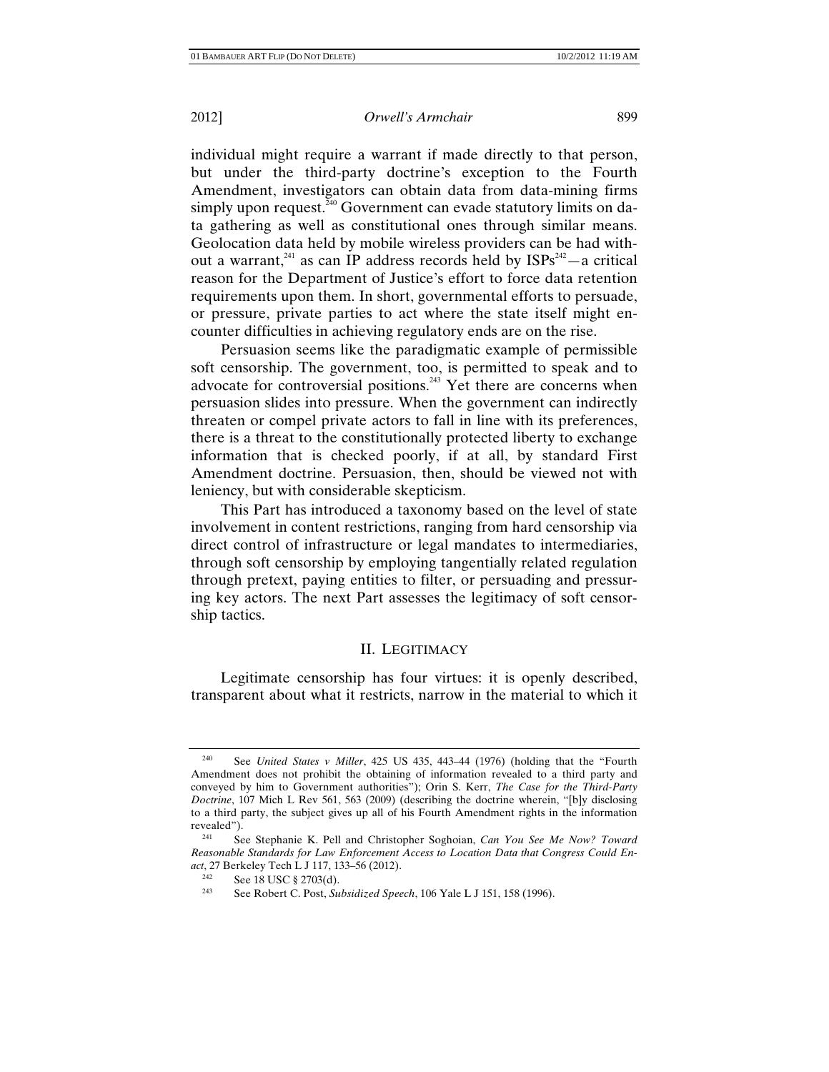individual might require a warrant if made directly to that person, but under the third-party doctrine's exception to the Fourth Amendment, investigators can obtain data from data-mining firms simply upon request.[240] Government can evade statutory limits on data gathering as well as constitutional ones through similar means. Geolocation data held by mobile wireless providers can be had without a warrant,[241] as can IP address records held by ISPs[242]—a critical reason for the Department of Justice's effort to force data retention requirements upon them. In short, governmental efforts to persuade, or pressure, private parties to act where the state itself might encounter difficulties in achieving regulatory ends are on the rise.

Persuasion seems like the paradigmatic example of permissible soft censorship. The government, too, is permitted to speak and to advocate for controversial positions.[243] Yet there are concerns when persuasion slides into pressure. When the government can indirectly threaten or compel private actors to fall in line with its preferences, there is a threat to the constitutionally protected liberty to exchange information that is checked poorly, if at all, by standard First Amendment doctrine. Persuasion, then, should be viewed not with leniency, but with considerable skepticism.

This Part has introduced a taxonomy based on the level of state involvement in content restrictions, ranging from hard censorship via direct control of infrastructure or legal mandates to intermediaries, through soft censorship by employing tangentially related regulation through pretext, paying entities to filter, or persuading and pressuring key actors. The next Part assesses the legitimacy of soft censorship tactics.

## II. LEGITIMACY

Legitimate censorship has four virtues: it is openly described, transparent about what it restricts, narrow in the material to which it

---

[240] See *United States v Miller*, 425 US 435, 443–44 (1976) (holding that the "Fourth Amendment does not prohibit the obtaining of information revealed to a third party and conveyed by him to Government authorities"); Orin S. Kerr, *The Case for the Third-Party Doctrine*, 107 Mich L Rev 561, 563 (2009) (describing the doctrine wherein, "[b]y disclosing to a third party, the subject gives up all of his Fourth Amendment rights in the information revealed").

[241] See Stephanie K. Pell and Christopher Soghoian, *Can You See Me Now? Toward Reasonable Standards for Law Enforcement Access to Location Data that Congress Could Enact*, 27 Berkeley Tech L J 117, 133–56 (2012).

[242] See 18 USC § 2703(d).

[243] See Robert C. Post, *Subsidized Speech*, 106 Yale L J 151, 158 (1996).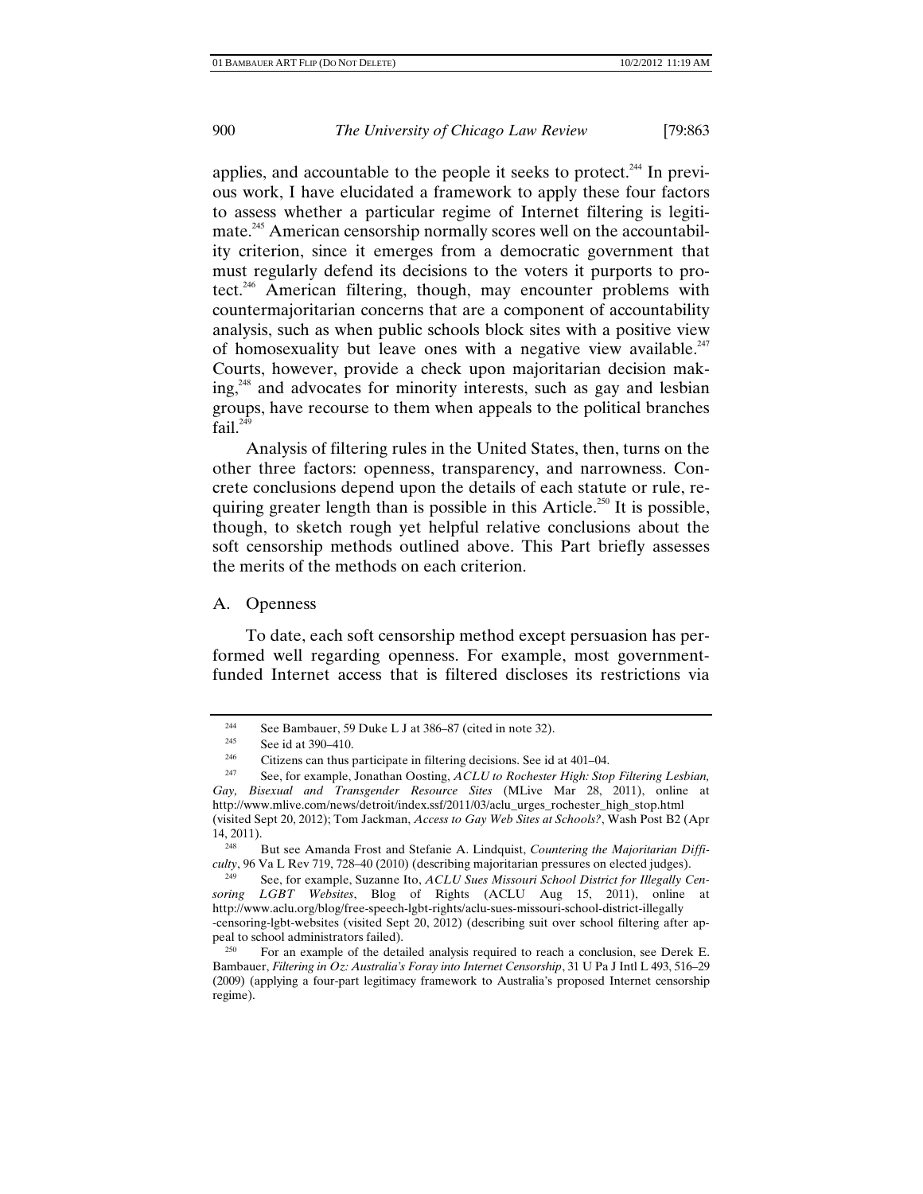applies, and accountable to the people it seeks to protect.[244] In previous work, I have elucidated a framework to apply these four factors to assess whether a particular regime of Internet filtering is legitimate.[245] American censorship normally scores well on the accountability criterion, since it emerges from a democratic government that must regularly defend its decisions to the voters it purports to protect.[246] American filtering, though, may encounter problems with countermajoritarian concerns that are a component of accountability analysis, such as when public schools block sites with a positive view of homosexuality but leave ones with a negative view available.[247] Courts, however, provide a check upon majoritarian decision making,[248] and advocates for minority interests, such as gay and lesbian groups, have recourse to them when appeals to the political branches fail.[249]

Analysis of filtering rules in the United States, then, turns on the other three factors: openness, transparency, and narrowness. Concrete conclusions depend upon the details of each statute or rule, requiring greater length than is possible in this Article.[250] It is possible, though, to sketch rough yet helpful relative conclusions about the soft censorship methods outlined above. This Part briefly assesses the merits of the methods on each criterion.

### A. Openness

To date, each soft censorship method except persuasion has performed well regarding openness. For example, most government-funded Internet access that is filtered discloses its restrictions via

---

[244] See Bambauer, 59 Duke L J at 386–87 (cited in note 32).

[245] See id at 390–410.

[246] Citizens can thus participate in filtering decisions. See id at 401–04.

[247] See, for example, Jonathan Oosting, *ACLU to Rochester High: Stop Filtering Lesbian, Gay, Bisexual and Transgender Resource Sites* (MLive Mar 28, 2011), online at http://www.mlive.com/news/detroit/index.ssf/2011/03/aclu_urges_rochester_high_stop.html (visited Sept 20, 2012); Tom Jackman, *Access to Gay Web Sites at Schools?*, Wash Post B2 (Apr 14, 2011).

[248] But see Amanda Frost and Stefanie A. Lindquist, *Countering the Majoritarian Difficulty*, 96 Va L Rev 719, 728–40 (2010) (describing majoritarian pressures on elected judges).

[249] See, for example, Suzanne Ito, *ACLU Sues Missouri School District for Illegally Censoring LGBT Websites*, Blog of Rights (ACLU Aug 15, 2011), online at http://www.aclu.org/blog/free-speech-lgbt-rights/aclu-sues-missouri-school-district-illegally-censoring-lgbt-websites (visited Sept 20, 2012) (describing suit over school filtering after appeal to school administrators failed).

[250] For an example of the detailed analysis required to reach a conclusion, see Derek E. Bambauer, *Filtering in Oz: Australia's Foray into Internet Censorship*, 31 U Pa J Intl L 493, 516–29 (2009) (applying a four-part legitimacy framework to Australia's proposed Internet censorship regime).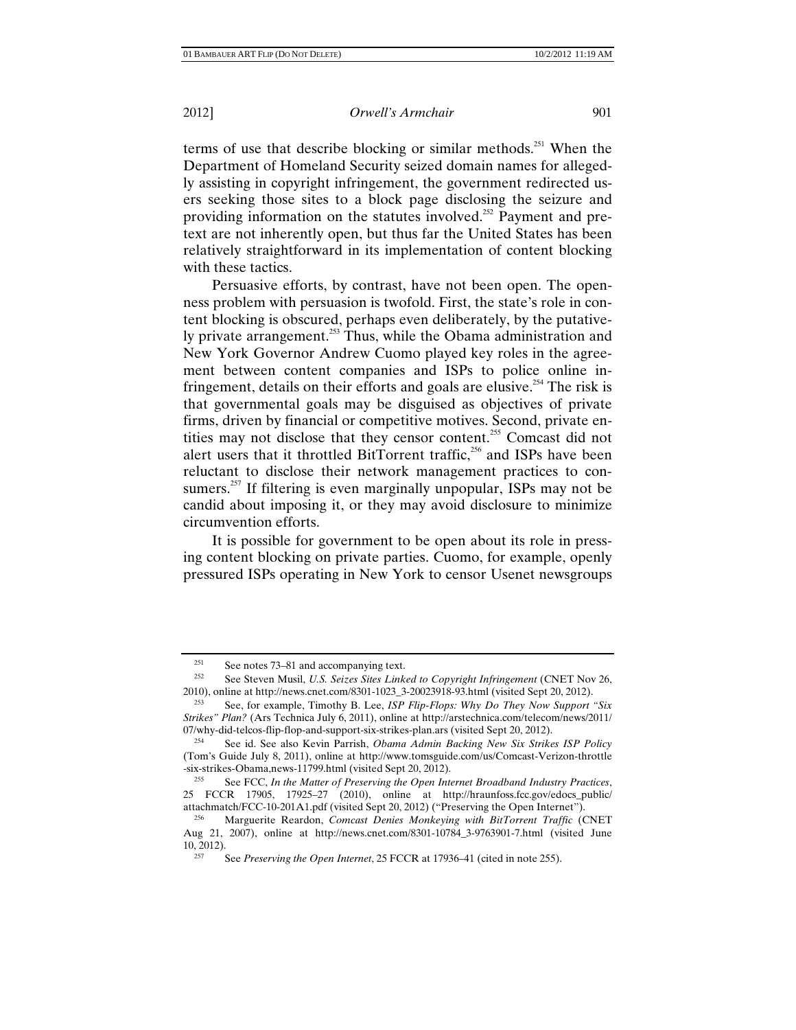terms of use that describe blocking or similar methods.[251] When the Department of Homeland Security seized domain names for allegedly assisting in copyright infringement, the government redirected users seeking those sites to a block page disclosing the seizure and providing information on the statutes involved.[252] Payment and pretext are not inherently open, but thus far the United States has been relatively straightforward in its implementation of content blocking with these tactics.

Persuasive efforts, by contrast, have not been open. The openness problem with persuasion is twofold. First, the state's role in content blocking is obscured, perhaps even deliberately, by the putatively private arrangement.[253] Thus, while the Obama administration and New York Governor Andrew Cuomo played key roles in the agreement between content companies and ISPs to police online infringement, details on their efforts and goals are elusive.[254] The risk is that governmental goals may be disguised as objectives of private firms, driven by financial or competitive motives. Second, private entities may not disclose that they censor content.[255] Comcast did not alert users that it throttled BitTorrent traffic,[256] and ISPs have been reluctant to disclose their network management practices to consumers.[257] If filtering is even marginally unpopular, ISPs may not be candid about imposing it, or they may avoid disclosure to minimize circumvention efforts.

It is possible for government to be open about its role in pressing content blocking on private parties. Cuomo, for example, openly pressured ISPs operating in New York to censor Usenet newsgroups

---

[251] See notes 73–81 and accompanying text.

[252] See Steven Musil, *U.S. Seizes Sites Linked to Copyright Infringement* (CNET Nov 26, 2010), online at http://news.cnet.com/8301-1023_3-20023918-93.html (visited Sept 20, 2012).

[253] See, for example, Timothy B. Lee, *ISP Flip-Flops: Why Do They Now Support "Six Strikes" Plan?* (Ars Technica July 6, 2011), online at http://arstechnica.com/telecom/news/2011/07/why-did-telcos-flip-flop-and-support-six-strikes-plan.ars (visited Sept 20, 2012).

[254] See id. See also Kevin Parrish, *Obama Admin Backing New Six Strikes ISP Policy* (Tom's Guide July 8, 2011), online at http://www.tomsguide.com/us/Comcast-Verizon-throttle-six-strikes-Obama,news-11799.html (visited Sept 20, 2012).

[255] See FCC, *In the Matter of Preserving the Open Internet Broadband Industry Practices*, 25 FCCR 17905, 17925–27 (2010), online at http://hraunfoss.fcc.gov/edocs_public/attachmatch/FCC-10-201A1.pdf (visited Sept 20, 2012) ("Preserving the Open Internet").

[256] Marguerite Reardon, *Comcast Denies Monkeying with BitTorrent Traffic* (CNET Aug 21, 2007), online at http://news.cnet.com/8301-10784_3-9763901-7.html (visited June 10, 2012).

[257] See *Preserving the Open Internet*, 25 FCCR at 17936–41 (cited in note 255).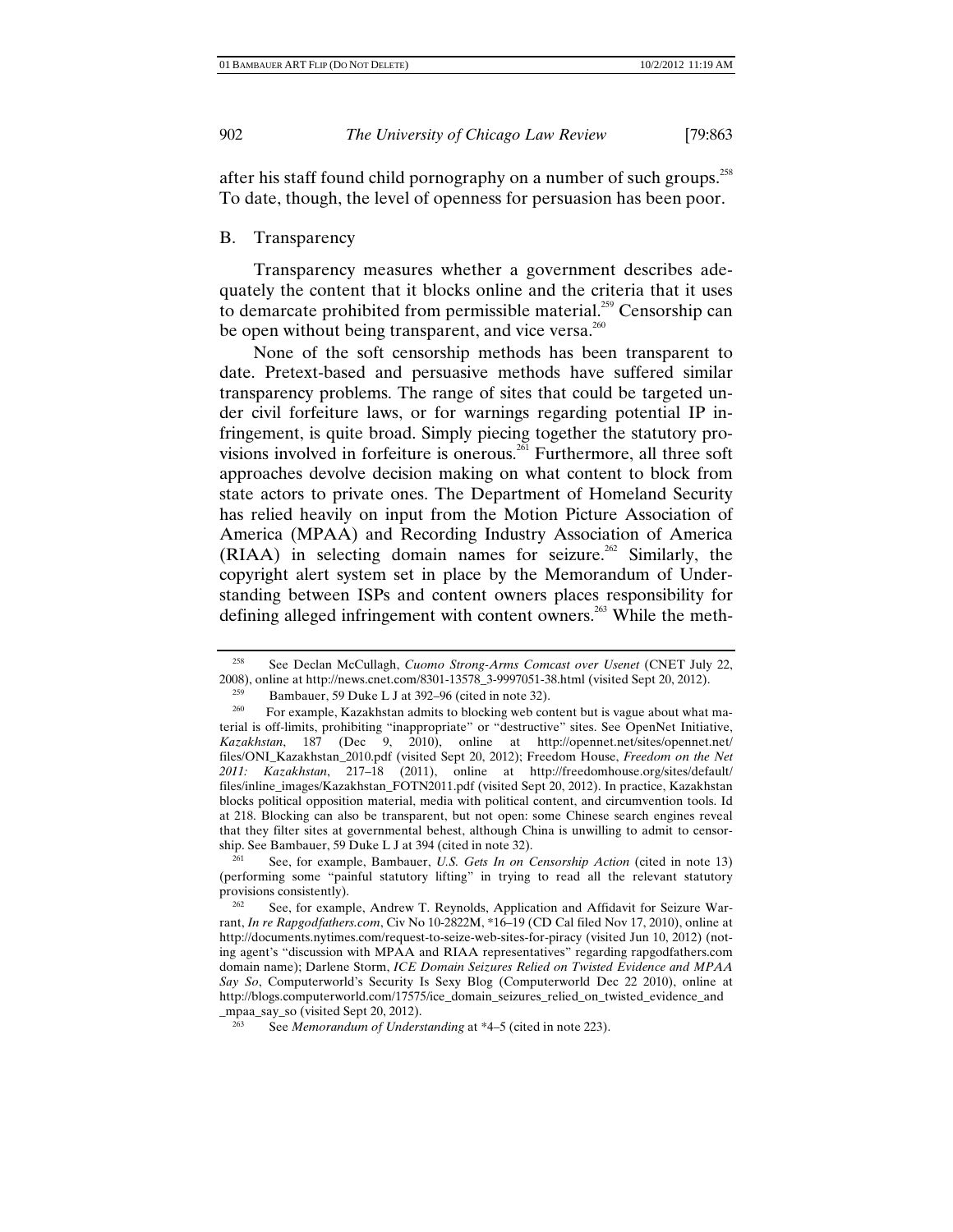after his staff found child pornography on a number of such groups.[258] To date, though, the level of openness for persuasion has been poor.

## B. Transparency

Transparency measures whether a government describes adequately the content that it blocks online and the criteria that it uses to demarcate prohibited from permissible material.[259] Censorship can be open without being transparent, and vice versa.[260]

None of the soft censorship methods has been transparent to date. Pretext-based and persuasive methods have suffered similar transparency problems. The range of sites that could be targeted under civil forfeiture laws, or for warnings regarding potential IP infringement, is quite broad. Simply piecing together the statutory provisions involved in forfeiture is onerous.[261] Furthermore, all three soft approaches devolve decision making on what content to block from state actors to private ones. The Department of Homeland Security has relied heavily on input from the Motion Picture Association of America (MPAA) and Recording Industry Association of America (RIAA) in selecting domain names for seizure.[262] Similarly, the copyright alert system set in place by the Memorandum of Understanding between ISPs and content owners places responsibility for defining alleged infringement with content owners.[263] While the meth-

---

[258] See Declan McCullagh, *Cuomo Strong-Arms Comcast over Usenet* (CNET July 22, 2008), online at http://news.cnet.com/8301-13578_3-9997051-38.html (visited Sept 20, 2012).

[259] Bambauer, 59 Duke L J at 392–96 (cited in note 32).

[260] For example, Kazakhstan admits to blocking web content but is vague about what material is off-limits, prohibiting "inappropriate" or "destructive" sites. See OpenNet Initiative, *Kazakhstan*, 187 (Dec 9, 2010), online at http://opennet.net/sites/opennet.net/files/ONI_Kazakhstan_2010.pdf (visited Sept 20, 2012); Freedom House, *Freedom on the Net 2011: Kazakhstan*, 217–18 (2011), online at http://freedomhouse.org/sites/default/files/inline_images/Kazakhstan_FOTN2011.pdf (visited Sept 20, 2012). In practice, Kazakhstan blocks political opposition material, media with political content, and circumvention tools. Id at 218. Blocking can also be transparent, but not open: some Chinese search engines reveal that they filter sites at governmental behest, although China is unwilling to admit to censorship. See Bambauer, 59 Duke L J at 394 (cited in note 32).

[261] See, for example, Bambauer, *U.S. Gets In on Censorship Action* (cited in note 13) (performing some "painful statutory lifting" in trying to read all the relevant statutory provisions consistently).

[262] See, for example, Andrew T. Reynolds, Application and Affidavit for Seizure Warrant, *In re Rapgodfathers.com*, Civ No 10-2822M, *16–19 (CD Cal filed Nov 17, 2010), online at http://documents.nytimes.com/request-to-seize-web-sites-for-piracy (visited Jun 10, 2012) (noting agent's "discussion with MPAA and RIAA representatives" regarding rapgodfathers.com domain name); Darlene Storm, *ICE Domain Seizures Relied on Twisted Evidence and MPAA Say So*, Computerworld's Security Is Sexy Blog (Computerworld Dec 22 2010), online at http://blogs.computerworld.com/17575/ice_domain_seizures_relied_on_twisted_evidence_and_mpaa_say_so (visited Sept 20, 2012).

[263] See *Memorandum of Understanding* at *4–5 (cited in note 223).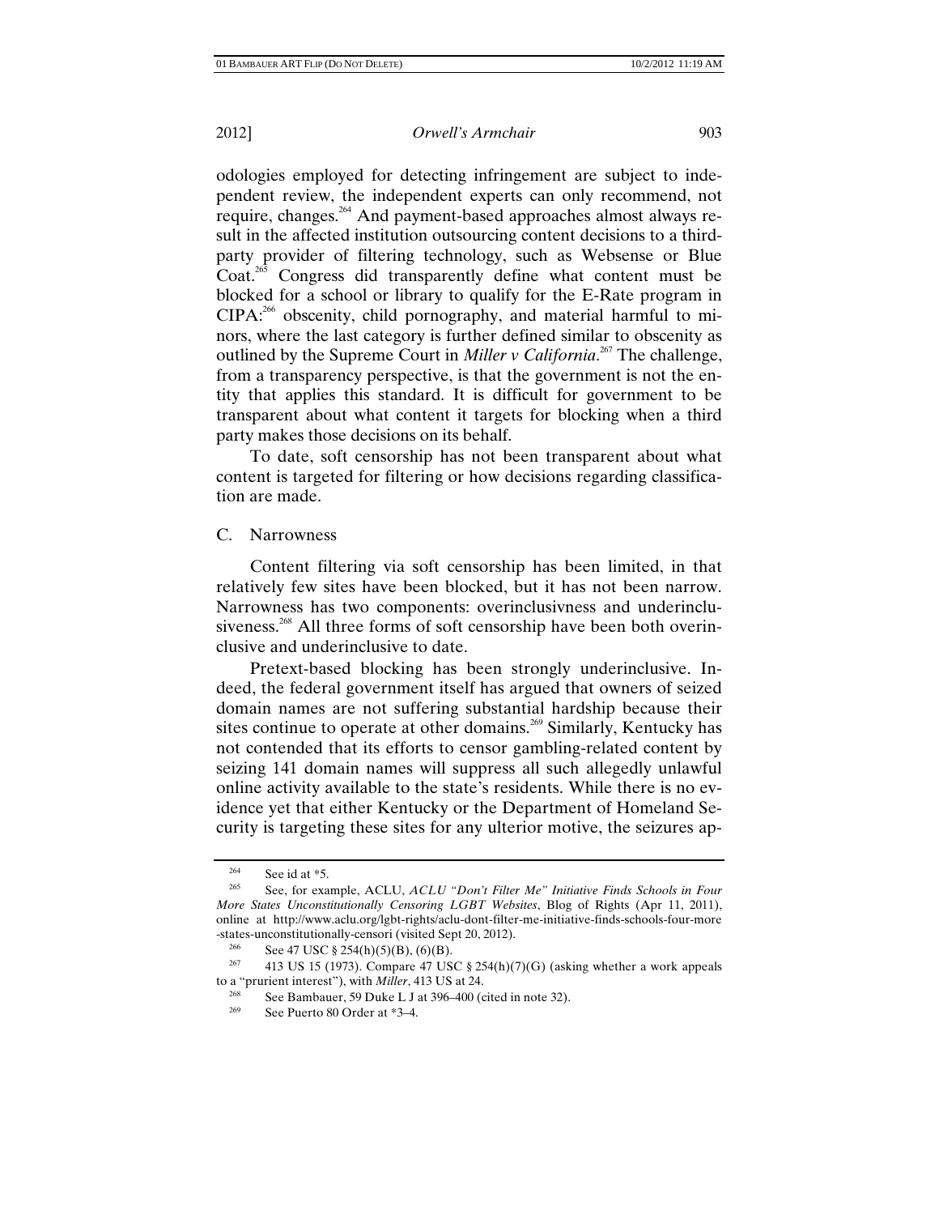odologies employed for detecting infringement are subject to independent review, the independent experts can only recommend, not require, changes.[264] And payment-based approaches almost always result in the affected institution outsourcing content decisions to a third-party provider of filtering technology, such as Websense or Blue Coat.[265] Congress did transparently define what content must be blocked for a school or library to qualify for the E-Rate program in CIPA:[266] obscenity, child pornography, and material harmful to minors, where the last category is further defined similar to obscenity as outlined by the Supreme Court in *Miller v California*.[267] The challenge, from a transparency perspective, is that the government is not the entity that applies this standard. It is difficult for government to be transparent about what content it targets for blocking when a third party makes those decisions on its behalf.

To date, soft censorship has not been transparent about what content is targeted for filtering or how decisions regarding classification are made.

## C. Narrowness

Content filtering via soft censorship has been limited, in that relatively few sites have been blocked, but it has not been narrow. Narrowness has two components: overinclusivness and underinclusiveness.[268] All three forms of soft censorship have been both overinclusive and underinclusive to date.

Pretext-based blocking has been strongly underinclusive. Indeed, the federal government itself has argued that owners of seized domain names are not suffering substantial hardship because their sites continue to operate at other domains.[269] Similarly, Kentucky has not contended that its efforts to censor gambling-related content by seizing 141 domain names will suppress all such allegedly unlawful online activity available to the state's residents. While there is no evidence yet that either Kentucky or the Department of Homeland Security is targeting these sites for any ulterior motive, the seizures ap-

---

[264] See id at *5.

[265] See, for example, ACLU, *ACLU "Don't Filter Me" Initiative Finds Schools in Four More States Unconstitutionally Censoring LGBT Websites*, Blog of Rights (Apr 11, 2011), online at http://www.aclu.org/lgbt-rights/aclu-dont-filter-me-initiative-finds-schools-four-more-states-unconstitutionally-censori (visited Sept 20, 2012).

[266] See 47 USC § 254(h)(5)(B), (6)(B).

[267] 413 US 15 (1973). Compare 47 USC § 254(h)(7)(G) (asking whether a work appeals to a "prurient interest"), with *Miller*, 413 US at 24.

[268] See Bambauer, 59 Duke L J at 396–400 (cited in note 32).

[269] See Puerto 80 Order at *3–4.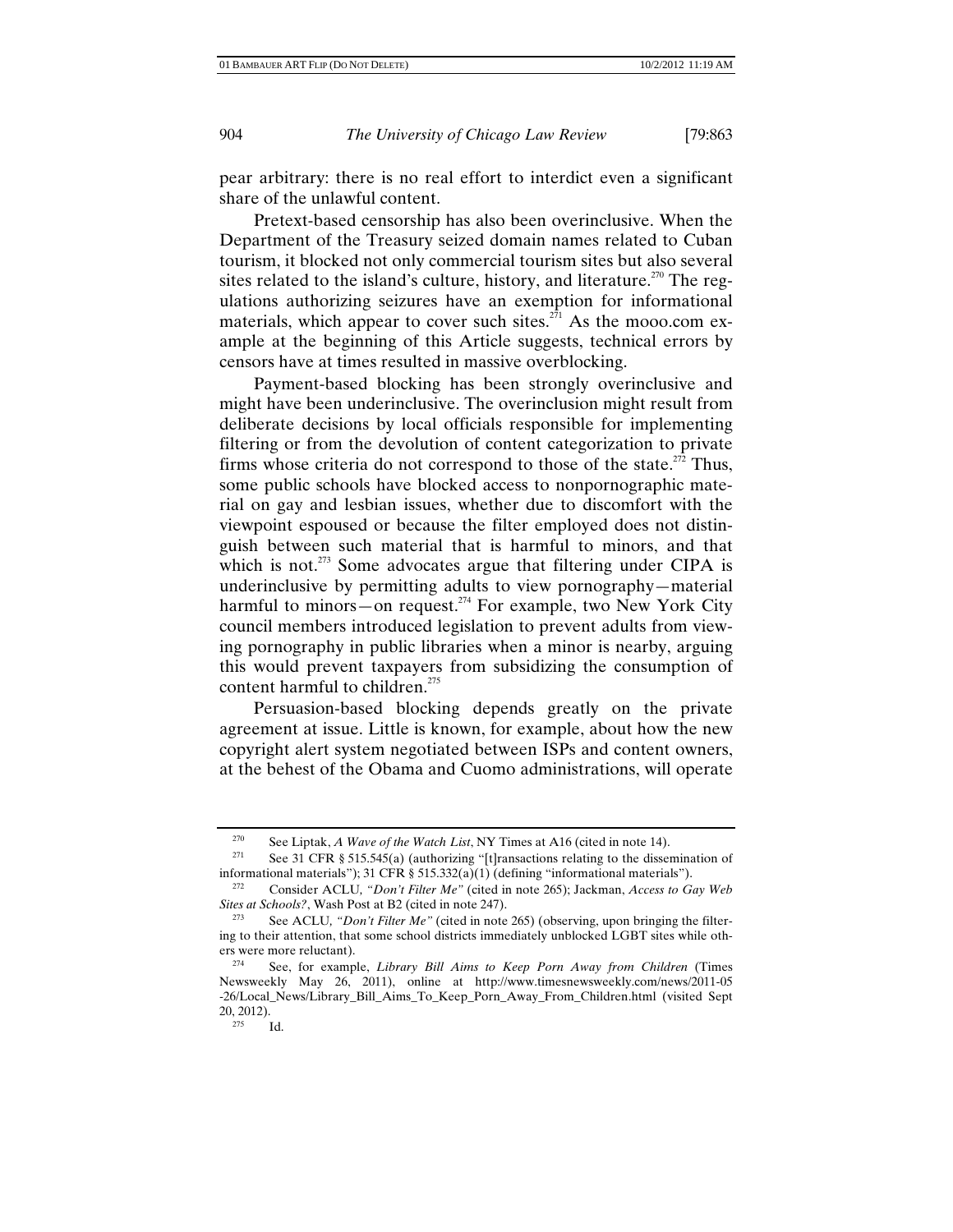pear arbitrary: there is no real effort to interdict even a significant share of the unlawful content.

Pretext-based censorship has also been overinclusive. When the Department of the Treasury seized domain names related to Cuban tourism, it blocked not only commercial tourism sites but also several sites related to the island's culture, history, and literature.[270] The regulations authorizing seizures have an exemption for informational materials, which appear to cover such sites.[271] As the mooo.com example at the beginning of this Article suggests, technical errors by censors have at times resulted in massive overblocking.

Payment-based blocking has been strongly overinclusive and might have been underinclusive. The overinclusion might result from deliberate decisions by local officials responsible for implementing filtering or from the devolution of content categorization to private firms whose criteria do not correspond to those of the state.[272] Thus, some public schools have blocked access to nonpornographic material on gay and lesbian issues, whether due to discomfort with the viewpoint espoused or because the filter employed does not distinguish between such material that is harmful to minors, and that which is not.[273] Some advocates argue that filtering under CIPA is underinclusive by permitting adults to view pornography—material harmful to minors—on request.[274] For example, two New York City council members introduced legislation to prevent adults from viewing pornography in public libraries when a minor is nearby, arguing this would prevent taxpayers from subsidizing the consumption of content harmful to children.[275]

Persuasion-based blocking depends greatly on the private agreement at issue. Little is known, for example, about how the new copyright alert system negotiated between ISPs and content owners, at the behest of the Obama and Cuomo administrations, will operate

---

[270] See Liptak, *A Wave of the Watch List*, NY Times at A16 (cited in note 14).

[271] See 31 CFR § 515.545(a) (authorizing "[t]ransactions relating to the dissemination of informational materials"); 31 CFR § 515.332(a)(1) (defining "informational materials").

[272] Consider ACLU, *"Don't Filter Me"* (cited in note 265); Jackman, *Access to Gay Web Sites at Schools?*, Wash Post at B2 (cited in note 247).

[273] See ACLU, *"Don't Filter Me"* (cited in note 265) (observing, upon bringing the filtering to their attention, that some school districts immediately unblocked LGBT sites while others were more reluctant).

[274] See, for example, *Library Bill Aims to Keep Porn Away from Children* (Times Newsweekly May 26, 2011), online at http://www.timesnewsweekly.com/news/2011-05-26/Local_News/Library_Bill_Aims_To_Keep_Porn_Away_From_Children.html (visited Sept 20, 2012).

[275] Id.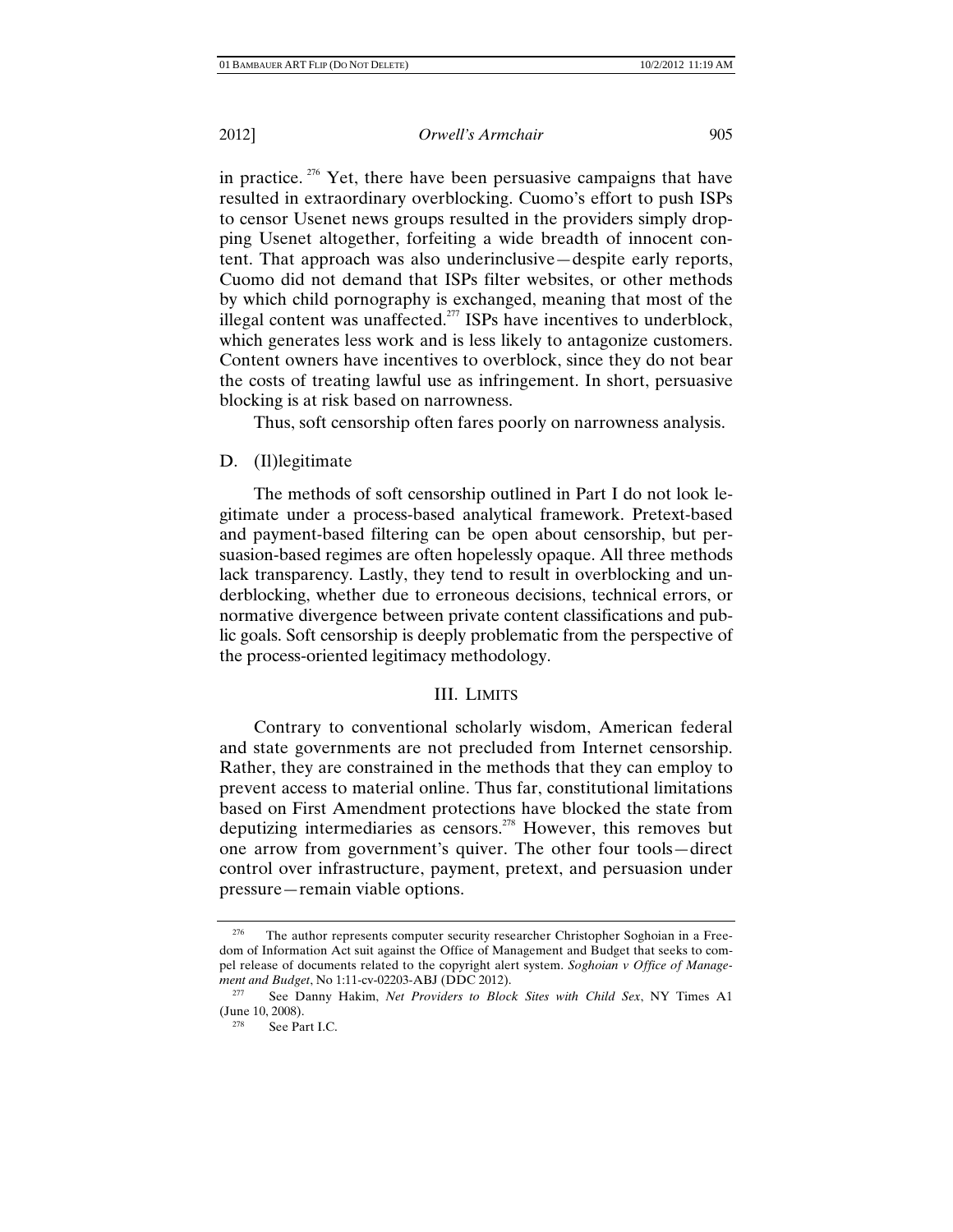in practice. [276] Yet, there have been persuasive campaigns that have resulted in extraordinary overblocking. Cuomo's effort to push ISPs to censor Usenet news groups resulted in the providers simply dropping Usenet altogether, forfeiting a wide breadth of innocent content. That approach was also underinclusive—despite early reports, Cuomo did not demand that ISPs filter websites, or other methods by which child pornography is exchanged, meaning that most of the illegal content was unaffected.[277] ISPs have incentives to underblock, which generates less work and is less likely to antagonize customers. Content owners have incentives to overblock, since they do not bear the costs of treating lawful use as infringement. In short, persuasive blocking is at risk based on narrowness.

Thus, soft censorship often fares poorly on narrowness analysis.

### D. (Il)legitimate

The methods of soft censorship outlined in Part I do not look legitimate under a process-based analytical framework. Pretext-based and payment-based filtering can be open about censorship, but persuasion-based regimes are often hopelessly opaque. All three methods lack transparency. Lastly, they tend to result in overblocking and underblocking, whether due to erroneous decisions, technical errors, or normative divergence between private content classifications and public goals. Soft censorship is deeply problematic from the perspective of the process-oriented legitimacy methodology.

## III. LIMITS

Contrary to conventional scholarly wisdom, American federal and state governments are not precluded from Internet censorship. Rather, they are constrained in the methods that they can employ to prevent access to material online. Thus far, constitutional limitations based on First Amendment protections have blocked the state from deputizing intermediaries as censors.[278] However, this removes but one arrow from government's quiver. The other four tools—direct control over infrastructure, payment, pretext, and persuasion under pressure—remain viable options.

---

[276] The author represents computer security researcher Christopher Soghoian in a Freedom of Information Act suit against the Office of Management and Budget that seeks to compel release of documents related to the copyright alert system. *Soghoian v Office of Management and Budget*, No 1:11-cv-02203-ABJ (DDC 2012).

[277] See Danny Hakim, *Net Providers to Block Sites with Child Sex*, NY Times A1 (June 10, 2008).

[278] See Part I.C.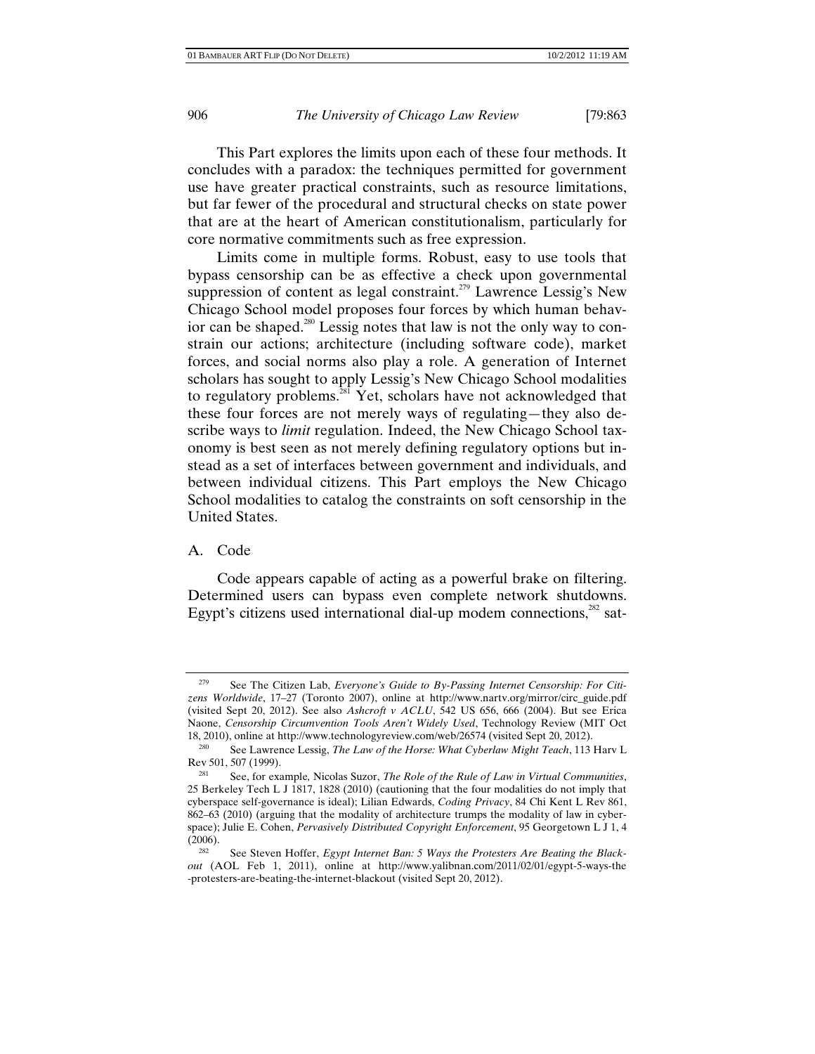This Part explores the limits upon each of these four methods. It concludes with a paradox: the techniques permitted for government use have greater practical constraints, such as resource limitations, but far fewer of the procedural and structural checks on state power that are at the heart of American constitutionalism, particularly for core normative commitments such as free expression.

Limits come in multiple forms. Robust, easy to use tools that bypass censorship can be as effective a check upon governmental suppression of content as legal constraint.[279] Lawrence Lessig's New Chicago School model proposes four forces by which human behavior can be shaped.[280] Lessig notes that law is not the only way to constrain our actions; architecture (including software code), market forces, and social norms also play a role. A generation of Internet scholars has sought to apply Lessig's New Chicago School modalities to regulatory problems.[281] Yet, scholars have not acknowledged that these four forces are not merely ways of regulating—they also describe ways to *limit* regulation. Indeed, the New Chicago School taxonomy is best seen as not merely defining regulatory options but instead as a set of interfaces between government and individuals, and between individual citizens. This Part employs the New Chicago School modalities to catalog the constraints on soft censorship in the United States.

## A. Code

Code appears capable of acting as a powerful brake on filtering. Determined users can bypass even complete network shutdowns. Egypt's citizens used international dial-up modem connections,[282] sat-

---

[279] See The Citizen Lab, *Everyone's Guide to By-Passing Internet Censorship: For Citizens Worldwide*, 17–27 (Toronto 2007), online at http://www.nartv.org/mirror/circ_guide.pdf (visited Sept 20, 2012). See also *Ashcroft v ACLU*, 542 US 656, 666 (2004). But see Erica Naone, *Censorship Circumvention Tools Aren't Widely Used*, Technology Review (MIT Oct 18, 2010), online at http://www.technologyreview.com/web/26574 (visited Sept 20, 2012).

[280] See Lawrence Lessig, *The Law of the Horse: What Cyberlaw Might Teach*, 113 Harv L Rev 501, 507 (1999).

[281] See, for example, Nicolas Suzor, *The Role of the Rule of Law in Virtual Communities*, 25 Berkeley Tech L J 1817, 1828 (2010) (cautioning that the four modalities do not imply that cyberspace self-governance is ideal); Lilian Edwards, *Coding Privacy*, 84 Chi Kent L Rev 861, 862–63 (2010) (arguing that the modality of architecture trumps the modality of law in cyberspace); Julie E. Cohen, *Pervasively Distributed Copyright Enforcement*, 95 Georgetown L J 1, 4 (2006).

[282] See Steven Hoffer, *Egypt Internet Ban: 5 Ways the Protesters Are Beating the Blackout* (AOL Feb 1, 2011), online at http://www.yalibnan.com/2011/02/01/egypt-5-ways-the-protesters-are-beating-the-internet-blackout (visited Sept 20, 2012).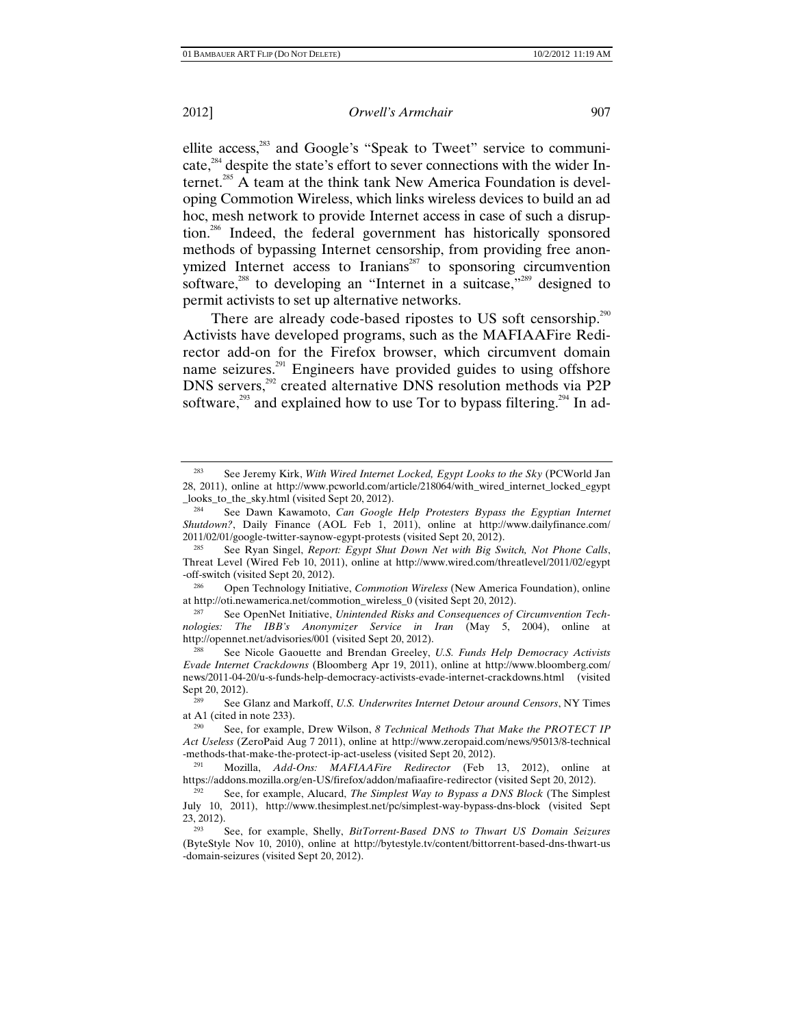ellite access,[283] and Google's "Speak to Tweet" service to communicate,[284] despite the state's effort to sever connections with the wider Internet.[285] A team at the think tank New America Foundation is developing Commotion Wireless, which links wireless devices to build an ad hoc, mesh network to provide Internet access in case of such a disruption.[286] Indeed, the federal government has historically sponsored methods of bypassing Internet censorship, from providing free anonymized Internet access to Iranians[287] to sponsoring circumvention software,[288] to developing an "Internet in a suitcase,"[289] designed to permit activists to set up alternative networks.

There are already code-based ripostes to US soft censorship.[290] Activists have developed programs, such as the MAFIAAFire Redirector add-on for the Firefox browser, which circumvent domain name seizures.[291] Engineers have provided guides to using offshore DNS servers,[292] created alternative DNS resolution methods via P2P software,[293] and explained how to use Tor to bypass filtering.[294] In ad-

---

[283] See Jeremy Kirk, *With Wired Internet Locked, Egypt Looks to the Sky* (PCWorld Jan 28, 2011), online at http://www.pcworld.com/article/218064/with_wired_internet_locked_egypt_looks_to_the_sky.html (visited Sept 20, 2012).

[284] See Dawn Kawamoto, *Can Google Help Protesters Bypass the Egyptian Internet Shutdown?*, Daily Finance (AOL Feb 1, 2011), online at http://www.dailyfinance.com/2011/02/01/google-twitter-saynow-egypt-protests (visited Sept 20, 2012).

[285] See Ryan Singel, *Report: Egypt Shut Down Net with Big Switch, Not Phone Calls*, Threat Level (Wired Feb 10, 2011), online at http://www.wired.com/threatlevel/2011/02/egypt-off-switch (visited Sept 20, 2012).

[286] Open Technology Initiative, *Commotion Wireless* (New America Foundation), online at http://oti.newamerica.net/commotion_wireless_0 (visited Sept 20, 2012).

[287] See OpenNet Initiative, *Unintended Risks and Consequences of Circumvention Technologies: The IBB's Anonymizer Service in Iran* (May 5, 2004), online at http://opennet.net/advisories/001 (visited Sept 20, 2012).

[288] See Nicole Gaouette and Brendan Greeley, *U.S. Funds Help Democracy Activists Evade Internet Crackdowns* (Bloomberg Apr 19, 2011), online at http://www.bloomberg.com/news/2011-04-20/u-s-funds-help-democracy-activists-evade-internet-crackdowns.html (visited Sept 20, 2012).

[289] See Glanz and Markoff, *U.S. Underwrites Internet Detour around Censors*, NY Times at A1 (cited in note 233).

[290] See, for example, Drew Wilson, *8 Technical Methods That Make the PROTECT IP Act Useless* (ZeroPaid Aug 7 2011), online at http://www.zeropaid.com/news/95013/8-technical-methods-that-make-the-protect-ip-act-useless (visited Sept 20, 2012).

[291] Mozilla, *Add-Ons: MAFIAAFire Redirector* (Feb 13, 2012), online at https://addons.mozilla.org/en-US/firefox/addon/mafiaafire-redirector (visited Sept 20, 2012).

[292] See, for example, Alucard, *The Simplest Way to Bypass a DNS Block* (The Simplest July 10, 2011), http://www.thesimplest.net/pc/simplest-way-bypass-dns-block (visited Sept 23, 2012).

[293] See, for example, Shelly, *BitTorrent-Based DNS to Thwart US Domain Seizures* (ByteStyle Nov 10, 2010), online at http://bytestyle.tv/content/bittorrent-based-dns-thwart-us-domain-seizures (visited Sept 20, 2012).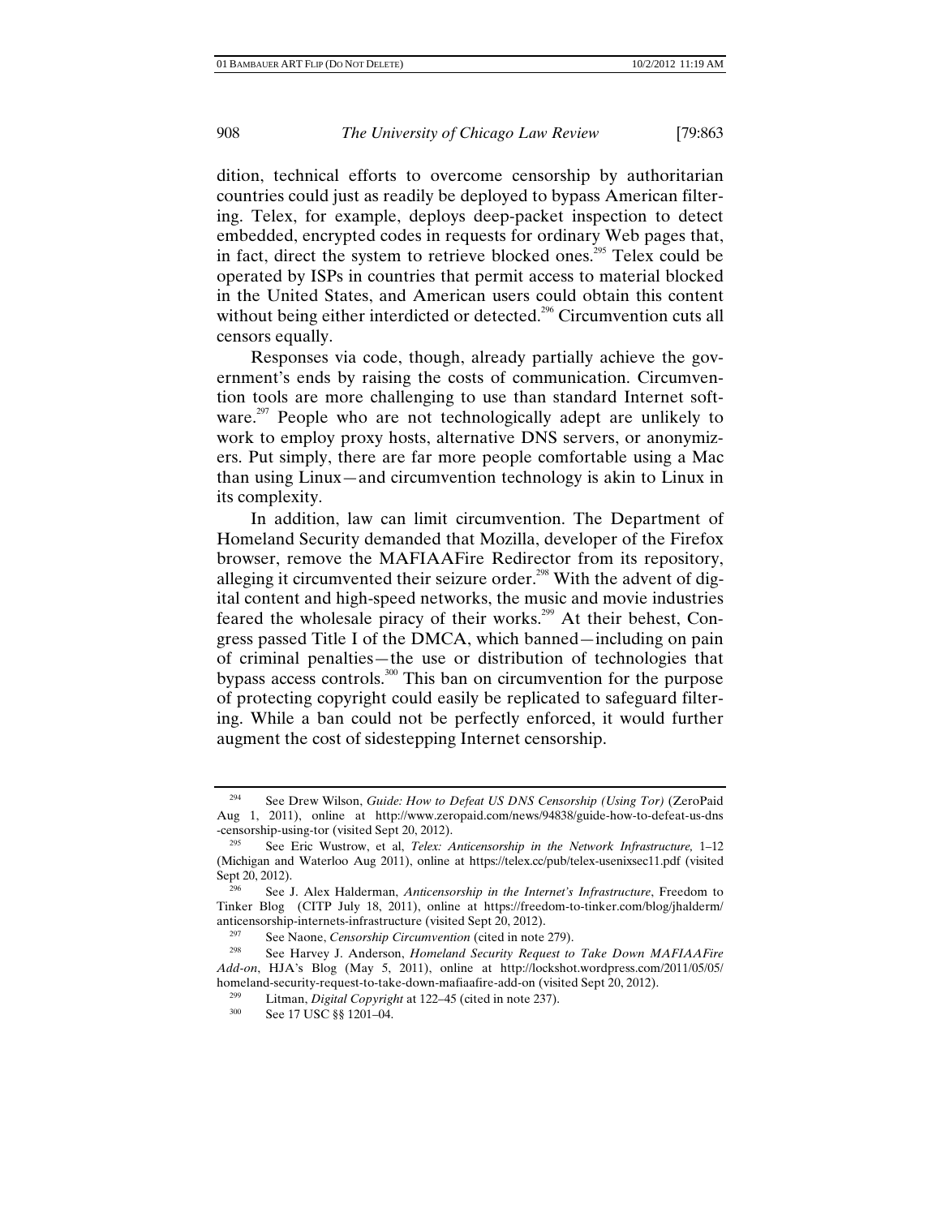dition, technical efforts to overcome censorship by authoritarian countries could just as readily be deployed to bypass American filtering. Telex, for example, deploys deep-packet inspection to detect embedded, encrypted codes in requests for ordinary Web pages that, in fact, direct the system to retrieve blocked ones.[295] Telex could be operated by ISPs in countries that permit access to material blocked in the United States, and American users could obtain this content without being either interdicted or detected.[296] Circumvention cuts all censors equally.

Responses via code, though, already partially achieve the government's ends by raising the costs of communication. Circumvention tools are more challenging to use than standard Internet software.[297] People who are not technologically adept are unlikely to work to employ proxy hosts, alternative DNS servers, or anonymizers. Put simply, there are far more people comfortable using a Mac than using Linux—and circumvention technology is akin to Linux in its complexity.

In addition, law can limit circumvention. The Department of Homeland Security demanded that Mozilla, developer of the Firefox browser, remove the MAFIAAFire Redirector from its repository, alleging it circumvented their seizure order.[298] With the advent of digital content and high-speed networks, the music and movie industries feared the wholesale piracy of their works.[299] At their behest, Congress passed Title I of the DMCA, which banned—including on pain of criminal penalties—the use or distribution of technologies that bypass access controls.[300] This ban on circumvention for the purpose of protecting copyright could easily be replicated to safeguard filtering. While a ban could not be perfectly enforced, it would further augment the cost of sidestepping Internet censorship.

---

[294] See Drew Wilson, *Guide: How to Defeat US DNS Censorship (Using Tor)* (ZeroPaid Aug 1, 2011), online at http://www.zeropaid.com/news/94838/guide-how-to-defeat-us-dns-censorship-using-tor (visited Sept 20, 2012).

[295] See Eric Wustrow, et al, *Telex: Anticensorship in the Network Infrastructure,* 1–12 (Michigan and Waterloo Aug 2011), online at https://telex.cc/pub/telex-usenixsec11.pdf (visited Sept 20, 2012).

[296] See J. Alex Halderman, *Anticensorship in the Internet's Infrastructure*, Freedom to Tinker Blog (CITP July 18, 2011), online at https://freedom-to-tinker.com/blog/jhalderm/anticensorship-internets-infrastructure (visited Sept 20, 2012).

[297] See Naone, *Censorship Circumvention* (cited in note 279).

[298] See Harvey J. Anderson, *Homeland Security Request to Take Down MAFIAAFire Add-on*, HJA's Blog (May 5, 2011), online at http://lockshot.wordpress.com/2011/05/05/homeland-security-request-to-take-down-mafiaafire-add-on (visited Sept 20, 2012).

[299] Litman, *Digital Copyright* at 122–45 (cited in note 237).

[300] See 17 USC §§ 1201–04.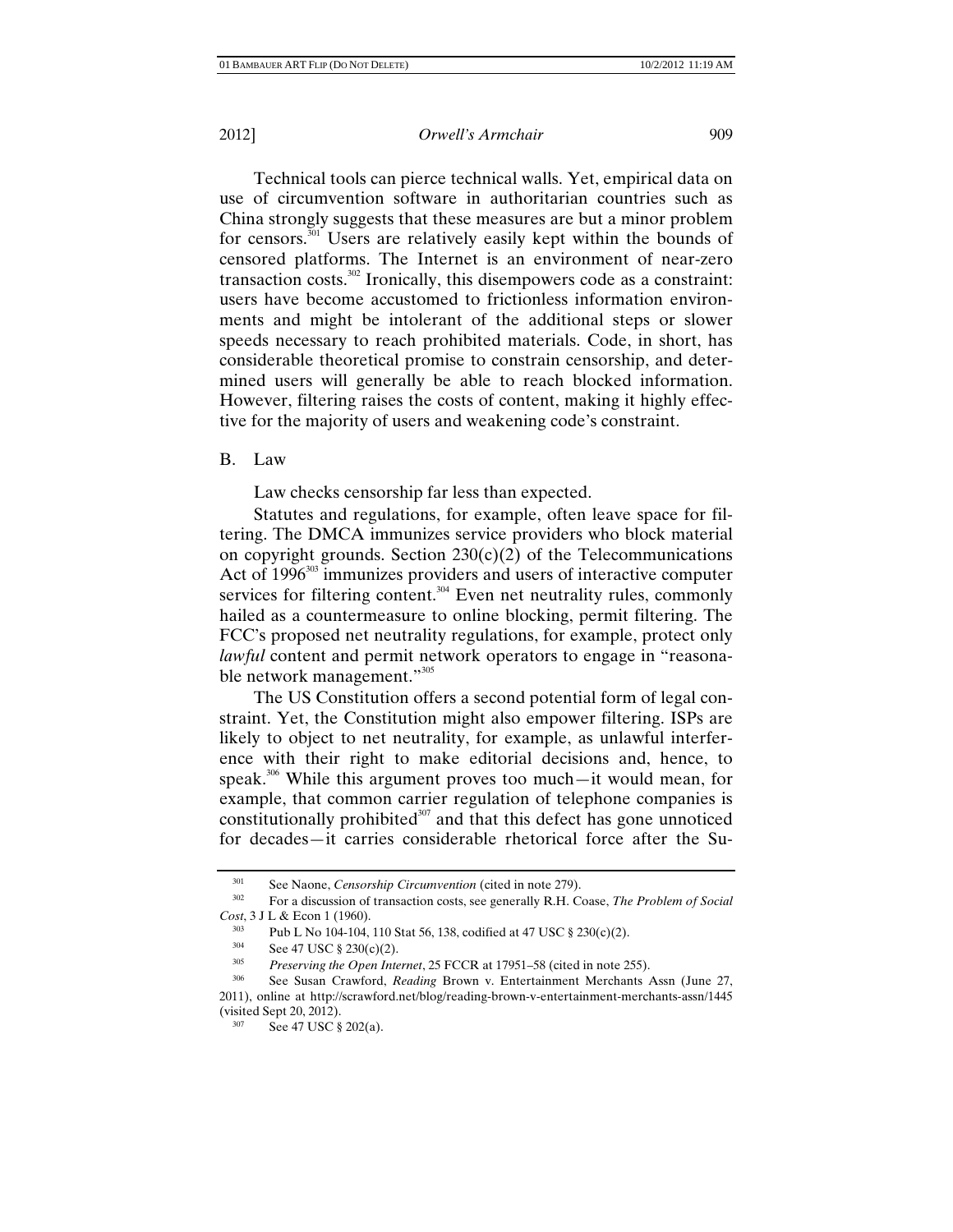Technical tools can pierce technical walls. Yet, empirical data on use of circumvention software in authoritarian countries such as China strongly suggests that these measures are but a minor problem for censors.[301] Users are relatively easily kept within the bounds of censored platforms. The Internet is an environment of near-zero transaction costs.[302] Ironically, this disempowers code as a constraint: users have become accustomed to frictionless information environments and might be intolerant of the additional steps or slower speeds necessary to reach prohibited materials. Code, in short, has considerable theoretical promise to constrain censorship, and determined users will generally be able to reach blocked information. However, filtering raises the costs of content, making it highly effective for the majority of users and weakening code's constraint.

## B. Law

Law checks censorship far less than expected.

Statutes and regulations, for example, often leave space for filtering. The DMCA immunizes service providers who block material on copyright grounds. Section 230(c)(2) of the Telecommunications Act of 1996[303] immunizes providers and users of interactive computer services for filtering content.[304] Even net neutrality rules, commonly hailed as a countermeasure to online blocking, permit filtering. The FCC's proposed net neutrality regulations, for example, protect only *lawful* content and permit network operators to engage in "reasonable network management."[305]

The US Constitution offers a second potential form of legal constraint. Yet, the Constitution might also empower filtering. ISPs are likely to object to net neutrality, for example, as unlawful interference with their right to make editorial decisions and, hence, to speak.[306] While this argument proves too much—it would mean, for example, that common carrier regulation of telephone companies is constitutionally prohibited[307] and that this defect has gone unnoticed for decades—it carries considerable rhetorical force after the Su-

---

[301] See Naone, *Censorship Circumvention* (cited in note 279).

[302] For a discussion of transaction costs, see generally R.H. Coase, *The Problem of Social Cost*, 3 J L & Econ 1 (1960).

[303] Pub L No 104-104, 110 Stat 56, 138, codified at 47 USC § 230(c)(2).

[304] See 47 USC § 230(c)(2).

[305] *Preserving the Open Internet*, 25 FCCR at 17951–58 (cited in note 255).

[306] See Susan Crawford, *Reading* Brown v. Entertainment Merchants Assn (June 27, 2011), online at http://scrawford.net/blog/reading-brown-v-entertainment-merchants-assn/1445 (visited Sept 20, 2012).

[307] See 47 USC § 202(a).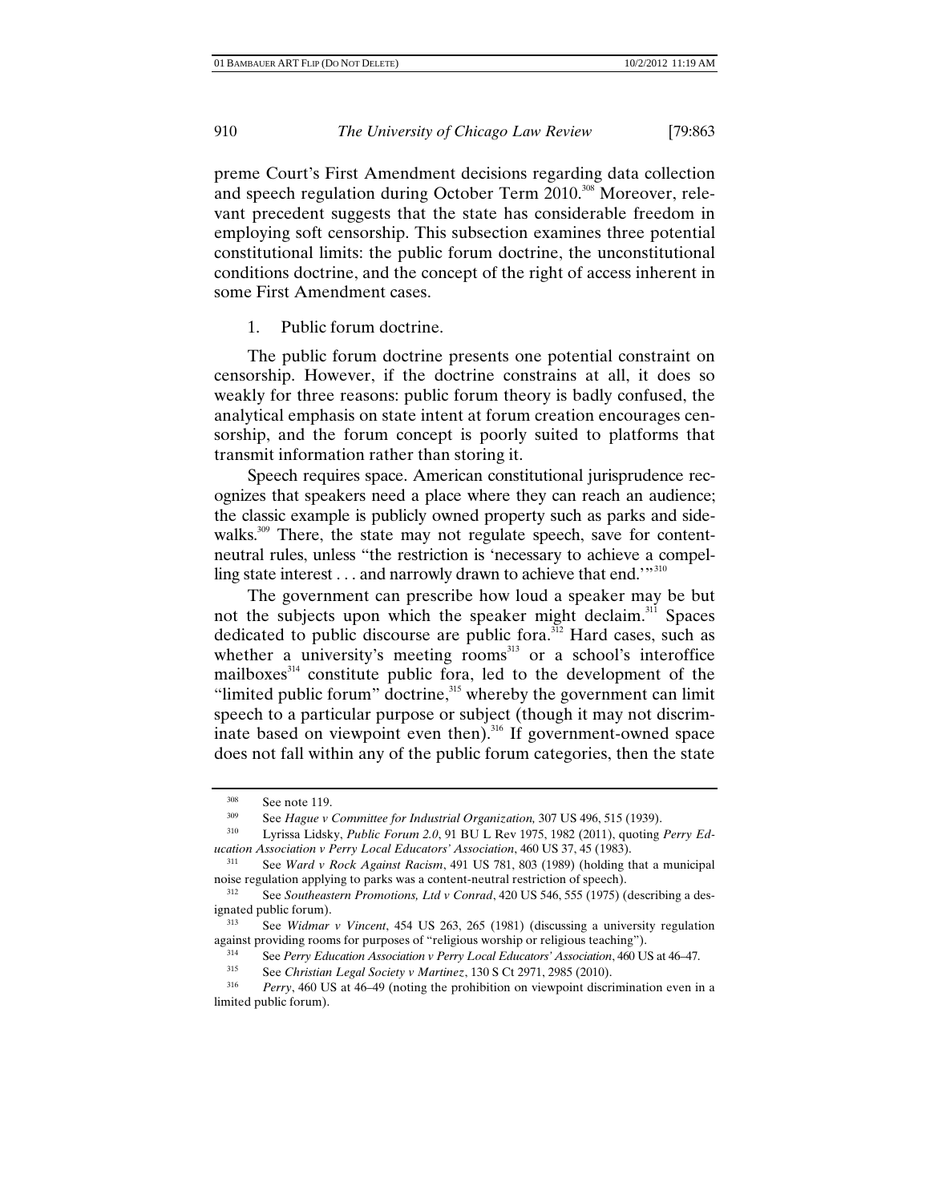preme Court's First Amendment decisions regarding data collection and speech regulation during October Term 2010.[308] Moreover, relevant precedent suggests that the state has considerable freedom in employing soft censorship. This subsection examines three potential constitutional limits: the public forum doctrine, the unconstitutional conditions doctrine, and the concept of the right of access inherent in some First Amendment cases.

### 1. Public forum doctrine.

The public forum doctrine presents one potential constraint on censorship. However, if the doctrine constrains at all, it does so weakly for three reasons: public forum theory is badly confused, the analytical emphasis on state intent at forum creation encourages censorship, and the forum concept is poorly suited to platforms that transmit information rather than storing it.

Speech requires space. American constitutional jurisprudence recognizes that speakers need a place where they can reach an audience; the classic example is publicly owned property such as parks and sidewalks.[309] There, the state may not regulate speech, save for content-neutral rules, unless "the restriction is 'necessary to achieve a compelling state interest . . . and narrowly drawn to achieve that end.'"[310]

The government can prescribe how loud a speaker may be but not the subjects upon which the speaker might declaim.[311] Spaces dedicated to public discourse are public fora.[312] Hard cases, such as whether a university's meeting rooms[313] or a school's interoffice mailboxes[314] constitute public fora, led to the development of the "limited public forum" doctrine,[315] whereby the government can limit speech to a particular purpose or subject (though it may not discriminate based on viewpoint even then).[316] If government-owned space does not fall within any of the public forum categories, then the state

---

[308] See note 119.

[309] See *Hague v Committee for Industrial Organization,* 307 US 496, 515 (1939).

[310] Lyrissa Lidsky, *Public Forum 2.0*, 91 BU L Rev 1975, 1982 (2011), quoting *Perry Education Association v Perry Local Educators' Association*, 460 US 37, 45 (1983).

[311] See *Ward v Rock Against Racism*, 491 US 781, 803 (1989) (holding that a municipal noise regulation applying to parks was a content-neutral restriction of speech).

[312] See *Southeastern Promotions, Ltd v Conrad*, 420 US 546, 555 (1975) (describing a designated public forum).

[313] See *Widmar v Vincent*, 454 US 263, 265 (1981) (discussing a university regulation against providing rooms for purposes of "religious worship or religious teaching").

[314] See *Perry Education Association v Perry Local Educators' Association*, 460 US at 46–47.

[315] See *Christian Legal Society v Martinez*, 130 S Ct 2971, 2985 (2010).

[316] *Perry*, 460 US at 46–49 (noting the prohibition on viewpoint discrimination even in a limited public forum).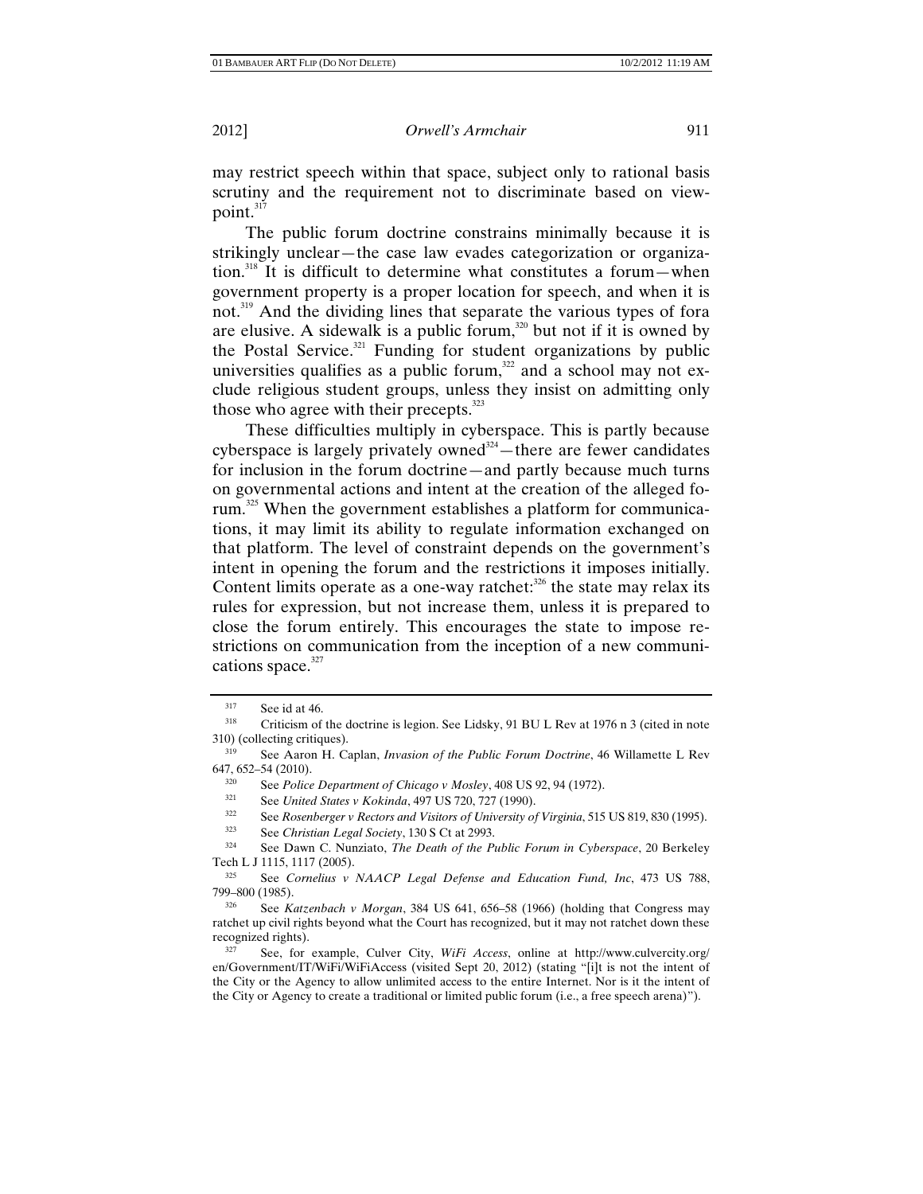may restrict speech within that space, subject only to rational basis scrutiny and the requirement not to discriminate based on viewpoint.[317]

The public forum doctrine constrains minimally because it is strikingly unclear—the case law evades categorization or organization.[318] It is difficult to determine what constitutes a forum—when government property is a proper location for speech, and when it is not.[319] And the dividing lines that separate the various types of fora are elusive. A sidewalk is a public forum,[320] but not if it is owned by the Postal Service.[321] Funding for student organizations by public universities qualifies as a public forum,[322] and a school may not exclude religious student groups, unless they insist on admitting only those who agree with their precepts.[323]

These difficulties multiply in cyberspace. This is partly because cyberspace is largely privately owned[324]—there are fewer candidates for inclusion in the forum doctrine—and partly because much turns on governmental actions and intent at the creation of the alleged forum.[325] When the government establishes a platform for communications, it may limit its ability to regulate information exchanged on that platform. The level of constraint depends on the government's intent in opening the forum and the restrictions it imposes initially. Content limits operate as a one-way ratchet:[326] the state may relax its rules for expression, but not increase them, unless it is prepared to close the forum entirely. This encourages the state to impose restrictions on communication from the inception of a new communications space.[327]

---

[317] See id at 46.

[318] Criticism of the doctrine is legion. See Lidsky, 91 BU L Rev at 1976 n 3 (cited in note 310) (collecting critiques).

[319] See Aaron H. Caplan, *Invasion of the Public Forum Doctrine*, 46 Willamette L Rev 647, 652–54 (2010).

[320] See *Police Department of Chicago v Mosley*, 408 US 92, 94 (1972).

[321] See *United States v Kokinda*, 497 US 720, 727 (1990).

[322] See *Rosenberger v Rectors and Visitors of University of Virginia*, 515 US 819, 830 (1995).

[323] See *Christian Legal Society*, 130 S Ct at 2993.

[324] See Dawn C. Nunziato, *The Death of the Public Forum in Cyberspace*, 20 Berkeley Tech L J 1115, 1117 (2005).

[325] See *Cornelius v NAACP Legal Defense and Education Fund, Inc*, 473 US 788, 799–800 (1985).

[326] See *Katzenbach v Morgan*, 384 US 641, 656–58 (1966) (holding that Congress may ratchet up civil rights beyond what the Court has recognized, but it may not ratchet down these recognized rights).

[327] See, for example, Culver City, *WiFi Access*, online at http://www.culvercity.org/en/Government/IT/WiFi/WiFiAccess (visited Sept 20, 2012) (stating "[i]t is not the intent of the City or the Agency to allow unlimited access to the entire Internet. Nor is it the intent of the City or Agency to create a traditional or limited public forum (i.e., a free speech arena)").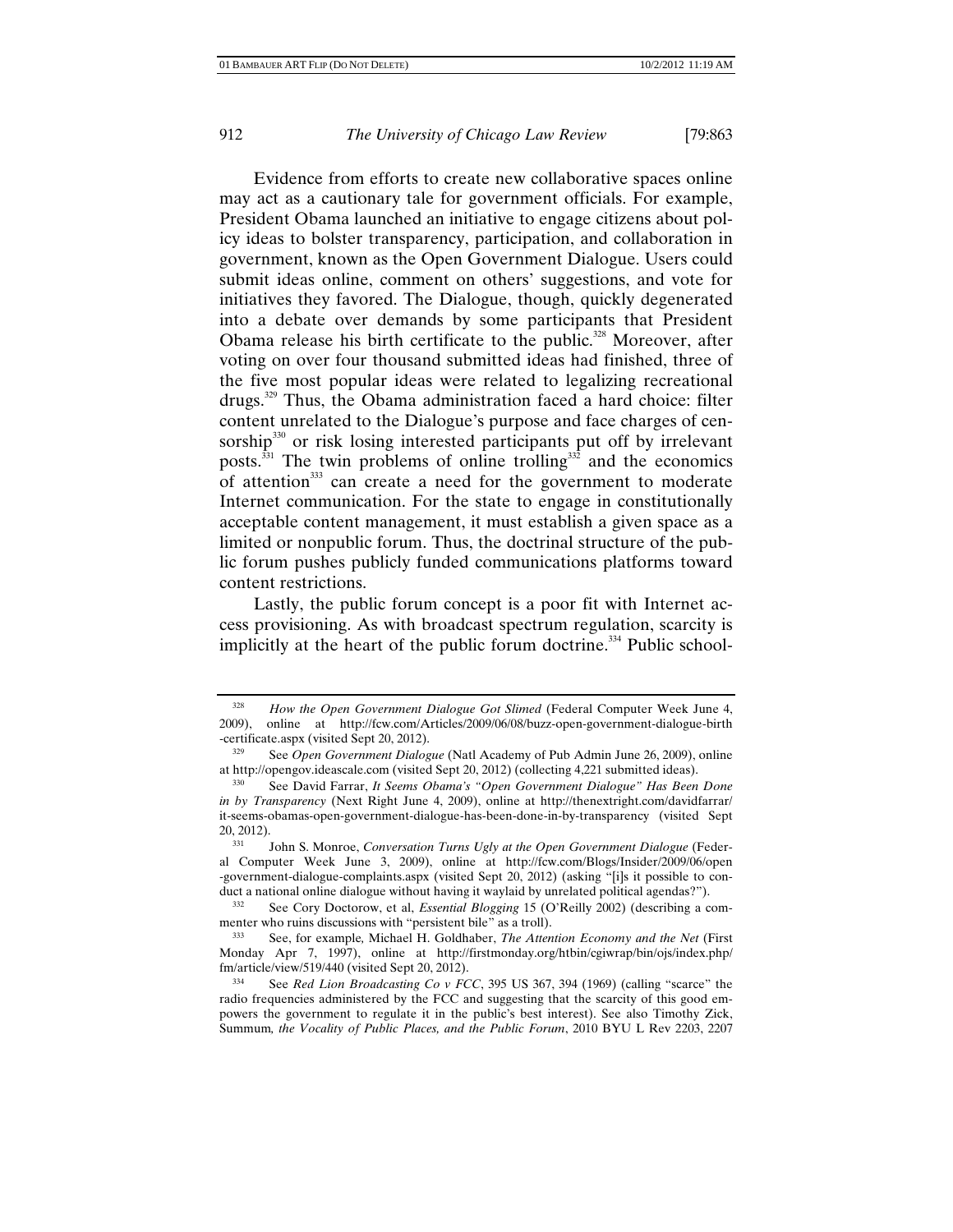Evidence from efforts to create new collaborative spaces online may act as a cautionary tale for government officials. For example, President Obama launched an initiative to engage citizens about policy ideas to bolster transparency, participation, and collaboration in government, known as the Open Government Dialogue. Users could submit ideas online, comment on others' suggestions, and vote for initiatives they favored. The Dialogue, though, quickly degenerated into a debate over demands by some participants that President Obama release his birth certificate to the public.[328] Moreover, after voting on over four thousand submitted ideas had finished, three of the five most popular ideas were related to legalizing recreational drugs.[329] Thus, the Obama administration faced a hard choice: filter content unrelated to the Dialogue's purpose and face charges of censorship[330] or risk losing interested participants put off by irrelevant posts.[331] The twin problems of online trolling[332] and the economics of attention[333] can create a need for the government to moderate Internet communication. For the state to engage in constitutionally acceptable content management, it must establish a given space as a limited or nonpublic forum. Thus, the doctrinal structure of the public forum pushes publicly funded communications platforms toward content restrictions.

Lastly, the public forum concept is a poor fit with Internet access provisioning. As with broadcast spectrum regulation, scarcity is implicitly at the heart of the public forum doctrine.[334] Public school-

---

[328] *How the Open Government Dialogue Got Slimed* (Federal Computer Week June 4, 2009), online at http://fcw.com/Articles/2009/06/08/buzz-open-government-dialogue-birth-certificate.aspx (visited Sept 20, 2012).

[329] See *Open Government Dialogue* (Natl Academy of Pub Admin June 26, 2009), online at http://opengov.ideascale.com (visited Sept 20, 2012) (collecting 4,221 submitted ideas).

[330] See David Farrar, *It Seems Obama's "Open Government Dialogue" Has Been Done in by Transparency* (Next Right June 4, 2009), online at http://thenextright.com/davidfarrar/it-seems-obamas-open-government-dialogue-has-been-done-in-by-transparency (visited Sept 20, 2012).

[331] John S. Monroe, *Conversation Turns Ugly at the Open Government Dialogue* (Federal Computer Week June 3, 2009), online at http://fcw.com/Blogs/Insider/2009/06/open-government-dialogue-complaints.aspx (visited Sept 20, 2012) (asking "[i]s it possible to conduct a national online dialogue without having it waylaid by unrelated political agendas?").

[332] See Cory Doctorow, et al, *Essential Blogging* 15 (O'Reilly 2002) (describing a commenter who ruins discussions with "persistent bile" as a troll).

[333] See, for example, Michael H. Goldhaber, *The Attention Economy and the Net* (First Monday Apr 7, 1997), online at http://firstmonday.org/htbin/cgiwrap/bin/ojs/index.php/fm/article/view/519/440 (visited Sept 20, 2012).

[334] See *Red Lion Broadcasting Co v FCC*, 395 US 367, 394 (1969) (calling "scarce" the radio frequencies administered by the FCC and suggesting that the scarcity of this good empowers the government to regulate it in the public's best interest). See also Timothy Zick, Summum*, the Vocality of Public Places, and the Public Forum*, 2010 BYU L Rev 2203, 2207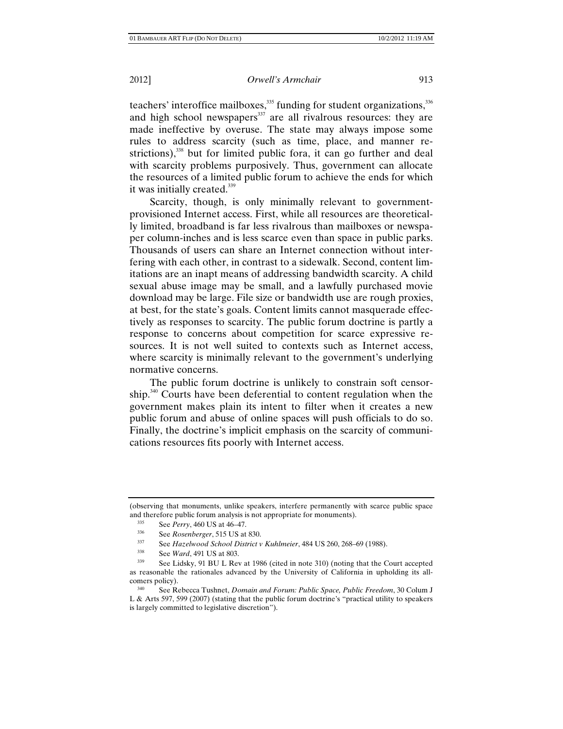teachers' interoffice mailboxes,[335] funding for student organizations,[336] and high school newspapers[337] are all rivalrous resources: they are made ineffective by overuse. The state may always impose some rules to address scarcity (such as time, place, and manner restrictions),[338] but for limited public fora, it can go further and deal with scarcity problems purposively. Thus, government can allocate the resources of a limited public forum to achieve the ends for which it was initially created.[339]

Scarcity, though, is only minimally relevant to government-provisioned Internet access. First, while all resources are theoretically limited, broadband is far less rivalrous than mailboxes or newspaper column-inches and is less scarce even than space in public parks. Thousands of users can share an Internet connection without interfering with each other, in contrast to a sidewalk. Second, content limitations are an inapt means of addressing bandwidth scarcity. A child sexual abuse image may be small, and a lawfully purchased movie download may be large. File size or bandwidth use are rough proxies, at best, for the state's goals. Content limits cannot masquerade effectively as responses to scarcity. The public forum doctrine is partly a response to concerns about competition for scarce expressive resources. It is not well suited to contexts such as Internet access, where scarcity is minimally relevant to the government's underlying normative concerns.

The public forum doctrine is unlikely to constrain soft censorship.[340] Courts have been deferential to content regulation when the government makes plain its intent to filter when it creates a new public forum and abuse of online spaces will push officials to do so. Finally, the doctrine's implicit emphasis on the scarcity of communications resources fits poorly with Internet access.

---

(observing that monuments, unlike speakers, interfere permanently with scarce public space and therefore public forum analysis is not appropriate for monuments).

[335] See *Perry*, 460 US at 46–47.

[336] See *Rosenberger*, 515 US at 830.

[337] See *Hazelwood School District v Kuhlmeier*, 484 US 260, 268–69 (1988).

[338] See *Ward*, 491 US at 803.

[339] See Lidsky, 91 BU L Rev at 1986 (cited in note 310) (noting that the Court accepted as reasonable the rationales advanced by the University of California in upholding its all-comers policy).

[340] See Rebecca Tushnet, *Domain and Forum: Public Space, Public Freedom*, 30 Colum J L & Arts 597, 599 (2007) (stating that the public forum doctrine's "practical utility to speakers is largely committed to legislative discretion").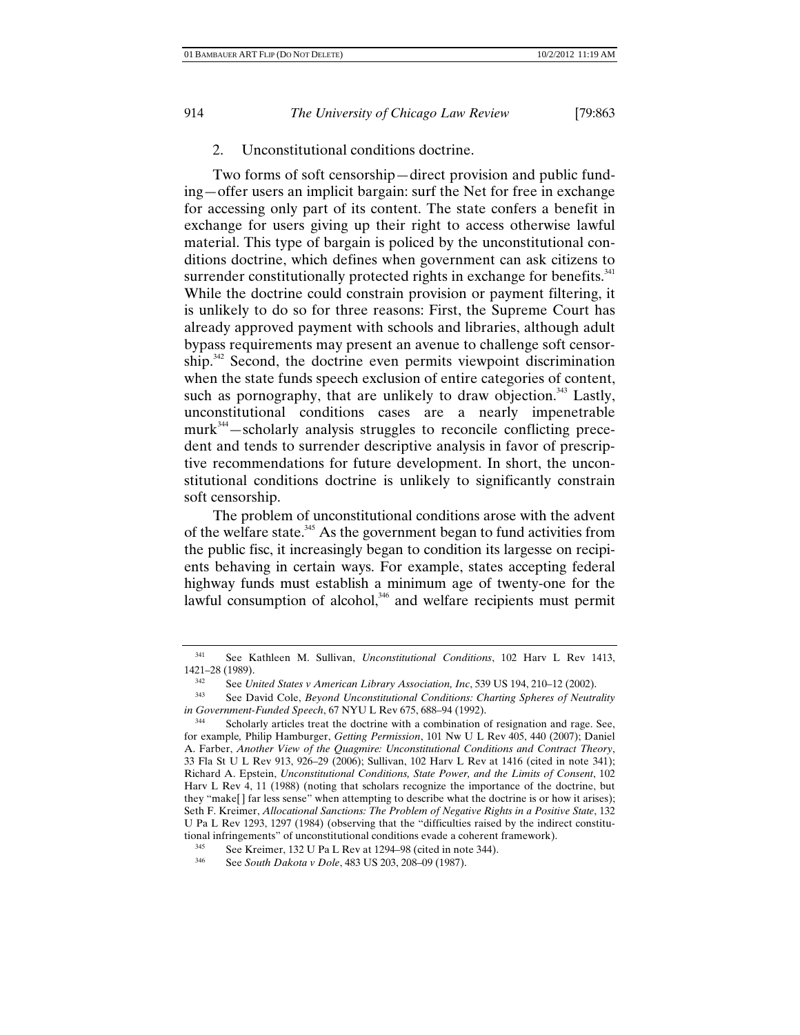### 2. Unconstitutional conditions doctrine.

Two forms of soft censorship—direct provision and public funding—offer users an implicit bargain: surf the Net for free in exchange for accessing only part of its content. The state confers a benefit in exchange for users giving up their right to access otherwise lawful material. This type of bargain is policed by the unconstitutional conditions doctrine, which defines when government can ask citizens to surrender constitutionally protected rights in exchange for benefits.[341] While the doctrine could constrain provision or payment filtering, it is unlikely to do so for three reasons: First, the Supreme Court has already approved payment with schools and libraries, although adult bypass requirements may present an avenue to challenge soft censorship.[342] Second, the doctrine even permits viewpoint discrimination when the state funds speech exclusion of entire categories of content, such as pornography, that are unlikely to draw objection.[343] Lastly, unconstitutional conditions cases are a nearly impenetrable murk[344]—scholarly analysis struggles to reconcile conflicting precedent and tends to surrender descriptive analysis in favor of prescriptive recommendations for future development. In short, the unconstitutional conditions doctrine is unlikely to significantly constrain soft censorship.

The problem of unconstitutional conditions arose with the advent of the welfare state.[345] As the government began to fund activities from the public fisc, it increasingly began to condition its largesse on recipients behaving in certain ways. For example, states accepting federal highway funds must establish a minimum age of twenty-one for the lawful consumption of alcohol,[346] and welfare recipients must permit

---

[341] See Kathleen M. Sullivan, *Unconstitutional Conditions*, 102 Harv L Rev 1413, 1421–28 (1989).

[342] See *United States v American Library Association, Inc*, 539 US 194, 210–12 (2002).

[343] See David Cole, *Beyond Unconstitutional Conditions: Charting Spheres of Neutrality in Government-Funded Speech*, 67 NYU L Rev 675, 688–94 (1992).

[344] Scholarly articles treat the doctrine with a combination of resignation and rage. See, for example, Philip Hamburger, *Getting Permission*, 101 Nw U L Rev 405, 440 (2007); Daniel A. Farber, *Another View of the Quagmire: Unconstitutional Conditions and Contract Theory*, 33 Fla St U L Rev 913, 926–29 (2006); Sullivan, 102 Harv L Rev at 1416 (cited in note 341); Richard A. Epstein, *Unconstitutional Conditions, State Power, and the Limits of Consent*, 102 Harv L Rev 4, 11 (1988) (noting that scholars recognize the importance of the doctrine, but they "make[ ] far less sense" when attempting to describe what the doctrine is or how it arises); Seth F. Kreimer, *Allocational Sanctions: The Problem of Negative Rights in a Positive State*, 132 U Pa L Rev 1293, 1297 (1984) (observing that the "difficulties raised by the indirect constitutional infringements" of unconstitutional conditions evade a coherent framework).

[345] See Kreimer, 132 U Pa L Rev at 1294–98 (cited in note 344).

[346] See *South Dakota v Dole*, 483 US 203, 208–09 (1987).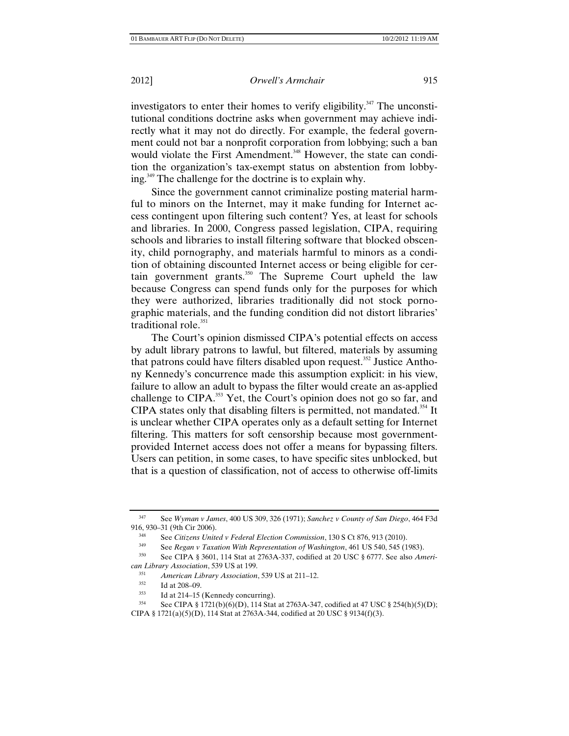investigators to enter their homes to verify eligibility.[347] The unconstitutional conditions doctrine asks when government may achieve indirectly what it may not do directly. For example, the federal government could not bar a nonprofit corporation from lobbying; such a ban would violate the First Amendment.[348] However, the state can condition the organization's tax-exempt status on abstention from lobbying.[349] The challenge for the doctrine is to explain why.

Since the government cannot criminalize posting material harmful to minors on the Internet, may it make funding for Internet access contingent upon filtering such content? Yes, at least for schools and libraries. In 2000, Congress passed legislation, CIPA, requiring schools and libraries to install filtering software that blocked obscenity, child pornography, and materials harmful to minors as a condition of obtaining discounted Internet access or being eligible for certain government grants.[350] The Supreme Court upheld the law because Congress can spend funds only for the purposes for which they were authorized, libraries traditionally did not stock pornographic materials, and the funding condition did not distort libraries' traditional role.[351]

The Court's opinion dismissed CIPA's potential effects on access by adult library patrons to lawful, but filtered, materials by assuming that patrons could have filters disabled upon request.[352] Justice Anthony Kennedy's concurrence made this assumption explicit: in his view, failure to allow an adult to bypass the filter would create an as-applied challenge to CIPA.[353] Yet, the Court's opinion does not go so far, and CIPA states only that disabling filters is permitted, not mandated.[354] It is unclear whether CIPA operates only as a default setting for Internet filtering. This matters for soft censorship because most government-provided Internet access does not offer a means for bypassing filters. Users can petition, in some cases, to have specific sites unblocked, but that is a question of classification, not of access to otherwise off-limits

---

[347] See *Wyman v James*, 400 US 309, 326 (1971); *Sanchez v County of San Diego*, 464 F3d 916, 930–31 (9th Cir 2006).

[348] See *Citizens United v Federal Election Commission*, 130 S Ct 876, 913 (2010).

[349] See *Regan v Taxation With Representation of Washington*, 461 US 540, 545 (1983).

[350] See CIPA § 3601, 114 Stat at 2763A-337, codified at 20 USC § 6777. See also *American Library Association*, 539 US at 199.

[351] *American Library Association*, 539 US at 211–12.

[352] Id at 208–09.

[353] Id at 214–15 (Kennedy concurring).

[354] See CIPA § 1721(b)(6)(D), 114 Stat at 2763A-347, codified at 47 USC § 254(h)(5)(D); CIPA § 1721(a)(5)(D), 114 Stat at 2763A-344, codified at 20 USC § 9134(f)(3).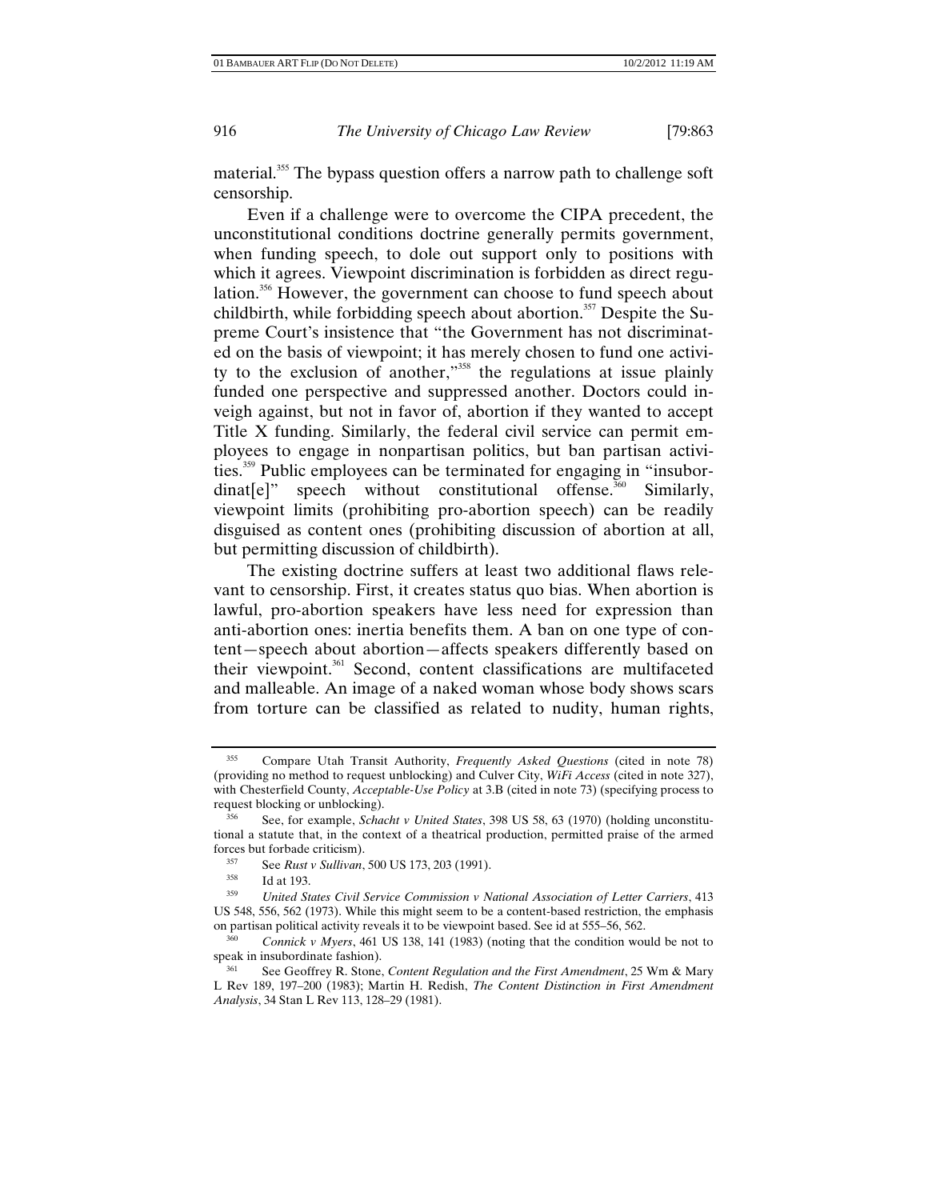material.[355] The bypass question offers a narrow path to challenge soft censorship.

Even if a challenge were to overcome the CIPA precedent, the unconstitutional conditions doctrine generally permits government, when funding speech, to dole out support only to positions with which it agrees. Viewpoint discrimination is forbidden as direct regulation.[356] However, the government can choose to fund speech about childbirth, while forbidding speech about abortion.[357] Despite the Supreme Court's insistence that "the Government has not discriminated on the basis of viewpoint; it has merely chosen to fund one activity to the exclusion of another,"[358] the regulations at issue plainly funded one perspective and suppressed another. Doctors could inveigh against, but not in favor of, abortion if they wanted to accept Title X funding. Similarly, the federal civil service can permit employees to engage in nonpartisan politics, but ban partisan activities.[359] Public employees can be terminated for engaging in "insubordinat[e]" speech without constitutional offense.[360] Similarly, viewpoint limits (prohibiting pro-abortion speech) can be readily disguised as content ones (prohibiting discussion of abortion at all, but permitting discussion of childbirth).

The existing doctrine suffers at least two additional flaws relevant to censorship. First, it creates status quo bias. When abortion is lawful, pro-abortion speakers have less need for expression than anti-abortion ones: inertia benefits them. A ban on one type of content—speech about abortion—affects speakers differently based on their viewpoint.[361] Second, content classifications are multifaceted and malleable. An image of a naked woman whose body shows scars from torture can be classified as related to nudity, human rights,

---

[355] Compare Utah Transit Authority, *Frequently Asked Questions* (cited in note 78) (providing no method to request unblocking) and Culver City, *WiFi Access* (cited in note 327), with Chesterfield County, *Acceptable-Use Policy* at 3.B (cited in note 73) (specifying process to request blocking or unblocking).

[356] See, for example, *Schacht v United States*, 398 US 58, 63 (1970) (holding unconstitutional a statute that, in the context of a theatrical production, permitted praise of the armed forces but forbade criticism).

[357] See *Rust v Sullivan*, 500 US 173, 203 (1991).

[358] Id at 193.

[359] *United States Civil Service Commission v National Association of Letter Carriers*, 413 US 548, 556, 562 (1973). While this might seem to be a content-based restriction, the emphasis on partisan political activity reveals it to be viewpoint based. See id at 555–56, 562.

[360] *Connick v Myers*, 461 US 138, 141 (1983) (noting that the condition would be not to speak in insubordinate fashion).

[361] See Geoffrey R. Stone, *Content Regulation and the First Amendment*, 25 Wm & Mary L Rev 189, 197–200 (1983); Martin H. Redish, *The Content Distinction in First Amendment Analysis*, 34 Stan L Rev 113, 128–29 (1981).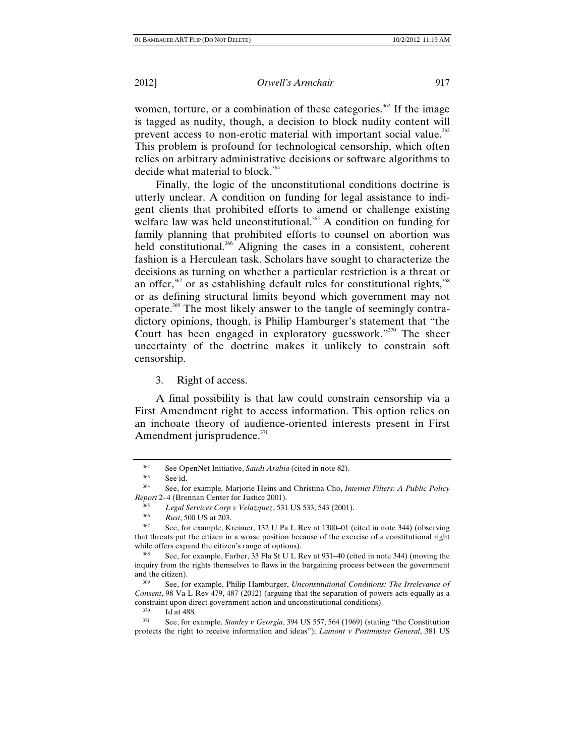women, torture, or a combination of these categories.[362] If the image is tagged as nudity, though, a decision to block nudity content will prevent access to non-erotic material with important social value.[363] This problem is profound for technological censorship, which often relies on arbitrary administrative decisions or software algorithms to decide what material to block.[364]

Finally, the logic of the unconstitutional conditions doctrine is utterly unclear. A condition on funding for legal assistance to indigent clients that prohibited efforts to amend or challenge existing welfare law was held unconstitutional.[365] A condition on funding for family planning that prohibited efforts to counsel on abortion was held constitutional.[366] Aligning the cases in a consistent, coherent fashion is a Herculean task. Scholars have sought to characterize the decisions as turning on whether a particular restriction is a threat or an offer,[367] or as establishing default rules for constitutional rights,[368] or as defining structural limits beyond which government may not operate.[369] The most likely answer to the tangle of seemingly contradictory opinions, though, is Philip Hamburger's statement that "the Court has been engaged in exploratory guesswork."[370] The sheer uncertainty of the doctrine makes it unlikely to constrain soft censorship.

3. Right of access.

A final possibility is that law could constrain censorship via a First Amendment right to access information. This option relies on an inchoate theory of audience-oriented interests present in First Amendment jurisprudence.[371]

---

[362] See OpenNet Initiative, *Saudi Arabia* (cited in note 82).

[363] See id.

[364] See, for example, Marjorie Heins and Christina Cho, *Internet Filters: A Public Policy Report* 2–4 (Brennan Center for Justice 2001).

[365] *Legal Services Corp v Velazquez*, 531 US 533, 543 (2001).

[366] *Rust*, 500 US at 203.

[367] See, for example, Kreimer, 132 U Pa L Rev at 1300–01 (cited in note 344) (observing that threats put the citizen in a worse position because of the exercise of a constitutional right while offers expand the citizen's range of options).

[368] See, for example, Farber, 33 Fla St U L Rev at 931–40 (cited in note 344) (moving the inquiry from the rights themselves to flaws in the bargaining process between the government and the citizen).

[369] See, for example, Philip Hamburger, *Unconstitutional Conditions: The Irrelevance of Consent*, 98 Va L Rev 479, 487 (2012) (arguing that the separation of powers acts equally as a constraint upon direct government action and unconstitutional conditions).

[370] Id at 488.

[371] See, for example, *Stanley v Georgia*, 394 US 557, 564 (1969) (stating "the Constitution protects the right to receive information and ideas"); *Lamont v Postmaster General*, 381 US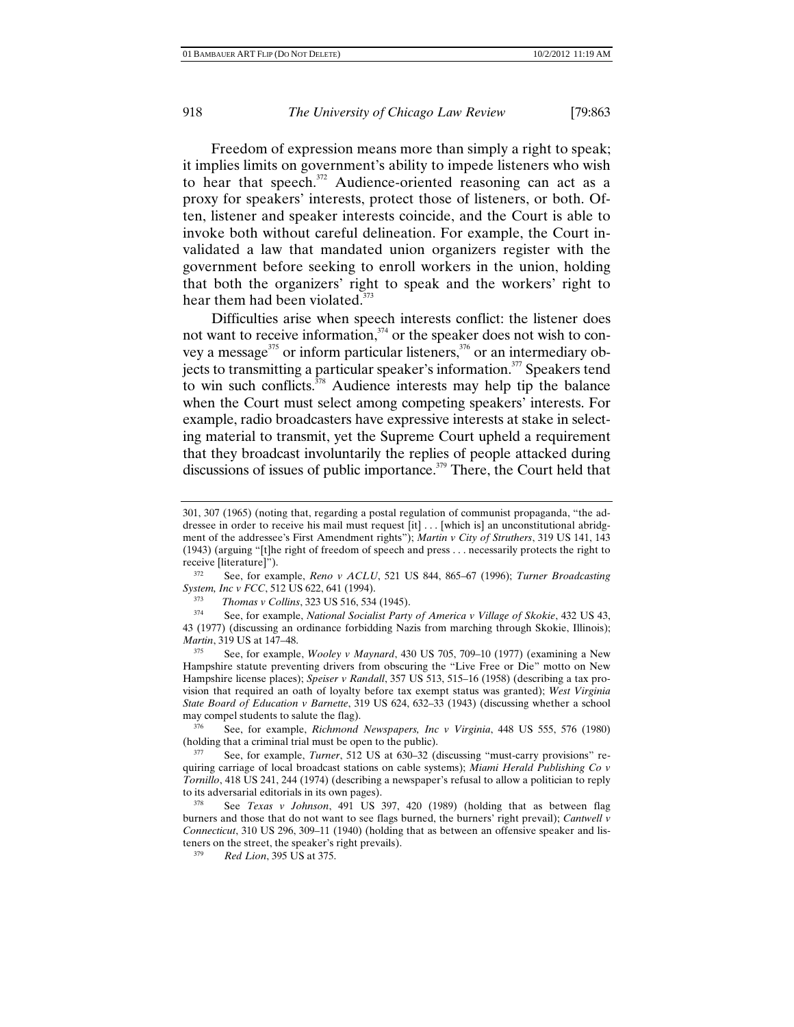Freedom of expression means more than simply a right to speak; it implies limits on government's ability to impede listeners who wish to hear that speech.[372] Audience-oriented reasoning can act as a proxy for speakers' interests, protect those of listeners, or both. Often, listener and speaker interests coincide, and the Court is able to invoke both without careful delineation. For example, the Court invalidated a law that mandated union organizers register with the government before seeking to enroll workers in the union, holding that both the organizers' right to speak and the workers' right to hear them had been violated.[373]

Difficulties arise when speech interests conflict: the listener does not want to receive information,[374] or the speaker does not wish to convey a message[375] or inform particular listeners,[376] or an intermediary objects to transmitting a particular speaker's information.[377] Speakers tend to win such conflicts.[378] Audience interests may help tip the balance when the Court must select among competing speakers' interests. For example, radio broadcasters have expressive interests at stake in selecting material to transmit, yet the Supreme Court upheld a requirement that they broadcast involuntarily the replies of people attacked during discussions of issues of public importance.[379] There, the Court held that

---

301, 307 (1965) (noting that, regarding a postal regulation of communist propaganda, "the addressee in order to receive his mail must request [it] . . . [which is] an unconstitutional abridgment of the addressee's First Amendment rights"); *Martin v City of Struthers*, 319 US 141, 143 (1943) (arguing "[t]he right of freedom of speech and press . . . necessarily protects the right to receive [literature]").

[372] See, for example, *Reno v ACLU*, 521 US 844, 865–67 (1996); *Turner Broadcasting System, Inc v FCC*, 512 US 622, 641 (1994).

[373] *Thomas v Collins*, 323 US 516, 534 (1945).

[374] See, for example, *National Socialist Party of America v Village of Skokie*, 432 US 43, 43 (1977) (discussing an ordinance forbidding Nazis from marching through Skokie, Illinois); *Martin*, 319 US at 147–48.

[375] See, for example, *Wooley v Maynard*, 430 US 705, 709–10 (1977) (examining a New Hampshire statute preventing drivers from obscuring the "Live Free or Die" motto on New Hampshire license places); *Speiser v Randall*, 357 US 513, 515–16 (1958) (describing a tax provision that required an oath of loyalty before tax exempt status was granted); *West Virginia State Board of Education v Barnette*, 319 US 624, 632–33 (1943) (discussing whether a school may compel students to salute the flag).

[376] See, for example, *Richmond Newspapers, Inc v Virginia*, 448 US 555, 576 (1980) (holding that a criminal trial must be open to the public).

[377] See, for example, *Turner*, 512 US at 630–32 (discussing "must-carry provisions" requiring carriage of local broadcast stations on cable systems); *Miami Herald Publishing Co v Tornillo*, 418 US 241, 244 (1974) (describing a newspaper's refusal to allow a politician to reply to its adversarial editorials in its own pages).

[378] See *Texas v Johnson*, 491 US 397, 420 (1989) (holding that as between flag burners and those that do not want to see flags burned, the burners' right prevail); *Cantwell v Connecticut*, 310 US 296, 309–11 (1940) (holding that as between an offensive speaker and listeners on the street, the speaker's right prevails).

[379] *Red Lion*, 395 US at 375.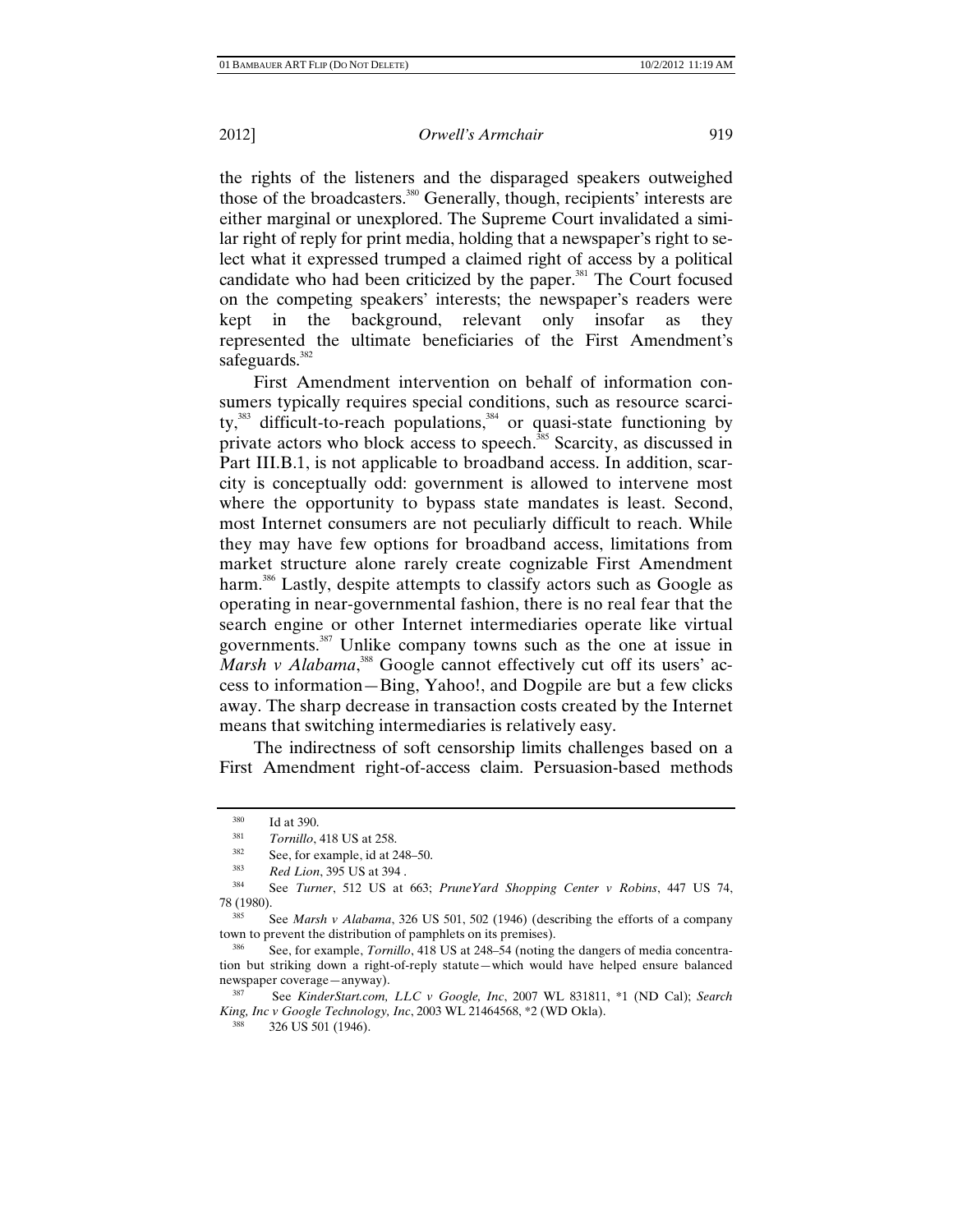the rights of the listeners and the disparaged speakers outweighed those of the broadcasters.[380] Generally, though, recipients' interests are either marginal or unexplored. The Supreme Court invalidated a similar right of reply for print media, holding that a newspaper's right to select what it expressed trumped a claimed right of access by a political candidate who had been criticized by the paper.[381] The Court focused on the competing speakers' interests; the newspaper's readers were kept in the background, relevant only insofar as they represented the ultimate beneficiaries of the First Amendment's safeguards.[382]

First Amendment intervention on behalf of information consumers typically requires special conditions, such as resource scarcity,[383] difficult-to-reach populations,[384] or quasi-state functioning by private actors who block access to speech.[385] Scarcity, as discussed in Part III.B.1, is not applicable to broadband access. In addition, scarcity is conceptually odd: government is allowed to intervene most where the opportunity to bypass state mandates is least. Second, most Internet consumers are not peculiarly difficult to reach. While they may have few options for broadband access, limitations from market structure alone rarely create cognizable First Amendment harm.[386] Lastly, despite attempts to classify actors such as Google as operating in near-governmental fashion, there is no real fear that the search engine or other Internet intermediaries operate like virtual governments.[387] Unlike company towns such as the one at issue in *Marsh v Alabama*,[388] Google cannot effectively cut off its users' access to information—Bing, Yahoo!, and Dogpile are but a few clicks away. The sharp decrease in transaction costs created by the Internet means that switching intermediaries is relatively easy.

The indirectness of soft censorship limits challenges based on a First Amendment right-of-access claim. Persuasion-based methods

---

[380] Id at 390.

[381] *Tornillo*, 418 US at 258.

[382] See, for example, id at 248–50.

[383] *Red Lion*, 395 US at 394 .

[384] See *Turner*, 512 US at 663; *PruneYard Shopping Center v Robins*, 447 US 74, 78 (1980).

[385] See *Marsh v Alabama*, 326 US 501, 502 (1946) (describing the efforts of a company town to prevent the distribution of pamphlets on its premises).

[386] See, for example, *Tornillo*, 418 US at 248–54 (noting the dangers of media concentration but striking down a right-of-reply statute—which would have helped ensure balanced newspaper coverage—anyway).

[387] See *KinderStart.com, LLC v Google, Inc*, 2007 WL 831811, *1 (ND Cal); *Search King, Inc v Google Technology, Inc*, 2003 WL 21464568, *2 (WD Okla).

[388] 326 US 501 (1946).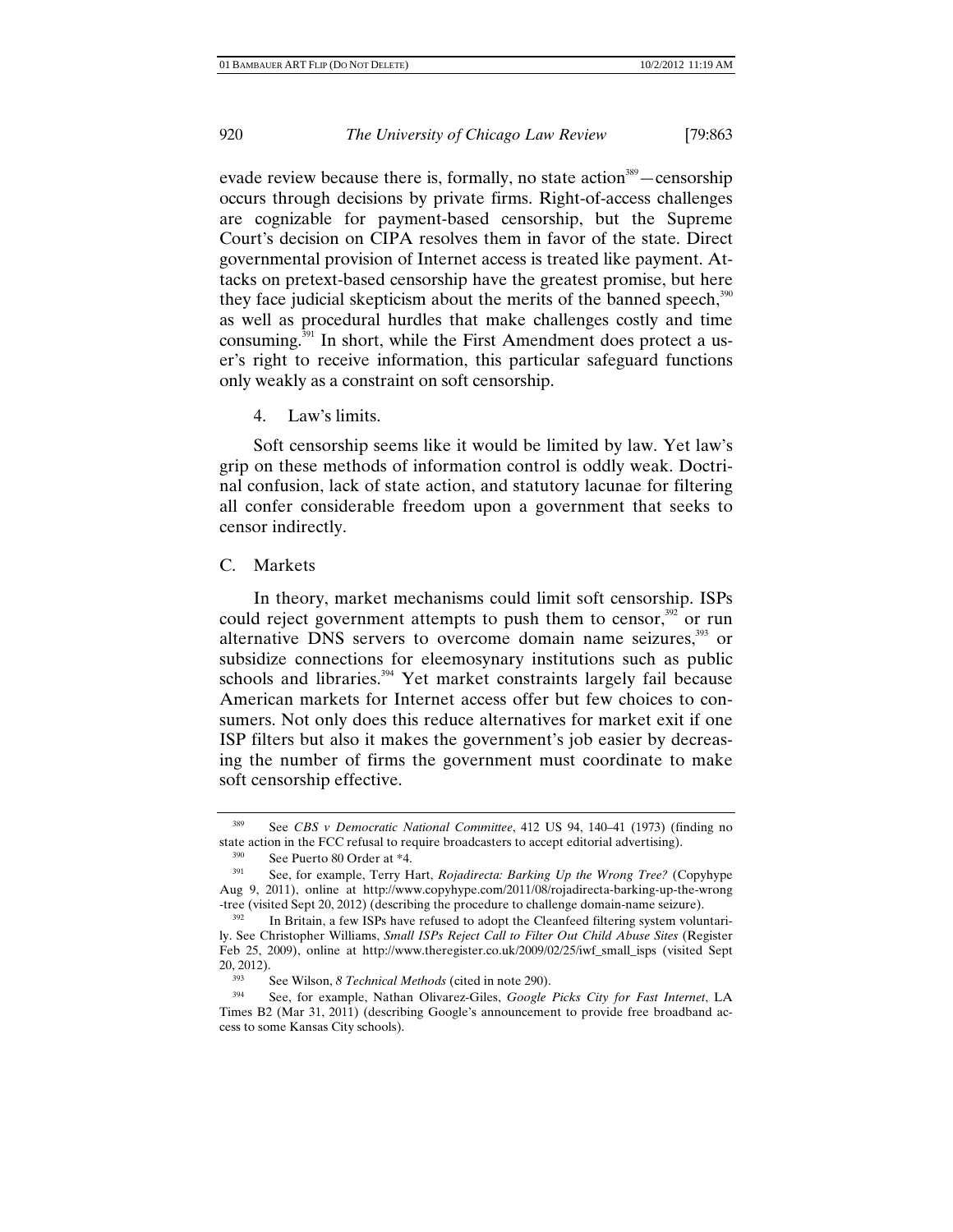evade review because there is, formally, no state action[389]—censorship occurs through decisions by private firms. Right-of-access challenges are cognizable for payment-based censorship, but the Supreme Court's decision on CIPA resolves them in favor of the state. Direct governmental provision of Internet access is treated like payment. Attacks on pretext-based censorship have the greatest promise, but here they face judicial skepticism about the merits of the banned speech,[390] as well as procedural hurdles that make challenges costly and time consuming.[391] In short, while the First Amendment does protect a user's right to receive information, this particular safeguard functions only weakly as a constraint on soft censorship.

#### 4. Law's limits.

Soft censorship seems like it would be limited by law. Yet law's grip on these methods of information control is oddly weak. Doctrinal confusion, lack of state action, and statutory lacunae for filtering all confer considerable freedom upon a government that seeks to censor indirectly.

### C. Markets

In theory, market mechanisms could limit soft censorship. ISPs could reject government attempts to push them to censor,[392] or run alternative DNS servers to overcome domain name seizures,[393] or subsidize connections for eleemosynary institutions such as public schools and libraries.[394] Yet market constraints largely fail because American markets for Internet access offer but few choices to consumers. Not only does this reduce alternatives for market exit if one ISP filters but also it makes the government's job easier by decreasing the number of firms the government must coordinate to make soft censorship effective.

---

[389] See *CBS v Democratic National Committee*, 412 US 94, 140–41 (1973) (finding no state action in the FCC refusal to require broadcasters to accept editorial advertising).

[390] See Puerto 80 Order at *4.

[391] See, for example, Terry Hart, *Rojadirecta: Barking Up the Wrong Tree?* (Copyhype Aug 9, 2011), online at http://www.copyhype.com/2011/08/rojadirecta-barking-up-the-wrong-tree (visited Sept 20, 2012) (describing the procedure to challenge domain-name seizure).

[392] In Britain, a few ISPs have refused to adopt the Cleanfeed filtering system voluntarily. See Christopher Williams, *Small ISPs Reject Call to Filter Out Child Abuse Sites* (Register Feb 25, 2009), online at http://www.theregister.co.uk/2009/02/25/iwf_small_isps (visited Sept 20, 2012).

[393] See Wilson, *8 Technical Methods* (cited in note 290).

[394] See, for example, Nathan Olivarez-Giles, *Google Picks City for Fast Internet*, LA Times B2 (Mar 31, 2011) (describing Google's announcement to provide free broadband access to some Kansas City schools).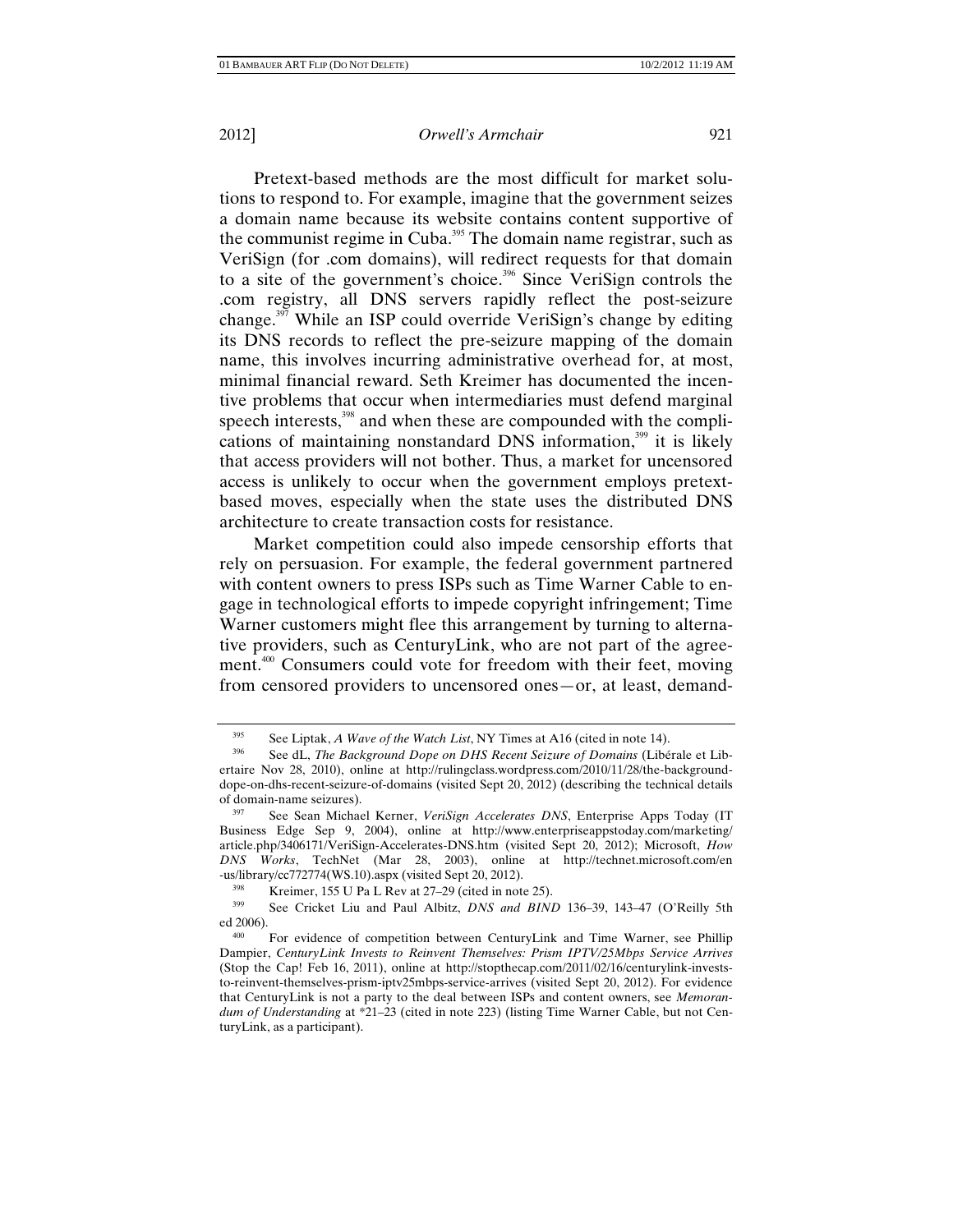Pretext-based methods are the most difficult for market solutions to respond to. For example, imagine that the government seizes a domain name because its website contains content supportive of the communist regime in Cuba.[395] The domain name registrar, such as VeriSign (for .com domains), will redirect requests for that domain to a site of the government's choice.[396] Since VeriSign controls the .com registry, all DNS servers rapidly reflect the post-seizure change.[397] While an ISP could override VeriSign's change by editing its DNS records to reflect the pre-seizure mapping of the domain name, this involves incurring administrative overhead for, at most, minimal financial reward. Seth Kreimer has documented the incentive problems that occur when intermediaries must defend marginal speech interests,[398] and when these are compounded with the complications of maintaining nonstandard DNS information,[399] it is likely that access providers will not bother. Thus, a market for uncensored access is unlikely to occur when the government employs pretext-based moves, especially when the state uses the distributed DNS architecture to create transaction costs for resistance.

Market competition could also impede censorship efforts that rely on persuasion. For example, the federal government partnered with content owners to press ISPs such as Time Warner Cable to engage in technological efforts to impede copyright infringement; Time Warner customers might flee this arrangement by turning to alternative providers, such as CenturyLink, who are not part of the agreement.[400] Consumers could vote for freedom with their feet, moving from censored providers to uncensored ones—or, at least, demand-

---

[395] See Liptak, *A Wave of the Watch List*, NY Times at A16 (cited in note 14).

[396] See dL, *The Background Dope on DHS Recent Seizure of Domains* (Libérale et Libertaire Nov 28, 2010), online at http://rulingclass.wordpress.com/2010/11/28/the-background-dope-on-dhs-recent-seizure-of-domains (visited Sept 20, 2012) (describing the technical details of domain-name seizures).

[397] See Sean Michael Kerner, *VeriSign Accelerates DNS*, Enterprise Apps Today (IT Business Edge Sep 9, 2004), online at http://www.enterpriseappstoday.com/marketing/article.php/3406171/VeriSign-Accelerates-DNS.htm (visited Sept 20, 2012); Microsoft, *How DNS Works*, TechNet (Mar 28, 2003), online at http://technet.microsoft.com/en-us/library/cc772774(WS.10).aspx (visited Sept 20, 2012).

[398] Kreimer, 155 U Pa L Rev at 27–29 (cited in note 25).

[399] See Cricket Liu and Paul Albitz, *DNS and BIND* 136–39, 143–47 (O'Reilly 5th ed 2006).

[400] For evidence of competition between CenturyLink and Time Warner, see Phillip Dampier, *CenturyLink Invests to Reinvent Themselves: Prism IPTV/25Mbps Service Arrives* (Stop the Cap! Feb 16, 2011), online at http://stopthecap.com/2011/02/16/centurylink-invests-to-reinvent-themselves-prism-iptv25mbps-service-arrives (visited Sept 20, 2012). For evidence that CenturyLink is not a party to the deal between ISPs and content owners, see *Memorandum of Understanding* at *21–23 (cited in note 223) (listing Time Warner Cable, but not CenturyLink, as a participant).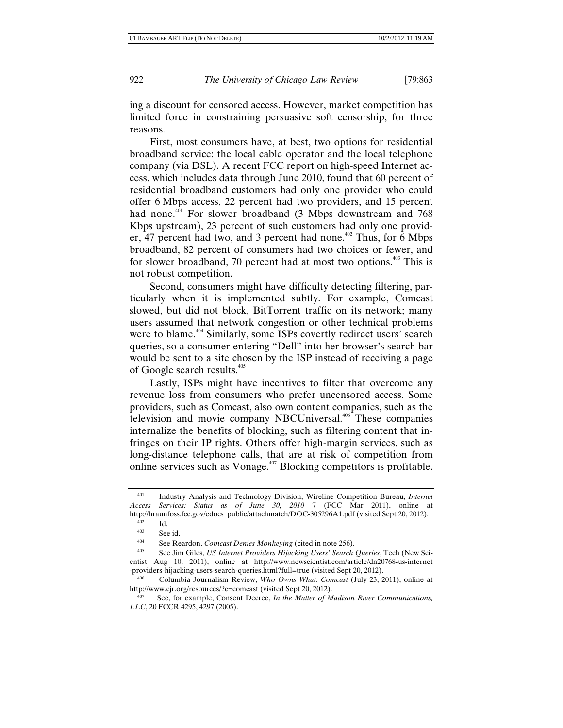ing a discount for censored access. However, market competition has limited force in constraining persuasive soft censorship, for three reasons.

First, most consumers have, at best, two options for residential broadband service: the local cable operator and the local telephone company (via DSL). A recent FCC report on high-speed Internet access, which includes data through June 2010, found that 60 percent of residential broadband customers had only one provider who could offer 6 Mbps access, 22 percent had two providers, and 15 percent had none.[401] For slower broadband (3 Mbps downstream and 768 Kbps upstream), 23 percent of such customers had only one provider, 47 percent had two, and 3 percent had none.[402] Thus, for 6 Mbps broadband, 82 percent of consumers had two choices or fewer, and for slower broadband, 70 percent had at most two options.[403] This is not robust competition.

Second, consumers might have difficulty detecting filtering, particularly when it is implemented subtly. For example, Comcast slowed, but did not block, BitTorrent traffic on its network; many users assumed that network congestion or other technical problems were to blame.[404] Similarly, some ISPs covertly redirect users' search queries, so a consumer entering "Dell" into her browser's search bar would be sent to a site chosen by the ISP instead of receiving a page of Google search results.[405]

Lastly, ISPs might have incentives to filter that overcome any revenue loss from consumers who prefer uncensored access. Some providers, such as Comcast, also own content companies, such as the television and movie company NBCUniversal.[406] These companies internalize the benefits of blocking, such as filtering content that infringes on their IP rights. Others offer high-margin services, such as long-distance telephone calls, that are at risk of competition from online services such as Vonage.[407] Blocking competitors is profitable.

---

[401] Industry Analysis and Technology Division, Wireline Competition Bureau, *Internet Access Services: Status as of June 30, 2010* 7 (FCC Mar 2011), online at http://hraunfoss.fcc.gov/edocs_public/attachmatch/DOC-305296A1.pdf (visited Sept 20, 2012).

[402] Id.

[403] See id.

[404] See Reardon, *Comcast Denies Monkeying* (cited in note 256).

[405] See Jim Giles, *US Internet Providers Hijacking Users' Search Queries*, Tech (New Scientist Aug 10, 2011), online at http://www.newscientist.com/article/dn20768-us-internet-providers-hijacking-users-search-queries.html?full=true (visited Sept 20, 2012).

[406] Columbia Journalism Review, *Who Owns What: Comcast* (July 23, 2011), online at http://www.cjr.org/resources/?c=comcast (visited Sept 20, 2012).

[407] See, for example, Consent Decree, *In the Matter of Madison River Communications, LLC*, 20 FCCR 4295, 4297 (2005).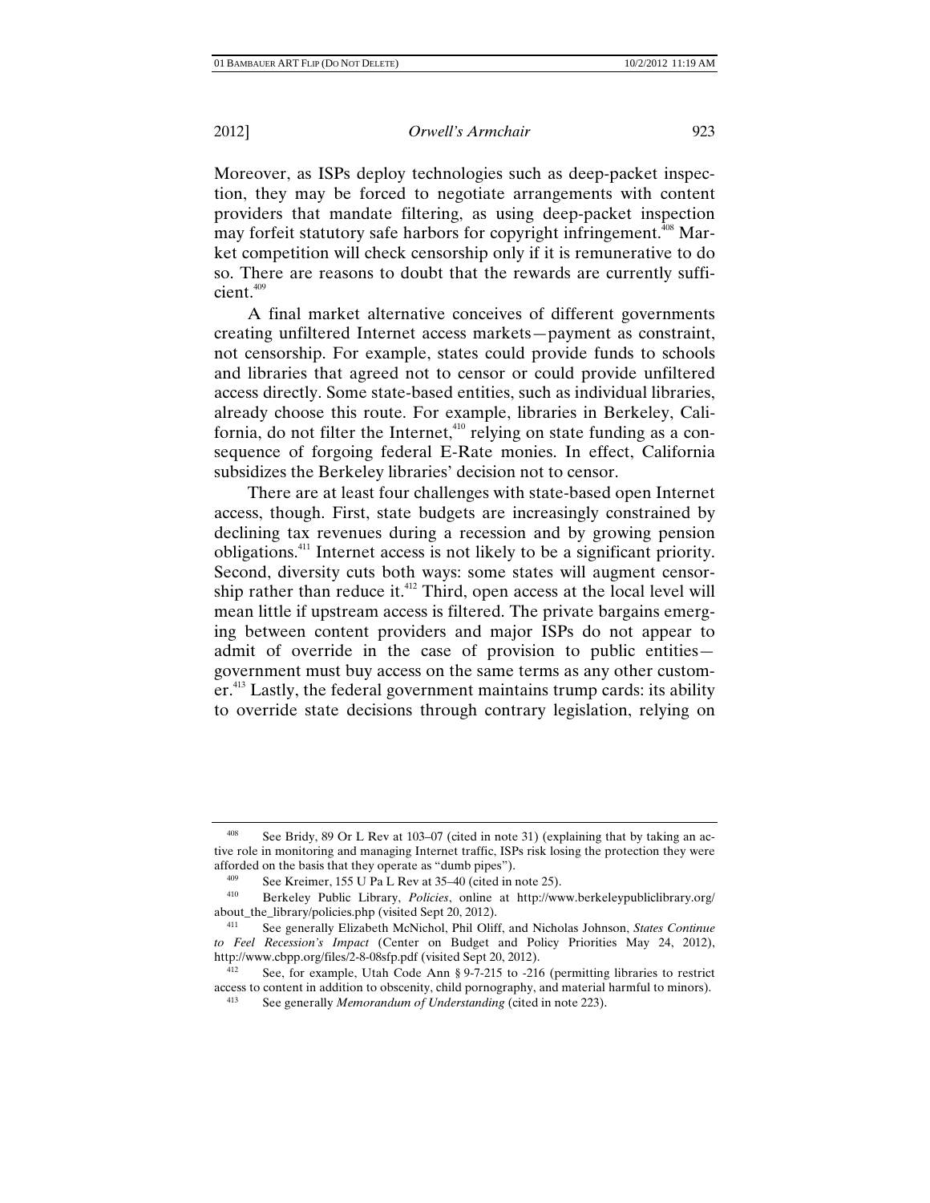Moreover, as ISPs deploy technologies such as deep-packet inspection, they may be forced to negotiate arrangements with content providers that mandate filtering, as using deep-packet inspection may forfeit statutory safe harbors for copyright infringement.[408] Market competition will check censorship only if it is remunerative to do so. There are reasons to doubt that the rewards are currently sufficient.[409]

A final market alternative conceives of different governments creating unfiltered Internet access markets—payment as constraint, not censorship. For example, states could provide funds to schools and libraries that agreed not to censor or could provide unfiltered access directly. Some state-based entities, such as individual libraries, already choose this route. For example, libraries in Berkeley, California, do not filter the Internet,[410] relying on state funding as a consequence of forgoing federal E-Rate monies. In effect, California subsidizes the Berkeley libraries' decision not to censor.

There are at least four challenges with state-based open Internet access, though. First, state budgets are increasingly constrained by declining tax revenues during a recession and by growing pension obligations.[411] Internet access is not likely to be a significant priority. Second, diversity cuts both ways: some states will augment censorship rather than reduce it.[412] Third, open access at the local level will mean little if upstream access is filtered. The private bargains emerging between content providers and major ISPs do not appear to admit of override in the case of provision to public entities—government must buy access on the same terms as any other customer.[413] Lastly, the federal government maintains trump cards: its ability to override state decisions through contrary legislation, relying on

---

[408] See Bridy, 89 Or L Rev at 103–07 (cited in note 31) (explaining that by taking an active role in monitoring and managing Internet traffic, ISPs risk losing the protection they were afforded on the basis that they operate as "dumb pipes").

[409] See Kreimer, 155 U Pa L Rev at 35–40 (cited in note 25).

[410] Berkeley Public Library, *Policies*, online at http://www.berkeleypubliclibrary.org/about_the_library/policies.php (visited Sept 20, 2012).

[411] See generally Elizabeth McNichol, Phil Oliff, and Nicholas Johnson, *States Continue to Feel Recession's Impact* (Center on Budget and Policy Priorities May 24, 2012), http://www.cbpp.org/files/2-8-08sfp.pdf (visited Sept 20, 2012).

[412] See, for example, Utah Code Ann § 9-7-215 to -216 (permitting libraries to restrict access to content in addition to obscenity, child pornography, and material harmful to minors).

[413] See generally *Memorandum of Understanding* (cited in note 223).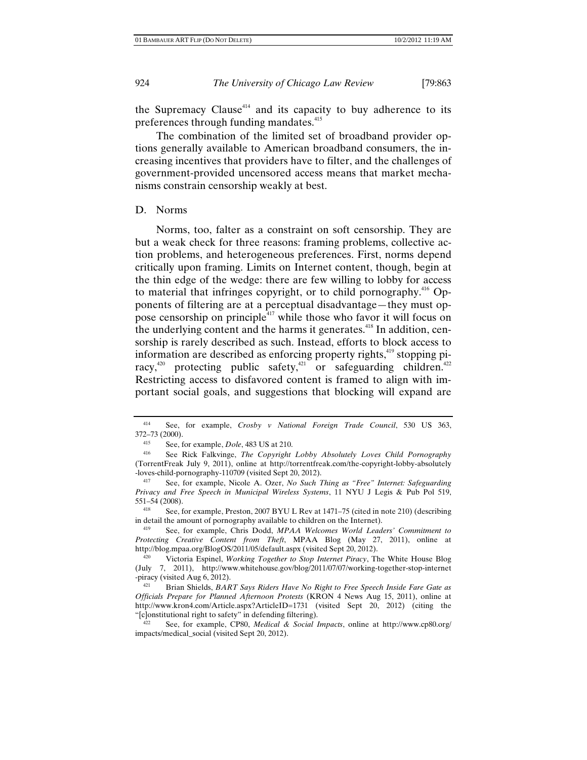the Supremacy Clause[414] and its capacity to buy adherence to its preferences through funding mandates.[415]

The combination of the limited set of broadband provider options generally available to American broadband consumers, the increasing incentives that providers have to filter, and the challenges of government-provided uncensored access means that market mechanisms constrain censorship weakly at best.

### D. Norms

Norms, too, falter as a constraint on soft censorship. They are but a weak check for three reasons: framing problems, collective action problems, and heterogeneous preferences. First, norms depend critically upon framing. Limits on Internet content, though, begin at the thin edge of the wedge: there are few willing to lobby for access to material that infringes copyright, or to child pornography.[416] Opponents of filtering are at a perceptual disadvantage—they must oppose censorship on principle[417] while those who favor it will focus on the underlying content and the harms it generates.[418] In addition, censorship is rarely described as such. Instead, efforts to block access to information are described as enforcing property rights,[419] stopping piracy,[420] protecting public safety,[421] or safeguarding children.[422] Restricting access to disfavored content is framed to align with important social goals, and suggestions that blocking will expand are

---

[414] See, for example, *Crosby v National Foreign Trade Council*, 530 US 363, 372–73 (2000).

[415] See, for example, *Dole*, 483 US at 210.

[416] See Rick Falkvinge, *The Copyright Lobby Absolutely Loves Child Pornography* (TorrentFreak July 9, 2011), online at http://torrentfreak.com/the-copyright-lobby-absolutely-loves-child-pornography-110709 (visited Sept 20, 2012).

[417] See, for example, Nicole A. Ozer, *No Such Thing as "Free" Internet: Safeguarding Privacy and Free Speech in Municipal Wireless Systems*, 11 NYU J Legis & Pub Pol 519, 551–54 (2008).

[418] See, for example, Preston, 2007 BYU L Rev at 1471–75 (cited in note 210) (describing in detail the amount of pornography available to children on the Internet).

[419] See, for example, Chris Dodd, *MPAA Welcomes World Leaders' Commitment to Protecting Creative Content from Theft*, MPAA Blog (May 27, 2011), online at http://blog.mpaa.org/BlogOS/2011/05/default.aspx (visited Sept 20, 2012).

[420] Victoria Espinel, *Working Together to Stop Internet Piracy*, The White House Blog (July 7, 2011), http://www.whitehouse.gov/blog/2011/07/07/working-together-stop-internet-piracy (visited Aug 6, 2012).

[421] Brian Shields, *BART Says Riders Have No Right to Free Speech Inside Fare Gate as Officials Prepare for Planned Afternoon Protests* (KRON 4 News Aug 15, 2011), online at http://www.kron4.com/Article.aspx?ArticleID=1731 (visited Sept 20, 2012) (citing the "[c]onstitutional right to safety" in defending filtering).

[422] See, for example, CP80, *Medical & Social Impacts*, online at http://www.cp80.org/impacts/medical_social (visited Sept 20, 2012).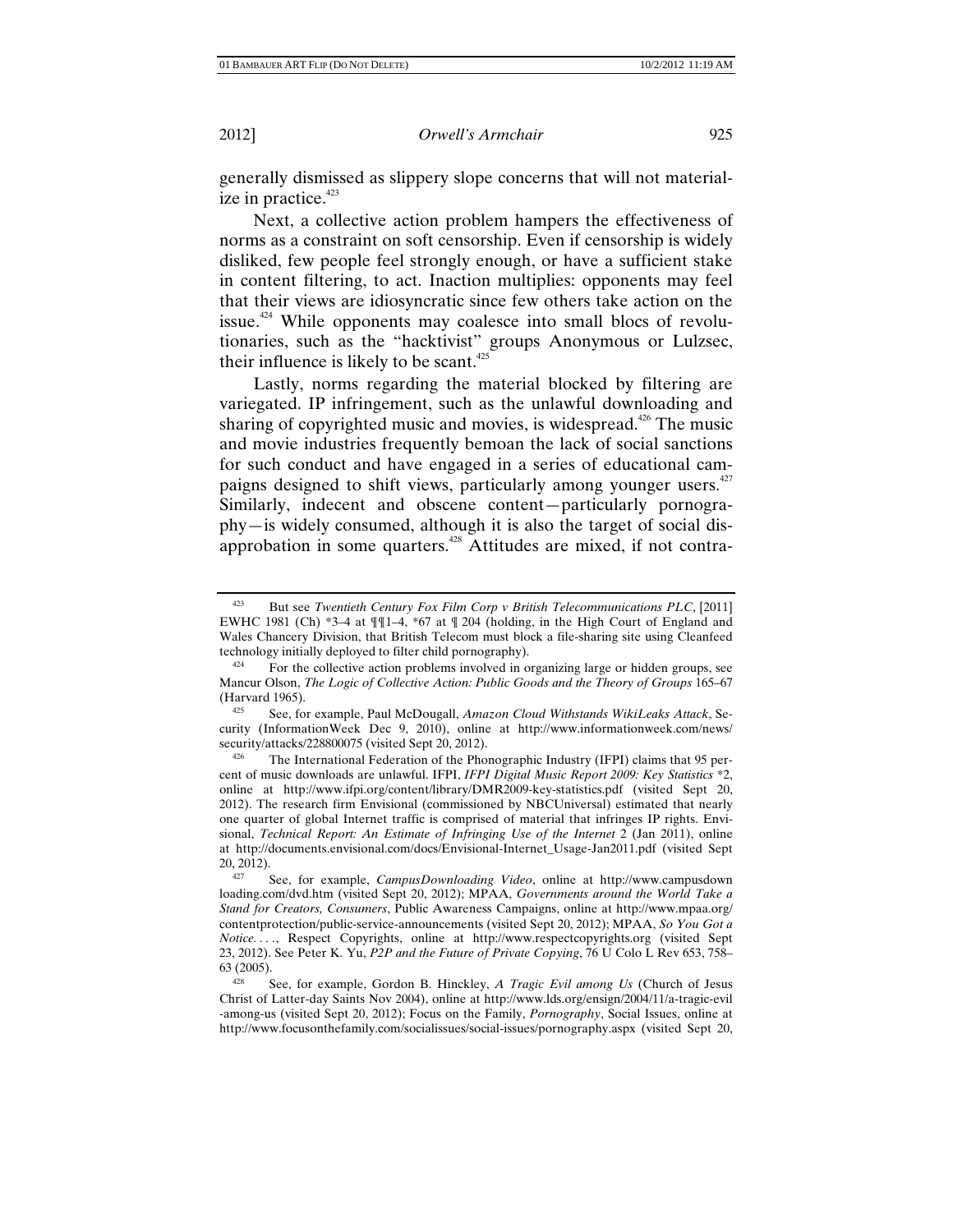generally dismissed as slippery slope concerns that will not materialize in practice.[423]

Next, a collective action problem hampers the effectiveness of norms as a constraint on soft censorship. Even if censorship is widely disliked, few people feel strongly enough, or have a sufficient stake in content filtering, to act. Inaction multiplies: opponents may feel that their views are idiosyncratic since few others take action on the issue.[424] While opponents may coalesce into small blocs of revolutionaries, such as the "hacktivist" groups Anonymous or Lulzsec, their influence is likely to be scant.[425]

Lastly, norms regarding the material blocked by filtering are variegated. IP infringement, such as the unlawful downloading and sharing of copyrighted music and movies, is widespread.[426] The music and movie industries frequently bemoan the lack of social sanctions for such conduct and have engaged in a series of educational campaigns designed to shift views, particularly among younger users.[427] Similarly, indecent and obscene content—particularly pornography—is widely consumed, although it is also the target of social disapprobation in some quarters.[428] Attitudes are mixed, if not contra-

---

[423] But see *Twentieth Century Fox Film Corp v British Telecommunications PLC*, [2011] EWHC 1981 (Ch) *3–4 at ¶¶1–4, *67 at ¶ 204 (holding, in the High Court of England and Wales Chancery Division, that British Telecom must block a file-sharing site using Cleanfeed technology initially deployed to filter child pornography).

[424] For the collective action problems involved in organizing large or hidden groups, see Mancur Olson, *The Logic of Collective Action: Public Goods and the Theory of Groups* 165–67 (Harvard 1965).

[425] See, for example, Paul McDougall, *Amazon Cloud Withstands WikiLeaks Attack*, Security (InformationWeek Dec 9, 2010), online at http://www.informationweek.com/news/security/attacks/228800075 (visited Sept 20, 2012).

[426] The International Federation of the Phonographic Industry (IFPI) claims that 95 percent of music downloads are unlawful. IFPI, *IFPI Digital Music Report 2009: Key Statistics* *2, online at http://www.ifpi.org/content/library/DMR2009-key-statistics.pdf (visited Sept 20, 2012). The research firm Envisional (commissioned by NBCUniversal) estimated that nearly one quarter of global Internet traffic is comprised of material that infringes IP rights. Envisional, *Technical Report: An Estimate of Infringing Use of the Internet* 2 (Jan 2011), online at http://documents.envisional.com/docs/Envisional-Internet_Usage-Jan2011.pdf (visited Sept 20, 2012).

[427] See, for example, *CampusDownloading Video*, online at http://www.campusdownloading.com/dvd.htm (visited Sept 20, 2012); MPAA, *Governments around the World Take a Stand for Creators, Consumers*, Public Awareness Campaigns, online at http://www.mpaa.org/contentprotection/public-service-announcements (visited Sept 20, 2012); MPAA, *So You Got a Notice. . . .*, Respect Copyrights, online at http://www.respectcopyrights.org (visited Sept 23, 2012). See Peter K. Yu, *P2P and the Future of Private Copying*, 76 U Colo L Rev 653, 758–63 (2005).

[428] See, for example, Gordon B. Hinckley, *A Tragic Evil among Us* (Church of Jesus Christ of Latter-day Saints Nov 2004), online at http://www.lds.org/ensign/2004/11/a-tragic-evil-among-us (visited Sept 20, 2012); Focus on the Family, *Pornography*, Social Issues, online at http://www.focusonthefamily.com/socialissues/social-issues/pornography.aspx (visited Sept 20,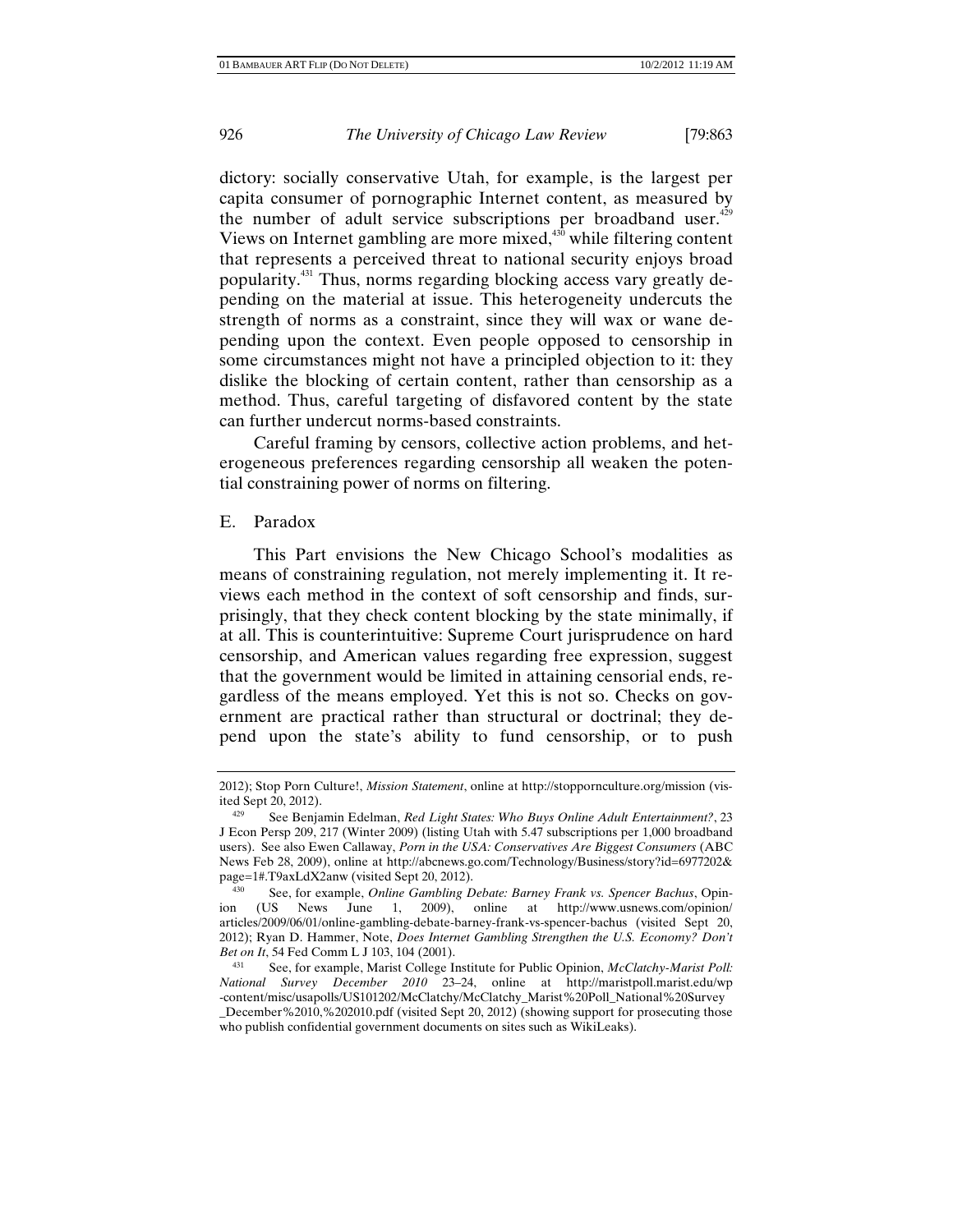dictory: socially conservative Utah, for example, is the largest per capita consumer of pornographic Internet content, as measured by the number of adult service subscriptions per broadband user.[429] Views on Internet gambling are more mixed,[430] while filtering content that represents a perceived threat to national security enjoys broad popularity.[431] Thus, norms regarding blocking access vary greatly depending on the material at issue. This heterogeneity undercuts the strength of norms as a constraint, since they will wax or wane depending upon the context. Even people opposed to censorship in some circumstances might not have a principled objection to it: they dislike the blocking of certain content, rather than censorship as a method. Thus, careful targeting of disfavored content by the state can further undercut norms-based constraints.

Careful framing by censors, collective action problems, and heterogeneous preferences regarding censorship all weaken the potential constraining power of norms on filtering.

## E. Paradox

This Part envisions the New Chicago School's modalities as means of constraining regulation, not merely implementing it. It reviews each method in the context of soft censorship and finds, surprisingly, that they check content blocking by the state minimally, if at all. This is counterintuitive: Supreme Court jurisprudence on hard censorship, and American values regarding free expression, suggest that the government would be limited in attaining censorial ends, regardless of the means employed. Yet this is not so. Checks on government are practical rather than structural or doctrinal; they depend upon the state's ability to fund censorship, or to push

---

2012); Stop Porn Culture!, *Mission Statement*, online at http://stoppornculture.org/mission (visited Sept 20, 2012).

[429] See Benjamin Edelman, *Red Light States: Who Buys Online Adult Entertainment?*, 23 J Econ Persp 209, 217 (Winter 2009) (listing Utah with 5.47 subscriptions per 1,000 broadband users). See also Ewen Callaway, *Porn in the USA: Conservatives Are Biggest Consumers* (ABC News Feb 28, 2009), online at http://abcnews.go.com/Technology/Business/story?id=6977202&page=1#.T9axLdX2anw (visited Sept 20, 2012).

[430] See, for example, *Online Gambling Debate: Barney Frank vs. Spencer Bachus*, Opinion (US News June 1, 2009), online at http://www.usnews.com/opinion/articles/2009/06/01/online-gambling-debate-barney-frank-vs-spencer-bachus (visited Sept 20, 2012); Ryan D. Hammer, Note, *Does Internet Gambling Strengthen the U.S. Economy? Don't Bet on It*, 54 Fed Comm L J 103, 104 (2001).

[431] See, for example, Marist College Institute for Public Opinion, *McClatchy-Marist Poll: National Survey December 2010* 23–24, online at http://maristpoll.marist.edu/wp-content/misc/usapolls/US101202/McClatchy/McClatchy_Marist%20Poll_National%20Survey_December%2010,%202010.pdf (visited Sept 20, 2012) (showing support for prosecuting those who publish confidential government documents on sites such as WikiLeaks).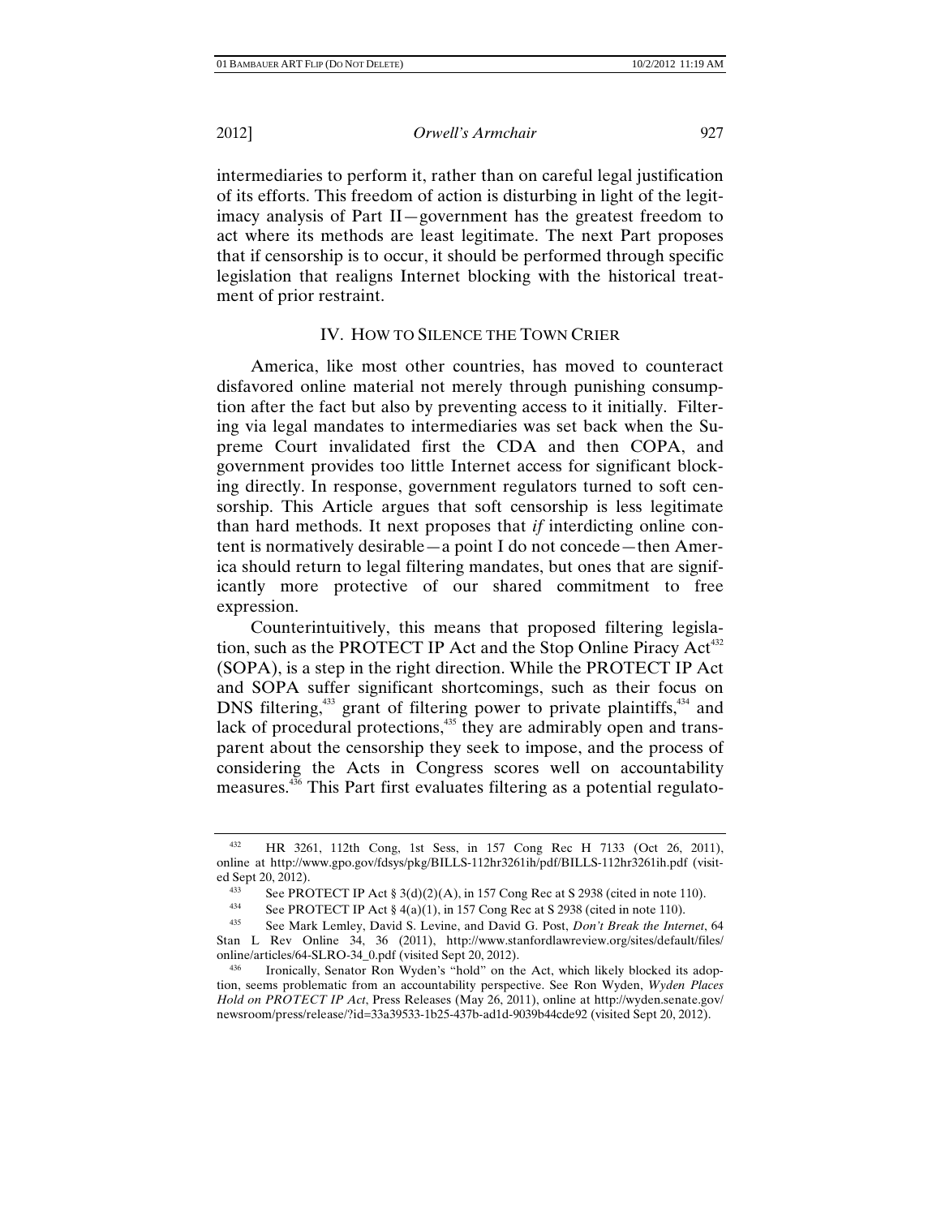intermediaries to perform it, rather than on careful legal justification of its efforts. This freedom of action is disturbing in light of the legitimacy analysis of Part II—government has the greatest freedom to act where its methods are least legitimate. The next Part proposes that if censorship is to occur, it should be performed through specific legislation that realigns Internet blocking with the historical treatment of prior restraint.

## IV. HOW TO SILENCE THE TOWN CRIER

America, like most other countries, has moved to counteract disfavored online material not merely through punishing consumption after the fact but also by preventing access to it initially. Filtering via legal mandates to intermediaries was set back when the Supreme Court invalidated first the CDA and then COPA, and government provides too little Internet access for significant blocking directly. In response, government regulators turned to soft censorship. This Article argues that soft censorship is less legitimate than hard methods. It next proposes that *if* interdicting online content is normatively desirable—a point I do not concede—then America should return to legal filtering mandates, but ones that are significantly more protective of our shared commitment to free expression.

Counterintuitively, this means that proposed filtering legislation, such as the PROTECT IP Act and the Stop Online Piracy Act[432] (SOPA), is a step in the right direction. While the PROTECT IP Act and SOPA suffer significant shortcomings, such as their focus on DNS filtering,[433] grant of filtering power to private plaintiffs,[434] and lack of procedural protections,[435] they are admirably open and transparent about the censorship they seek to impose, and the process of considering the Acts in Congress scores well on accountability measures.[436] This Part first evaluates filtering as a potential regulato-

---

[432] HR 3261, 112th Cong, 1st Sess, in 157 Cong Rec H 7133 (Oct 26, 2011), online at http://www.gpo.gov/fdsys/pkg/BILLS-112hr3261ih/pdf/BILLS-112hr3261ih.pdf (visited Sept 20, 2012).

[433] See PROTECT IP Act § 3(d)(2)(A), in 157 Cong Rec at S 2938 (cited in note 110).

[434] See PROTECT IP Act § 4(a)(1), in 157 Cong Rec at S 2938 (cited in note 110).

[435] See Mark Lemley, David S. Levine, and David G. Post, *Don't Break the Internet*, 64 Stan L Rev Online 34, 36 (2011), http://www.stanfordlawreview.org/sites/default/files/online/articles/64-SLRO-34_0.pdf (visited Sept 20, 2012).

[436] Ironically, Senator Ron Wyden's "hold" on the Act, which likely blocked its adoption, seems problematic from an accountability perspective. See Ron Wyden, *Wyden Places Hold on PROTECT IP Act*, Press Releases (May 26, 2011), online at http://wyden.senate.gov/newsroom/press/release/?id=33a39533-1b25-437b-ad1d-9039b44cde92 (visited Sept 20, 2012).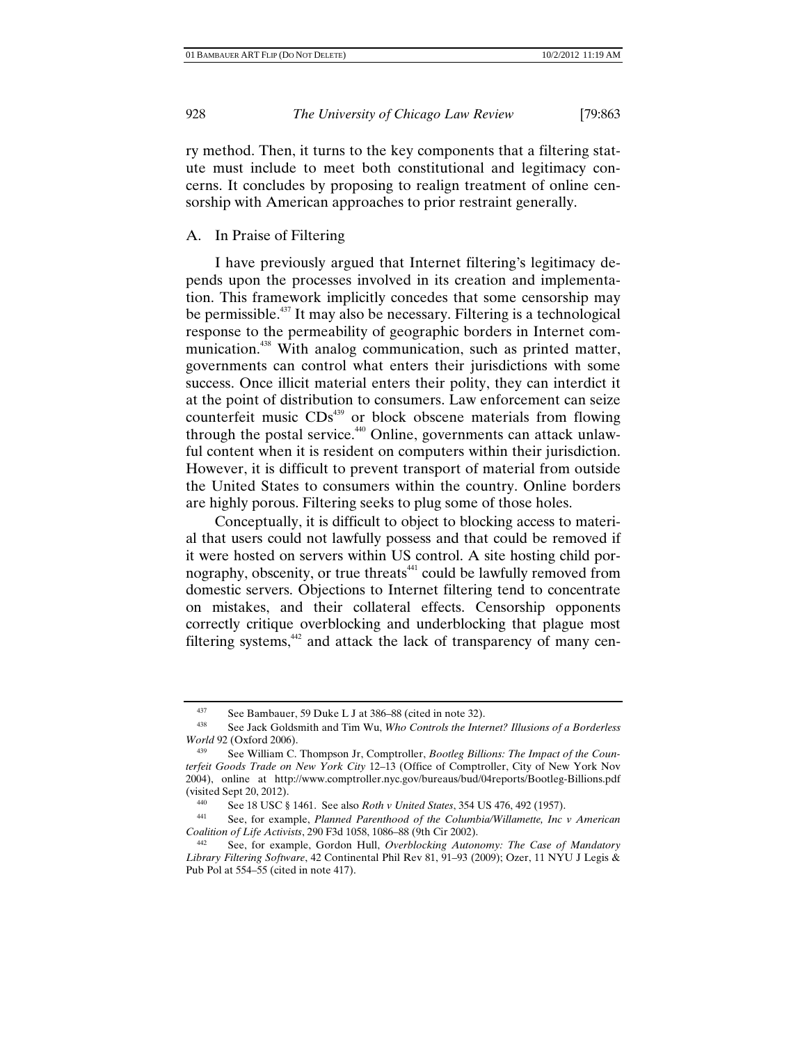ry method. Then, it turns to the key components that a filtering statute must include to meet both constitutional and legitimacy concerns. It concludes by proposing to realign treatment of online censorship with American approaches to prior restraint generally.

## A. In Praise of Filtering

I have previously argued that Internet filtering's legitimacy depends upon the processes involved in its creation and implementation. This framework implicitly concedes that some censorship may be permissible.[437] It may also be necessary. Filtering is a technological response to the permeability of geographic borders in Internet communication.[438] With analog communication, such as printed matter, governments can control what enters their jurisdictions with some success. Once illicit material enters their polity, they can interdict it at the point of distribution to consumers. Law enforcement can seize counterfeit music CDs[439] or block obscene materials from flowing through the postal service.[440] Online, governments can attack unlawful content when it is resident on computers within their jurisdiction. However, it is difficult to prevent transport of material from outside the United States to consumers within the country. Online borders are highly porous. Filtering seeks to plug some of those holes.

Conceptually, it is difficult to object to blocking access to material that users could not lawfully possess and that could be removed if it were hosted on servers within US control. A site hosting child pornography, obscenity, or true threats[441] could be lawfully removed from domestic servers. Objections to Internet filtering tend to concentrate on mistakes, and their collateral effects. Censorship opponents correctly critique overblocking and underblocking that plague most filtering systems,[442] and attack the lack of transparency of many cen-

---

[437] See Bambauer, 59 Duke L J at 386–88 (cited in note 32).

[438] See Jack Goldsmith and Tim Wu, *Who Controls the Internet? Illusions of a Borderless World* 92 (Oxford 2006).

[439] See William C. Thompson Jr, Comptroller, *Bootleg Billions: The Impact of the Counterfeit Goods Trade on New York City* 12–13 (Office of Comptroller, City of New York Nov 2004), online at http://www.comptroller.nyc.gov/bureaus/bud/04reports/Bootleg-Billions.pdf (visited Sept 20, 2012).

[440] See 18 USC § 1461. See also *Roth v United States*, 354 US 476, 492 (1957).

[441] See, for example, *Planned Parenthood of the Columbia/Willamette, Inc v American Coalition of Life Activists*, 290 F3d 1058, 1086–88 (9th Cir 2002).

[442] See, for example, Gordon Hull, *Overblocking Autonomy: The Case of Mandatory Library Filtering Software*, 42 Continental Phil Rev 81, 91–93 (2009); Ozer, 11 NYU J Legis & Pub Pol at 554–55 (cited in note 417).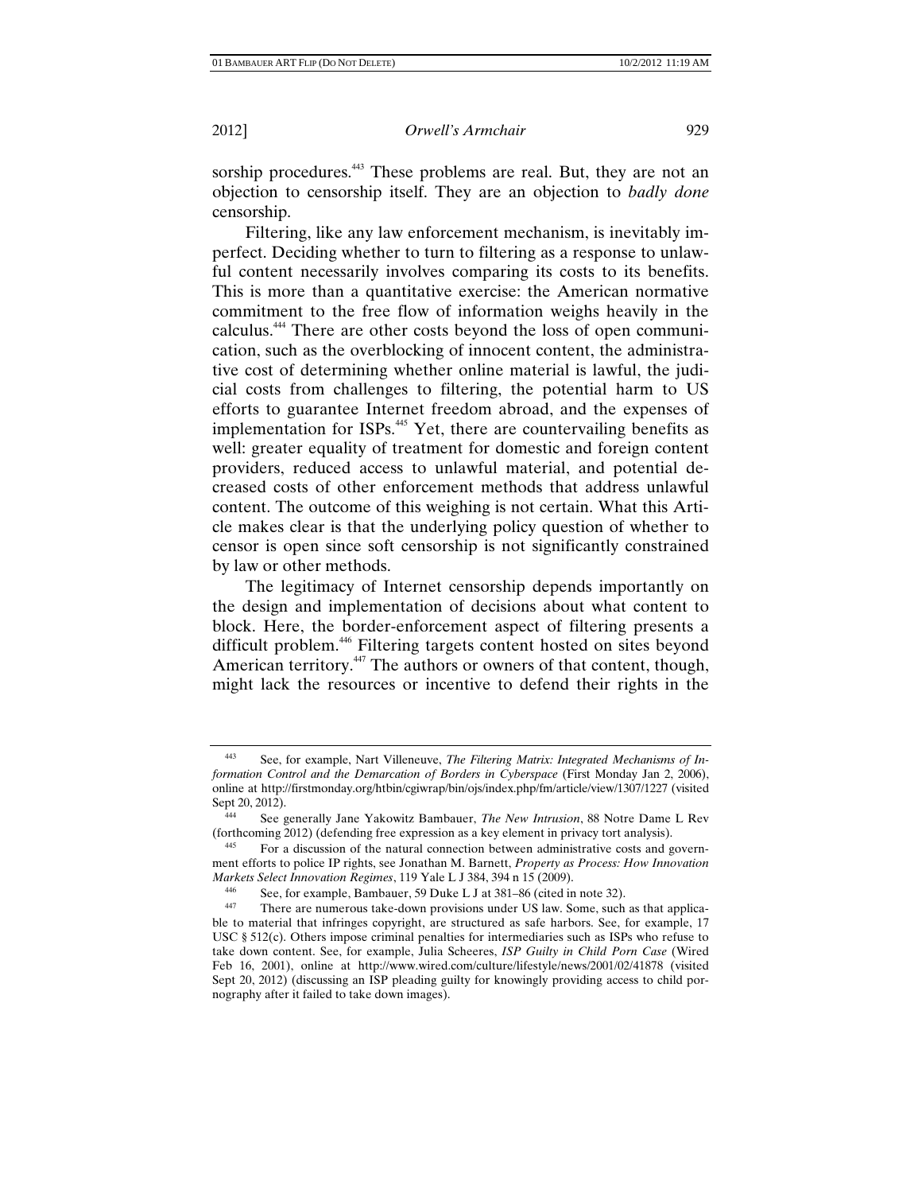sorship procedures.[443] These problems are real. But, they are not an objection to censorship itself. They are an objection to *badly done* censorship.

Filtering, like any law enforcement mechanism, is inevitably imperfect. Deciding whether to turn to filtering as a response to unlawful content necessarily involves comparing its costs to its benefits. This is more than a quantitative exercise: the American normative commitment to the free flow of information weighs heavily in the calculus.[444] There are other costs beyond the loss of open communication, such as the overblocking of innocent content, the administrative cost of determining whether online material is lawful, the judicial costs from challenges to filtering, the potential harm to US efforts to guarantee Internet freedom abroad, and the expenses of implementation for ISPs.[445] Yet, there are countervailing benefits as well: greater equality of treatment for domestic and foreign content providers, reduced access to unlawful material, and potential decreased costs of other enforcement methods that address unlawful content. The outcome of this weighing is not certain. What this Article makes clear is that the underlying policy question of whether to censor is open since soft censorship is not significantly constrained by law or other methods.

The legitimacy of Internet censorship depends importantly on the design and implementation of decisions about what content to block. Here, the border-enforcement aspect of filtering presents a difficult problem.[446] Filtering targets content hosted on sites beyond American territory.[447] The authors or owners of that content, though, might lack the resources or incentive to defend their rights in the

---

[443] See, for example, Nart Villeneuve, *The Filtering Matrix: Integrated Mechanisms of Information Control and the Demarcation of Borders in Cyberspace* (First Monday Jan 2, 2006), online at http://firstmonday.org/htbin/cgiwrap/bin/ojs/index.php/fm/article/view/1307/1227 (visited Sept 20, 2012).

[444] See generally Jane Yakowitz Bambauer, *The New Intrusion*, 88 Notre Dame L Rev (forthcoming 2012) (defending free expression as a key element in privacy tort analysis).

[445] For a discussion of the natural connection between administrative costs and government efforts to police IP rights, see Jonathan M. Barnett, *Property as Process: How Innovation Markets Select Innovation Regimes*, 119 Yale L J 384, 394 n 15 (2009).

[446] See, for example, Bambauer, 59 Duke L J at 381–86 (cited in note 32).

[447] There are numerous take-down provisions under US law. Some, such as that applicable to material that infringes copyright, are structured as safe harbors. See, for example, 17 USC § 512(c). Others impose criminal penalties for intermediaries such as ISPs who refuse to take down content. See, for example, Julia Scheeres, *ISP Guilty in Child Porn Case* (Wired Feb 16, 2001), online at http://www.wired.com/culture/lifestyle/news/2001/02/41878 (visited Sept 20, 2012) (discussing an ISP pleading guilty for knowingly providing access to child pornography after it failed to take down images).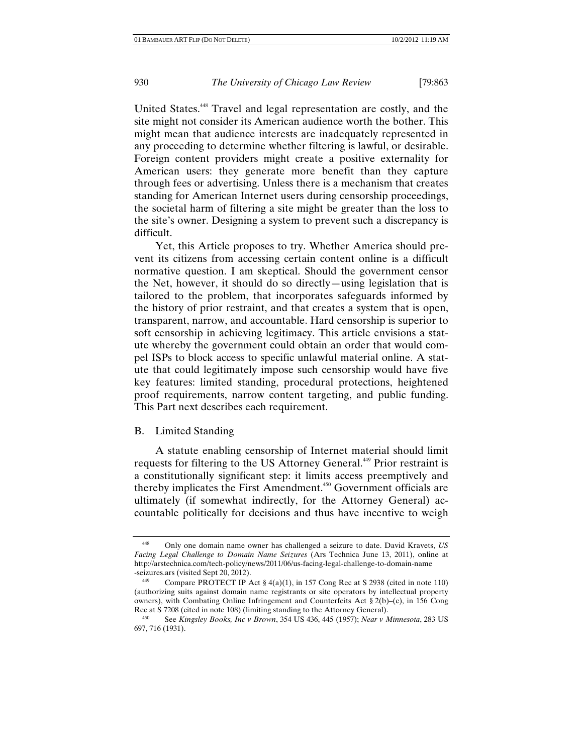United States.[448] Travel and legal representation are costly, and the site might not consider its American audience worth the bother. This might mean that audience interests are inadequately represented in any proceeding to determine whether filtering is lawful, or desirable. Foreign content providers might create a positive externality for American users: they generate more benefit than they capture through fees or advertising. Unless there is a mechanism that creates standing for American Internet users during censorship proceedings, the societal harm of filtering a site might be greater than the loss to the site's owner. Designing a system to prevent such a discrepancy is difficult.

Yet, this Article proposes to try. Whether America should prevent its citizens from accessing certain content online is a difficult normative question. I am skeptical. Should the government censor the Net, however, it should do so directly—using legislation that is tailored to the problem, that incorporates safeguards informed by the history of prior restraint, and that creates a system that is open, transparent, narrow, and accountable. Hard censorship is superior to soft censorship in achieving legitimacy. This article envisions a statute whereby the government could obtain an order that would compel ISPs to block access to specific unlawful material online. A statute that could legitimately impose such censorship would have five key features: limited standing, procedural protections, heightened proof requirements, narrow content targeting, and public funding. This Part next describes each requirement.

## B. Limited Standing

A statute enabling censorship of Internet material should limit requests for filtering to the US Attorney General.[449] Prior restraint is a constitutionally significant step: it limits access preemptively and thereby implicates the First Amendment.[450] Government officials are ultimately (if somewhat indirectly, for the Attorney General) accountable politically for decisions and thus have incentive to weigh

---

[448] Only one domain name owner has challenged a seizure to date. David Kravets, *US Facing Legal Challenge to Domain Name Seizures* (Ars Technica June 13, 2011), online at http://arstechnica.com/tech-policy/news/2011/06/us-facing-legal-challenge-to-domain-name-seizures.ars (visited Sept 20, 2012).

[449] Compare PROTECT IP Act § 4(a)(1), in 157 Cong Rec at S 2938 (cited in note 110) (authorizing suits against domain name registrants or site operators by intellectual property owners), with Combating Online Infringement and Counterfeits Act § 2(b)–(c), in 156 Cong Rec at S 7208 (cited in note 108) (limiting standing to the Attorney General).

[450] See *Kingsley Books, Inc v Brown*, 354 US 436, 445 (1957); *Near v Minnesota*, 283 US 697, 716 (1931).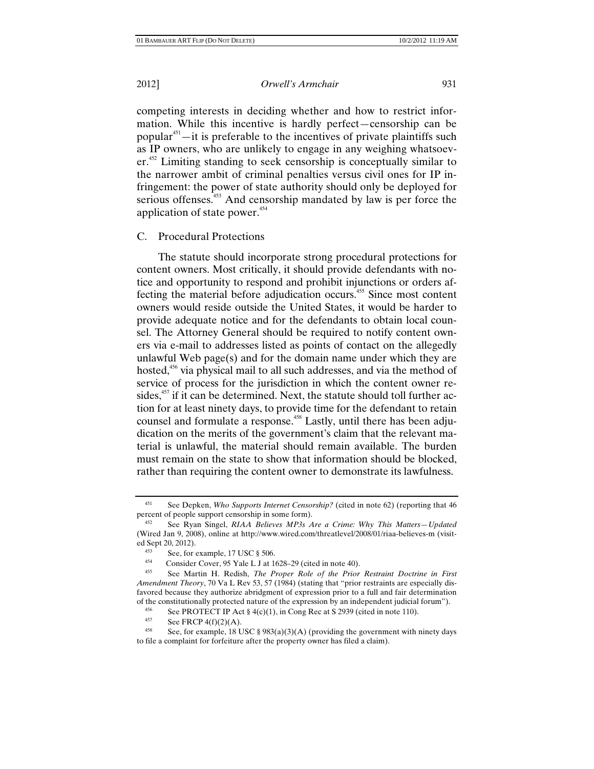competing interests in deciding whether and how to restrict information. While this incentive is hardly perfect—censorship can be popular[451]—it is preferable to the incentives of private plaintiffs such as IP owners, who are unlikely to engage in any weighing whatsoever.[452] Limiting standing to seek censorship is conceptually similar to the narrower ambit of criminal penalties versus civil ones for IP infringement: the power of state authority should only be deployed for serious offenses.[453] And censorship mandated by law is per force the application of state power.[454]

## C. Procedural Protections

The statute should incorporate strong procedural protections for content owners. Most critically, it should provide defendants with notice and opportunity to respond and prohibit injunctions or orders affecting the material before adjudication occurs.[455] Since most content owners would reside outside the United States, it would be harder to provide adequate notice and for the defendants to obtain local counsel. The Attorney General should be required to notify content owners via e-mail to addresses listed as points of contact on the allegedly unlawful Web page(s) and for the domain name under which they are hosted,[456] via physical mail to all such addresses, and via the method of service of process for the jurisdiction in which the content owner resides,[457] if it can be determined. Next, the statute should toll further action for at least ninety days, to provide time for the defendant to retain counsel and formulate a response.[458] Lastly, until there has been adjudication on the merits of the government's claim that the relevant material is unlawful, the material should remain available. The burden must remain on the state to show that information should be blocked, rather than requiring the content owner to demonstrate its lawfulness.

---

[451] See Depken, *Who Supports Internet Censorship?* (cited in note 62) (reporting that 46 percent of people support censorship in some form).

[452] See Ryan Singel, *RIAA Believes MP3s Are a Crime: Why This Matters—Updated* (Wired Jan 9, 2008), online at http://www.wired.com/threatlevel/2008/01/riaa-believes-m (visited Sept 20, 2012).

[453] See, for example, 17 USC § 506.

[454] Consider Cover, 95 Yale L J at 1628–29 (cited in note 40).

[455] See Martin H. Redish, *The Proper Role of the Prior Restraint Doctrine in First Amendment Theory*, 70 Va L Rev 53, 57 (1984) (stating that "prior restraints are especially disfavored because they authorize abridgment of expression prior to a full and fair determination of the constitutionally protected nature of the expression by an independent judicial forum").

[456] See PROTECT IP Act § 4(c)(1), in Cong Rec at S 2939 (cited in note 110).

[457] See FRCP 4(f)(2)(A).

[458] See, for example, 18 USC § 983(a)(3)(A) (providing the government with ninety days to file a complaint for forfeiture after the property owner has filed a claim).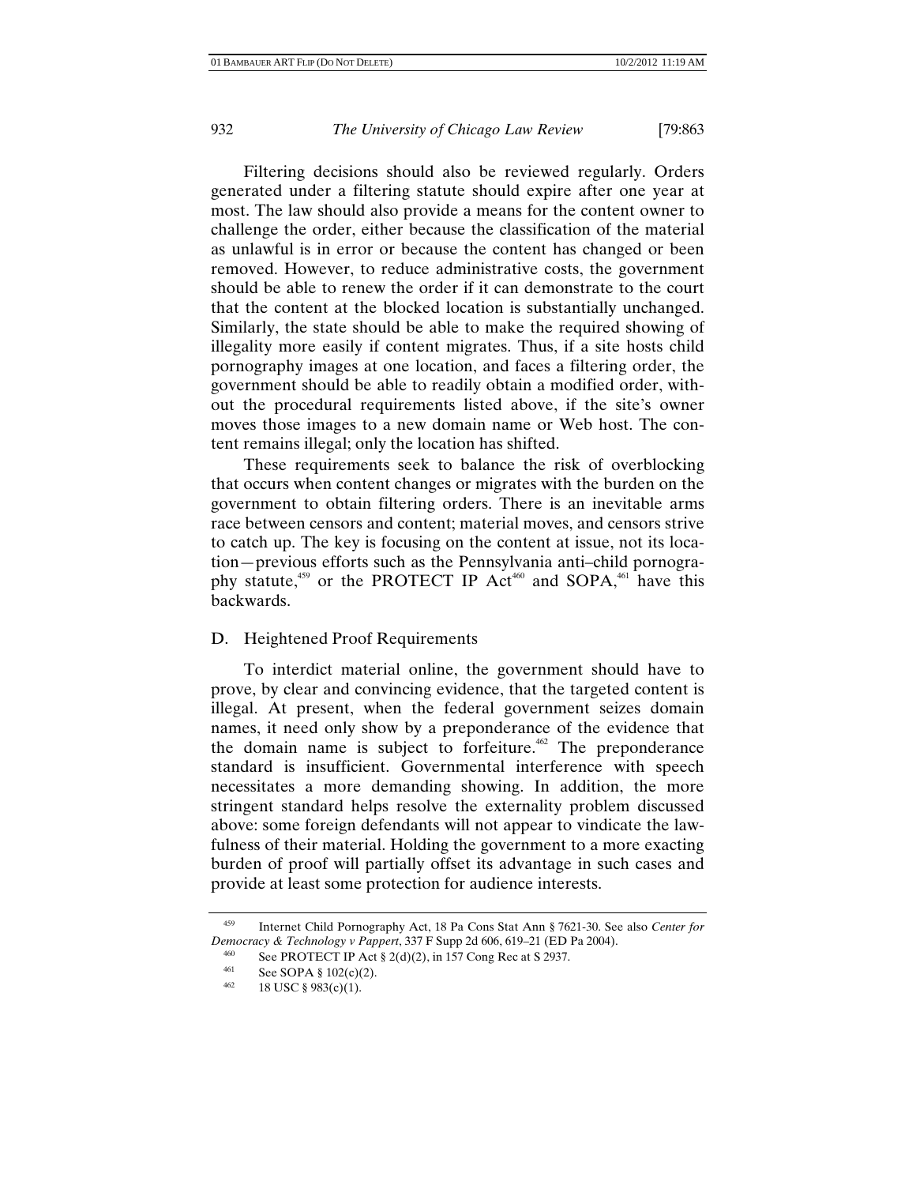Filtering decisions should also be reviewed regularly. Orders generated under a filtering statute should expire after one year at most. The law should also provide a means for the content owner to challenge the order, either because the classification of the material as unlawful is in error or because the content has changed or been removed. However, to reduce administrative costs, the government should be able to renew the order if it can demonstrate to the court that the content at the blocked location is substantially unchanged. Similarly, the state should be able to make the required showing of illegality more easily if content migrates. Thus, if a site hosts child pornography images at one location, and faces a filtering order, the government should be able to readily obtain a modified order, without the procedural requirements listed above, if the site's owner moves those images to a new domain name or Web host. The content remains illegal; only the location has shifted.

These requirements seek to balance the risk of overblocking that occurs when content changes or migrates with the burden on the government to obtain filtering orders. There is an inevitable arms race between censors and content; material moves, and censors strive to catch up. The key is focusing on the content at issue, not its location—previous efforts such as the Pennsylvania anti–child pornography statute,[459] or the PROTECT IP Act[460] and SOPA,[461] have this backwards.

### D. Heightened Proof Requirements

To interdict material online, the government should have to prove, by clear and convincing evidence, that the targeted content is illegal. At present, when the federal government seizes domain names, it need only show by a preponderance of the evidence that the domain name is subject to forfeiture.[462] The preponderance standard is insufficient. Governmental interference with speech necessitates a more demanding showing. In addition, the more stringent standard helps resolve the externality problem discussed above: some foreign defendants will not appear to vindicate the lawfulness of their material. Holding the government to a more exacting burden of proof will partially offset its advantage in such cases and provide at least some protection for audience interests.

---

[459] Internet Child Pornography Act, 18 Pa Cons Stat Ann § 7621-30. See also *Center for Democracy & Technology v Pappert*, 337 F Supp 2d 606, 619–21 (ED Pa 2004).

[460] See PROTECT IP Act § 2(d)(2), in 157 Cong Rec at S 2937.

[461] See SOPA § 102(c)(2).

[462] 18 USC § 983(c)(1).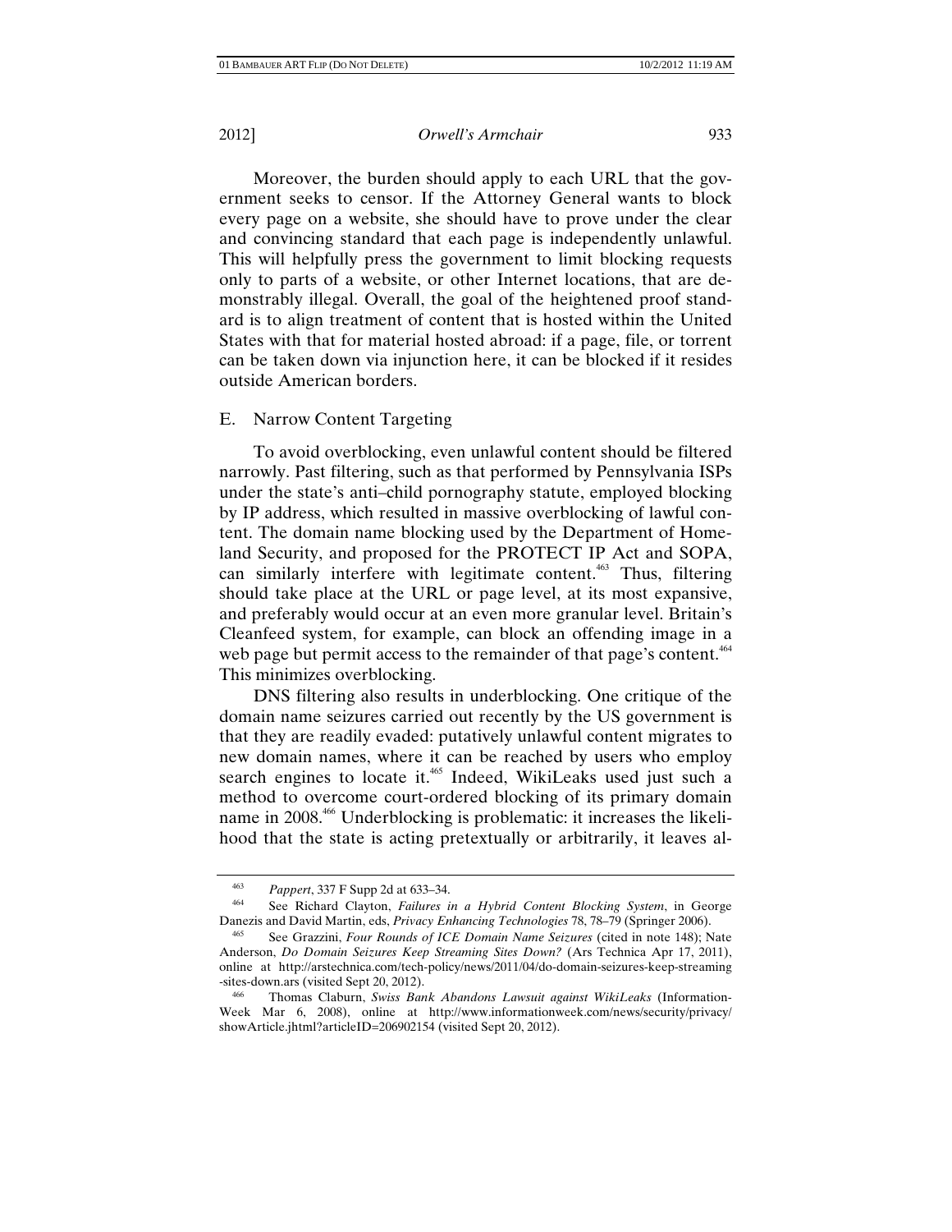Moreover, the burden should apply to each URL that the government seeks to censor. If the Attorney General wants to block every page on a website, she should have to prove under the clear and convincing standard that each page is independently unlawful. This will helpfully press the government to limit blocking requests only to parts of a website, or other Internet locations, that are demonstrably illegal. Overall, the goal of the heightened proof standard is to align treatment of content that is hosted within the United States with that for material hosted abroad: if a page, file, or torrent can be taken down via injunction here, it can be blocked if it resides outside American borders.

## E. Narrow Content Targeting

To avoid overblocking, even unlawful content should be filtered narrowly. Past filtering, such as that performed by Pennsylvania ISPs under the state's anti–child pornography statute, employed blocking by IP address, which resulted in massive overblocking of lawful content. The domain name blocking used by the Department of Homeland Security, and proposed for the PROTECT IP Act and SOPA, can similarly interfere with legitimate content.[463] Thus, filtering should take place at the URL or page level, at its most expansive, and preferably would occur at an even more granular level. Britain's Cleanfeed system, for example, can block an offending image in a web page but permit access to the remainder of that page's content.[464] This minimizes overblocking.

DNS filtering also results in underblocking. One critique of the domain name seizures carried out recently by the US government is that they are readily evaded: putatively unlawful content migrates to new domain names, where it can be reached by users who employ search engines to locate it.[465] Indeed, WikiLeaks used just such a method to overcome court-ordered blocking of its primary domain name in 2008.[466] Underblocking is problematic: it increases the likelihood that the state is acting pretextually or arbitrarily, it leaves al-

---

[463] *Pappert*, 337 F Supp 2d at 633–34.

[464] See Richard Clayton, *Failures in a Hybrid Content Blocking System*, in George Danezis and David Martin, eds, *Privacy Enhancing Technologies* 78, 78–79 (Springer 2006).

[465] See Grazzini, *Four Rounds of ICE Domain Name Seizures* (cited in note 148); Nate Anderson, *Do Domain Seizures Keep Streaming Sites Down?* (Ars Technica Apr 17, 2011), online at http://arstechnica.com/tech-policy/news/2011/04/do-domain-seizures-keep-streaming-sites-down.ars (visited Sept 20, 2012).

[466] Thomas Claburn, *Swiss Bank Abandons Lawsuit against WikiLeaks* (InformationWeek Mar 6, 2008), online at http://www.informationweek.com/news/security/privacy/showArticle.jhtml?articleID=206902154 (visited Sept 20, 2012).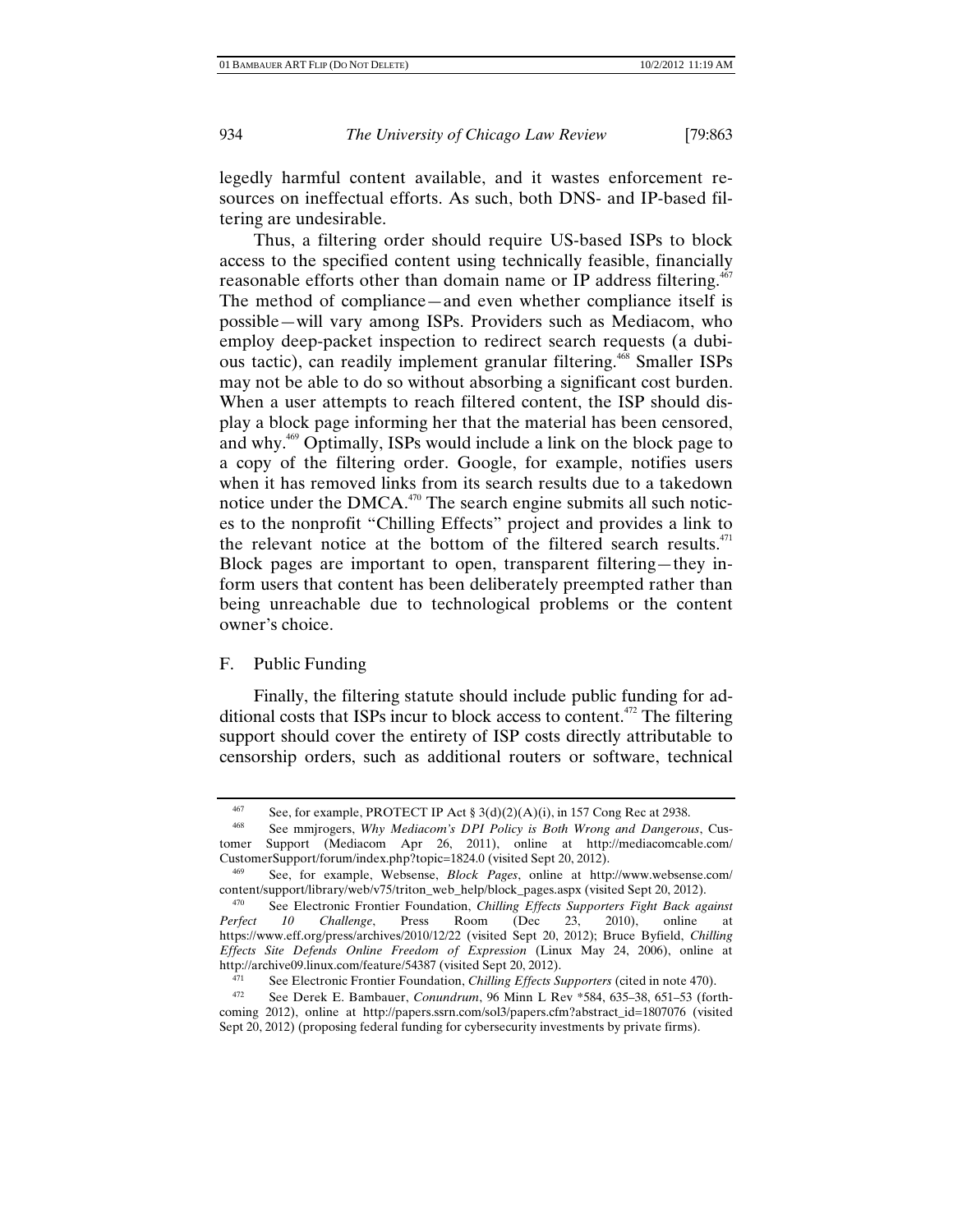legedly harmful content available, and it wastes enforcement resources on ineffectual efforts. As such, both DNS- and IP-based filtering are undesirable.

Thus, a filtering order should require US-based ISPs to block access to the specified content using technically feasible, financially reasonable efforts other than domain name or IP address filtering.[467] The method of compliance—and even whether compliance itself is possible—will vary among ISPs. Providers such as Mediacom, who employ deep-packet inspection to redirect search requests (a dubious tactic), can readily implement granular filtering.[468] Smaller ISPs may not be able to do so without absorbing a significant cost burden. When a user attempts to reach filtered content, the ISP should display a block page informing her that the material has been censored, and why.[469] Optimally, ISPs would include a link on the block page to a copy of the filtering order. Google, for example, notifies users when it has removed links from its search results due to a takedown notice under the DMCA.[470] The search engine submits all such notices to the nonprofit "Chilling Effects" project and provides a link to the relevant notice at the bottom of the filtered search results.[471] Block pages are important to open, transparent filtering—they inform users that content has been deliberately preempted rather than being unreachable due to technological problems or the content owner's choice.

## F. Public Funding

Finally, the filtering statute should include public funding for additional costs that ISPs incur to block access to content.[472] The filtering support should cover the entirety of ISP costs directly attributable to censorship orders, such as additional routers or software, technical

---

[467] See, for example, PROTECT IP Act § 3(d)(2)(A)(i), in 157 Cong Rec at 2938.

[468] See mmjrogers, *Why Mediacom's DPI Policy is Both Wrong and Dangerous*, Customer Support (Mediacom Apr 26, 2011), online at http://mediacomcable.com/CustomerSupport/forum/index.php?topic=1824.0 (visited Sept 20, 2012).

[469] See, for example, Websense, *Block Pages*, online at http://www.websense.com/content/support/library/web/v75/triton_web_help/block_pages.aspx (visited Sept 20, 2012).

[470] See Electronic Frontier Foundation, *Chilling Effects Supporters Fight Back against Perfect 10 Challenge*, Press Room (Dec 23, 2010), online at https://www.eff.org/press/archives/2010/12/22 (visited Sept 20, 2012); Bruce Byfield, *Chilling Effects Site Defends Online Freedom of Expression* (Linux May 24, 2006), online at http://archive09.linux.com/feature/54387 (visited Sept 20, 2012).

[471] See Electronic Frontier Foundation, *Chilling Effects Supporters* (cited in note 470).

[472] See Derek E. Bambauer, *Conundrum*, 96 Minn L Rev *584, 635–38, 651–53 (forthcoming 2012), online at http://papers.ssrn.com/sol3/papers.cfm?abstract_id=1807076 (visited Sept 20, 2012) (proposing federal funding for cybersecurity investments by private firms).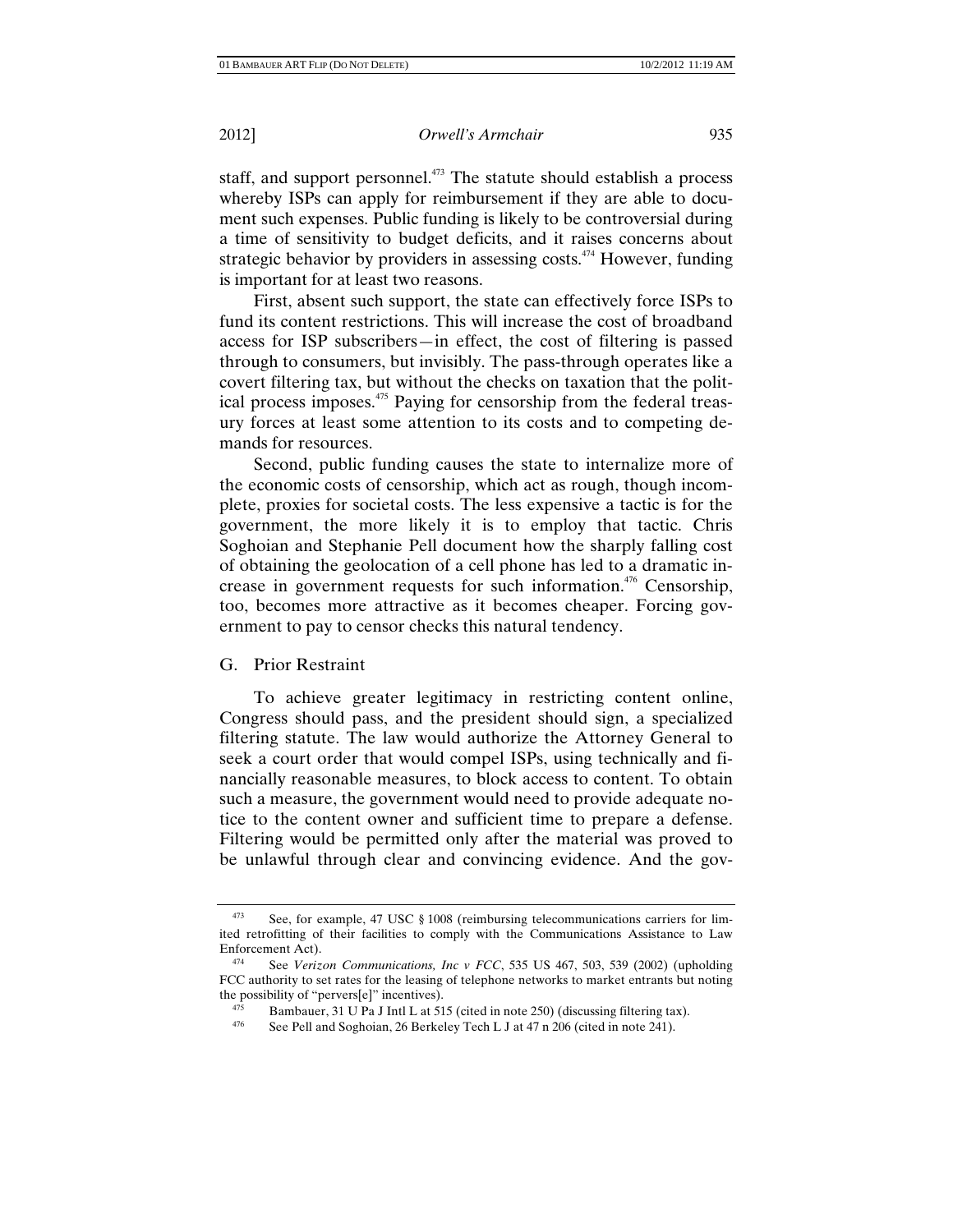staff, and support personnel.[473] The statute should establish a process whereby ISPs can apply for reimbursement if they are able to document such expenses. Public funding is likely to be controversial during a time of sensitivity to budget deficits, and it raises concerns about strategic behavior by providers in assessing costs.[474] However, funding is important for at least two reasons.

First, absent such support, the state can effectively force ISPs to fund its content restrictions. This will increase the cost of broadband access for ISP subscribers—in effect, the cost of filtering is passed through to consumers, but invisibly. The pass-through operates like a covert filtering tax, but without the checks on taxation that the political process imposes.[475] Paying for censorship from the federal treasury forces at least some attention to its costs and to competing demands for resources.

Second, public funding causes the state to internalize more of the economic costs of censorship, which act as rough, though incomplete, proxies for societal costs. The less expensive a tactic is for the government, the more likely it is to employ that tactic. Chris Soghoian and Stephanie Pell document how the sharply falling cost of obtaining the geolocation of a cell phone has led to a dramatic increase in government requests for such information.[476] Censorship, too, becomes more attractive as it becomes cheaper. Forcing government to pay to censor checks this natural tendency.

### G. Prior Restraint

To achieve greater legitimacy in restricting content online, Congress should pass, and the president should sign, a specialized filtering statute. The law would authorize the Attorney General to seek a court order that would compel ISPs, using technically and financially reasonable measures, to block access to content. To obtain such a measure, the government would need to provide adequate notice to the content owner and sufficient time to prepare a defense. Filtering would be permitted only after the material was proved to be unlawful through clear and convincing evidence. And the gov-

---

[473] See, for example, 47 USC § 1008 (reimbursing telecommunications carriers for limited retrofitting of their facilities to comply with the Communications Assistance to Law Enforcement Act).

[474] See *Verizon Communications, Inc v FCC*, 535 US 467, 503, 539 (2002) (upholding FCC authority to set rates for the leasing of telephone networks to market entrants but noting the possibility of "pervers[e]" incentives).

[475] Bambauer, 31 U Pa J Intl L at 515 (cited in note 250) (discussing filtering tax).

[476] See Pell and Soghoian, 26 Berkeley Tech L J at 47 n 206 (cited in note 241).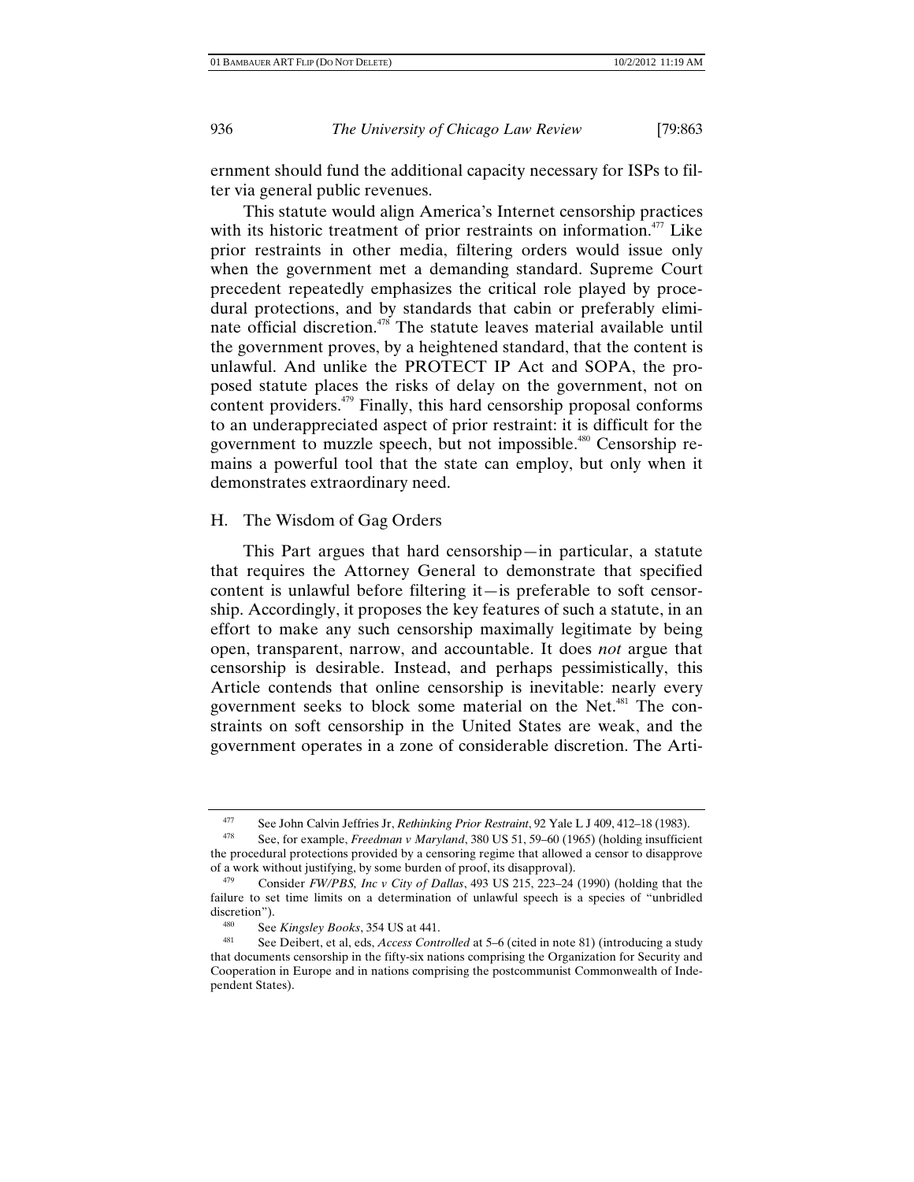ernment should fund the additional capacity necessary for ISPs to filter via general public revenues.

This statute would align America's Internet censorship practices with its historic treatment of prior restraints on information.[477] Like prior restraints in other media, filtering orders would issue only when the government met a demanding standard. Supreme Court precedent repeatedly emphasizes the critical role played by procedural protections, and by standards that cabin or preferably eliminate official discretion.[478] The statute leaves material available until the government proves, by a heightened standard, that the content is unlawful. And unlike the PROTECT IP Act and SOPA, the proposed statute places the risks of delay on the government, not on content providers.[479] Finally, this hard censorship proposal conforms to an underappreciated aspect of prior restraint: it is difficult for the government to muzzle speech, but not impossible.[480] Censorship remains a powerful tool that the state can employ, but only when it demonstrates extraordinary need.

### H. The Wisdom of Gag Orders

This Part argues that hard censorship—in particular, a statute that requires the Attorney General to demonstrate that specified content is unlawful before filtering it—is preferable to soft censorship. Accordingly, it proposes the key features of such a statute, in an effort to make any such censorship maximally legitimate by being open, transparent, narrow, and accountable. It does *not* argue that censorship is desirable. Instead, and perhaps pessimistically, this Article contends that online censorship is inevitable: nearly every government seeks to block some material on the Net.[481] The constraints on soft censorship in the United States are weak, and the government operates in a zone of considerable discretion. The Arti-

---

[477] See John Calvin Jeffries Jr, *Rethinking Prior Restraint*, 92 Yale L J 409, 412–18 (1983).

[478] See, for example, *Freedman v Maryland*, 380 US 51, 59–60 (1965) (holding insufficient the procedural protections provided by a censoring regime that allowed a censor to disapprove of a work without justifying, by some burden of proof, its disapproval).

[479] Consider *FW/PBS, Inc v City of Dallas*, 493 US 215, 223–24 (1990) (holding that the failure to set time limits on a determination of unlawful speech is a species of "unbridled discretion").

[480] See *Kingsley Books*, 354 US at 441.

[481] See Deibert, et al, eds, *Access Controlled* at 5–6 (cited in note 81) (introducing a study that documents censorship in the fifty-six nations comprising the Organization for Security and Cooperation in Europe and in nations comprising the postcommunist Commonwealth of Independent States).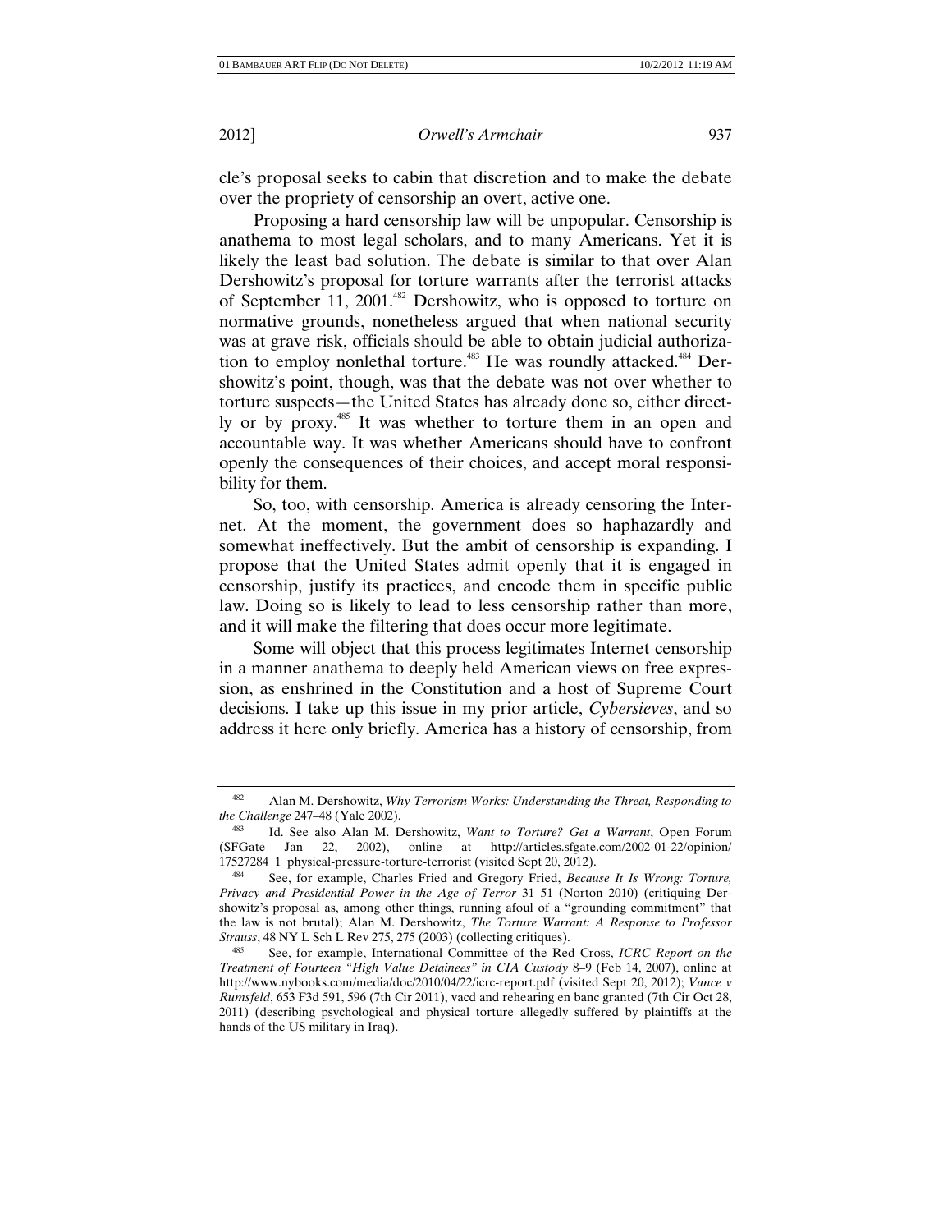cle's proposal seeks to cabin that discretion and to make the debate over the propriety of censorship an overt, active one.

Proposing a hard censorship law will be unpopular. Censorship is anathema to most legal scholars, and to many Americans. Yet it is likely the least bad solution. The debate is similar to that over Alan Dershowitz's proposal for torture warrants after the terrorist attacks of September 11, 2001.[482] Dershowitz, who is opposed to torture on normative grounds, nonetheless argued that when national security was at grave risk, officials should be able to obtain judicial authorization to employ nonlethal torture.[483] He was roundly attacked.[484] Dershowitz's point, though, was that the debate was not over whether to torture suspects—the United States has already done so, either directly or by proxy.[485] It was whether to torture them in an open and accountable way. It was whether Americans should have to confront openly the consequences of their choices, and accept moral responsibility for them.

So, too, with censorship. America is already censoring the Internet. At the moment, the government does so haphazardly and somewhat ineffectively. But the ambit of censorship is expanding. I propose that the United States admit openly that it is engaged in censorship, justify its practices, and encode them in specific public law. Doing so is likely to lead to less censorship rather than more, and it will make the filtering that does occur more legitimate.

Some will object that this process legitimates Internet censorship in a manner anathema to deeply held American views on free expression, as enshrined in the Constitution and a host of Supreme Court decisions. I take up this issue in my prior article, *Cybersieves*, and so address it here only briefly. America has a history of censorship, from

---

[482] Alan M. Dershowitz, *Why Terrorism Works: Understanding the Threat, Responding to the Challenge* 247–48 (Yale 2002).

[483] Id. See also Alan M. Dershowitz, *Want to Torture? Get a Warrant*, Open Forum (SFGate Jan 22, 2002), online at http://articles.sfgate.com/2002-01-22/opinion/17527284_1_physical-pressure-torture-terrorist (visited Sept 20, 2012).

[484] See, for example, Charles Fried and Gregory Fried, *Because It Is Wrong: Torture, Privacy and Presidential Power in the Age of Terror* 31–51 (Norton 2010) (critiquing Dershowitz's proposal as, among other things, running afoul of a "grounding commitment" that the law is not brutal); Alan M. Dershowitz, *The Torture Warrant: A Response to Professor Strauss*, 48 NY L Sch L Rev 275, 275 (2003) (collecting critiques).

[485] See, for example, International Committee of the Red Cross, *ICRC Report on the Treatment of Fourteen "High Value Detainees" in CIA Custody* 8–9 (Feb 14, 2007), online at http://www.nybooks.com/media/doc/2010/04/22/icrc-report.pdf (visited Sept 20, 2012); *Vance v Rumsfeld*, 653 F3d 591, 596 (7th Cir 2011), vacd and rehearing en banc granted (7th Cir Oct 28, 2011) (describing psychological and physical torture allegedly suffered by plaintiffs at the hands of the US military in Iraq).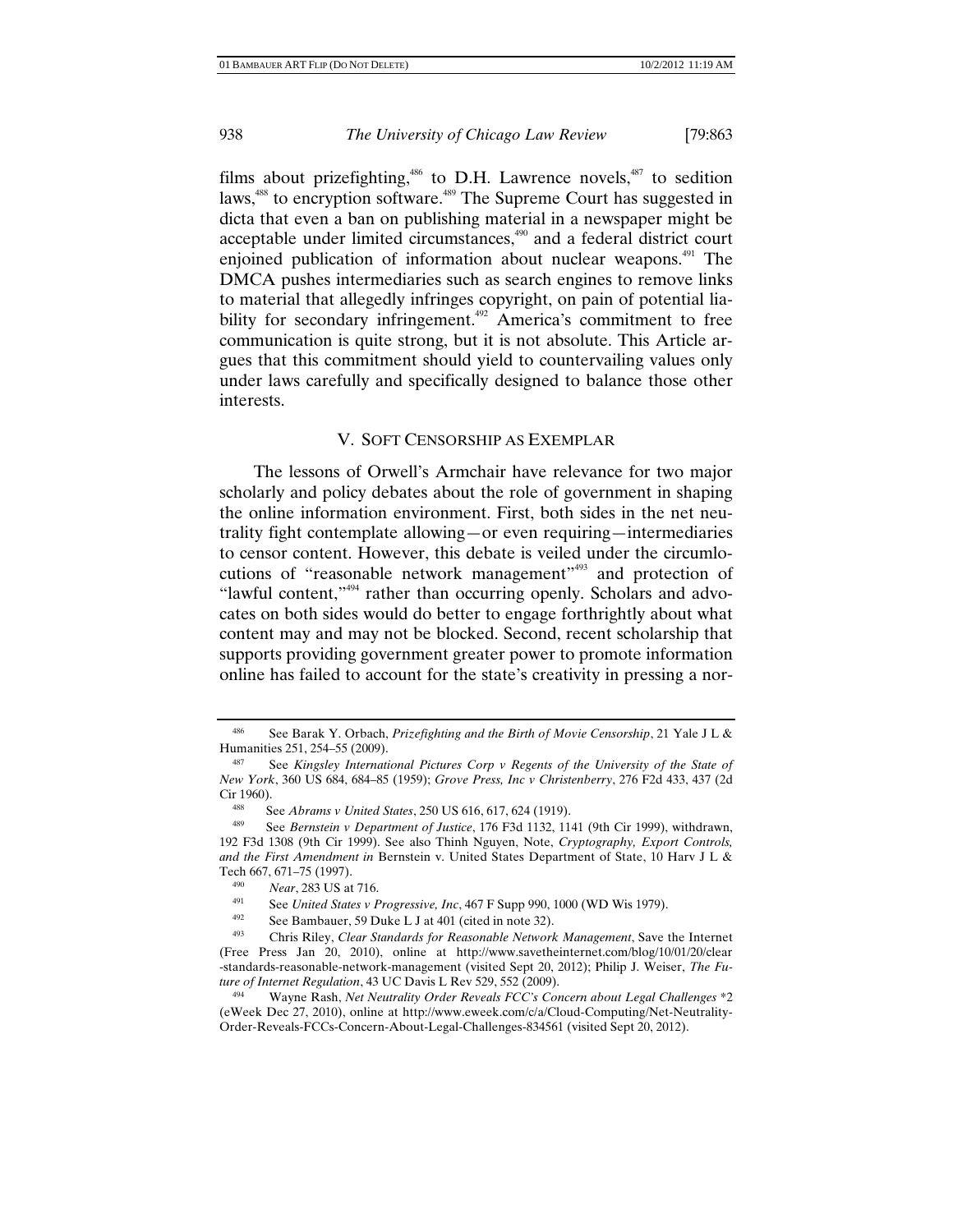films about prizefighting,[486] to D.H. Lawrence novels,[487] to sedition laws,[488] to encryption software.[489] The Supreme Court has suggested in dicta that even a ban on publishing material in a newspaper might be acceptable under limited circumstances,[490] and a federal district court enjoined publication of information about nuclear weapons.[491] The DMCA pushes intermediaries such as search engines to remove links to material that allegedly infringes copyright, on pain of potential liability for secondary infringement.[492] America's commitment to free communication is quite strong, but it is not absolute. This Article argues that this commitment should yield to countervailing values only under laws carefully and specifically designed to balance those other interests.

## V. SOFT CENSORSHIP AS EXEMPLAR

The lessons of Orwell's Armchair have relevance for two major scholarly and policy debates about the role of government in shaping the online information environment. First, both sides in the net neutrality fight contemplate allowing—or even requiring—intermediaries to censor content. However, this debate is veiled under the circumlocutions of "reasonable network management"[493] and protection of "lawful content,"[494] rather than occurring openly. Scholars and advocates on both sides would do better to engage forthrightly about what content may and may not be blocked. Second, recent scholarship that supports providing government greater power to promote information online has failed to account for the state's creativity in pressing a nor-

---

[486] See Barak Y. Orbach, *Prizefighting and the Birth of Movie Censorship*, 21 Yale J L & Humanities 251, 254–55 (2009).

[487] See *Kingsley International Pictures Corp v Regents of the University of the State of New York*, 360 US 684, 684–85 (1959); *Grove Press, Inc v Christenberry*, 276 F2d 433, 437 (2d Cir 1960).

[488] See *Abrams v United States*, 250 US 616, 617, 624 (1919).

[489] See *Bernstein v Department of Justice*, 176 F3d 1132, 1141 (9th Cir 1999), withdrawn, 192 F3d 1308 (9th Cir 1999). See also Thinh Nguyen, Note, *Cryptography, Export Controls, and the First Amendment in* Bernstein v. United States Department of State, 10 Harv J L & Tech 667, 671–75 (1997).

[490] *Near*, 283 US at 716.

[491] See *United States v Progressive, Inc*, 467 F Supp 990, 1000 (WD Wis 1979).

[492] See Bambauer, 59 Duke L J at 401 (cited in note 32).

[493] Chris Riley, *Clear Standards for Reasonable Network Management*, Save the Internet (Free Press Jan 20, 2010), online at http://www.savetheinternet.com/blog/10/01/20/clear-standards-reasonable-network-management (visited Sept 20, 2012); Philip J. Weiser, *The Future of Internet Regulation*, 43 UC Davis L Rev 529, 552 (2009).

[494] Wayne Rash, *Net Neutrality Order Reveals FCC's Concern about Legal Challenges* *2 (eWeek Dec 27, 2010), online at http://www.eweek.com/c/a/Cloud-Computing/Net-Neutrality-Order-Reveals-FCCs-Concern-About-Legal-Challenges-834561 (visited Sept 20, 2012).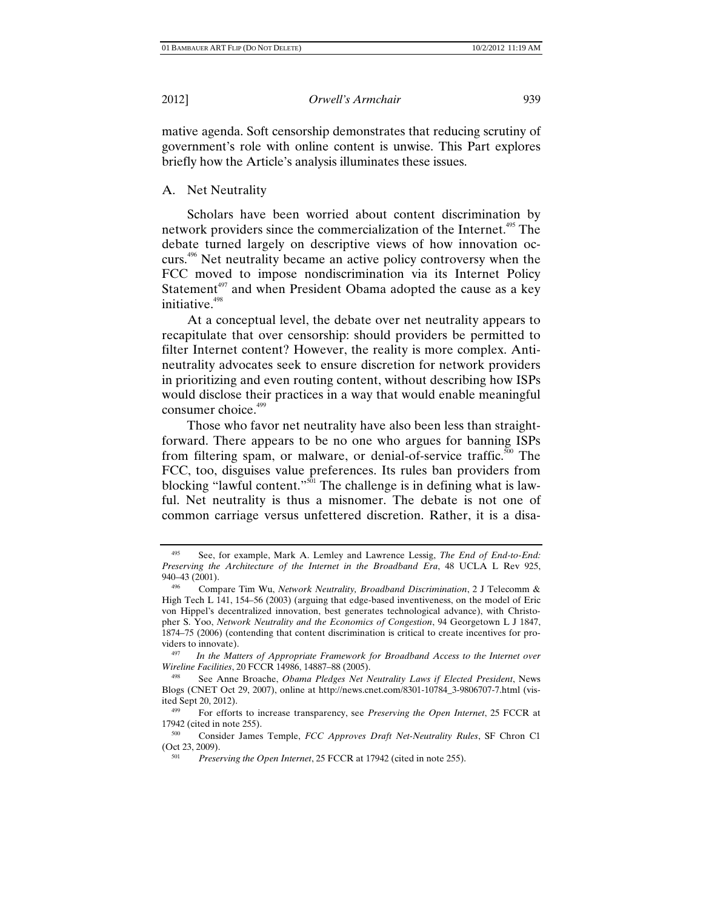mative agenda. Soft censorship demonstrates that reducing scrutiny of government's role with online content is unwise. This Part explores briefly how the Article's analysis illuminates these issues.

## A. Net Neutrality

Scholars have been worried about content discrimination by network providers since the commercialization of the Internet.[495] The debate turned largely on descriptive views of how innovation occurs.[496] Net neutrality became an active policy controversy when the FCC moved to impose nondiscrimination via its Internet Policy Statement[497] and when President Obama adopted the cause as a key initiative.[498]

At a conceptual level, the debate over net neutrality appears to recapitulate that over censorship: should providers be permitted to filter Internet content? However, the reality is more complex. Anti-neutrality advocates seek to ensure discretion for network providers in prioritizing and even routing content, without describing how ISPs would disclose their practices in a way that would enable meaningful consumer choice.[499]

Those who favor net neutrality have also been less than straightforward. There appears to be no one who argues for banning ISPs from filtering spam, or malware, or denial-of-service traffic.[500] The FCC, too, disguises value preferences. Its rules ban providers from blocking "lawful content."[501] The challenge is in defining what is lawful. Net neutrality is thus a misnomer. The debate is not one of common carriage versus unfettered discretion. Rather, it is a disa-

---

[495] See, for example, Mark A. Lemley and Lawrence Lessig, *The End of End-to-End: Preserving the Architecture of the Internet in the Broadband Era*, 48 UCLA L Rev 925, 940–43 (2001).

[496] Compare Tim Wu, *Network Neutrality, Broadband Discrimination*, 2 J Telecomm & High Tech L 141, 154–56 (2003) (arguing that edge-based inventiveness, on the model of Eric von Hippel's decentralized innovation, best generates technological advance), with Christopher S. Yoo, *Network Neutrality and the Economics of Congestion*, 94 Georgetown L J 1847, 1874–75 (2006) (contending that content discrimination is critical to create incentives for providers to innovate).

[497] *In the Matters of Appropriate Framework for Broadband Access to the Internet over Wireline Facilities*, 20 FCCR 14986, 14887–88 (2005).

[498] See Anne Broache, *Obama Pledges Net Neutrality Laws if Elected President*, News Blogs (CNET Oct 29, 2007), online at http://news.cnet.com/8301-10784_3-9806707-7.html (visited Sept 20, 2012).

[499] For efforts to increase transparency, see *Preserving the Open Internet*, 25 FCCR at 17942 (cited in note 255).

[500] Consider James Temple, *FCC Approves Draft Net-Neutrality Rules*, SF Chron C1 (Oct 23, 2009).

[501] *Preserving the Open Internet*, 25 FCCR at 17942 (cited in note 255).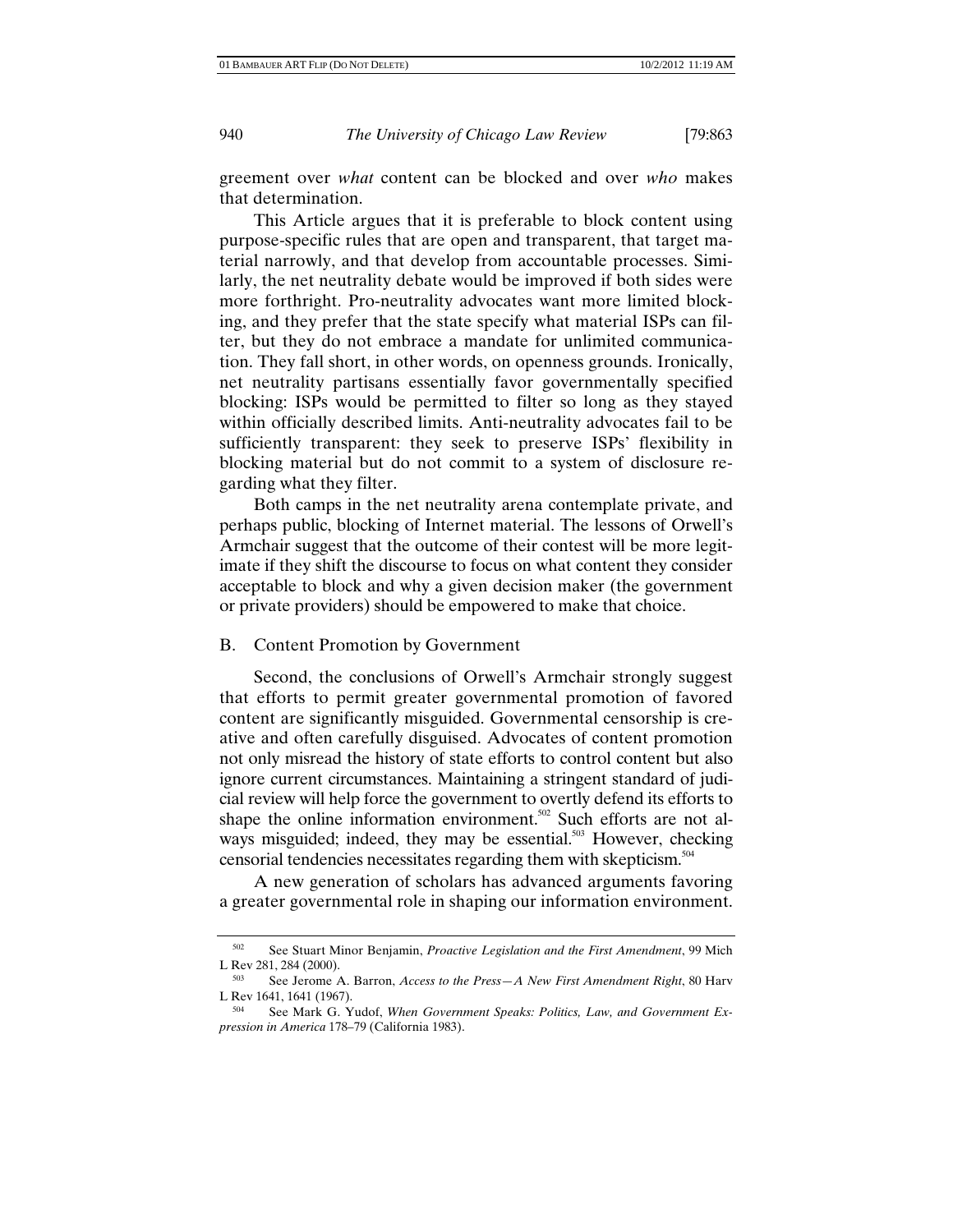greement over *what* content can be blocked and over *who* makes that determination.

This Article argues that it is preferable to block content using purpose-specific rules that are open and transparent, that target material narrowly, and that develop from accountable processes. Similarly, the net neutrality debate would be improved if both sides were more forthright. Pro-neutrality advocates want more limited blocking, and they prefer that the state specify what material ISPs can filter, but they do not embrace a mandate for unlimited communication. They fall short, in other words, on openness grounds. Ironically, net neutrality partisans essentially favor governmentally specified blocking: ISPs would be permitted to filter so long as they stayed within officially described limits. Anti-neutrality advocates fail to be sufficiently transparent: they seek to preserve ISPs' flexibility in blocking material but do not commit to a system of disclosure regarding what they filter.

Both camps in the net neutrality arena contemplate private, and perhaps public, blocking of Internet material. The lessons of Orwell's Armchair suggest that the outcome of their contest will be more legitimate if they shift the discourse to focus on what content they consider acceptable to block and why a given decision maker (the government or private providers) should be empowered to make that choice.

## B. Content Promotion by Government

Second, the conclusions of Orwell's Armchair strongly suggest that efforts to permit greater governmental promotion of favored content are significantly misguided. Governmental censorship is creative and often carefully disguised. Advocates of content promotion not only misread the history of state efforts to control content but also ignore current circumstances. Maintaining a stringent standard of judicial review will help force the government to overtly defend its efforts to shape the online information environment.[502] Such efforts are not always misguided; indeed, they may be essential.[503] However, checking censorial tendencies necessitates regarding them with skepticism.[504]

A new generation of scholars has advanced arguments favoring a greater governmental role in shaping our information environment.

---

[502] See Stuart Minor Benjamin, *Proactive Legislation and the First Amendment*, 99 Mich L Rev 281, 284 (2000).

[503] See Jerome A. Barron, *Access to the Press—A New First Amendment Right*, 80 Harv L Rev 1641, 1641 (1967).

[504] See Mark G. Yudof, *When Government Speaks: Politics, Law, and Government Expression in America* 178–79 (California 1983).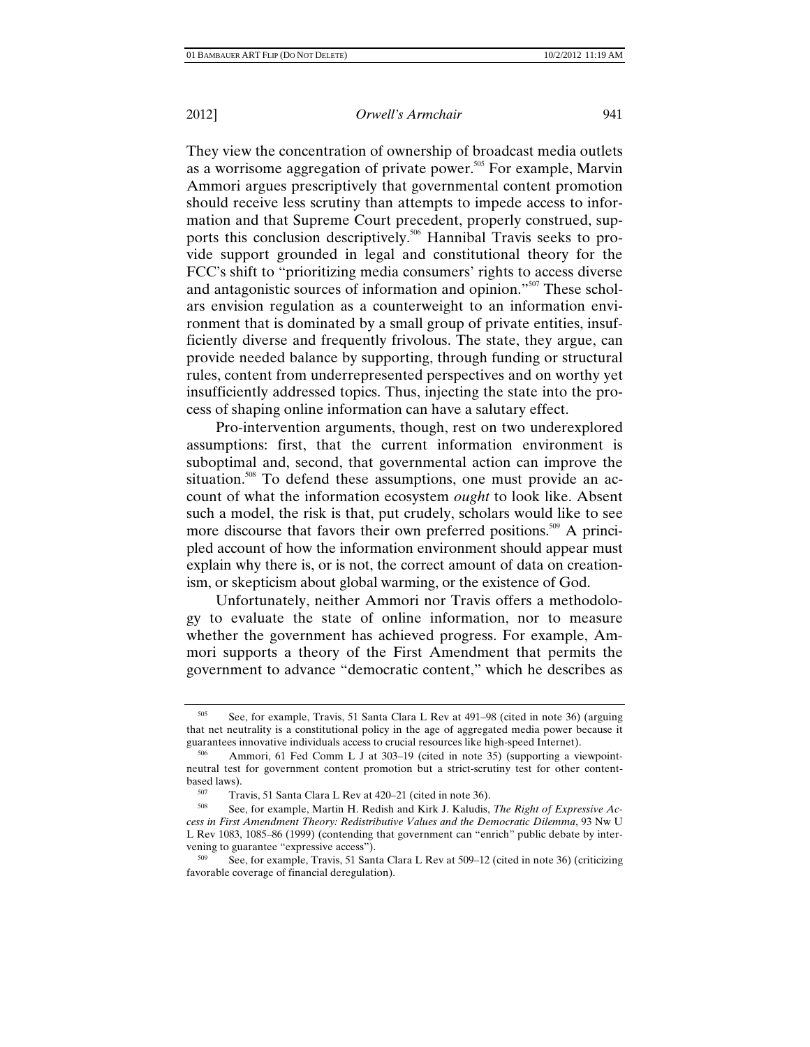They view the concentration of ownership of broadcast media outlets as a worrisome aggregation of private power.[505] For example, Marvin Ammori argues prescriptively that governmental content promotion should receive less scrutiny than attempts to impede access to information and that Supreme Court precedent, properly construed, supports this conclusion descriptively.[506] Hannibal Travis seeks to provide support grounded in legal and constitutional theory for the FCC's shift to "prioritizing media consumers' rights to access diverse and antagonistic sources of information and opinion."[507] These scholars envision regulation as a counterweight to an information environment that is dominated by a small group of private entities, insufficiently diverse and frequently frivolous. The state, they argue, can provide needed balance by supporting, through funding or structural rules, content from underrepresented perspectives and on worthy yet insufficiently addressed topics. Thus, injecting the state into the process of shaping online information can have a salutary effect.

Pro-intervention arguments, though, rest on two underexplored assumptions: first, that the current information environment is suboptimal and, second, that governmental action can improve the situation.[508] To defend these assumptions, one must provide an account of what the information ecosystem *ought* to look like. Absent such a model, the risk is that, put crudely, scholars would like to see more discourse that favors their own preferred positions.[509] A principled account of how the information environment should appear must explain why there is, or is not, the correct amount of data on creationism, or skepticism about global warming, or the existence of God.

Unfortunately, neither Ammori nor Travis offers a methodology to evaluate the state of online information, nor to measure whether the government has achieved progress. For example, Ammori supports a theory of the First Amendment that permits the government to advance "democratic content," which he describes as

---

[505] See, for example, Travis, 51 Santa Clara L Rev at 491–98 (cited in note 36) (arguing that net neutrality is a constitutional policy in the age of aggregated media power because it guarantees innovative individuals access to crucial resources like high-speed Internet).

[506] Ammori, 61 Fed Comm L J at 303–19 (cited in note 35) (supporting a viewpoint-neutral test for government content promotion but a strict-scrutiny test for other content-based laws).

[507] Travis, 51 Santa Clara L Rev at 420–21 (cited in note 36).

[508] See, for example, Martin H. Redish and Kirk J. Kaludis, *The Right of Expressive Access in First Amendment Theory: Redistributive Values and the Democratic Dilemma*, 93 Nw U L Rev 1083, 1085–86 (1999) (contending that government can "enrich" public debate by intervening to guarantee "expressive access").

[509] See, for example, Travis, 51 Santa Clara L Rev at 509–12 (cited in note 36) (criticizing favorable coverage of financial deregulation).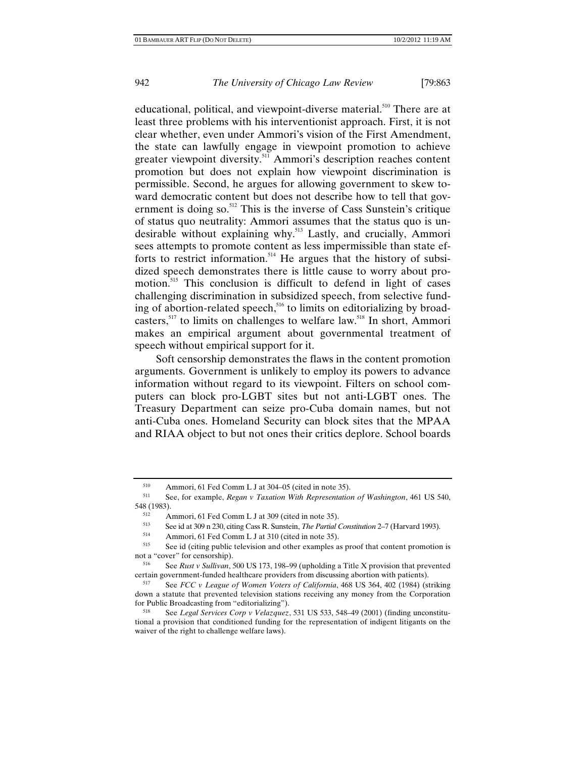educational, political, and viewpoint-diverse material.[510] There are at least three problems with his interventionist approach. First, it is not clear whether, even under Ammori's vision of the First Amendment, the state can lawfully engage in viewpoint promotion to achieve greater viewpoint diversity.[511] Ammori's description reaches content promotion but does not explain how viewpoint discrimination is permissible. Second, he argues for allowing government to skew toward democratic content but does not describe how to tell that government is doing so.[512] This is the inverse of Cass Sunstein's critique of status quo neutrality: Ammori assumes that the status quo is undesirable without explaining why.[513] Lastly, and crucially, Ammori sees attempts to promote content as less impermissible than state efforts to restrict information.[514] He argues that the history of subsidized speech demonstrates there is little cause to worry about promotion.[515] This conclusion is difficult to defend in light of cases challenging discrimination in subsidized speech, from selective funding of abortion-related speech,[516] to limits on editorializing by broadcasters,[517] to limits on challenges to welfare law.[518] In short, Ammori makes an empirical argument about governmental treatment of speech without empirical support for it.

Soft censorship demonstrates the flaws in the content promotion arguments. Government is unlikely to employ its powers to advance information without regard to its viewpoint. Filters on school computers can block pro-LGBT sites but not anti-LGBT ones. The Treasury Department can seize pro-Cuba domain names, but not anti-Cuba ones. Homeland Security can block sites that the MPAA and RIAA object to but not ones their critics deplore. School boards

---

[510] Ammori, 61 Fed Comm L J at 304–05 (cited in note 35).

[511] See, for example, *Regan v Taxation With Representation of Washington*, 461 US 540, 548 (1983).

[512] Ammori, 61 Fed Comm L J at 309 (cited in note 35).

[513] See id at 309 n 230, citing Cass R. Sunstein, *The Partial Constitution* 2–7 (Harvard 1993).

[514] Ammori, 61 Fed Comm L J at 310 (cited in note 35).

[515] See id (citing public television and other examples as proof that content promotion is not a "cover" for censorship).

[516] See *Rust v Sullivan*, 500 US 173, 198–99 (upholding a Title X provision that prevented certain government-funded healthcare providers from discussing abortion with patients).

[517] See *FCC v League of Women Voters of California*, 468 US 364, 402 (1984) (striking down a statute that prevented television stations receiving any money from the Corporation for Public Broadcasting from "editorializing").

[518] See *Legal Services Corp v Velazquez*, 531 US 533, 548–49 (2001) (finding unconstitutional a provision that conditioned funding for the representation of indigent litigants on the waiver of the right to challenge welfare laws).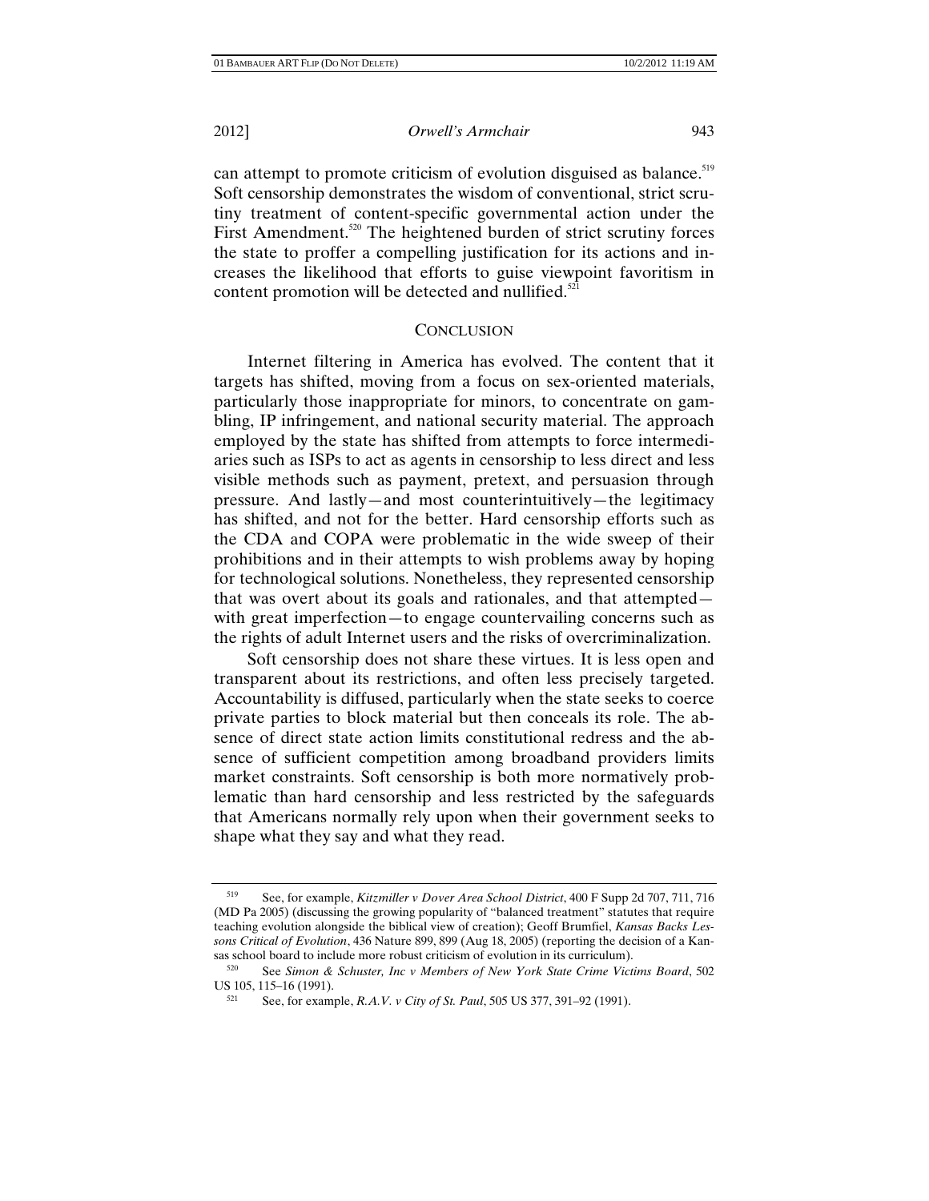can attempt to promote criticism of evolution disguised as balance.[519] Soft censorship demonstrates the wisdom of conventional, strict scrutiny treatment of content-specific governmental action under the First Amendment.[520] The heightened burden of strict scrutiny forces the state to proffer a compelling justification for its actions and increases the likelihood that efforts to guise viewpoint favoritism in content promotion will be detected and nullified.[521]

## CONCLUSION

Internet filtering in America has evolved. The content that it targets has shifted, moving from a focus on sex-oriented materials, particularly those inappropriate for minors, to concentrate on gambling, IP infringement, and national security material. The approach employed by the state has shifted from attempts to force intermediaries such as ISPs to act as agents in censorship to less direct and less visible methods such as payment, pretext, and persuasion through pressure. And lastly—and most counterintuitively—the legitimacy has shifted, and not for the better. Hard censorship efforts such as the CDA and COPA were problematic in the wide sweep of their prohibitions and in their attempts to wish problems away by hoping for technological solutions. Nonetheless, they represented censorship that was overt about its goals and rationales, and that attempted—with great imperfection—to engage countervailing concerns such as the rights of adult Internet users and the risks of overcriminalization.

Soft censorship does not share these virtues. It is less open and transparent about its restrictions, and often less precisely targeted. Accountability is diffused, particularly when the state seeks to coerce private parties to block material but then conceals its role. The absence of direct state action limits constitutional redress and the absence of sufficient competition among broadband providers limits market constraints. Soft censorship is both more normatively problematic than hard censorship and less restricted by the safeguards that Americans normally rely upon when their government seeks to shape what they say and what they read.

---

[519] See, for example, *Kitzmiller v Dover Area School District*, 400 F Supp 2d 707, 711, 716 (MD Pa 2005) (discussing the growing popularity of "balanced treatment" statutes that require teaching evolution alongside the biblical view of creation); Geoff Brumfiel, *Kansas Backs Lessons Critical of Evolution*, 436 Nature 899, 899 (Aug 18, 2005) (reporting the decision of a Kansas school board to include more robust criticism of evolution in its curriculum).

[520] See *Simon & Schuster, Inc v Members of New York State Crime Victims Board*, 502 US 105, 115–16 (1991).

[521] See, for example, *R.A.V. v City of St. Paul*, 505 US 377, 391–92 (1991).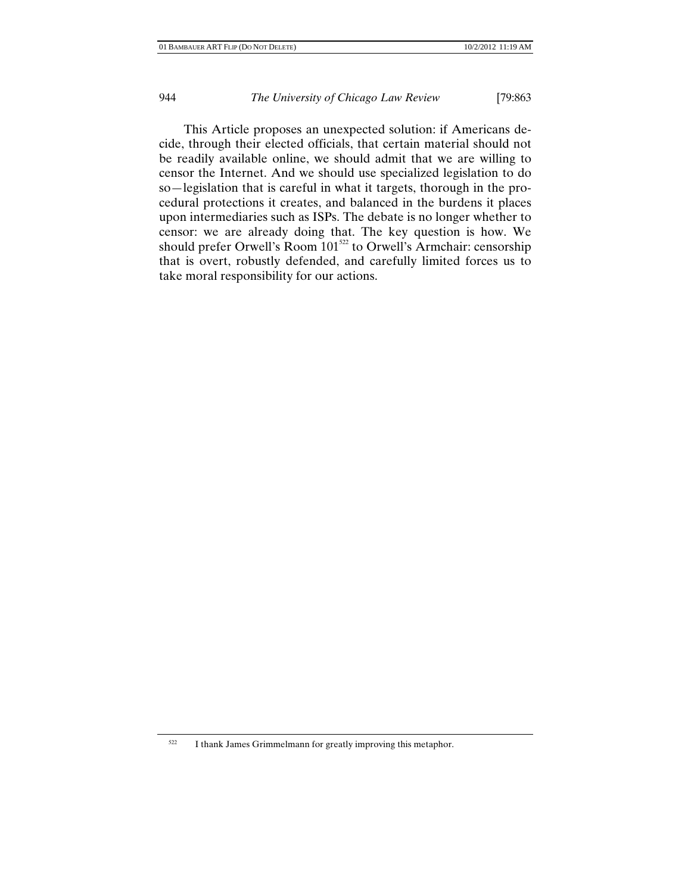This Article proposes an unexpected solution: if Americans decide, through their elected officials, that certain material should not be readily available online, we should admit that we are willing to censor the Internet. And we should use specialized legislation to do so—legislation that is careful in what it targets, thorough in the procedural protections it creates, and balanced in the burdens it places upon intermediaries such as ISPs. The debate is no longer whether to censor: we are already doing that. The key question is how. We should prefer Orwell's Room 101[522] to Orwell's Armchair: censorship that is overt, robustly defended, and carefully limited forces us to take moral responsibility for our actions.

---

[522] I thank James Grimmelmann for greatly improving this metaphor.